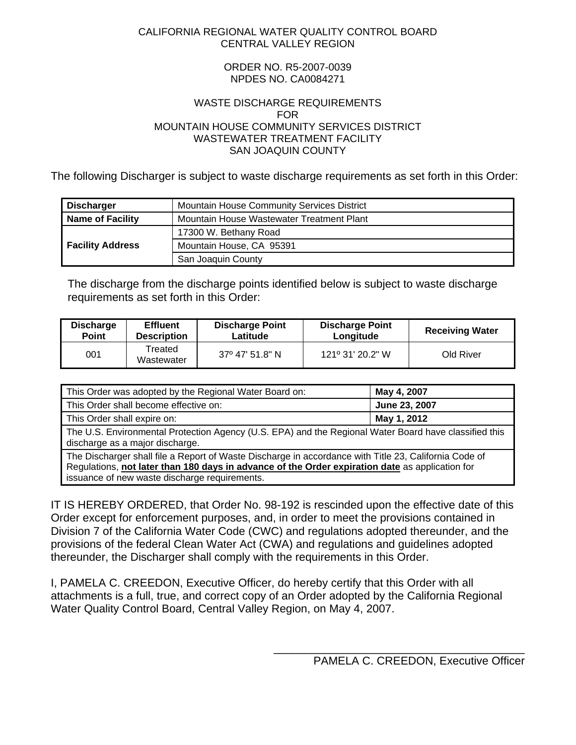CALIFORNIA REGIONAL WATER QUALITY CONTROL BOARD
CENTRAL VALLEY REGION

ORDER NO. R5-2007-0039
NPDES NO. CA0084271

WASTE DISCHARGE REQUIREMENTS
FOR
MOUNTAIN HOUSE COMMUNITY SERVICES DISTRICT
WASTEWATER TREATMENT FACILITY
SAN JOAQUIN COUNTY

The following Discharger is subject to waste discharge requirements as set forth in this Order:

| | |
|---|---|
| **Discharger** | Mountain House Community Services District |
| **Name of Facility** | Mountain House Wastewater Treatment Plant |
| **Facility Address** | 17300 W. Bethany Road |
| | Mountain House, CA 95391 |
| | San Joaquin County |

The discharge from the discharge points identified below is subject to waste discharge requirements as set forth in this Order:

| Discharge Point | Effluent Description | Discharge Point Latitude | Discharge Point Longitude | Receiving Water |
|---|---|---|---|---|
| 001 | Treated Wastewater | 37º 47' 51.8" N | 121º 31' 20.2" W | Old River |

| | |
|---|---|
| This Order was adopted by the Regional Water Board on: | **May 4, 2007** |
| This Order shall become effective on: | **June 23, 2007** |
| This Order shall expire on: | **May 1, 2012** |
| The U.S. Environmental Protection Agency (U.S. EPA) and the Regional Water Board have classified this discharge as a major discharge. | |
| The Discharger shall file a Report of Waste Discharge in accordance with Title 23, California Code of Regulations, **not later than 180 days in advance of the Order expiration date** as application for issuance of new waste discharge requirements. | |

IT IS HEREBY ORDERED, that Order No. 98-192 is rescinded upon the effective date of this Order except for enforcement purposes, and, in order to meet the provisions contained in Division 7 of the California Water Code (CWC) and regulations adopted thereunder, and the provisions of the federal Clean Water Act (CWA) and regulations and guidelines adopted thereunder, the Discharger shall comply with the requirements in this Order.

I, PAMELA C. CREEDON, Executive Officer, do hereby certify that this Order with all attachments is a full, true, and correct copy of an Order adopted by the California Regional Water Quality Control Board, Central Valley Region, on May 4, 2007.

_______________________________________
PAMELA C. CREEDON, Executive Officer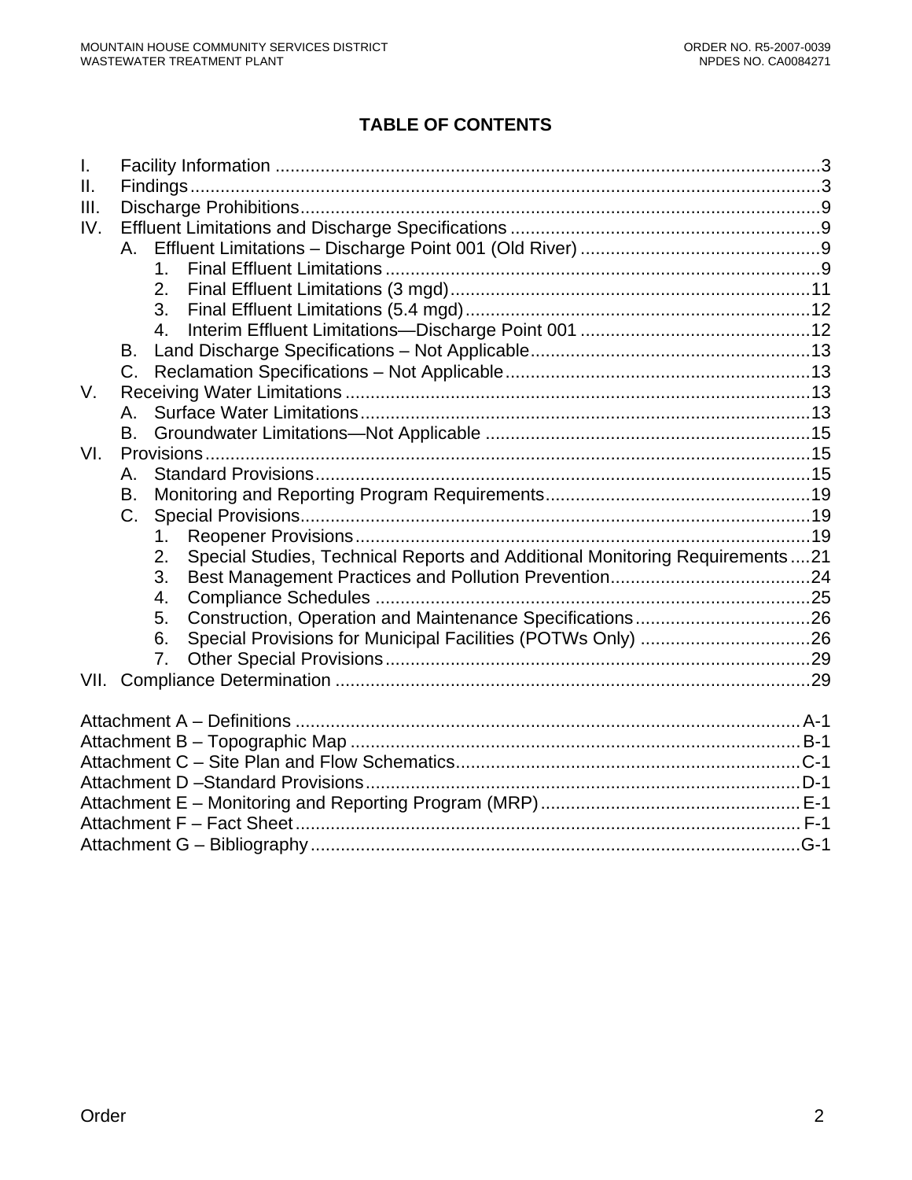## TABLE OF CONTENTS

I. Facility Information ........................................................................................................3
II. Findings........................................................................................................................3
III. Discharge Prohibitions...................................................................................................9
IV. Effluent Limitations and Discharge Specifications ..........................................................9
  A. Effluent Limitations – Discharge Point 001 (Old River) ................................................9
    1. Final Effluent Limitations .......................................................................................9
    2. Final Effluent Limitations (3 mgd)..........................................................................11
    3. Final Effluent Limitations (5.4 mgd).......................................................................12
    4. Interim Effluent Limitations—Discharge Point 001 ..............................................12
  B. Land Discharge Specifications – Not Applicable........................................................13
  C. Reclamation Specifications – Not Applicable.............................................................13
V. Receiving Water Limitations .........................................................................................13
  A. Surface Water Limitations..........................................................................................13
  B. Groundwater Limitations—Not Applicable .................................................................15
VI. Provisions.....................................................................................................................15
  A. Standard Provisions..................................................................................................15
  B. Monitoring and Reporting Program Requirements....................................................19
  C. Special Provisions.....................................................................................................19
    1. Reopener Provisions............................................................................................19
    2. Special Studies, Technical Reports and Additional Monitoring Requirements....21
    3. Best Management Practices and Pollution Prevention........................................24
    4. Compliance Schedules .......................................................................................25
    5. Construction, Operation and Maintenance Specifications...................................26
    6. Special Provisions for Municipal Facilities (POTWs Only) ..................................26
    7. Other Special Provisions.....................................................................................29
VII. Compliance Determination ...........................................................................................29

Attachment A – Definitions ..................................................................................................A-1
Attachment B – Topographic Map .......................................................................................B-1
Attachment C – Site Plan and Flow Schematics..................................................................C-1
Attachment D –Standard Provisions....................................................................................D-1
Attachment E – Monitoring and Reporting Program (MRP)..................................................E-1
Attachment F – Fact Sheet...................................................................................................F-1
Attachment G – Bibliography................................................................................................G-1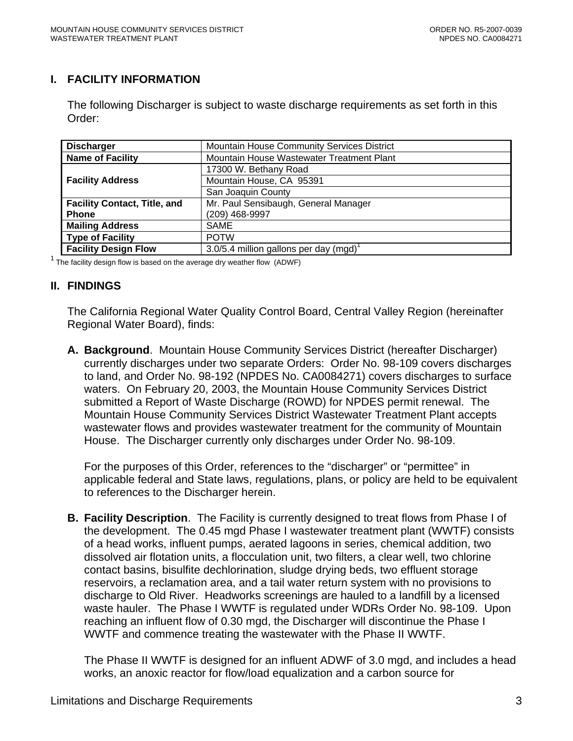## I. FACILITY INFORMATION

The following Discharger is subject to waste discharge requirements as set forth in this Order:

| | |
|---|---|
| **Discharger** | Mountain House Community Services District |
| **Name of Facility** | Mountain House Wastewater Treatment Plant |
| **Facility Address** | 17300 W. Bethany Road |
| | Mountain House, CA 95391 |
| | San Joaquin County |
| **Facility Contact, Title, and Phone** | Mr. Paul Sensibaugh, General Manager (209) 468-9997 |
| **Mailing Address** | SAME |
| **Type of Facility** | POTW |
| **Facility Design Flow** | 3.0/5.4 million gallons per day (mgd)[1] |

[1] The facility design flow is based on the average dry weather flow (ADWF)

## II. FINDINGS

The California Regional Water Quality Control Board, Central Valley Region (hereinafter Regional Water Board), finds:

**A. Background**. Mountain House Community Services District (hereafter Discharger) currently discharges under two separate Orders: Order No. 98-109 covers discharges to land, and Order No. 98-192 (NPDES No. CA0084271) covers discharges to surface waters. On February 20, 2003, the Mountain House Community Services District submitted a Report of Waste Discharge (ROWD) for NPDES permit renewal. The Mountain House Community Services District Wastewater Treatment Plant accepts wastewater flows and provides wastewater treatment for the community of Mountain House. The Discharger currently only discharges under Order No. 98-109.

For the purposes of this Order, references to the "discharger" or "permittee" in applicable federal and State laws, regulations, plans, or policy are held to be equivalent to references to the Discharger herein.

**B. Facility Description**. The Facility is currently designed to treat flows from Phase I of the development. The 0.45 mgd Phase I wastewater treatment plant (WWTF) consists of a head works, influent pumps, aerated lagoons in series, chemical addition, two dissolved air flotation units, a flocculation unit, two filters, a clear well, two chlorine contact basins, bisulfite dechlorination, sludge drying beds, two effluent storage reservoirs, a reclamation area, and a tail water return system with no provisions to discharge to Old River. Headworks screenings are hauled to a landfill by a licensed waste hauler. The Phase I WWTF is regulated under WDRs Order No. 98-109. Upon reaching an influent flow of 0.30 mgd, the Discharger will discontinue the Phase I WWTF and commence treating the wastewater with the Phase II WWTF.

The Phase II WWTF is designed for an influent ADWF of 3.0 mgd, and includes a head works, an anoxic reactor for flow/load equalization and a carbon source for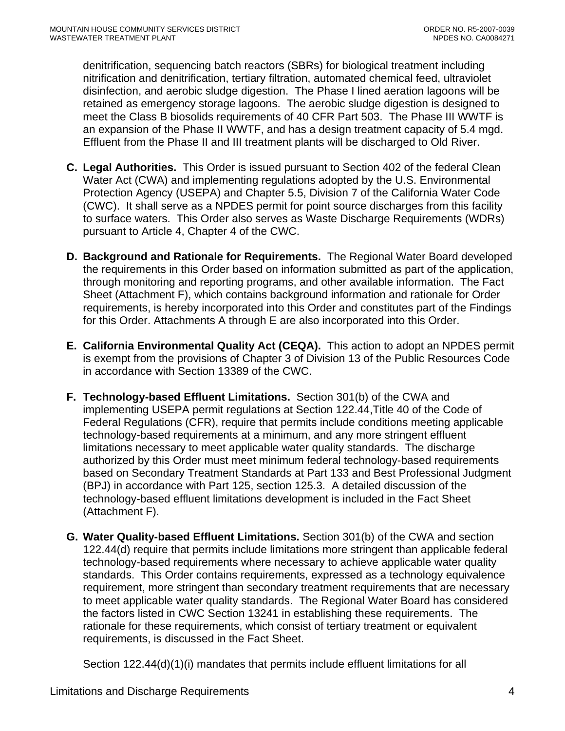denitrification, sequencing batch reactors (SBRs) for biological treatment including nitrification and denitrification, tertiary filtration, automated chemical feed, ultraviolet disinfection, and aerobic sludge digestion. The Phase I lined aeration lagoons will be retained as emergency storage lagoons. The aerobic sludge digestion is designed to meet the Class B biosolids requirements of 40 CFR Part 503. The Phase III WWTF is an expansion of the Phase II WWTF, and has a design treatment capacity of 5.4 mgd. Effluent from the Phase II and III treatment plants will be discharged to Old River.

**C. Legal Authorities.** This Order is issued pursuant to Section 402 of the federal Clean Water Act (CWA) and implementing regulations adopted by the U.S. Environmental Protection Agency (USEPA) and Chapter 5.5, Division 7 of the California Water Code (CWC). It shall serve as a NPDES permit for point source discharges from this facility to surface waters. This Order also serves as Waste Discharge Requirements (WDRs) pursuant to Article 4, Chapter 4 of the CWC.

**D. Background and Rationale for Requirements.** The Regional Water Board developed the requirements in this Order based on information submitted as part of the application, through monitoring and reporting programs, and other available information. The Fact Sheet (Attachment F), which contains background information and rationale for Order requirements, is hereby incorporated into this Order and constitutes part of the Findings for this Order. Attachments A through E are also incorporated into this Order.

**E. California Environmental Quality Act (CEQA).** This action to adopt an NPDES permit is exempt from the provisions of Chapter 3 of Division 13 of the Public Resources Code in accordance with Section 13389 of the CWC.

**F. Technology-based Effluent Limitations.** Section 301(b) of the CWA and implementing USEPA permit regulations at Section 122.44,Title 40 of the Code of Federal Regulations (CFR), require that permits include conditions meeting applicable technology-based requirements at a minimum, and any more stringent effluent limitations necessary to meet applicable water quality standards. The discharge authorized by this Order must meet minimum federal technology-based requirements based on Secondary Treatment Standards at Part 133 and Best Professional Judgment (BPJ) in accordance with Part 125, section 125.3. A detailed discussion of the technology-based effluent limitations development is included in the Fact Sheet (Attachment F).

**G. Water Quality-based Effluent Limitations.** Section 301(b) of the CWA and section 122.44(d) require that permits include limitations more stringent than applicable federal technology-based requirements where necessary to achieve applicable water quality standards. This Order contains requirements, expressed as a technology equivalence requirement, more stringent than secondary treatment requirements that are necessary to meet applicable water quality standards. The Regional Water Board has considered the factors listed in CWC Section 13241 in establishing these requirements. The rationale for these requirements, which consist of tertiary treatment or equivalent requirements, is discussed in the Fact Sheet.

Section 122.44(d)(1)(i) mandates that permits include effluent limitations for all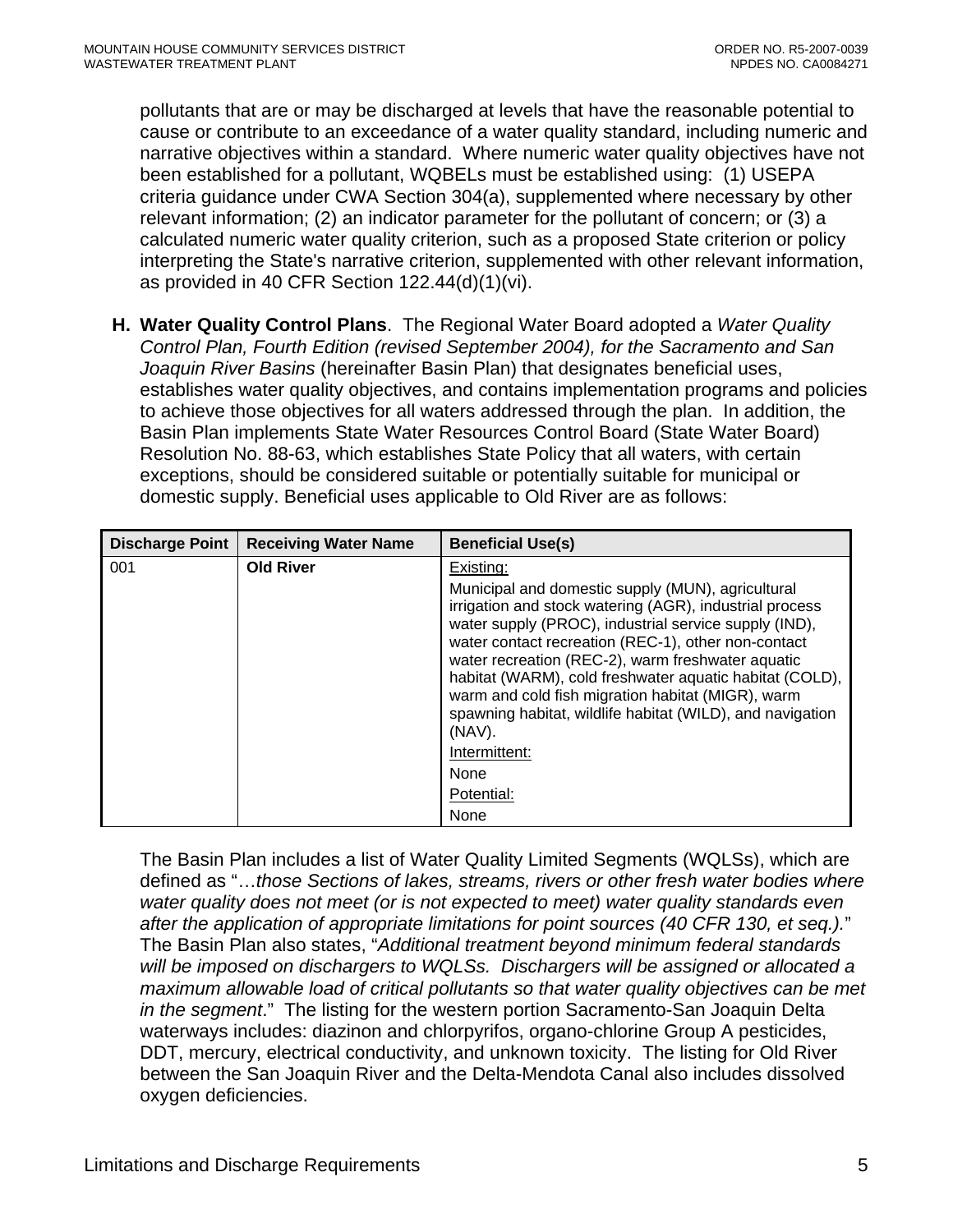pollutants that are or may be discharged at levels that have the reasonable potential to cause or contribute to an exceedance of a water quality standard, including numeric and narrative objectives within a standard. Where numeric water quality objectives have not been established for a pollutant, WQBELs must be established using: (1) USEPA criteria guidance under CWA Section 304(a), supplemented where necessary by other relevant information; (2) an indicator parameter for the pollutant of concern; or (3) a calculated numeric water quality criterion, such as a proposed State criterion or policy interpreting the State's narrative criterion, supplemented with other relevant information, as provided in 40 CFR Section 122.44(d)(1)(vi).

**H. Water Quality Control Plans**. The Regional Water Board adopted a *Water Quality Control Plan, Fourth Edition (revised September 2004), for the Sacramento and San Joaquin River Basins* (hereinafter Basin Plan) that designates beneficial uses, establishes water quality objectives, and contains implementation programs and policies to achieve those objectives for all waters addressed through the plan. In addition, the Basin Plan implements State Water Resources Control Board (State Water Board) Resolution No. 88-63, which establishes State Policy that all waters, with certain exceptions, should be considered suitable or potentially suitable for municipal or domestic supply. Beneficial uses applicable to Old River are as follows:

| Discharge Point | Receiving Water Name | Beneficial Use(s) |
|---|---|---|
| 001 | **Old River** | Existing: Municipal and domestic supply (MUN), agricultural irrigation and stock watering (AGR), industrial process water supply (PROC), industrial service supply (IND), water contact recreation (REC-1), other non-contact water recreation (REC-2), warm freshwater aquatic habitat (WARM), cold freshwater aquatic habitat (COLD), warm and cold fish migration habitat (MIGR), warm spawning habitat, wildlife habitat (WILD), and navigation (NAV). Intermittent: None Potential: None |

The Basin Plan includes a list of Water Quality Limited Segments (WQLSs), which are defined as "…*those Sections of lakes, streams, rivers or other fresh water bodies where water quality does not meet (or is not expected to meet) water quality standards even after the application of appropriate limitations for point sources (40 CFR 130, et seq.).*" The Basin Plan also states, "*Additional treatment beyond minimum federal standards will be imposed on dischargers to WQLSs. Dischargers will be assigned or allocated a maximum allowable load of critical pollutants so that water quality objectives can be met in the segment*." The listing for the western portion Sacramento-San Joaquin Delta waterways includes: diazinon and chlorpyrifos, organo-chlorine Group A pesticides, DDT, mercury, electrical conductivity, and unknown toxicity. The listing for Old River between the San Joaquin River and the Delta-Mendota Canal also includes dissolved oxygen deficiencies.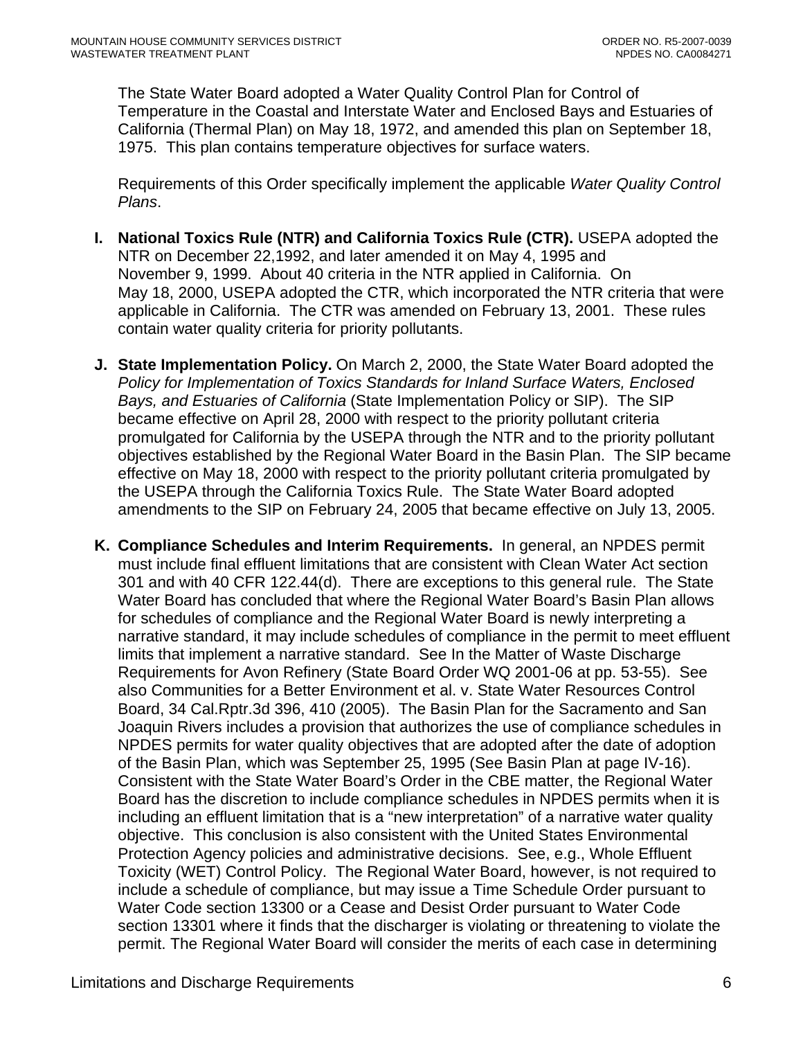The State Water Board adopted a Water Quality Control Plan for Control of Temperature in the Coastal and Interstate Water and Enclosed Bays and Estuaries of California (Thermal Plan) on May 18, 1972, and amended this plan on September 18, 1975. This plan contains temperature objectives for surface waters.

Requirements of this Order specifically implement the applicable *Water Quality Control Plans*.

**I. National Toxics Rule (NTR) and California Toxics Rule (CTR).** USEPA adopted the NTR on December 22,1992, and later amended it on May 4, 1995 and November 9, 1999. About 40 criteria in the NTR applied in California. On May 18, 2000, USEPA adopted the CTR, which incorporated the NTR criteria that were applicable in California. The CTR was amended on February 13, 2001. These rules contain water quality criteria for priority pollutants.

**J. State Implementation Policy.** On March 2, 2000, the State Water Board adopted the *Policy for Implementation of Toxics Standards for Inland Surface Waters, Enclosed Bays, and Estuaries of California* (State Implementation Policy or SIP). The SIP became effective on April 28, 2000 with respect to the priority pollutant criteria promulgated for California by the USEPA through the NTR and to the priority pollutant objectives established by the Regional Water Board in the Basin Plan. The SIP became effective on May 18, 2000 with respect to the priority pollutant criteria promulgated by the USEPA through the California Toxics Rule. The State Water Board adopted amendments to the SIP on February 24, 2005 that became effective on July 13, 2005.

**K. Compliance Schedules and Interim Requirements.** In general, an NPDES permit must include final effluent limitations that are consistent with Clean Water Act section 301 and with 40 CFR 122.44(d). There are exceptions to this general rule. The State Water Board has concluded that where the Regional Water Board's Basin Plan allows for schedules of compliance and the Regional Water Board is newly interpreting a narrative standard, it may include schedules of compliance in the permit to meet effluent limits that implement a narrative standard. See In the Matter of Waste Discharge Requirements for Avon Refinery (State Board Order WQ 2001-06 at pp. 53-55). See also Communities for a Better Environment et al. v. State Water Resources Control Board, 34 Cal.Rptr.3d 396, 410 (2005). The Basin Plan for the Sacramento and San Joaquin Rivers includes a provision that authorizes the use of compliance schedules in NPDES permits for water quality objectives that are adopted after the date of adoption of the Basin Plan, which was September 25, 1995 (See Basin Plan at page IV-16). Consistent with the State Water Board's Order in the CBE matter, the Regional Water Board has the discretion to include compliance schedules in NPDES permits when it is including an effluent limitation that is a "new interpretation" of a narrative water quality objective. This conclusion is also consistent with the United States Environmental Protection Agency policies and administrative decisions. See, e.g., Whole Effluent Toxicity (WET) Control Policy. The Regional Water Board, however, is not required to include a schedule of compliance, but may issue a Time Schedule Order pursuant to Water Code section 13300 or a Cease and Desist Order pursuant to Water Code section 13301 where it finds that the discharger is violating or threatening to violate the permit. The Regional Water Board will consider the merits of each case in determining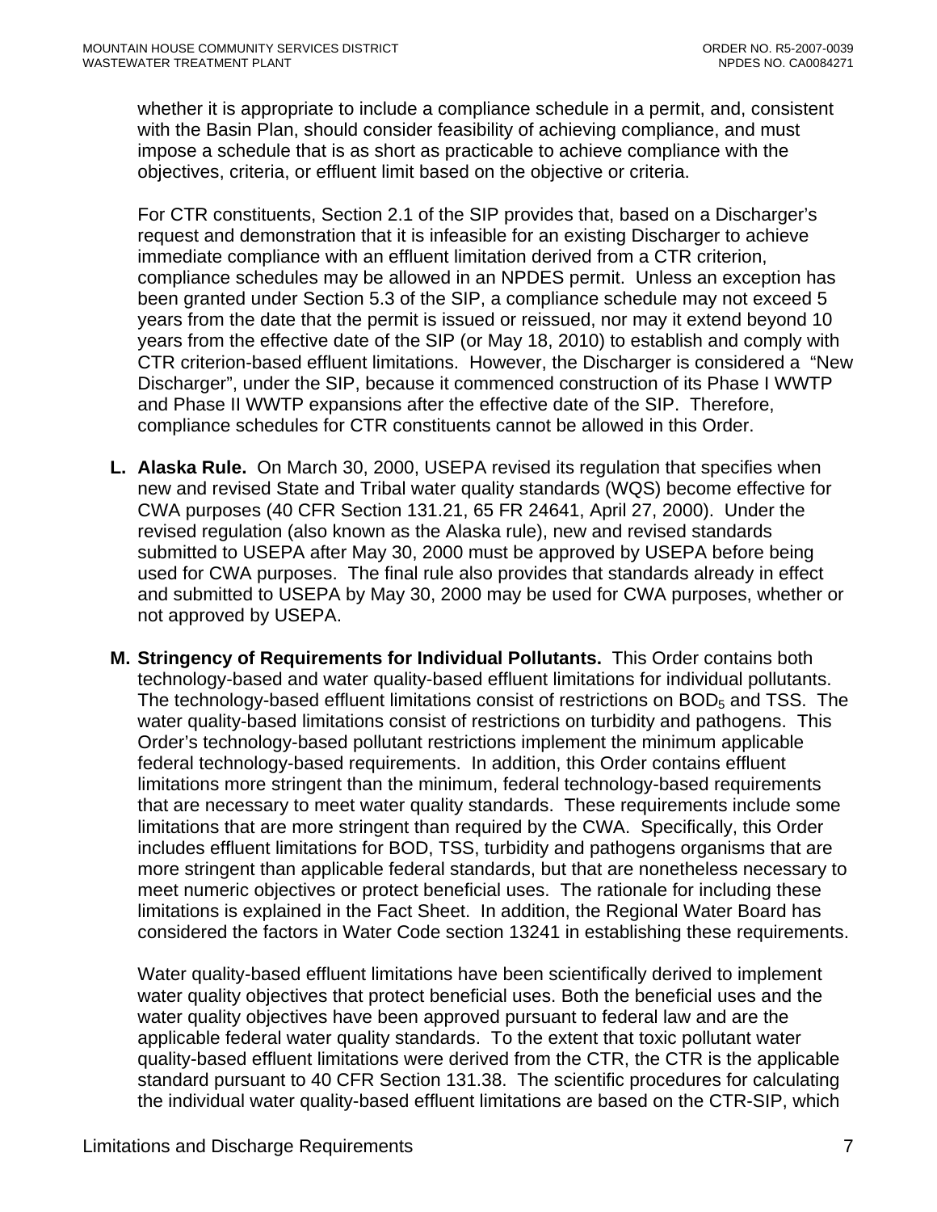whether it is appropriate to include a compliance schedule in a permit, and, consistent with the Basin Plan, should consider feasibility of achieving compliance, and must impose a schedule that is as short as practicable to achieve compliance with the objectives, criteria, or effluent limit based on the objective or criteria.

For CTR constituents, Section 2.1 of the SIP provides that, based on a Discharger's request and demonstration that it is infeasible for an existing Discharger to achieve immediate compliance with an effluent limitation derived from a CTR criterion, compliance schedules may be allowed in an NPDES permit. Unless an exception has been granted under Section 5.3 of the SIP, a compliance schedule may not exceed 5 years from the date that the permit is issued or reissued, nor may it extend beyond 10 years from the effective date of the SIP (or May 18, 2010) to establish and comply with CTR criterion-based effluent limitations. However, the Discharger is considered a "New Discharger", under the SIP, because it commenced construction of its Phase I WWTP and Phase II WWTP expansions after the effective date of the SIP. Therefore, compliance schedules for CTR constituents cannot be allowed in this Order.

**L. Alaska Rule.** On March 30, 2000, USEPA revised its regulation that specifies when new and revised State and Tribal water quality standards (WQS) become effective for CWA purposes (40 CFR Section 131.21, 65 FR 24641, April 27, 2000). Under the revised regulation (also known as the Alaska rule), new and revised standards submitted to USEPA after May 30, 2000 must be approved by USEPA before being used for CWA purposes. The final rule also provides that standards already in effect and submitted to USEPA by May 30, 2000 may be used for CWA purposes, whether or not approved by USEPA.

**M. Stringency of Requirements for Individual Pollutants.** This Order contains both technology-based and water quality-based effluent limitations for individual pollutants. The technology-based effluent limitations consist of restrictions on $BOD_5$ and TSS. The water quality-based limitations consist of restrictions on turbidity and pathogens. This Order's technology-based pollutant restrictions implement the minimum applicable federal technology-based requirements. In addition, this Order contains effluent limitations more stringent than the minimum, federal technology-based requirements that are necessary to meet water quality standards. These requirements include some limitations that are more stringent than required by the CWA. Specifically, this Order includes effluent limitations for BOD, TSS, turbidity and pathogens organisms that are more stringent than applicable federal standards, but that are nonetheless necessary to meet numeric objectives or protect beneficial uses. The rationale for including these limitations is explained in the Fact Sheet. In addition, the Regional Water Board has considered the factors in Water Code section 13241 in establishing these requirements.

Water quality-based effluent limitations have been scientifically derived to implement water quality objectives that protect beneficial uses. Both the beneficial uses and the water quality objectives have been approved pursuant to federal law and are the applicable federal water quality standards. To the extent that toxic pollutant water quality-based effluent limitations were derived from the CTR, the CTR is the applicable standard pursuant to 40 CFR Section 131.38. The scientific procedures for calculating the individual water quality-based effluent limitations are based on the CTR-SIP, which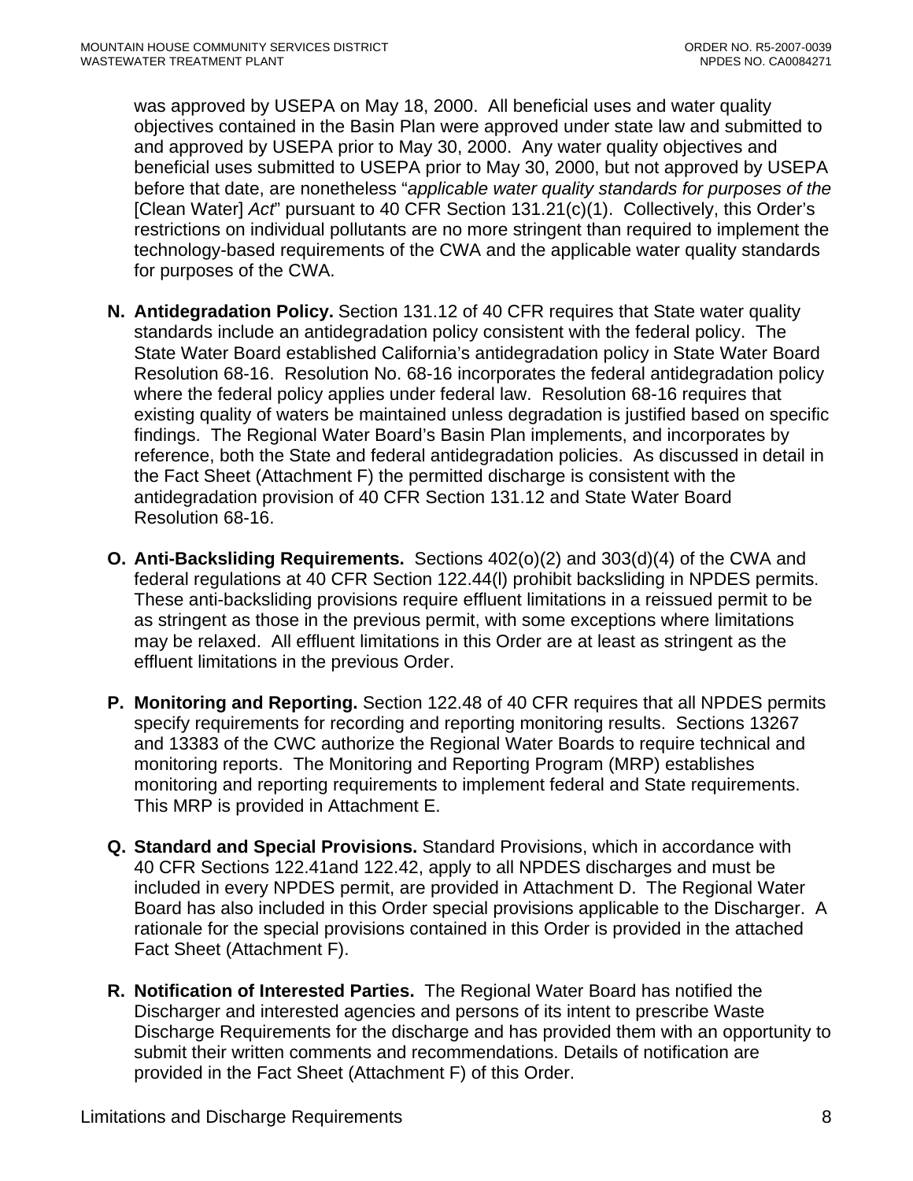was approved by USEPA on May 18, 2000. All beneficial uses and water quality objectives contained in the Basin Plan were approved under state law and submitted to and approved by USEPA prior to May 30, 2000. Any water quality objectives and beneficial uses submitted to USEPA prior to May 30, 2000, but not approved by USEPA before that date, are nonetheless "*applicable water quality standards for purposes of the* [Clean Water] *Act*" pursuant to 40 CFR Section 131.21(c)(1). Collectively, this Order's restrictions on individual pollutants are no more stringent than required to implement the technology-based requirements of the CWA and the applicable water quality standards for purposes of the CWA.

**N. Antidegradation Policy.** Section 131.12 of 40 CFR requires that State water quality standards include an antidegradation policy consistent with the federal policy. The State Water Board established California's antidegradation policy in State Water Board Resolution 68-16. Resolution No. 68-16 incorporates the federal antidegradation policy where the federal policy applies under federal law. Resolution 68-16 requires that existing quality of waters be maintained unless degradation is justified based on specific findings. The Regional Water Board's Basin Plan implements, and incorporates by reference, both the State and federal antidegradation policies. As discussed in detail in the Fact Sheet (Attachment F) the permitted discharge is consistent with the antidegradation provision of 40 CFR Section 131.12 and State Water Board Resolution 68-16.

**O. Anti-Backsliding Requirements.** Sections 402(o)(2) and 303(d)(4) of the CWA and federal regulations at 40 CFR Section 122.44(l) prohibit backsliding in NPDES permits. These anti-backsliding provisions require effluent limitations in a reissued permit to be as stringent as those in the previous permit, with some exceptions where limitations may be relaxed. All effluent limitations in this Order are at least as stringent as the effluent limitations in the previous Order.

**P. Monitoring and Reporting.** Section 122.48 of 40 CFR requires that all NPDES permits specify requirements for recording and reporting monitoring results. Sections 13267 and 13383 of the CWC authorize the Regional Water Boards to require technical and monitoring reports. The Monitoring and Reporting Program (MRP) establishes monitoring and reporting requirements to implement federal and State requirements. This MRP is provided in Attachment E.

**Q. Standard and Special Provisions.** Standard Provisions, which in accordance with 40 CFR Sections 122.41and 122.42, apply to all NPDES discharges and must be included in every NPDES permit, are provided in Attachment D. The Regional Water Board has also included in this Order special provisions applicable to the Discharger. A rationale for the special provisions contained in this Order is provided in the attached Fact Sheet (Attachment F).

**R. Notification of Interested Parties.** The Regional Water Board has notified the Discharger and interested agencies and persons of its intent to prescribe Waste Discharge Requirements for the discharge and has provided them with an opportunity to submit their written comments and recommendations. Details of notification are provided in the Fact Sheet (Attachment F) of this Order.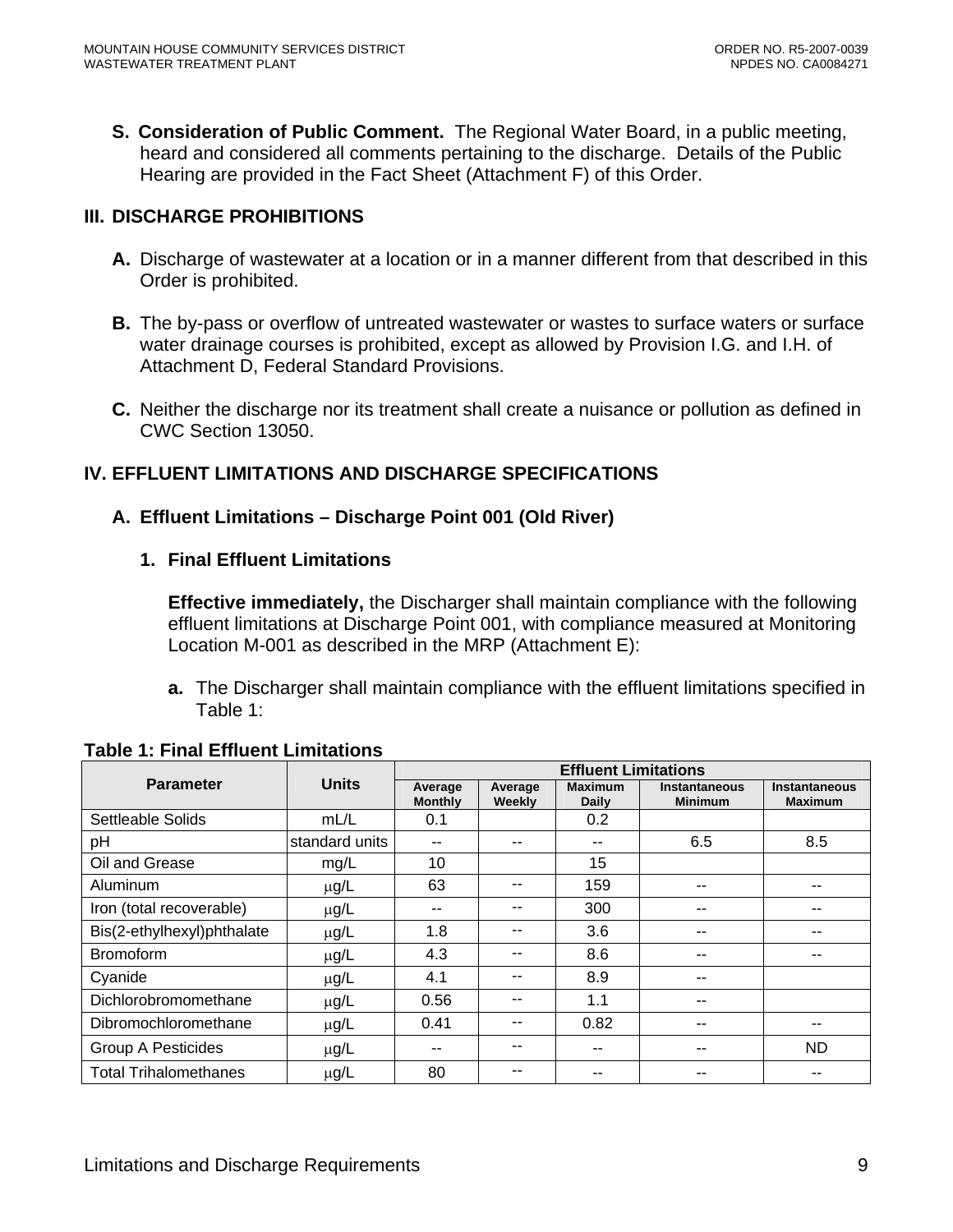**S. Consideration of Public Comment.** The Regional Water Board, in a public meeting, heard and considered all comments pertaining to the discharge. Details of the Public Hearing are provided in the Fact Sheet (Attachment F) of this Order.

## III. DISCHARGE PROHIBITIONS

**A.** Discharge of wastewater at a location or in a manner different from that described in this Order is prohibited.

**B.** The by-pass or overflow of untreated wastewater or wastes to surface waters or surface water drainage courses is prohibited, except as allowed by Provision I.G. and I.H. of Attachment D, Federal Standard Provisions.

**C.** Neither the discharge nor its treatment shall create a nuisance or pollution as defined in CWC Section 13050.

## IV. EFFLUENT LIMITATIONS AND DISCHARGE SPECIFICATIONS

### A. Effluent Limitations – Discharge Point 001 (Old River)

#### 1. Final Effluent Limitations

**Effective immediately,** the Discharger shall maintain compliance with the following effluent limitations at Discharge Point 001, with compliance measured at Monitoring Location M-001 as described in the MRP (Attachment E):

**a.** The Discharger shall maintain compliance with the effluent limitations specified in Table 1:

**Table 1: Final Effluent Limitations**

| Parameter | Units | Effluent Limitations | | | | |
|---|---|---|---|---|---|---|
| | | Average Monthly | Average Weekly | Maximum Daily | Instantaneous Minimum | Instantaneous Maximum |
| Settleable Solids | mL/L | 0.1 | | 0.2 | | |
| pH | standard units | -- | -- | -- | 6.5 | 8.5 |
| Oil and Grease | mg/L | 10 | | 15 | | |
| Aluminum | μg/L | 63 | -- | 159 | -- | -- |
| Iron (total recoverable) | μg/L | -- | -- | 300 | -- | -- |
| Bis(2-ethylhexyl)phthalate | μg/L | 1.8 | -- | 3.6 | -- | -- |
| Bromoform | μg/L | 4.3 | -- | 8.6 | -- | -- |
| Cyanide | μg/L | 4.1 | -- | 8.9 | -- | |
| Dichlorobromomethane | μg/L | 0.56 | -- | 1.1 | -- | |
| Dibromochloromethane | μg/L | 0.41 | -- | 0.82 | -- | -- |
| Group A Pesticides | μg/L | -- | -- | -- | -- | ND |
| Total Trihalomethanes | μg/L | 80 | -- | -- | -- | -- |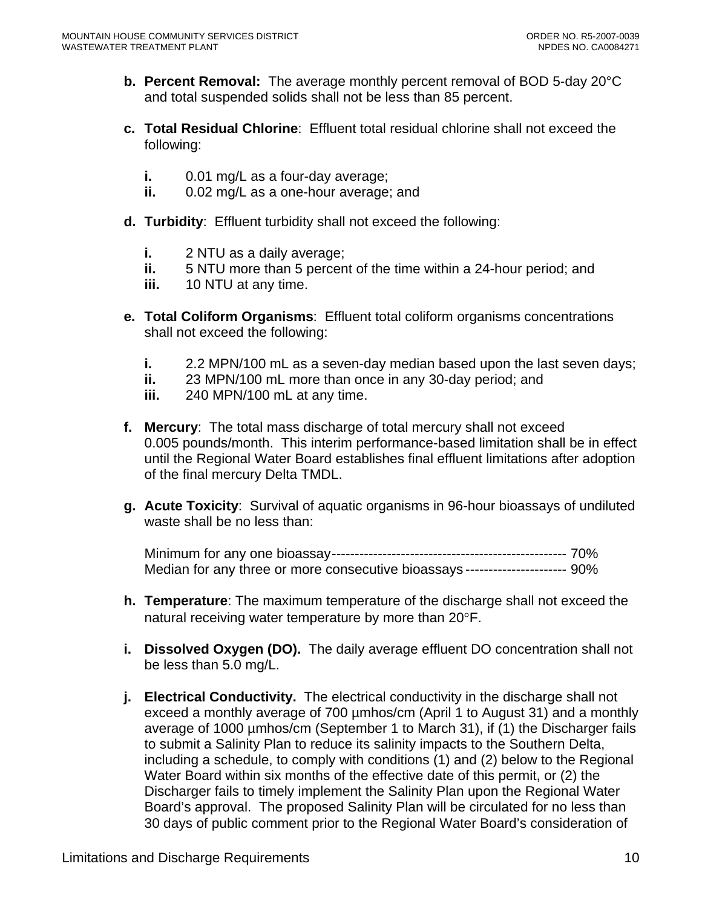**b. Percent Removal:** The average monthly percent removal of BOD 5-day 20°C and total suspended solids shall not be less than 85 percent.

**c. Total Residual Chlorine**: Effluent total residual chlorine shall not exceed the following:

- **i.** 0.01 mg/L as a four-day average;
- **ii.** 0.02 mg/L as a one-hour average; and

**d. Turbidity**: Effluent turbidity shall not exceed the following:

- **i.** 2 NTU as a daily average;
- **ii.** 5 NTU more than 5 percent of the time within a 24-hour period; and
- **iii.** 10 NTU at any time.

**e. Total Coliform Organisms**: Effluent total coliform organisms concentrations shall not exceed the following:

- **i.** 2.2 MPN/100 mL as a seven-day median based upon the last seven days;
- **ii.** 23 MPN/100 mL more than once in any 30-day period; and
- **iii.** 240 MPN/100 mL at any time.

**f. Mercury**: The total mass discharge of total mercury shall not exceed 0.005 pounds/month. This interim performance-based limitation shall be in effect until the Regional Water Board establishes final effluent limitations after adoption of the final mercury Delta TMDL.

**g. Acute Toxicity**: Survival of aquatic organisms in 96-hour bioassays of undiluted waste shall be no less than:

Minimum for any one bioassay--------------------------------------------------- 70%
Median for any three or more consecutive bioassays---------------------- 90%

**h. Temperature**: The maximum temperature of the discharge shall not exceed the natural receiving water temperature by more than 20°F.

**i. Dissolved Oxygen (DO).** The daily average effluent DO concentration shall not be less than 5.0 mg/L.

**j. Electrical Conductivity.** The electrical conductivity in the discharge shall not exceed a monthly average of 700 µmhos/cm (April 1 to August 31) and a monthly average of 1000 µmhos/cm (September 1 to March 31), if (1) the Discharger fails to submit a Salinity Plan to reduce its salinity impacts to the Southern Delta, including a schedule, to comply with conditions (1) and (2) below to the Regional Water Board within six months of the effective date of this permit, or (2) the Discharger fails to timely implement the Salinity Plan upon the Regional Water Board's approval. The proposed Salinity Plan will be circulated for no less than 30 days of public comment prior to the Regional Water Board's consideration of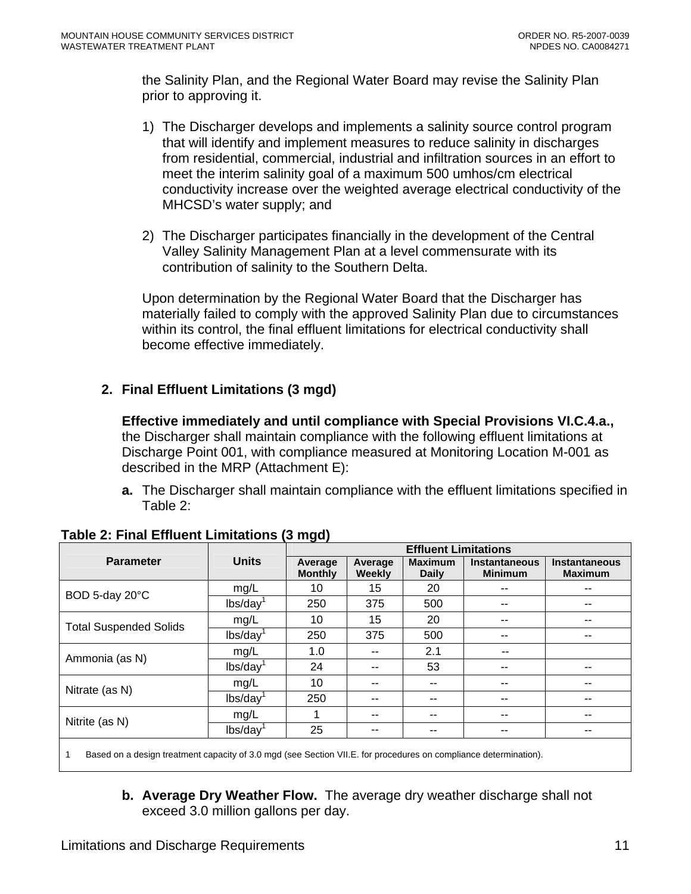the Salinity Plan, and the Regional Water Board may revise the Salinity Plan prior to approving it.

1) The Discharger develops and implements a salinity source control program that will identify and implement measures to reduce salinity in discharges from residential, commercial, industrial and infiltration sources in an effort to meet the interim salinity goal of a maximum 500 umhos/cm electrical conductivity increase over the weighted average electrical conductivity of the MHCSD's water supply; and

2) The Discharger participates financially in the development of the Central Valley Salinity Management Plan at a level commensurate with its contribution of salinity to the Southern Delta.

Upon determination by the Regional Water Board that the Discharger has materially failed to comply with the approved Salinity Plan due to circumstances within its control, the final effluent limitations for electrical conductivity shall become effective immediately.

## 2. Final Effluent Limitations (3 mgd)

**Effective immediately and until compliance with Special Provisions VI.C.4.a.,** the Discharger shall maintain compliance with the following effluent limitations at Discharge Point 001, with compliance measured at Monitoring Location M-001 as described in the MRP (Attachment E):

**a.** The Discharger shall maintain compliance with the effluent limitations specified in Table 2:

**Table 2: Final Effluent Limitations (3 mgd)**

| Parameter | Units | Effluent Limitations | | | | |
|---|---|---|---|---|---|---|
| | | Average Monthly | Average Weekly | Maximum Daily | Instantaneous Minimum | Instantaneous Maximum |
| BOD 5-day 20°C | mg/L | 10 | 15 | 20 | -- | -- |
| | lbs/day[1] | 250 | 375 | 500 | -- | -- |
| Total Suspended Solids | mg/L | 10 | 15 | 20 | -- | -- |
| | lbs/day[1] | 250 | 375 | 500 | -- | -- |
| Ammonia (as N) | mg/L | 1.0 | -- | 2.1 | -- | |
| | lbs/day[1] | 24 | -- | 53 | -- | -- |
| Nitrate (as N) | mg/L | 10 | -- | -- | -- | -- |
| | lbs/day[1] | 250 | -- | -- | -- | -- |
| Nitrite (as N) | mg/L | 1 | -- | -- | -- | -- |
| | lbs/day[1] | 25 | -- | -- | -- | -- |

1 Based on a design treatment capacity of 3.0 mgd (see Section VII.E. for procedures on compliance determination).

**b. Average Dry Weather Flow.** The average dry weather discharge shall not exceed 3.0 million gallons per day.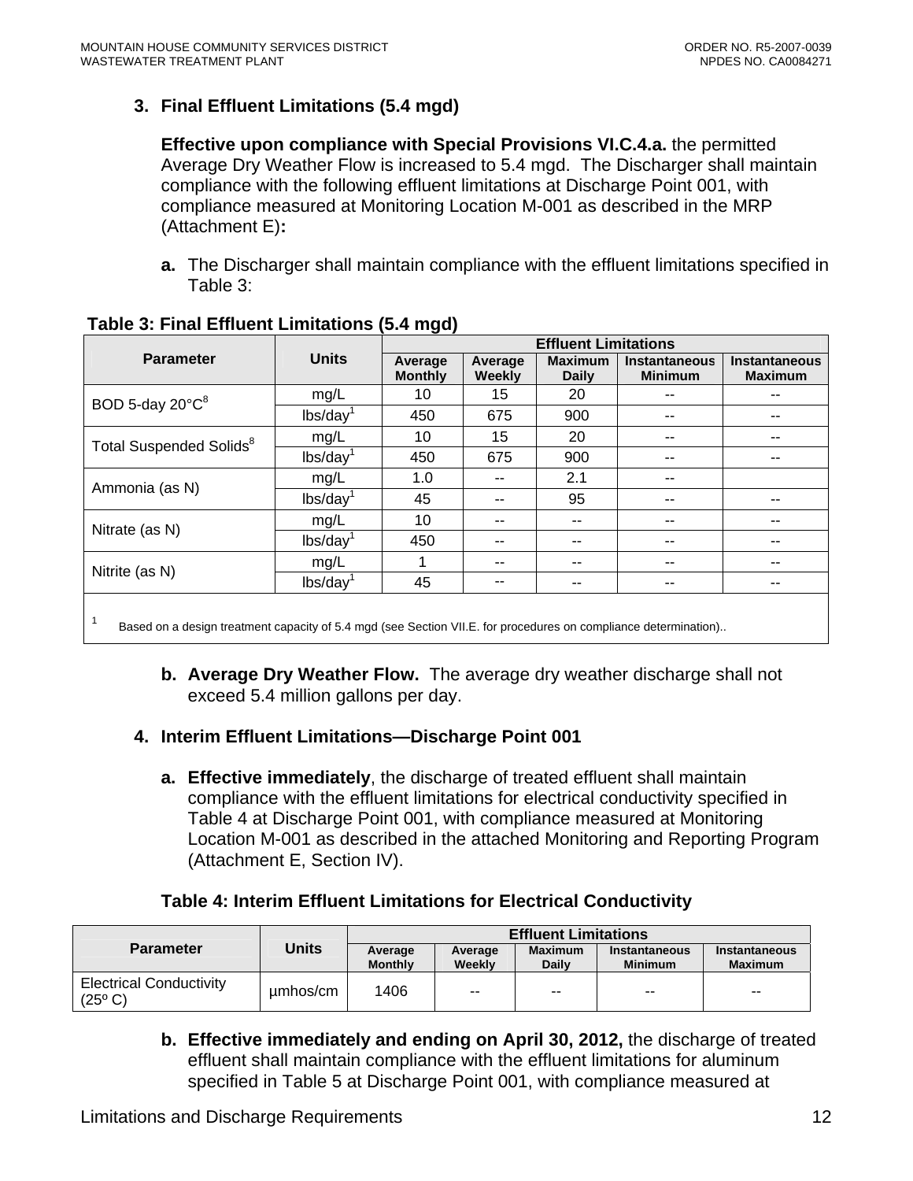### 3. Final Effluent Limitations (5.4 mgd)

**Effective upon compliance with Special Provisions VI.C.4.a.** the permitted Average Dry Weather Flow is increased to 5.4 mgd. The Discharger shall maintain compliance with the following effluent limitations at Discharge Point 001, with compliance measured at Monitoring Location M-001 as described in the MRP (Attachment E)**:**

**a.** The Discharger shall maintain compliance with the effluent limitations specified in Table 3:

**Table 3: Final Effluent Limitations (5.4 mgd)**

| Parameter | Units | Effluent Limitations | | | | |
|---|---|---|---|---|---|---|
| | | Average Monthly | Average Weekly | Maximum Daily | Instantaneous Minimum | Instantaneous Maximum |
| BOD 5-day 20°C[8] | mg/L | 10 | 15 | 20 | -- | -- |
| | lbs/day[1] | 450 | 675 | 900 | -- | -- |
| Total Suspended Solids[8] | mg/L | 10 | 15 | 20 | -- | -- |
| | lbs/day[1] | 450 | 675 | 900 | -- | -- |
| Ammonia (as N) | mg/L | 1.0 | -- | 2.1 | -- | |
| | lbs/day[1] | 45 | -- | 95 | -- | -- |
| Nitrate (as N) | mg/L | 10 | -- | -- | -- | -- |
| | lbs/day[1] | 450 | -- | -- | -- | -- |
| Nitrite (as N) | mg/L | 1 | -- | -- | -- | -- |
| | lbs/day[1] | 45 | -- | -- | -- | -- |

[1] Based on a design treatment capacity of 5.4 mgd (see Section VII.E. for procedures on compliance determination)..

**b. Average Dry Weather Flow.** The average dry weather discharge shall not exceed 5.4 million gallons per day.

### 4. Interim Effluent Limitations—Discharge Point 001

**a. Effective immediately**, the discharge of treated effluent shall maintain compliance with the effluent limitations for electrical conductivity specified in Table 4 at Discharge Point 001, with compliance measured at Monitoring Location M-001 as described in the attached Monitoring and Reporting Program (Attachment E, Section IV).

**Table 4: Interim Effluent Limitations for Electrical Conductivity**

| Parameter | Units | Effluent Limitations | | | | |
|---|---|---|---|---|---|---|
| | | Average Monthly | Average Weekly | Maximum Daily | Instantaneous Minimum | Instantaneous Maximum |
| Electrical Conductivity (25º C) | µmhos/cm | 1406 | -- | -- | -- | -- |

**b. Effective immediately and ending on April 30, 2012,** the discharge of treated effluent shall maintain compliance with the effluent limitations for aluminum specified in Table 5 at Discharge Point 001, with compliance measured at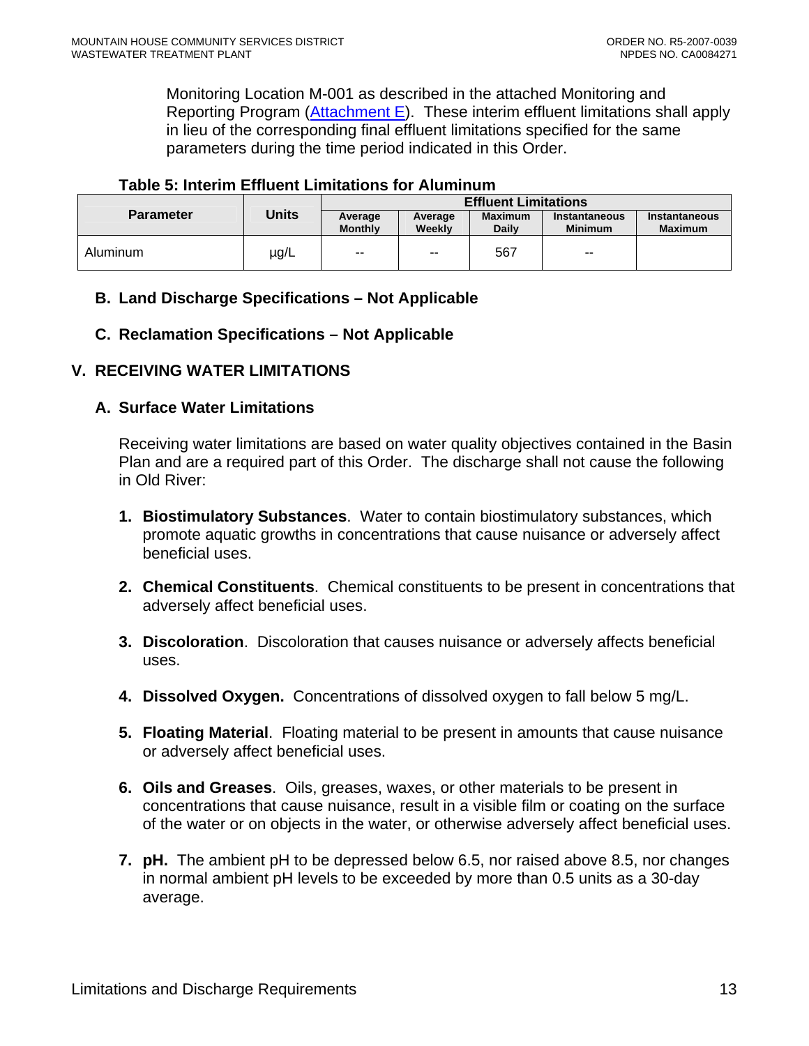Monitoring Location M-001 as described in the attached Monitoring and Reporting Program (Attachment E). These interim effluent limitations shall apply in lieu of the corresponding final effluent limitations specified for the same parameters during the time period indicated in this Order.

**Table 5: Interim Effluent Limitations for Aluminum**

| Parameter | Units | Effluent Limitations | | | | |
|---|---|---|---|---|---|---|
| | | Average Monthly | Average Weekly | Maximum Daily | Instantaneous Minimum | Instantaneous Maximum |
| Aluminum | µg/L | -- | -- | 567 | -- | |

### B. Land Discharge Specifications – Not Applicable

### C. Reclamation Specifications – Not Applicable

## V. RECEIVING WATER LIMITATIONS

### A. Surface Water Limitations

Receiving water limitations are based on water quality objectives contained in the Basin Plan and are a required part of this Order. The discharge shall not cause the following in Old River:

1. **Biostimulatory Substances**. Water to contain biostimulatory substances, which promote aquatic growths in concentrations that cause nuisance or adversely affect beneficial uses.

2. **Chemical Constituents**. Chemical constituents to be present in concentrations that adversely affect beneficial uses.

3. **Discoloration**. Discoloration that causes nuisance or adversely affects beneficial uses.

4. **Dissolved Oxygen.** Concentrations of dissolved oxygen to fall below 5 mg/L.

5. **Floating Material**. Floating material to be present in amounts that cause nuisance or adversely affect beneficial uses.

6. **Oils and Greases**. Oils, greases, waxes, or other materials to be present in concentrations that cause nuisance, result in a visible film or coating on the surface of the water or on objects in the water, or otherwise adversely affect beneficial uses.

7. **pH.** The ambient pH to be depressed below 6.5, nor raised above 8.5, nor changes in normal ambient pH levels to be exceeded by more than 0.5 units as a 30-day average.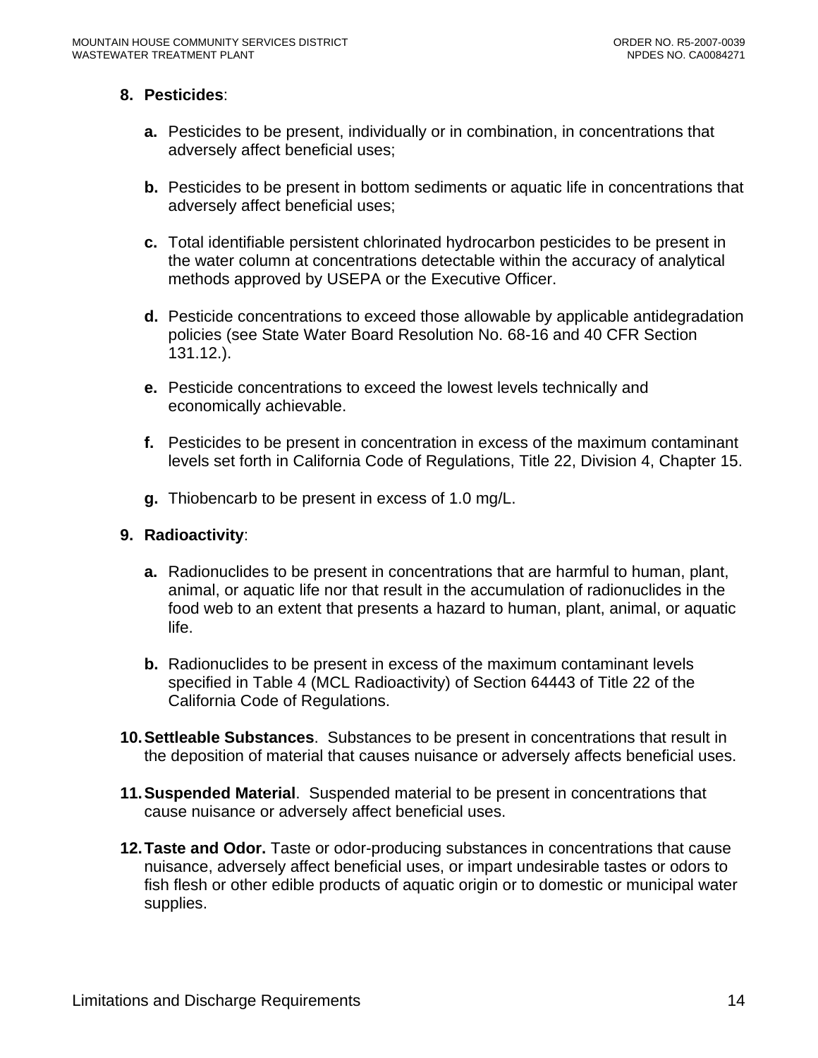8. **Pesticides**:

   a. Pesticides to be present, individually or in combination, in concentrations that adversely affect beneficial uses;

   b. Pesticides to be present in bottom sediments or aquatic life in concentrations that adversely affect beneficial uses;

   c. Total identifiable persistent chlorinated hydrocarbon pesticides to be present in the water column at concentrations detectable within the accuracy of analytical methods approved by USEPA or the Executive Officer.

   d. Pesticide concentrations to exceed those allowable by applicable antidegradation policies (see State Water Board Resolution No. 68-16 and 40 CFR Section 131.12.).

   e. Pesticide concentrations to exceed the lowest levels technically and economically achievable.

   f. Pesticides to be present in concentration in excess of the maximum contaminant levels set forth in California Code of Regulations, Title 22, Division 4, Chapter 15.

   g. Thiobencarb to be present in excess of 1.0 mg/L.

9. **Radioactivity**:

   a. Radionuclides to be present in concentrations that are harmful to human, plant, animal, or aquatic life nor that result in the accumulation of radionuclides in the food web to an extent that presents a hazard to human, plant, animal, or aquatic life.

   b. Radionuclides to be present in excess of the maximum contaminant levels specified in Table 4 (MCL Radioactivity) of Section 64443 of Title 22 of the California Code of Regulations.

10. **Settleable Substances**. Substances to be present in concentrations that result in the deposition of material that causes nuisance or adversely affects beneficial uses.

11. **Suspended Material**. Suspended material to be present in concentrations that cause nuisance or adversely affect beneficial uses.

12. **Taste and Odor.** Taste or odor-producing substances in concentrations that cause nuisance, adversely affect beneficial uses, or impart undesirable tastes or odors to fish flesh or other edible products of aquatic origin or to domestic or municipal water supplies.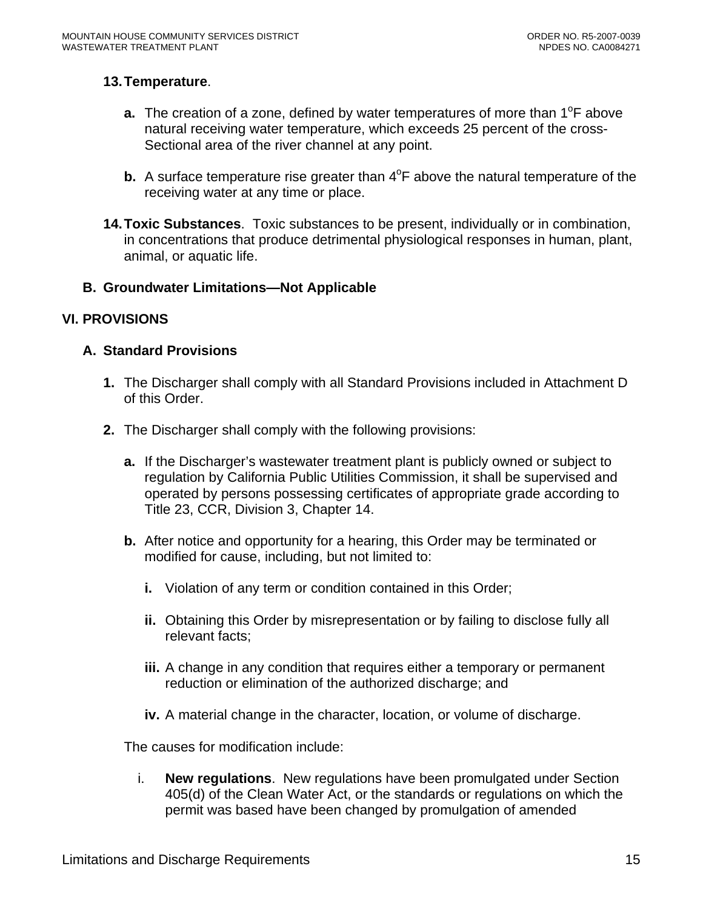13. **Temperature**.

   a. The creation of a zone, defined by water temperatures of more than 1°F above natural receiving water temperature, which exceeds 25 percent of the cross-Sectional area of the river channel at any point.

   b. A surface temperature rise greater than 4°F above the natural temperature of the receiving water at any time or place.

14. **Toxic Substances**. Toxic substances to be present, individually or in combination, in concentrations that produce detrimental physiological responses in human, plant, animal, or aquatic life.

## B. Groundwater Limitations—Not Applicable

# VI. PROVISIONS

## A. Standard Provisions

1. The Discharger shall comply with all Standard Provisions included in Attachment D of this Order.

2. The Discharger shall comply with the following provisions:

   a. If the Discharger's wastewater treatment plant is publicly owned or subject to regulation by California Public Utilities Commission, it shall be supervised and operated by persons possessing certificates of appropriate grade according to Title 23, CCR, Division 3, Chapter 14.

   b. After notice and opportunity for a hearing, this Order may be terminated or modified for cause, including, but not limited to:

      i. Violation of any term or condition contained in this Order;

      ii. Obtaining this Order by misrepresentation or by failing to disclose fully all relevant facts;

      iii. A change in any condition that requires either a temporary or permanent reduction or elimination of the authorized discharge; and

      iv. A material change in the character, location, or volume of discharge.

   The causes for modification include:

      i. **New regulations**. New regulations have been promulgated under Section 405(d) of the Clean Water Act, or the standards or regulations on which the permit was based have been changed by promulgation of amended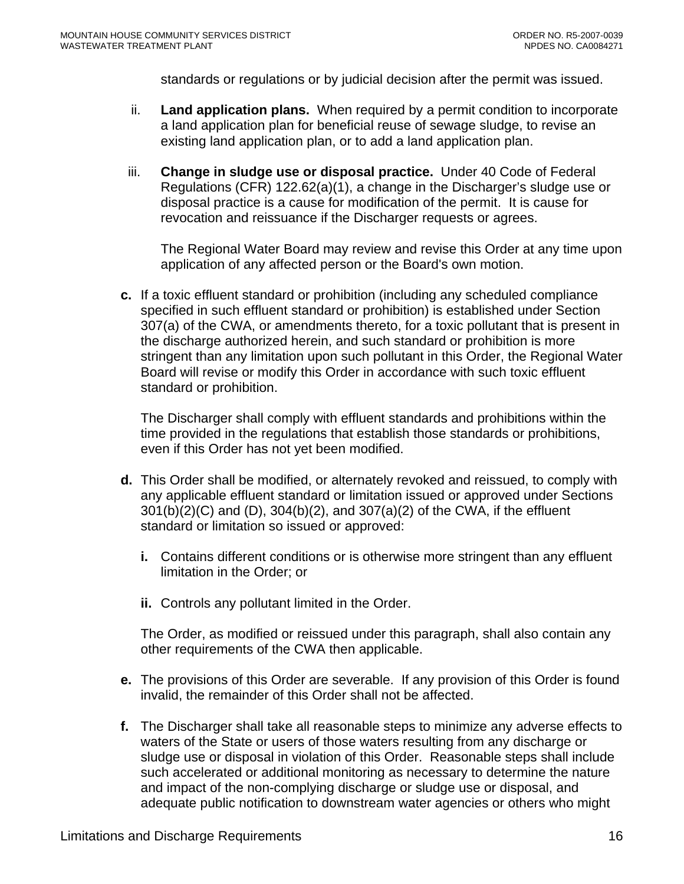standards or regulations or by judicial decision after the permit was issued.

ii. **Land application plans.** When required by a permit condition to incorporate a land application plan for beneficial reuse of sewage sludge, to revise an existing land application plan, or to add a land application plan.

iii. **Change in sludge use or disposal practice.** Under 40 Code of Federal Regulations (CFR) 122.62(a)(1), a change in the Discharger's sludge use or disposal practice is a cause for modification of the permit. It is cause for revocation and reissuance if the Discharger requests or agrees.

The Regional Water Board may review and revise this Order at any time upon application of any affected person or the Board's own motion.

**c.** If a toxic effluent standard or prohibition (including any scheduled compliance specified in such effluent standard or prohibition) is established under Section 307(a) of the CWA, or amendments thereto, for a toxic pollutant that is present in the discharge authorized herein, and such standard or prohibition is more stringent than any limitation upon such pollutant in this Order, the Regional Water Board will revise or modify this Order in accordance with such toxic effluent standard or prohibition.

The Discharger shall comply with effluent standards and prohibitions within the time provided in the regulations that establish those standards or prohibitions, even if this Order has not yet been modified.

**d.** This Order shall be modified, or alternately revoked and reissued, to comply with any applicable effluent standard or limitation issued or approved under Sections 301(b)(2)(C) and (D), 304(b)(2), and 307(a)(2) of the CWA, if the effluent standard or limitation so issued or approved:

**i.** Contains different conditions or is otherwise more stringent than any effluent limitation in the Order; or

**ii.** Controls any pollutant limited in the Order.

The Order, as modified or reissued under this paragraph, shall also contain any other requirements of the CWA then applicable.

**e.** The provisions of this Order are severable. If any provision of this Order is found invalid, the remainder of this Order shall not be affected.

**f.** The Discharger shall take all reasonable steps to minimize any adverse effects to waters of the State or users of those waters resulting from any discharge or sludge use or disposal in violation of this Order. Reasonable steps shall include such accelerated or additional monitoring as necessary to determine the nature and impact of the non-complying discharge or sludge use or disposal, and adequate public notification to downstream water agencies or others who might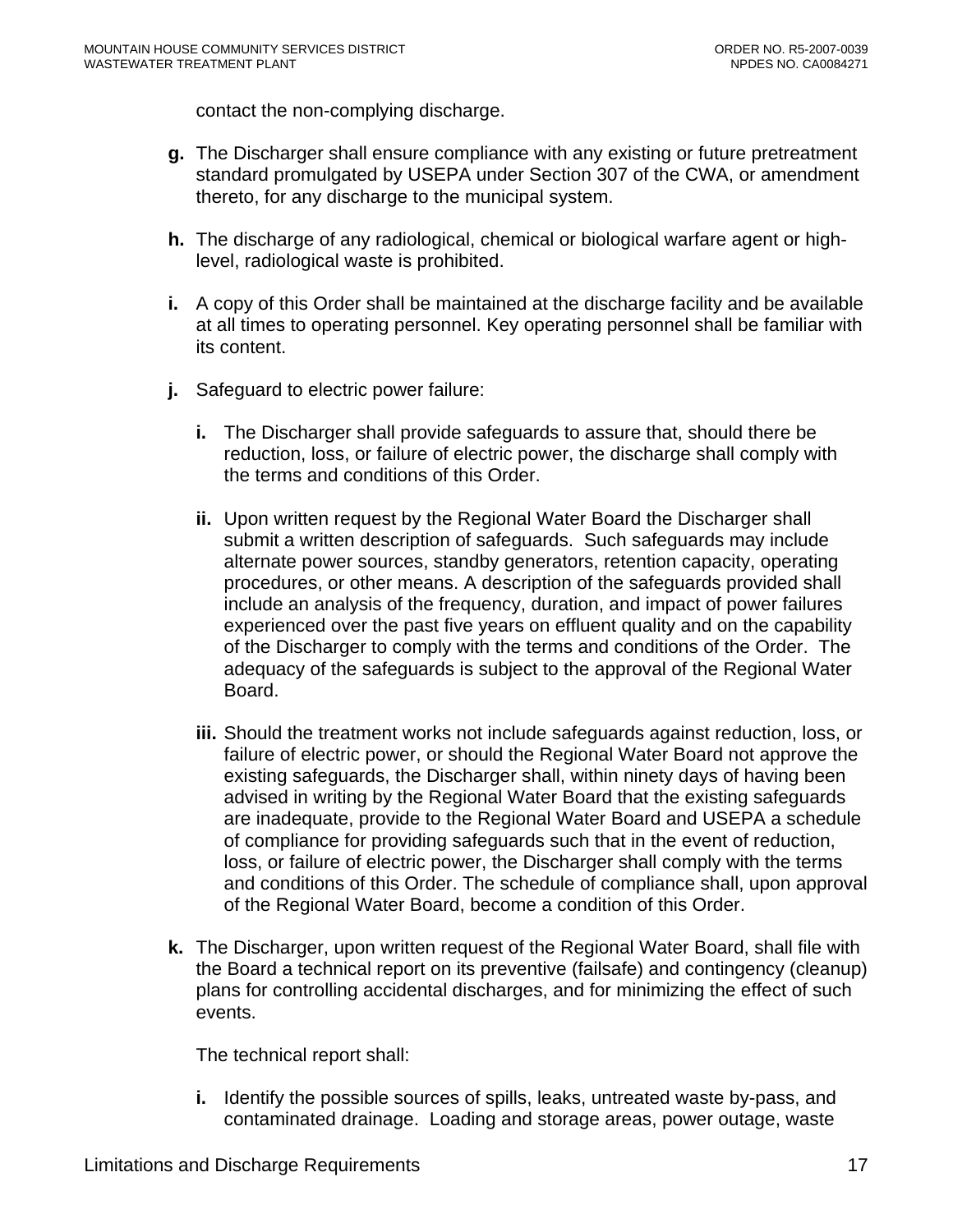contact the non-complying discharge.

**g.** The Discharger shall ensure compliance with any existing or future pretreatment standard promulgated by USEPA under Section 307 of the CWA, or amendment thereto, for any discharge to the municipal system.

**h.** The discharge of any radiological, chemical or biological warfare agent or high-level, radiological waste is prohibited.

**i.** A copy of this Order shall be maintained at the discharge facility and be available at all times to operating personnel. Key operating personnel shall be familiar with its content.

**j.** Safeguard to electric power failure:

   **i.** The Discharger shall provide safeguards to assure that, should there be reduction, loss, or failure of electric power, the discharge shall comply with the terms and conditions of this Order.

   **ii.** Upon written request by the Regional Water Board the Discharger shall submit a written description of safeguards. Such safeguards may include alternate power sources, standby generators, retention capacity, operating procedures, or other means. A description of the safeguards provided shall include an analysis of the frequency, duration, and impact of power failures experienced over the past five years on effluent quality and on the capability of the Discharger to comply with the terms and conditions of the Order. The adequacy of the safeguards is subject to the approval of the Regional Water Board.

   **iii.** Should the treatment works not include safeguards against reduction, loss, or failure of electric power, or should the Regional Water Board not approve the existing safeguards, the Discharger shall, within ninety days of having been advised in writing by the Regional Water Board that the existing safeguards are inadequate, provide to the Regional Water Board and USEPA a schedule of compliance for providing safeguards such that in the event of reduction, loss, or failure of electric power, the Discharger shall comply with the terms and conditions of this Order. The schedule of compliance shall, upon approval of the Regional Water Board, become a condition of this Order.

**k.** The Discharger, upon written request of the Regional Water Board, shall file with the Board a technical report on its preventive (failsafe) and contingency (cleanup) plans for controlling accidental discharges, and for minimizing the effect of such events.

   The technical report shall:

   **i.** Identify the possible sources of spills, leaks, untreated waste by-pass, and contaminated drainage. Loading and storage areas, power outage, waste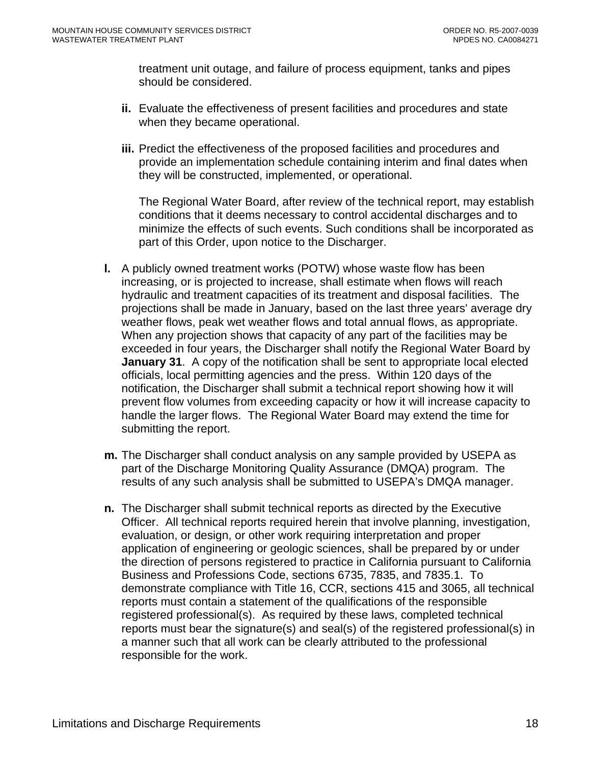treatment unit outage, and failure of process equipment, tanks and pipes should be considered.

**ii.** Evaluate the effectiveness of present facilities and procedures and state when they became operational.

**iii.** Predict the effectiveness of the proposed facilities and procedures and provide an implementation schedule containing interim and final dates when they will be constructed, implemented, or operational.

The Regional Water Board, after review of the technical report, may establish conditions that it deems necessary to control accidental discharges and to minimize the effects of such events. Such conditions shall be incorporated as part of this Order, upon notice to the Discharger.

**l.** A publicly owned treatment works (POTW) whose waste flow has been increasing, or is projected to increase, shall estimate when flows will reach hydraulic and treatment capacities of its treatment and disposal facilities. The projections shall be made in January, based on the last three years' average dry weather flows, peak wet weather flows and total annual flows, as appropriate. When any projection shows that capacity of any part of the facilities may be exceeded in four years, the Discharger shall notify the Regional Water Board by **January 31**. A copy of the notification shall be sent to appropriate local elected officials, local permitting agencies and the press. Within 120 days of the notification, the Discharger shall submit a technical report showing how it will prevent flow volumes from exceeding capacity or how it will increase capacity to handle the larger flows. The Regional Water Board may extend the time for submitting the report.

**m.** The Discharger shall conduct analysis on any sample provided by USEPA as part of the Discharge Monitoring Quality Assurance (DMQA) program. The results of any such analysis shall be submitted to USEPA's DMQA manager.

**n.** The Discharger shall submit technical reports as directed by the Executive Officer. All technical reports required herein that involve planning, investigation, evaluation, or design, or other work requiring interpretation and proper application of engineering or geologic sciences, shall be prepared by or under the direction of persons registered to practice in California pursuant to California Business and Professions Code, sections 6735, 7835, and 7835.1. To demonstrate compliance with Title 16, CCR, sections 415 and 3065, all technical reports must contain a statement of the qualifications of the responsible registered professional(s). As required by these laws, completed technical reports must bear the signature(s) and seal(s) of the registered professional(s) in a manner such that all work can be clearly attributed to the professional responsible for the work.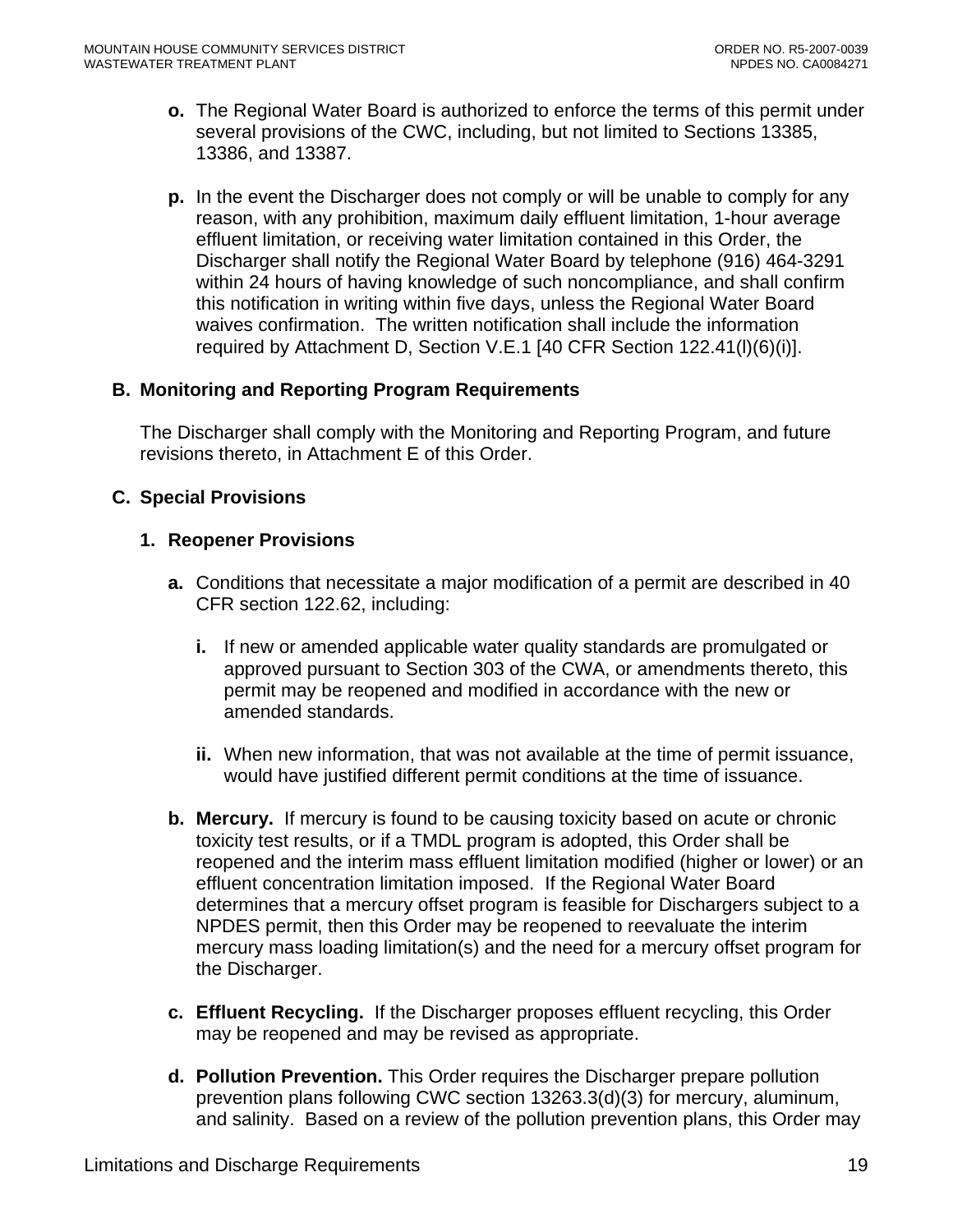**o.** The Regional Water Board is authorized to enforce the terms of this permit under several provisions of the CWC, including, but not limited to Sections 13385, 13386, and 13387.

**p.** In the event the Discharger does not comply or will be unable to comply for any reason, with any prohibition, maximum daily effluent limitation, 1-hour average effluent limitation, or receiving water limitation contained in this Order, the Discharger shall notify the Regional Water Board by telephone (916) 464-3291 within 24 hours of having knowledge of such noncompliance, and shall confirm this notification in writing within five days, unless the Regional Water Board waives confirmation. The written notification shall include the information required by Attachment D, Section V.E.1 [40 CFR Section 122.41(l)(6)(i)].

## B. Monitoring and Reporting Program Requirements

The Discharger shall comply with the Monitoring and Reporting Program, and future revisions thereto, in Attachment E of this Order.

## C. Special Provisions

### 1. Reopener Provisions

**a.** Conditions that necessitate a major modification of a permit are described in 40 CFR section 122.62, including:

**i.** If new or amended applicable water quality standards are promulgated or approved pursuant to Section 303 of the CWA, or amendments thereto, this permit may be reopened and modified in accordance with the new or amended standards.

**ii.** When new information, that was not available at the time of permit issuance, would have justified different permit conditions at the time of issuance.

**b. Mercury.** If mercury is found to be causing toxicity based on acute or chronic toxicity test results, or if a TMDL program is adopted, this Order shall be reopened and the interim mass effluent limitation modified (higher or lower) or an effluent concentration limitation imposed. If the Regional Water Board determines that a mercury offset program is feasible for Dischargers subject to a NPDES permit, then this Order may be reopened to reevaluate the interim mercury mass loading limitation(s) and the need for a mercury offset program for the Discharger.

**c. Effluent Recycling.** If the Discharger proposes effluent recycling, this Order may be reopened and may be revised as appropriate.

**d. Pollution Prevention.** This Order requires the Discharger prepare pollution prevention plans following CWC section 13263.3(d)(3) for mercury, aluminum, and salinity. Based on a review of the pollution prevention plans, this Order may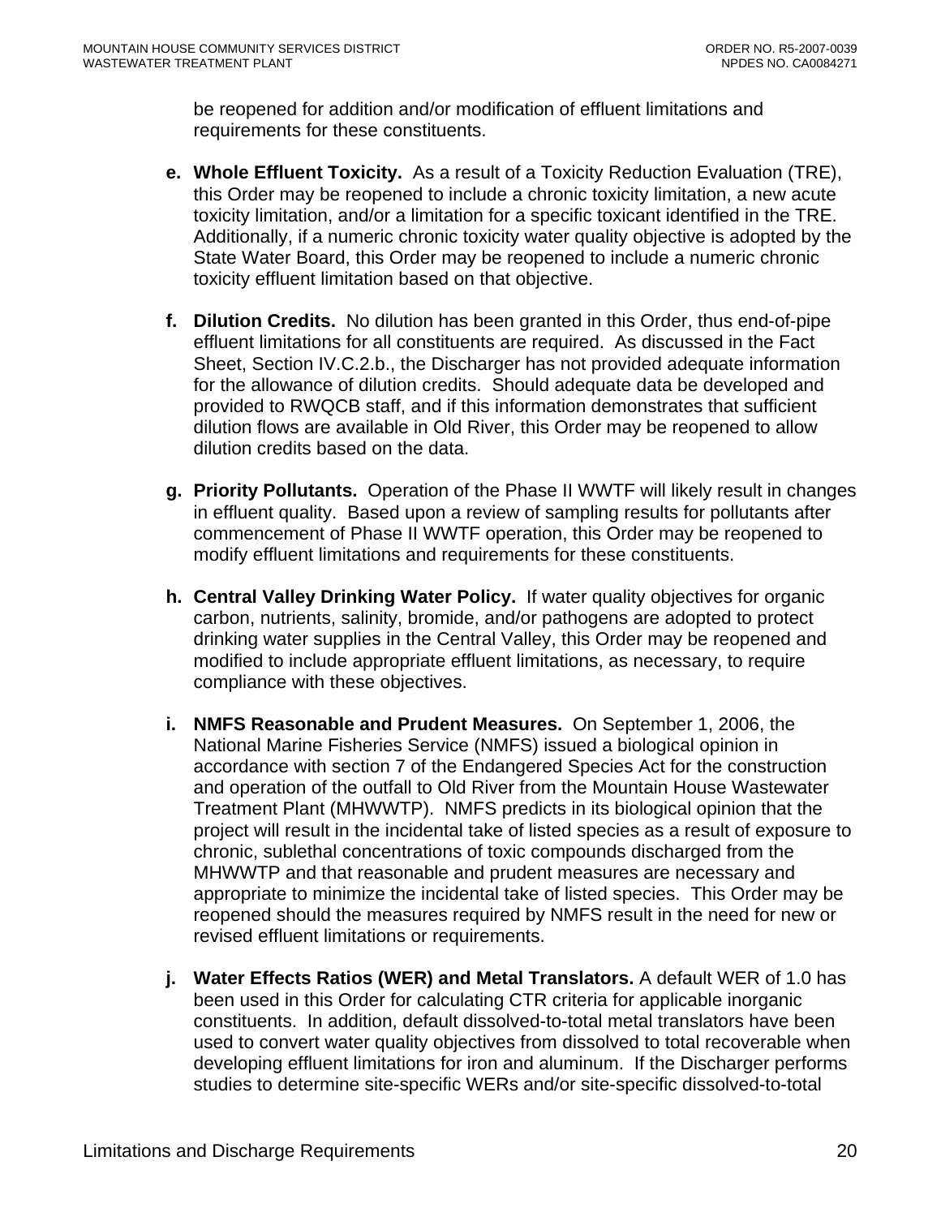be reopened for addition and/or modification of effluent limitations and requirements for these constituents.

e. **Whole Effluent Toxicity.** As a result of a Toxicity Reduction Evaluation (TRE), this Order may be reopened to include a chronic toxicity limitation, a new acute toxicity limitation, and/or a limitation for a specific toxicant identified in the TRE. Additionally, if a numeric chronic toxicity water quality objective is adopted by the State Water Board, this Order may be reopened to include a numeric chronic toxicity effluent limitation based on that objective.

f. **Dilution Credits.** No dilution has been granted in this Order, thus end-of-pipe effluent limitations for all constituents are required. As discussed in the Fact Sheet, Section IV.C.2.b., the Discharger has not provided adequate information for the allowance of dilution credits. Should adequate data be developed and provided to RWQCB staff, and if this information demonstrates that sufficient dilution flows are available in Old River, this Order may be reopened to allow dilution credits based on the data.

g. **Priority Pollutants.** Operation of the Phase II WWTF will likely result in changes in effluent quality. Based upon a review of sampling results for pollutants after commencement of Phase II WWTF operation, this Order may be reopened to modify effluent limitations and requirements for these constituents.

h. **Central Valley Drinking Water Policy.** If water quality objectives for organic carbon, nutrients, salinity, bromide, and/or pathogens are adopted to protect drinking water supplies in the Central Valley, this Order may be reopened and modified to include appropriate effluent limitations, as necessary, to require compliance with these objectives.

i. **NMFS Reasonable and Prudent Measures.** On September 1, 2006, the National Marine Fisheries Service (NMFS) issued a biological opinion in accordance with section 7 of the Endangered Species Act for the construction and operation of the outfall to Old River from the Mountain House Wastewater Treatment Plant (MHWWTP). NMFS predicts in its biological opinion that the project will result in the incidental take of listed species as a result of exposure to chronic, sublethal concentrations of toxic compounds discharged from the MHWWTP and that reasonable and prudent measures are necessary and appropriate to minimize the incidental take of listed species. This Order may be reopened should the measures required by NMFS result in the need for new or revised effluent limitations or requirements.

j. **Water Effects Ratios (WER) and Metal Translators.** A default WER of 1.0 has been used in this Order for calculating CTR criteria for applicable inorganic constituents. In addition, default dissolved-to-total metal translators have been used to convert water quality objectives from dissolved to total recoverable when developing effluent limitations for iron and aluminum. If the Discharger performs studies to determine site-specific WERs and/or site-specific dissolved-to-total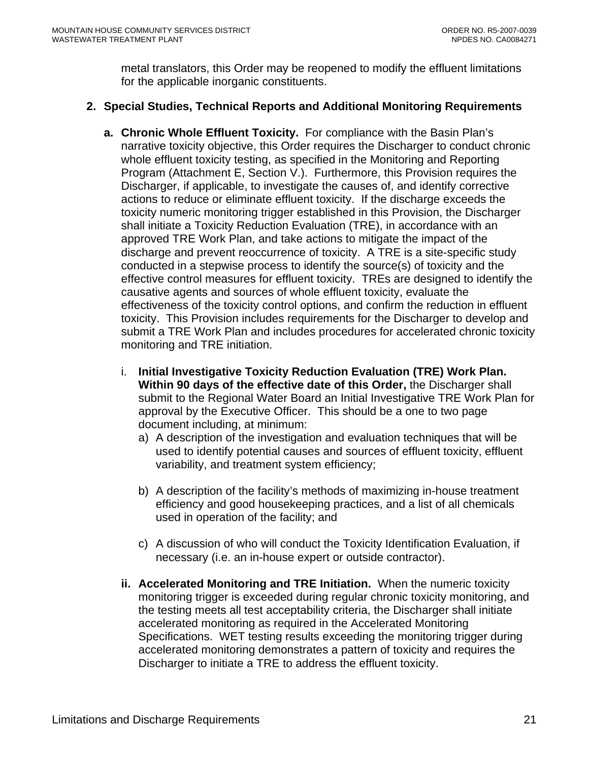metal translators, this Order may be reopened to modify the effluent limitations for the applicable inorganic constituents.

**2. Special Studies, Technical Reports and Additional Monitoring Requirements**

**a. Chronic Whole Effluent Toxicity.** For compliance with the Basin Plan's narrative toxicity objective, this Order requires the Discharger to conduct chronic whole effluent toxicity testing, as specified in the Monitoring and Reporting Program (Attachment E, Section V.). Furthermore, this Provision requires the Discharger, if applicable, to investigate the causes of, and identify corrective actions to reduce or eliminate effluent toxicity. If the discharge exceeds the toxicity numeric monitoring trigger established in this Provision, the Discharger shall initiate a Toxicity Reduction Evaluation (TRE), in accordance with an approved TRE Work Plan, and take actions to mitigate the impact of the discharge and prevent reoccurrence of toxicity. A TRE is a site-specific study conducted in a stepwise process to identify the source(s) of toxicity and the effective control measures for effluent toxicity. TREs are designed to identify the causative agents and sources of whole effluent toxicity, evaluate the effectiveness of the toxicity control options, and confirm the reduction in effluent toxicity. This Provision includes requirements for the Discharger to develop and submit a TRE Work Plan and includes procedures for accelerated chronic toxicity monitoring and TRE initiation.

i. **Initial Investigative Toxicity Reduction Evaluation (TRE) Work Plan. Within 90 days of the effective date of this Order,** the Discharger shall submit to the Regional Water Board an Initial Investigative TRE Work Plan for approval by the Executive Officer. This should be a one to two page document including, at minimum:

a) A description of the investigation and evaluation techniques that will be used to identify potential causes and sources of effluent toxicity, effluent variability, and treatment system efficiency;

b) A description of the facility's methods of maximizing in-house treatment efficiency and good housekeeping practices, and a list of all chemicals used in operation of the facility; and

c) A discussion of who will conduct the Toxicity Identification Evaluation, if necessary (i.e. an in-house expert or outside contractor).

**ii. Accelerated Monitoring and TRE Initiation.** When the numeric toxicity monitoring trigger is exceeded during regular chronic toxicity monitoring, and the testing meets all test acceptability criteria, the Discharger shall initiate accelerated monitoring as required in the Accelerated Monitoring Specifications. WET testing results exceeding the monitoring trigger during accelerated monitoring demonstrates a pattern of toxicity and requires the Discharger to initiate a TRE to address the effluent toxicity.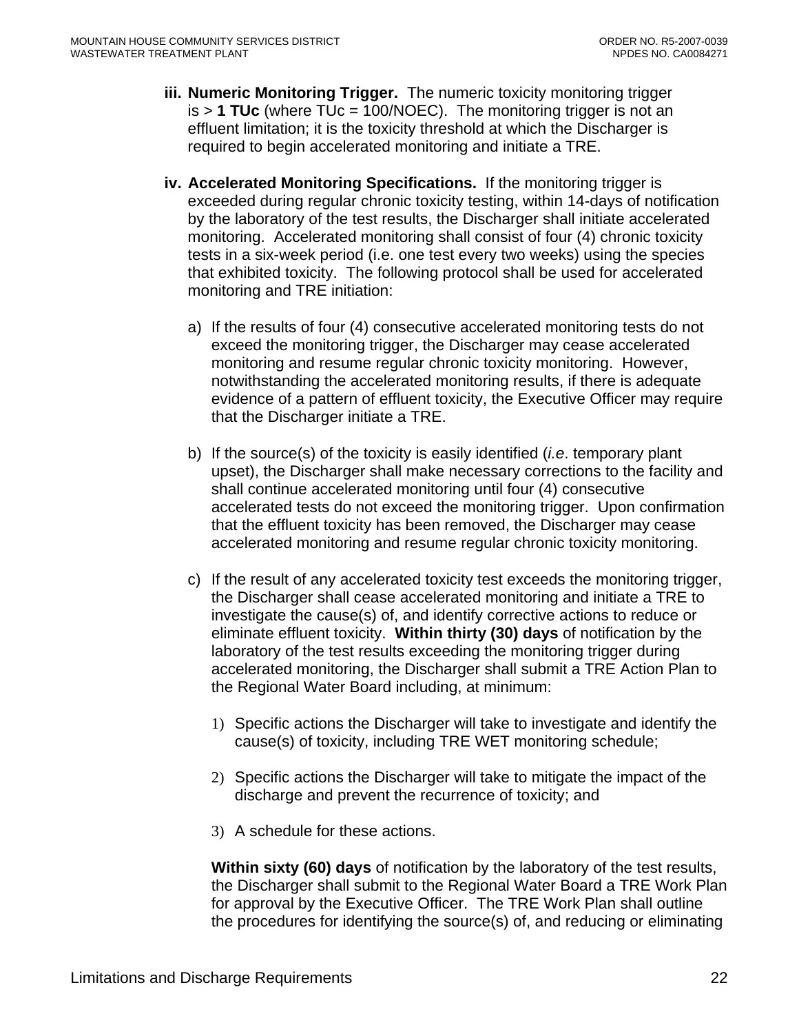iii. **Numeric Monitoring Trigger.** The numeric toxicity monitoring trigger is > **1 TUc** (where TUc = 100/NOEC). The monitoring trigger is not an effluent limitation; it is the toxicity threshold at which the Discharger is required to begin accelerated monitoring and initiate a TRE.

iv. **Accelerated Monitoring Specifications.** If the monitoring trigger is exceeded during regular chronic toxicity testing, within 14-days of notification by the laboratory of the test results, the Discharger shall initiate accelerated monitoring. Accelerated monitoring shall consist of four (4) chronic toxicity tests in a six-week period (i.e. one test every two weeks) using the species that exhibited toxicity. The following protocol shall be used for accelerated monitoring and TRE initiation:

a) If the results of four (4) consecutive accelerated monitoring tests do not exceed the monitoring trigger, the Discharger may cease accelerated monitoring and resume regular chronic toxicity monitoring. However, notwithstanding the accelerated monitoring results, if there is adequate evidence of a pattern of effluent toxicity, the Executive Officer may require that the Discharger initiate a TRE.

b) If the source(s) of the toxicity is easily identified (*i.e*. temporary plant upset), the Discharger shall make necessary corrections to the facility and shall continue accelerated monitoring until four (4) consecutive accelerated tests do not exceed the monitoring trigger. Upon confirmation that the effluent toxicity has been removed, the Discharger may cease accelerated monitoring and resume regular chronic toxicity monitoring.

c) If the result of any accelerated toxicity test exceeds the monitoring trigger, the Discharger shall cease accelerated monitoring and initiate a TRE to investigate the cause(s) of, and identify corrective actions to reduce or eliminate effluent toxicity. **Within thirty (30) days** of notification by the laboratory of the test results exceeding the monitoring trigger during accelerated monitoring, the Discharger shall submit a TRE Action Plan to the Regional Water Board including, at minimum:

1) Specific actions the Discharger will take to investigate and identify the cause(s) of toxicity, including TRE WET monitoring schedule;

2) Specific actions the Discharger will take to mitigate the impact of the discharge and prevent the recurrence of toxicity; and

3) A schedule for these actions.

**Within sixty (60) days** of notification by the laboratory of the test results, the Discharger shall submit to the Regional Water Board a TRE Work Plan for approval by the Executive Officer. The TRE Work Plan shall outline the procedures for identifying the source(s) of, and reducing or eliminating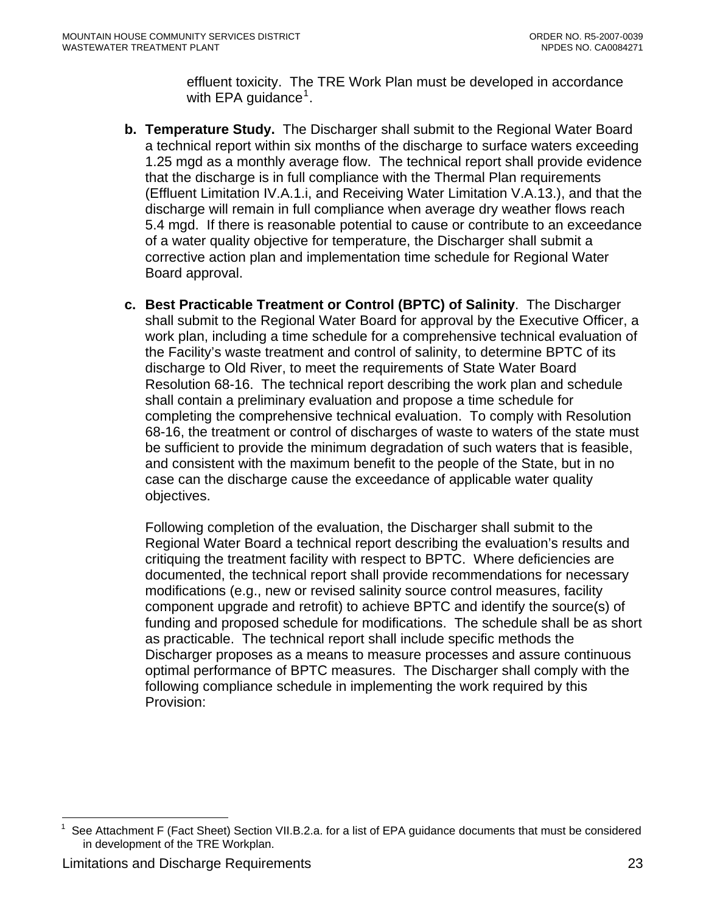effluent toxicity. The TRE Work Plan must be developed in accordance with EPA guidance[1].

**b. Temperature Study.** The Discharger shall submit to the Regional Water Board a technical report within six months of the discharge to surface waters exceeding 1.25 mgd as a monthly average flow. The technical report shall provide evidence that the discharge is in full compliance with the Thermal Plan requirements (Effluent Limitation IV.A.1.i, and Receiving Water Limitation V.A.13.), and that the discharge will remain in full compliance when average dry weather flows reach 5.4 mgd. If there is reasonable potential to cause or contribute to an exceedance of a water quality objective for temperature, the Discharger shall submit a corrective action plan and implementation time schedule for Regional Water Board approval.

**c. Best Practicable Treatment or Control (BPTC) of Salinity**. The Discharger shall submit to the Regional Water Board for approval by the Executive Officer, a work plan, including a time schedule for a comprehensive technical evaluation of the Facility's waste treatment and control of salinity, to determine BPTC of its discharge to Old River, to meet the requirements of State Water Board Resolution 68-16. The technical report describing the work plan and schedule shall contain a preliminary evaluation and propose a time schedule for completing the comprehensive technical evaluation. To comply with Resolution 68-16, the treatment or control of discharges of waste to waters of the state must be sufficient to provide the minimum degradation of such waters that is feasible, and consistent with the maximum benefit to the people of the State, but in no case can the discharge cause the exceedance of applicable water quality objectives.

Following completion of the evaluation, the Discharger shall submit to the Regional Water Board a technical report describing the evaluation's results and critiquing the treatment facility with respect to BPTC. Where deficiencies are documented, the technical report shall provide recommendations for necessary modifications (e.g., new or revised salinity source control measures, facility component upgrade and retrofit) to achieve BPTC and identify the source(s) of funding and proposed schedule for modifications. The schedule shall be as short as practicable. The technical report shall include specific methods the Discharger proposes as a means to measure processes and assure continuous optimal performance of BPTC measures. The Discharger shall comply with the following compliance schedule in implementing the work required by this Provision:

---

[1] See Attachment F (Fact Sheet) Section VII.B.2.a. for a list of EPA guidance documents that must be considered in development of the TRE Workplan.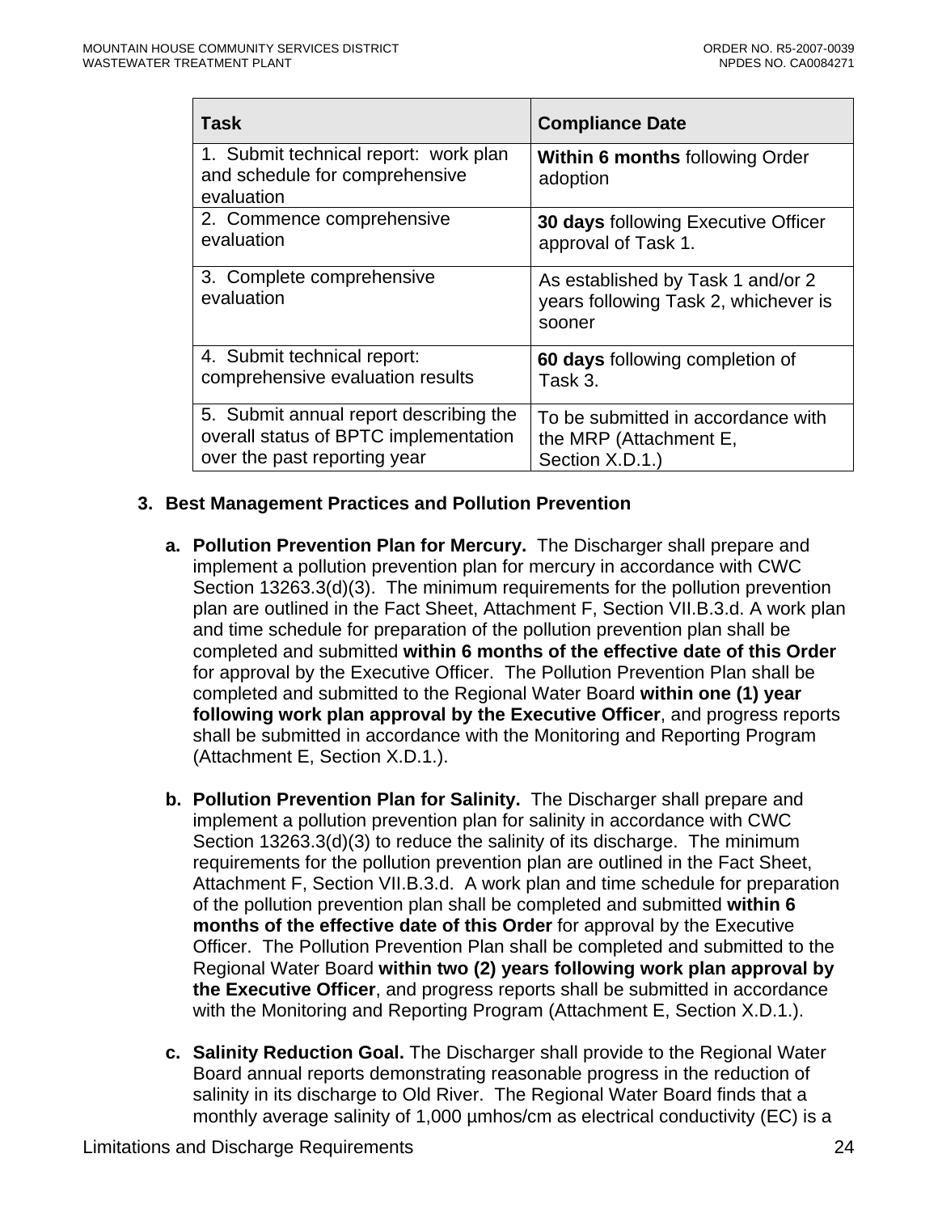| Task | Compliance Date |
|---|---|
| 1. Submit technical report: work plan and schedule for comprehensive evaluation | **Within 6 months** following Order adoption |
| 2. Commence comprehensive evaluation | **30 days** following Executive Officer approval of Task 1. |
| 3. Complete comprehensive evaluation | As established by Task 1 and/or 2 years following Task 2, whichever is sooner |
| 4. Submit technical report: comprehensive evaluation results | **60 days** following completion of Task 3. |
| 5. Submit annual report describing the overall status of BPTC implementation over the past reporting year | To be submitted in accordance with the MRP (Attachment E, Section X.D.1.) |

**3. Best Management Practices and Pollution Prevention**

**a. Pollution Prevention Plan for Mercury.** The Discharger shall prepare and implement a pollution prevention plan for mercury in accordance with CWC Section 13263.3(d)(3). The minimum requirements for the pollution prevention plan are outlined in the Fact Sheet, Attachment F, Section VII.B.3.d. A work plan and time schedule for preparation of the pollution prevention plan shall be completed and submitted **within 6 months of the effective date of this Order** for approval by the Executive Officer. The Pollution Prevention Plan shall be completed and submitted to the Regional Water Board **within one (1) year following work plan approval by the Executive Officer**, and progress reports shall be submitted in accordance with the Monitoring and Reporting Program (Attachment E, Section X.D.1.).

**b. Pollution Prevention Plan for Salinity.** The Discharger shall prepare and implement a pollution prevention plan for salinity in accordance with CWC Section 13263.3(d)(3) to reduce the salinity of its discharge. The minimum requirements for the pollution prevention plan are outlined in the Fact Sheet, Attachment F, Section VII.B.3.d. A work plan and time schedule for preparation of the pollution prevention plan shall be completed and submitted **within 6 months of the effective date of this Order** for approval by the Executive Officer. The Pollution Prevention Plan shall be completed and submitted to the Regional Water Board **within two (2) years following work plan approval by the Executive Officer**, and progress reports shall be submitted in accordance with the Monitoring and Reporting Program (Attachment E, Section X.D.1.).

**c. Salinity Reduction Goal.** The Discharger shall provide to the Regional Water Board annual reports demonstrating reasonable progress in the reduction of salinity in its discharge to Old River. The Regional Water Board finds that a monthly average salinity of 1,000 µmhos/cm as electrical conductivity (EC) is a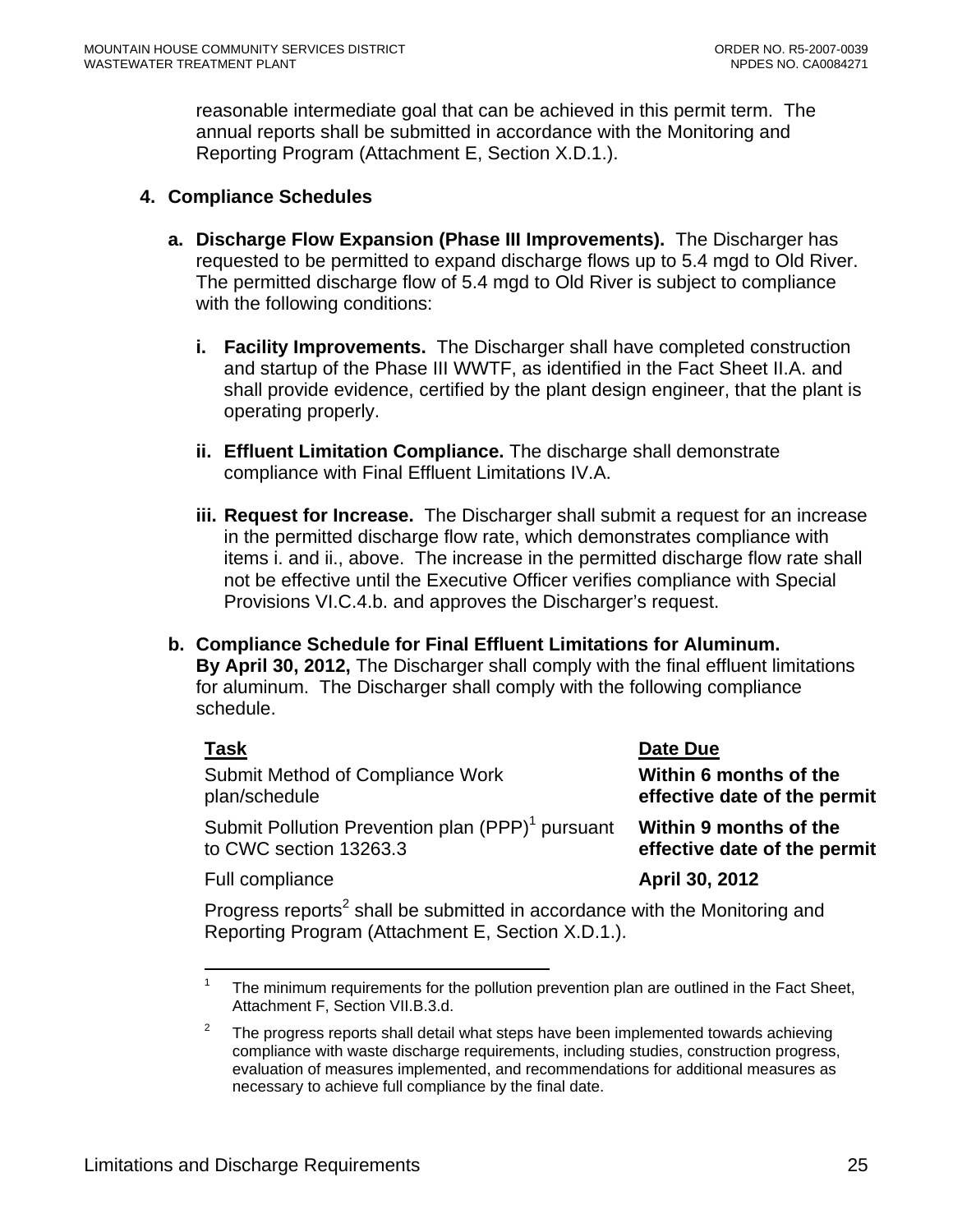reasonable intermediate goal that can be achieved in this permit term. The annual reports shall be submitted in accordance with the Monitoring and Reporting Program (Attachment E, Section X.D.1.).

**4. Compliance Schedules**

**a. Discharge Flow Expansion (Phase III Improvements).** The Discharger has requested to be permitted to expand discharge flows up to 5.4 mgd to Old River. The permitted discharge flow of 5.4 mgd to Old River is subject to compliance with the following conditions:

**i. Facility Improvements.** The Discharger shall have completed construction and startup of the Phase III WWTF, as identified in the Fact Sheet II.A. and shall provide evidence, certified by the plant design engineer, that the plant is operating properly.

**ii. Effluent Limitation Compliance.** The discharge shall demonstrate compliance with Final Effluent Limitations IV.A.

**iii. Request for Increase.** The Discharger shall submit a request for an increase in the permitted discharge flow rate, which demonstrates compliance with items i. and ii., above. The increase in the permitted discharge flow rate shall not be effective until the Executive Officer verifies compliance with Special Provisions VI.C.4.b. and approves the Discharger's request.

**b. Compliance Schedule for Final Effluent Limitations for Aluminum. By April 30, 2012,** The Discharger shall comply with the final effluent limitations for aluminum. The Discharger shall comply with the following compliance schedule.

| Task | Date Due |
|---|---|
| Submit Method of Compliance Work plan/schedule | **Within 6 months of the effective date of the permit** |
| Submit Pollution Prevention plan (PPP)[1] pursuant to CWC section 13263.3 | **Within 9 months of the effective date of the permit** |
| Full compliance | **April 30, 2012** |

Progress reports[2] shall be submitted in accordance with the Monitoring and Reporting Program (Attachment E, Section X.D.1.).

---

[1] The minimum requirements for the pollution prevention plan are outlined in the Fact Sheet, Attachment F, Section VII.B.3.d.

[2] The progress reports shall detail what steps have been implemented towards achieving compliance with waste discharge requirements, including studies, construction progress, evaluation of measures implemented, and recommendations for additional measures as necessary to achieve full compliance by the final date.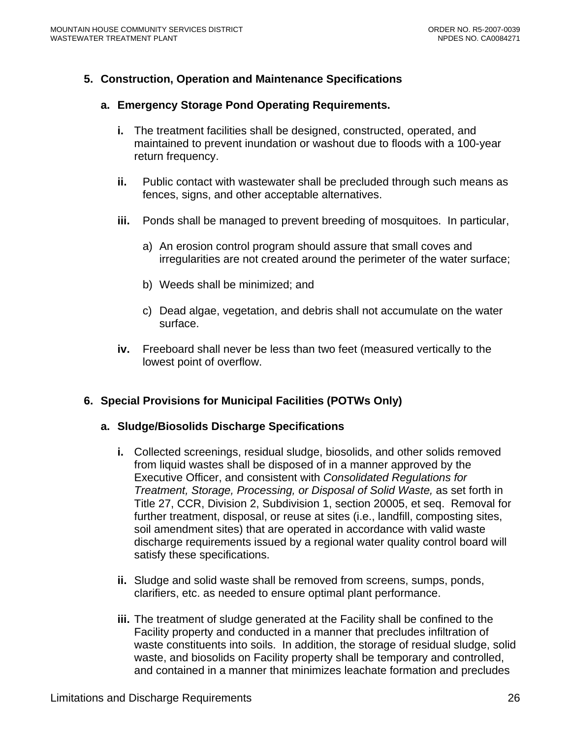**5. Construction, Operation and Maintenance Specifications**

**a. Emergency Storage Pond Operating Requirements.**

**i.** The treatment facilities shall be designed, constructed, operated, and maintained to prevent inundation or washout due to floods with a 100-year return frequency.

**ii.** Public contact with wastewater shall be precluded through such means as fences, signs, and other acceptable alternatives.

**iii.** Ponds shall be managed to prevent breeding of mosquitoes. In particular,

a) An erosion control program should assure that small coves and irregularities are not created around the perimeter of the water surface;

b) Weeds shall be minimized; and

c) Dead algae, vegetation, and debris shall not accumulate on the water surface.

**iv.** Freeboard shall never be less than two feet (measured vertically to the lowest point of overflow.

**6. Special Provisions for Municipal Facilities (POTWs Only)**

**a. Sludge/Biosolids Discharge Specifications**

**i.** Collected screenings, residual sludge, biosolids, and other solids removed from liquid wastes shall be disposed of in a manner approved by the Executive Officer, and consistent with *Consolidated Regulations for Treatment, Storage, Processing, or Disposal of Solid Waste,* as set forth in Title 27, CCR, Division 2, Subdivision 1, section 20005, et seq. Removal for further treatment, disposal, or reuse at sites (i.e., landfill, composting sites, soil amendment sites) that are operated in accordance with valid waste discharge requirements issued by a regional water quality control board will satisfy these specifications.

**ii.** Sludge and solid waste shall be removed from screens, sumps, ponds, clarifiers, etc. as needed to ensure optimal plant performance.

**iii.** The treatment of sludge generated at the Facility shall be confined to the Facility property and conducted in a manner that precludes infiltration of waste constituents into soils. In addition, the storage of residual sludge, solid waste, and biosolids on Facility property shall be temporary and controlled, and contained in a manner that minimizes leachate formation and precludes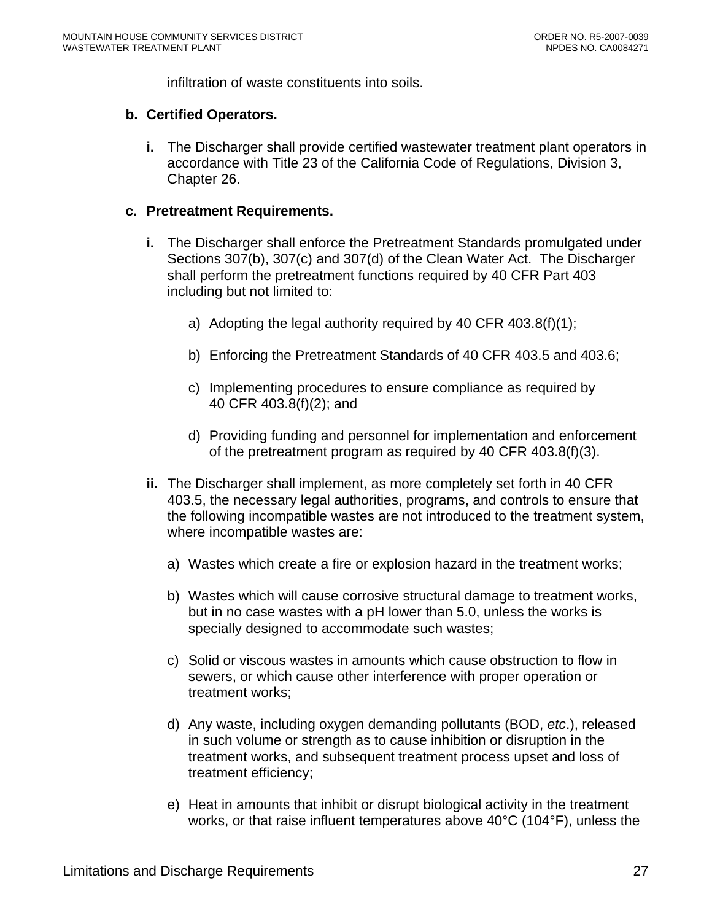infiltration of waste constituents into soils.

**b. Certified Operators.**

**i.** The Discharger shall provide certified wastewater treatment plant operators in accordance with Title 23 of the California Code of Regulations, Division 3, Chapter 26.

**c. Pretreatment Requirements.**

**i.** The Discharger shall enforce the Pretreatment Standards promulgated under Sections 307(b), 307(c) and 307(d) of the Clean Water Act. The Discharger shall perform the pretreatment functions required by 40 CFR Part 403 including but not limited to:

a) Adopting the legal authority required by 40 CFR 403.8(f)(1);

b) Enforcing the Pretreatment Standards of 40 CFR 403.5 and 403.6;

c) Implementing procedures to ensure compliance as required by 40 CFR 403.8(f)(2); and

d) Providing funding and personnel for implementation and enforcement of the pretreatment program as required by 40 CFR 403.8(f)(3).

**ii.** The Discharger shall implement, as more completely set forth in 40 CFR 403.5, the necessary legal authorities, programs, and controls to ensure that the following incompatible wastes are not introduced to the treatment system, where incompatible wastes are:

a) Wastes which create a fire or explosion hazard in the treatment works;

b) Wastes which will cause corrosive structural damage to treatment works, but in no case wastes with a pH lower than 5.0, unless the works is specially designed to accommodate such wastes;

c) Solid or viscous wastes in amounts which cause obstruction to flow in sewers, or which cause other interference with proper operation or treatment works;

d) Any waste, including oxygen demanding pollutants (BOD, *etc*.), released in such volume or strength as to cause inhibition or disruption in the treatment works, and subsequent treatment process upset and loss of treatment efficiency;

e) Heat in amounts that inhibit or disrupt biological activity in the treatment works, or that raise influent temperatures above 40°C (104°F), unless the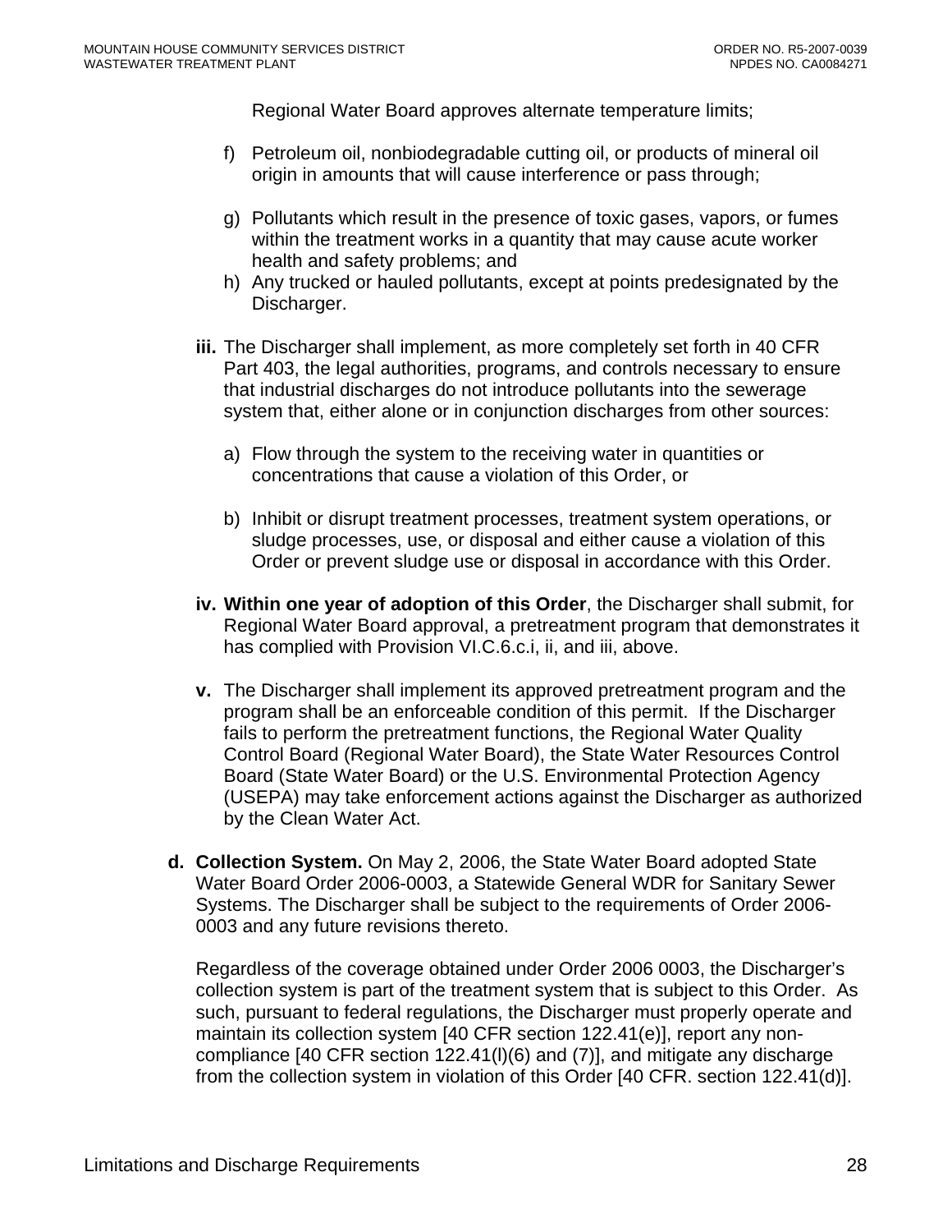Regional Water Board approves alternate temperature limits;

f) Petroleum oil, nonbiodegradable cutting oil, or products of mineral oil origin in amounts that will cause interference or pass through;

g) Pollutants which result in the presence of toxic gases, vapors, or fumes within the treatment works in a quantity that may cause acute worker health and safety problems; and

h) Any trucked or hauled pollutants, except at points predesignated by the Discharger.

**iii.** The Discharger shall implement, as more completely set forth in 40 CFR Part 403, the legal authorities, programs, and controls necessary to ensure that industrial discharges do not introduce pollutants into the sewerage system that, either alone or in conjunction discharges from other sources:

a) Flow through the system to the receiving water in quantities or concentrations that cause a violation of this Order, or

b) Inhibit or disrupt treatment processes, treatment system operations, or sludge processes, use, or disposal and either cause a violation of this Order or prevent sludge use or disposal in accordance with this Order.

**iv. Within one year of adoption of this Order**, the Discharger shall submit, for Regional Water Board approval, a pretreatment program that demonstrates it has complied with Provision VI.C.6.c.i, ii, and iii, above.

**v.** The Discharger shall implement its approved pretreatment program and the program shall be an enforceable condition of this permit. If the Discharger fails to perform the pretreatment functions, the Regional Water Quality Control Board (Regional Water Board), the State Water Resources Control Board (State Water Board) or the U.S. Environmental Protection Agency (USEPA) may take enforcement actions against the Discharger as authorized by the Clean Water Act.

**d. Collection System.** On May 2, 2006, the State Water Board adopted State Water Board Order 2006-0003, a Statewide General WDR for Sanitary Sewer Systems. The Discharger shall be subject to the requirements of Order 2006-0003 and any future revisions thereto.

Regardless of the coverage obtained under Order 2006 0003, the Discharger's collection system is part of the treatment system that is subject to this Order. As such, pursuant to federal regulations, the Discharger must properly operate and maintain its collection system [40 CFR section 122.41(e)], report any non-compliance [40 CFR section 122.41(l)(6) and (7)], and mitigate any discharge from the collection system in violation of this Order [40 CFR. section 122.41(d)].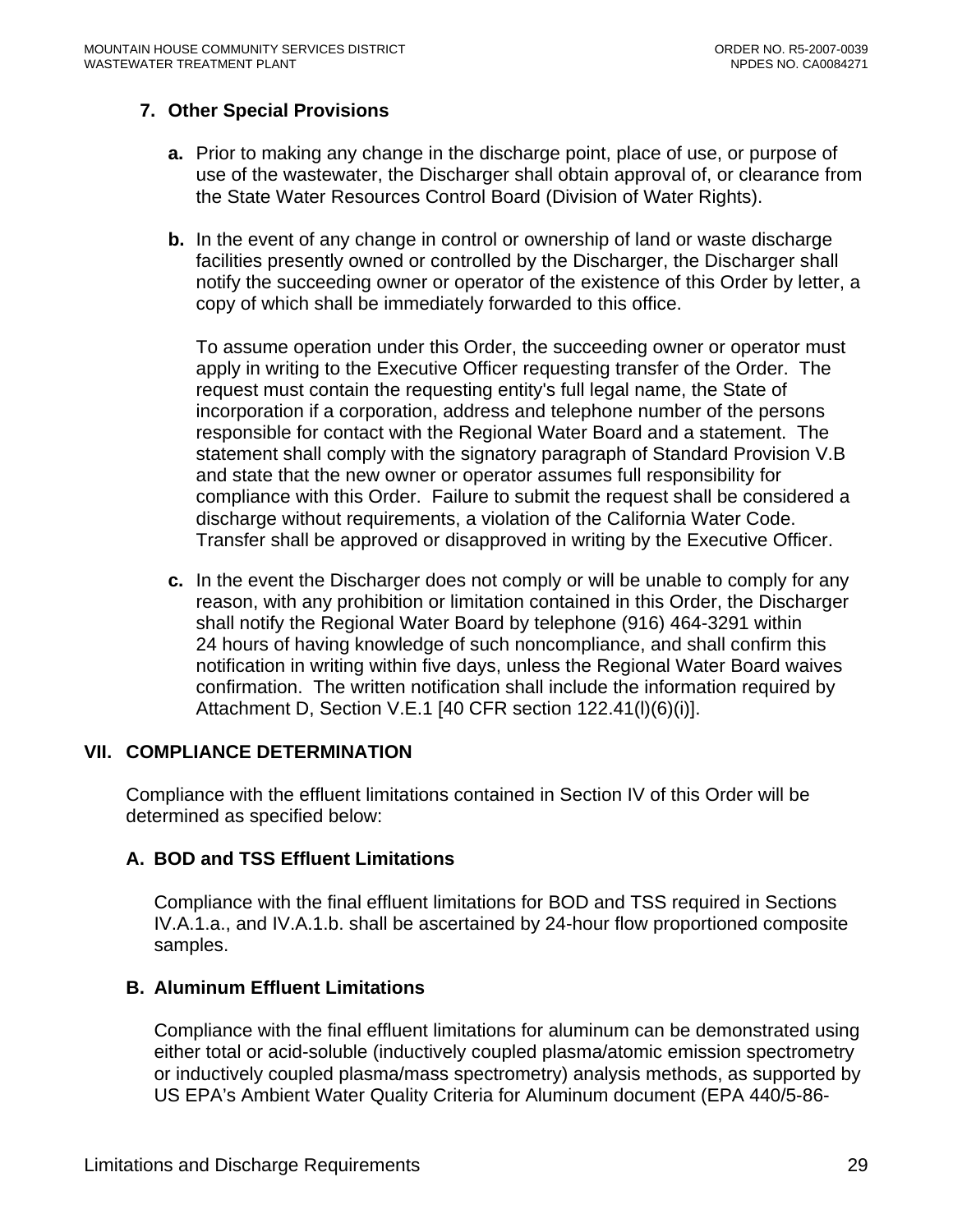### 7. Other Special Provisions

**a.** Prior to making any change in the discharge point, place of use, or purpose of use of the wastewater, the Discharger shall obtain approval of, or clearance from the State Water Resources Control Board (Division of Water Rights).

**b.** In the event of any change in control or ownership of land or waste discharge facilities presently owned or controlled by the Discharger, the Discharger shall notify the succeeding owner or operator of the existence of this Order by letter, a copy of which shall be immediately forwarded to this office.

To assume operation under this Order, the succeeding owner or operator must apply in writing to the Executive Officer requesting transfer of the Order. The request must contain the requesting entity's full legal name, the State of incorporation if a corporation, address and telephone number of the persons responsible for contact with the Regional Water Board and a statement. The statement shall comply with the signatory paragraph of Standard Provision V.B and state that the new owner or operator assumes full responsibility for compliance with this Order. Failure to submit the request shall be considered a discharge without requirements, a violation of the California Water Code. Transfer shall be approved or disapproved in writing by the Executive Officer.

**c.** In the event the Discharger does not comply or will be unable to comply for any reason, with any prohibition or limitation contained in this Order, the Discharger shall notify the Regional Water Board by telephone (916) 464-3291 within 24 hours of having knowledge of such noncompliance, and shall confirm this notification in writing within five days, unless the Regional Water Board waives confirmation. The written notification shall include the information required by Attachment D, Section V.E.1 [40 CFR section 122.41(l)(6)(i)].

## VII. COMPLIANCE DETERMINATION

Compliance with the effluent limitations contained in Section IV of this Order will be determined as specified below:

### A. BOD and TSS Effluent Limitations

Compliance with the final effluent limitations for BOD and TSS required in Sections IV.A.1.a., and IV.A.1.b. shall be ascertained by 24-hour flow proportioned composite samples.

### B. Aluminum Effluent Limitations

Compliance with the final effluent limitations for aluminum can be demonstrated using either total or acid-soluble (inductively coupled plasma/atomic emission spectrometry or inductively coupled plasma/mass spectrometry) analysis methods, as supported by US EPA's Ambient Water Quality Criteria for Aluminum document (EPA 440/5-86-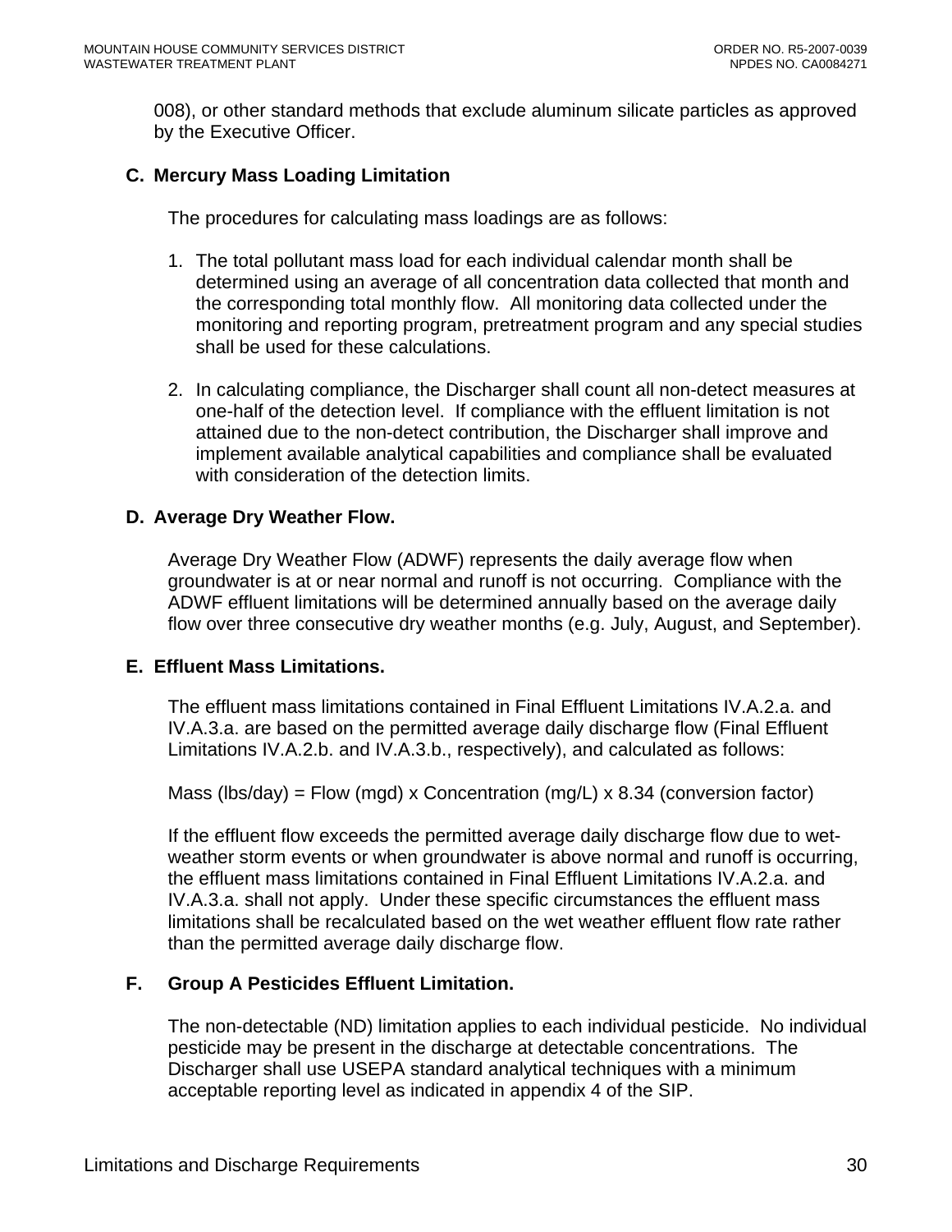008), or other standard methods that exclude aluminum silicate particles as approved by the Executive Officer.

### C. Mercury Mass Loading Limitation

The procedures for calculating mass loadings are as follows:

1. The total pollutant mass load for each individual calendar month shall be determined using an average of all concentration data collected that month and the corresponding total monthly flow. All monitoring data collected under the monitoring and reporting program, pretreatment program and any special studies shall be used for these calculations.

2. In calculating compliance, the Discharger shall count all non-detect measures at one-half of the detection level. If compliance with the effluent limitation is not attained due to the non-detect contribution, the Discharger shall improve and implement available analytical capabilities and compliance shall be evaluated with consideration of the detection limits.

### D. Average Dry Weather Flow.

Average Dry Weather Flow (ADWF) represents the daily average flow when groundwater is at or near normal and runoff is not occurring. Compliance with the ADWF effluent limitations will be determined annually based on the average daily flow over three consecutive dry weather months (e.g. July, August, and September).

### E. Effluent Mass Limitations.

The effluent mass limitations contained in Final Effluent Limitations IV.A.2.a. and IV.A.3.a. are based on the permitted average daily discharge flow (Final Effluent Limitations IV.A.2.b. and IV.A.3.b., respectively), and calculated as follows:

Mass (lbs/day) = Flow (mgd) x Concentration (mg/L) x 8.34 (conversion factor)

If the effluent flow exceeds the permitted average daily discharge flow due to wet-weather storm events or when groundwater is above normal and runoff is occurring, the effluent mass limitations contained in Final Effluent Limitations IV.A.2.a. and IV.A.3.a. shall not apply. Under these specific circumstances the effluent mass limitations shall be recalculated based on the wet weather effluent flow rate rather than the permitted average daily discharge flow.

### F. Group A Pesticides Effluent Limitation.

The non-detectable (ND) limitation applies to each individual pesticide. No individual pesticide may be present in the discharge at detectable concentrations. The Discharger shall use USEPA standard analytical techniques with a minimum acceptable reporting level as indicated in appendix 4 of the SIP.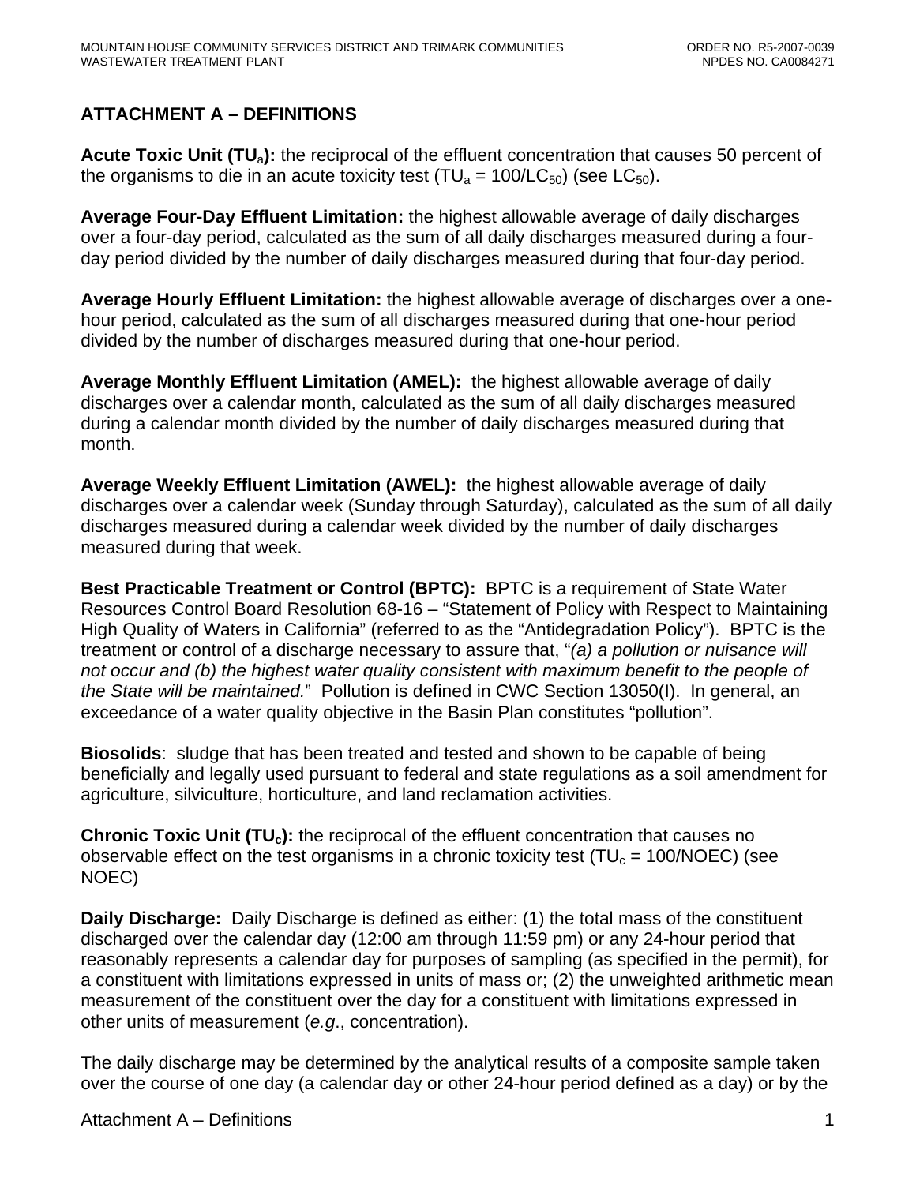## ATTACHMENT A – DEFINITIONS

**Acute Toxic Unit ($TU_a$):** the reciprocal of the effluent concentration that causes 50 percent of the organisms to die in an acute toxicity test ($TU_a = 100/LC_{50}$) (see $LC_{50}$).

**Average Four-Day Effluent Limitation:** the highest allowable average of daily discharges over a four-day period, calculated as the sum of all daily discharges measured during a four-day period divided by the number of daily discharges measured during that four-day period.

**Average Hourly Effluent Limitation:** the highest allowable average of discharges over a one-hour period, calculated as the sum of all discharges measured during that one-hour period divided by the number of discharges measured during that one-hour period.

**Average Monthly Effluent Limitation (AMEL):** the highest allowable average of daily discharges over a calendar month, calculated as the sum of all daily discharges measured during a calendar month divided by the number of daily discharges measured during that month.

**Average Weekly Effluent Limitation (AWEL):** the highest allowable average of daily discharges over a calendar week (Sunday through Saturday), calculated as the sum of all daily discharges measured during a calendar week divided by the number of daily discharges measured during that week.

**Best Practicable Treatment or Control (BPTC):** BPTC is a requirement of State Water Resources Control Board Resolution 68-16 – "Statement of Policy with Respect to Maintaining High Quality of Waters in California" (referred to as the "Antidegradation Policy"). BPTC is the treatment or control of a discharge necessary to assure that, "*(a) a pollution or nuisance will not occur and (b) the highest water quality consistent with maximum benefit to the people of the State will be maintained.*" Pollution is defined in CWC Section 13050(I). In general, an exceedance of a water quality objective in the Basin Plan constitutes "pollution".

**Biosolids**: sludge that has been treated and tested and shown to be capable of being beneficially and legally used pursuant to federal and state regulations as a soil amendment for agriculture, silviculture, horticulture, and land reclamation activities.

**Chronic Toxic Unit ($TU_c$):** the reciprocal of the effluent concentration that causes no observable effect on the test organisms in a chronic toxicity test ($TU_c = 100/NOEC$) (see NOEC)

**Daily Discharge:** Daily Discharge is defined as either: (1) the total mass of the constituent discharged over the calendar day (12:00 am through 11:59 pm) or any 24-hour period that reasonably represents a calendar day for purposes of sampling (as specified in the permit), for a constituent with limitations expressed in units of mass or; (2) the unweighted arithmetic mean measurement of the constituent over the day for a constituent with limitations expressed in other units of measurement (*e.g*., concentration).

The daily discharge may be determined by the analytical results of a composite sample taken over the course of one day (a calendar day or other 24-hour period defined as a day) or by the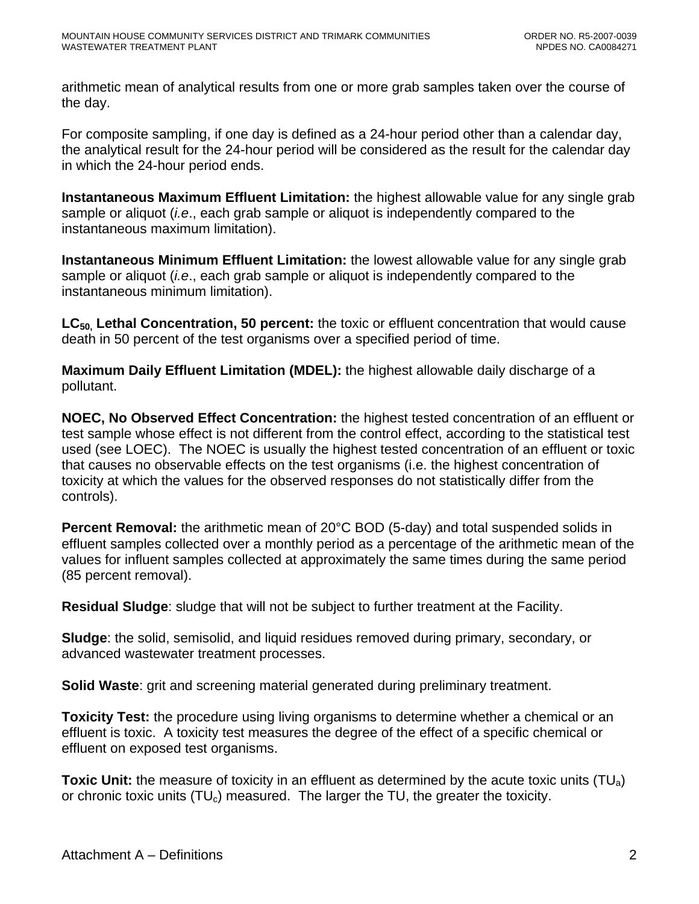arithmetic mean of analytical results from one or more grab samples taken over the course of the day.

For composite sampling, if one day is defined as a 24-hour period other than a calendar day, the analytical result for the 24-hour period will be considered as the result for the calendar day in which the 24-hour period ends.

**Instantaneous Maximum Effluent Limitation:** the highest allowable value for any single grab sample or aliquot (*i.e*., each grab sample or aliquot is independently compared to the instantaneous maximum limitation).

**Instantaneous Minimum Effluent Limitation:** the lowest allowable value for any single grab sample or aliquot (*i.e*., each grab sample or aliquot is independently compared to the instantaneous minimum limitation).

**$LC_{50}$, Lethal Concentration, 50 percent:** the toxic or effluent concentration that would cause death in 50 percent of the test organisms over a specified period of time.

**Maximum Daily Effluent Limitation (MDEL):** the highest allowable daily discharge of a pollutant.

**NOEC, No Observed Effect Concentration:** the highest tested concentration of an effluent or test sample whose effect is not different from the control effect, according to the statistical test used (see LOEC). The NOEC is usually the highest tested concentration of an effluent or toxic that causes no observable effects on the test organisms (i.e. the highest concentration of toxicity at which the values for the observed responses do not statistically differ from the controls).

**Percent Removal:** the arithmetic mean of 20°C BOD (5-day) and total suspended solids in effluent samples collected over a monthly period as a percentage of the arithmetic mean of the values for influent samples collected at approximately the same times during the same period (85 percent removal).

**Residual Sludge**: sludge that will not be subject to further treatment at the Facility.

**Sludge**: the solid, semisolid, and liquid residues removed during primary, secondary, or advanced wastewater treatment processes.

**Solid Waste**: grit and screening material generated during preliminary treatment.

**Toxicity Test:** the procedure using living organisms to determine whether a chemical or an effluent is toxic. A toxicity test measures the degree of the effect of a specific chemical or effluent on exposed test organisms.

**Toxic Unit:** the measure of toxicity in an effluent as determined by the acute toxic units ($TU_a$) or chronic toxic units ($TU_c$) measured. The larger the TU, the greater the toxicity.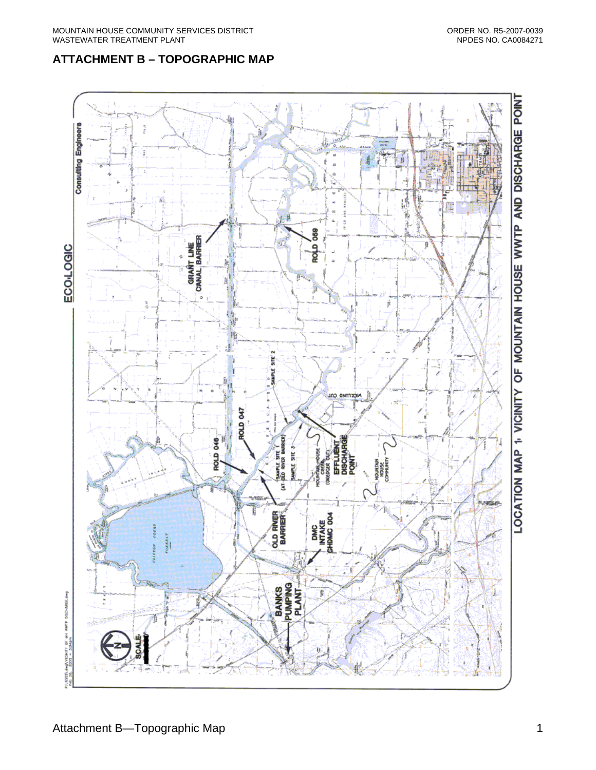# ATTACHMENT B – TOPOGRAPHIC MAP

ECO:LOGIC Consulting Engineers

LOCATION MAP 1: VICINITY OF MOUNTAIN HOUSE WWTP AND DISCHARGE POINT

GRANT LINE CANAL BARRIER

ROLD 059

ROLD 046

ROLD 047

SAMPLE SITE 1 (AT OLD RIVER BARRIER)

SAMPLE SITE 2

SAMPLE SITE 3

WICKLAND CUT

MOUNTAIN HOUSE CREEK (DREDGER CUT)

EFFLUENT DISCHARGE POINT

MOUNTAIN HOUSE COMMUNITY

OLD RIVER BARRIER

DMC INTAKE GHDMC 004

BANKS PUMPING PLANT

CLIFTON COURT FOREBAY

SCALE:

N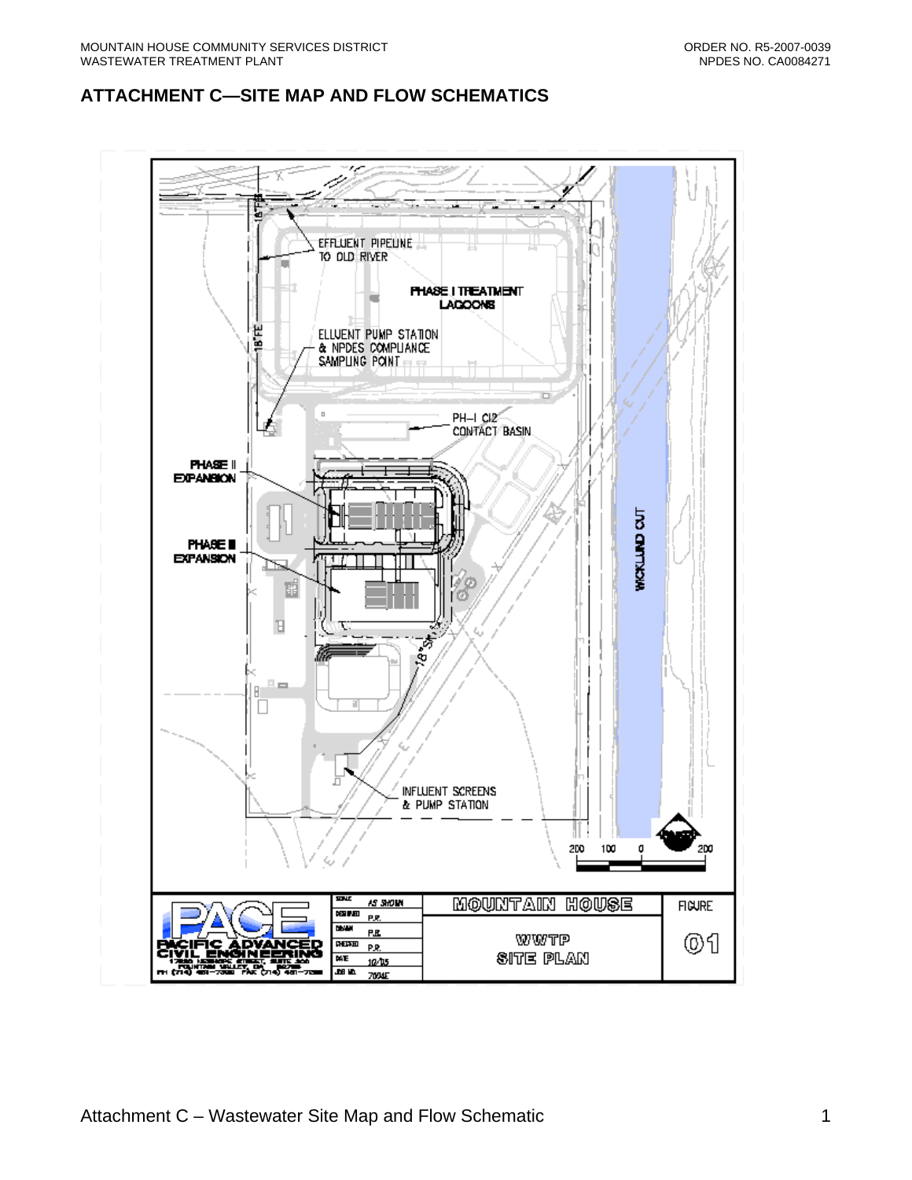## ATTACHMENT C—SITE MAP AND FLOW SCHEMATICS

EFFLUENT PIPELINE TO OLD RIVER

PHASE I TREATMENT LAGOONS

ELLUENT PUMP STATION & NPDES COMPLIANCE SAMPLING POINT

PH–I Cl2 CONTACT BASIN

PHASE II EXPANSION

PHASE III EXPANSION

WICKLUND CUT

INFLUENT SCREENS & PUMP STATION

18"FE

18"SM

200 100 0 200

PACE PACIFIC ADVANCED CIVIL ENGINEERING

| SCALE | AS SHOWN |
|---|---|
| DESIGNED | P.R. |
| DRAWN | P.R. |
| CHECKED | P.R. |
| DATE | 10/05 |
| JOB NO. | 7004E |

MOUNTAIN HOUSE

WWTP SITE PLAN

FIGURE 01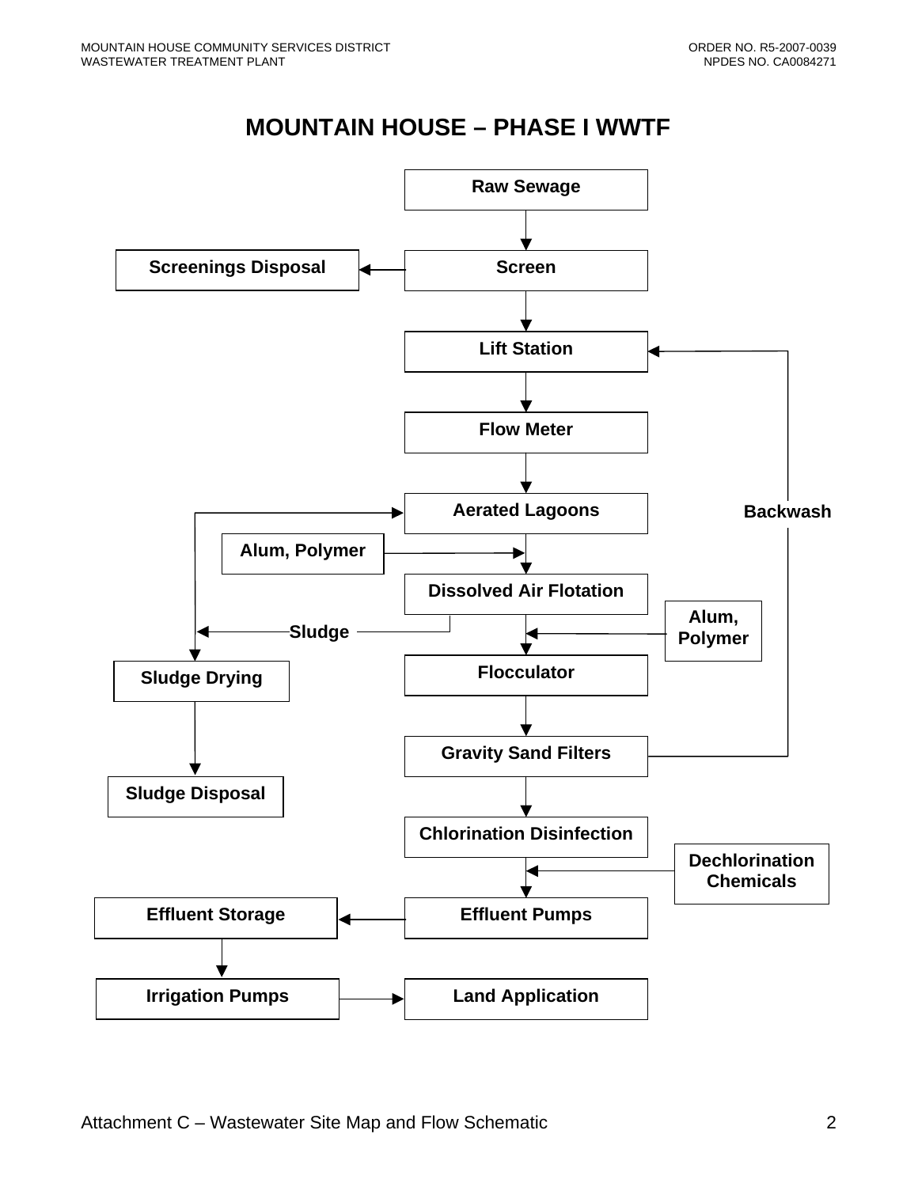# MOUNTAIN HOUSE – PHASE I WWTF

Raw Sewage

Screenings Disposal

Screen

Lift Station

Flow Meter

Aerated Lagoons

Backwash

Alum, Polymer

Dissolved Air Flotation

Sludge

Alum, Polymer

Flocculator

Sludge Drying

Gravity Sand Filters

Sludge Disposal

Chlorination Disinfection

Dechlorination Chemicals

Effluent Storage

Effluent Pumps

Irrigation Pumps

Land Application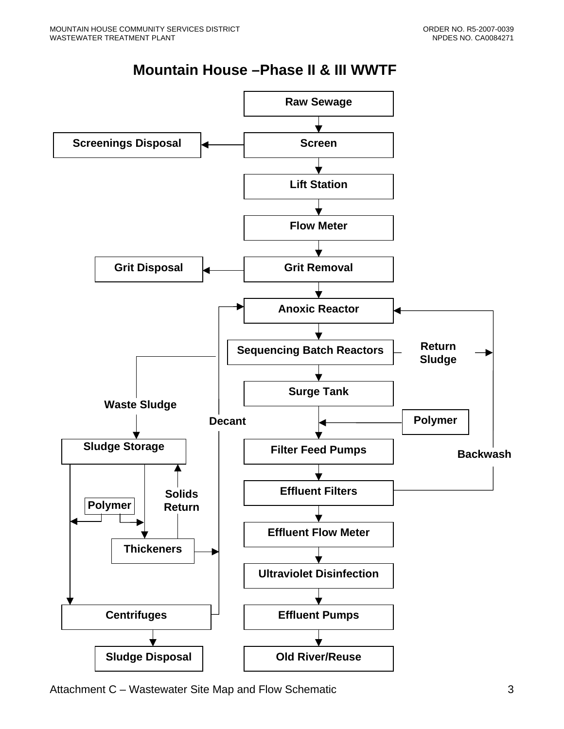# Mountain House –Phase II & III WWTF

Raw Sewage

Screenings Disposal

Screen

Lift Station

Flow Meter

Grit Disposal

Grit Removal

Anoxic Reactor

Sequencing Batch Reactors

Return Sludge

Surge Tank

Waste Sludge

Decant

Polymer

Sludge Storage

Filter Feed Pumps

Backwash

Solids Return

Effluent Filters

Polymer

Effluent Flow Meter

Thickeners

Ultraviolet Disinfection

Centrifuges

Effluent Pumps

Sludge Disposal

Old River/Reuse

Attachment C – Wastewater Site Map and Flow Schematic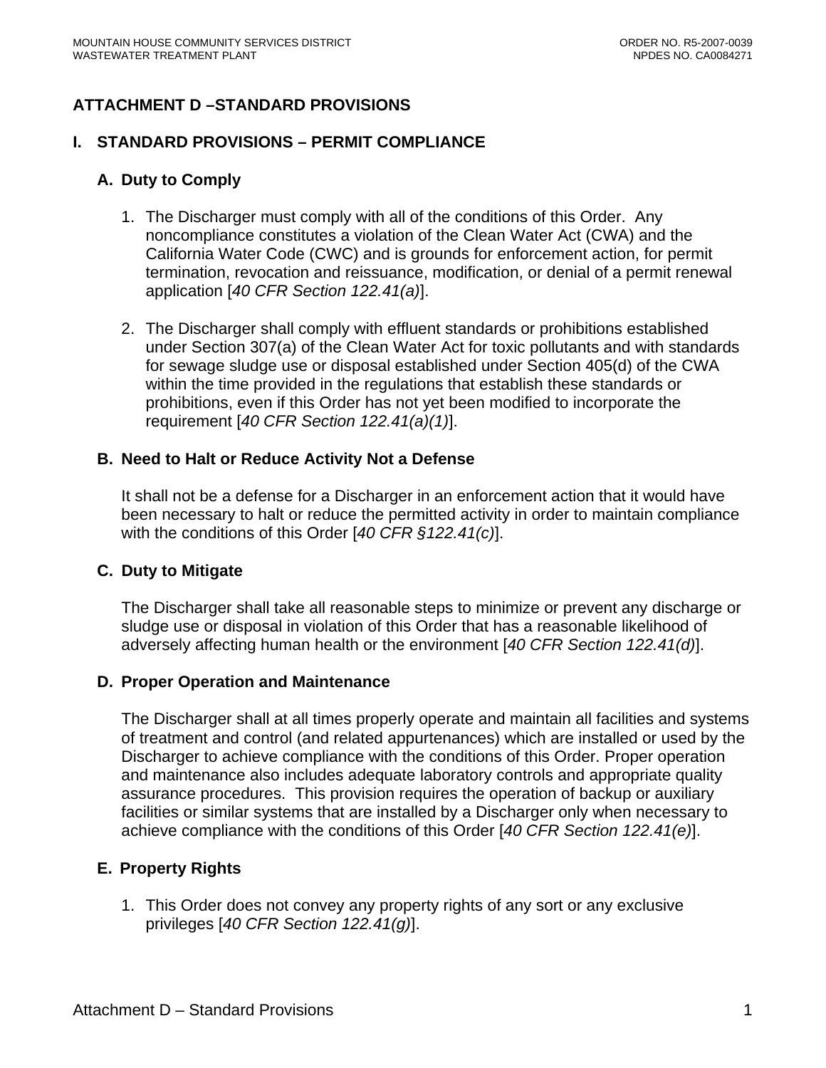# ATTACHMENT D –STANDARD PROVISIONS

## I. STANDARD PROVISIONS – PERMIT COMPLIANCE

### A. Duty to Comply

1. The Discharger must comply with all of the conditions of this Order. Any noncompliance constitutes a violation of the Clean Water Act (CWA) and the California Water Code (CWC) and is grounds for enforcement action, for permit termination, revocation and reissuance, modification, or denial of a permit renewal application [*40 CFR Section 122.41(a)*].

2. The Discharger shall comply with effluent standards or prohibitions established under Section 307(a) of the Clean Water Act for toxic pollutants and with standards for sewage sludge use or disposal established under Section 405(d) of the CWA within the time provided in the regulations that establish these standards or prohibitions, even if this Order has not yet been modified to incorporate the requirement [*40 CFR Section 122.41(a)(1)*].

### B. Need to Halt or Reduce Activity Not a Defense

It shall not be a defense for a Discharger in an enforcement action that it would have been necessary to halt or reduce the permitted activity in order to maintain compliance with the conditions of this Order [*40 CFR §122.41(c)*].

### C. Duty to Mitigate

The Discharger shall take all reasonable steps to minimize or prevent any discharge or sludge use or disposal in violation of this Order that has a reasonable likelihood of adversely affecting human health or the environment [*40 CFR Section 122.41(d)*].

### D. Proper Operation and Maintenance

The Discharger shall at all times properly operate and maintain all facilities and systems of treatment and control (and related appurtenances) which are installed or used by the Discharger to achieve compliance with the conditions of this Order. Proper operation and maintenance also includes adequate laboratory controls and appropriate quality assurance procedures. This provision requires the operation of backup or auxiliary facilities or similar systems that are installed by a Discharger only when necessary to achieve compliance with the conditions of this Order [*40 CFR Section 122.41(e)*].

### E. Property Rights

1. This Order does not convey any property rights of any sort or any exclusive privileges [*40 CFR Section 122.41(g)*].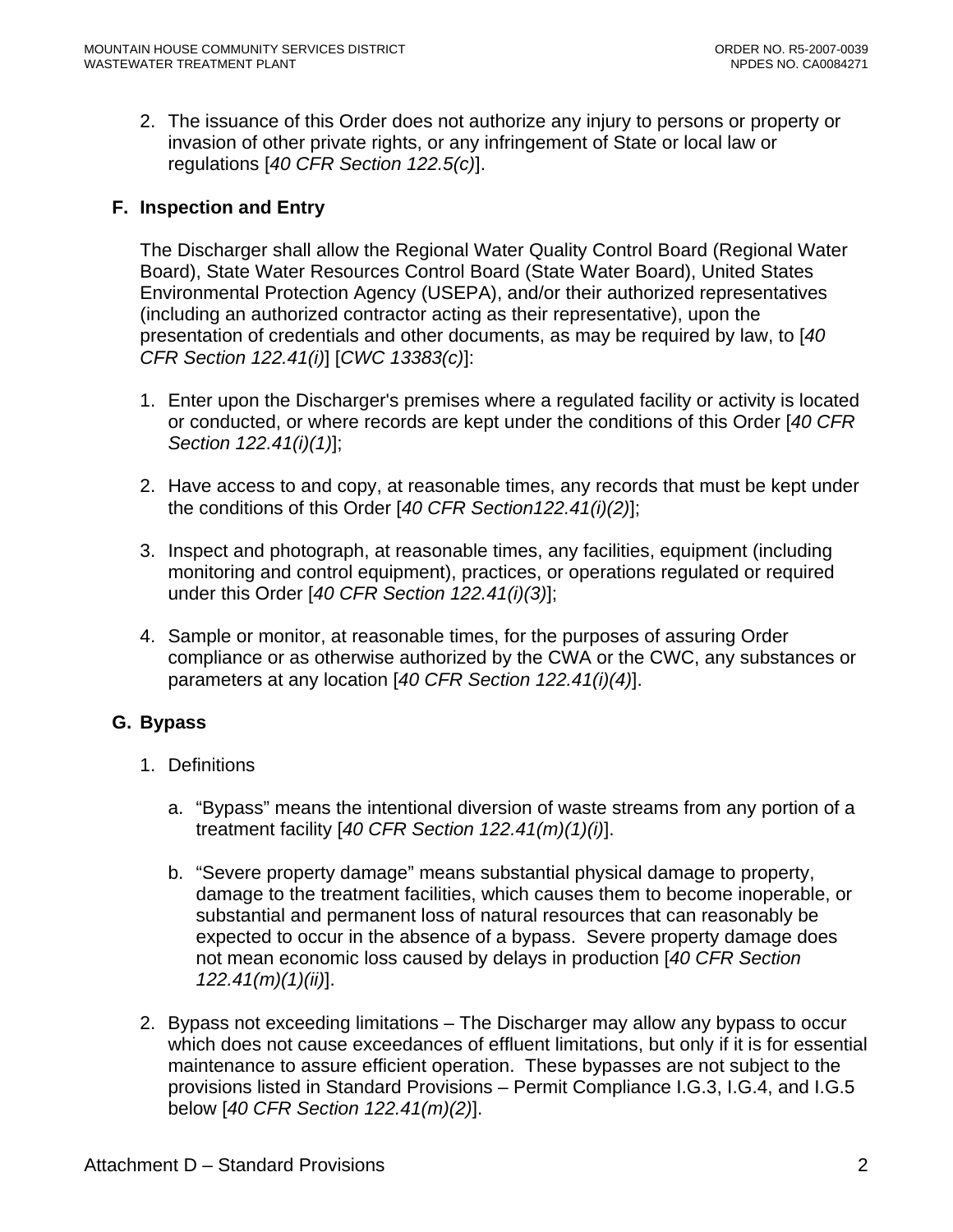2. The issuance of this Order does not authorize any injury to persons or property or invasion of other private rights, or any infringement of State or local law or regulations [*40 CFR Section 122.5(c)*].

## F. Inspection and Entry

The Discharger shall allow the Regional Water Quality Control Board (Regional Water Board), State Water Resources Control Board (State Water Board), United States Environmental Protection Agency (USEPA), and/or their authorized representatives (including an authorized contractor acting as their representative), upon the presentation of credentials and other documents, as may be required by law, to [*40 CFR Section 122.41(i)*] [*CWC 13383(c)*]:

1. Enter upon the Discharger's premises where a regulated facility or activity is located or conducted, or where records are kept under the conditions of this Order [*40 CFR Section 122.41(i)(1)*];

2. Have access to and copy, at reasonable times, any records that must be kept under the conditions of this Order [*40 CFR Section122.41(i)(2)*];

3. Inspect and photograph, at reasonable times, any facilities, equipment (including monitoring and control equipment), practices, or operations regulated or required under this Order [*40 CFR Section 122.41(i)(3)*];

4. Sample or monitor, at reasonable times, for the purposes of assuring Order compliance or as otherwise authorized by the CWA or the CWC, any substances or parameters at any location [*40 CFR Section 122.41(i)(4)*].

## G. Bypass

1. Definitions

   a. "Bypass" means the intentional diversion of waste streams from any portion of a treatment facility [*40 CFR Section 122.41(m)(1)(i)*].

   b. "Severe property damage" means substantial physical damage to property, damage to the treatment facilities, which causes them to become inoperable, or substantial and permanent loss of natural resources that can reasonably be expected to occur in the absence of a bypass. Severe property damage does not mean economic loss caused by delays in production [*40 CFR Section 122.41(m)(1)(ii)*].

2. Bypass not exceeding limitations – The Discharger may allow any bypass to occur which does not cause exceedances of effluent limitations, but only if it is for essential maintenance to assure efficient operation. These bypasses are not subject to the provisions listed in Standard Provisions – Permit Compliance I.G.3, I.G.4, and I.G.5 below [*40 CFR Section 122.41(m)(2)*].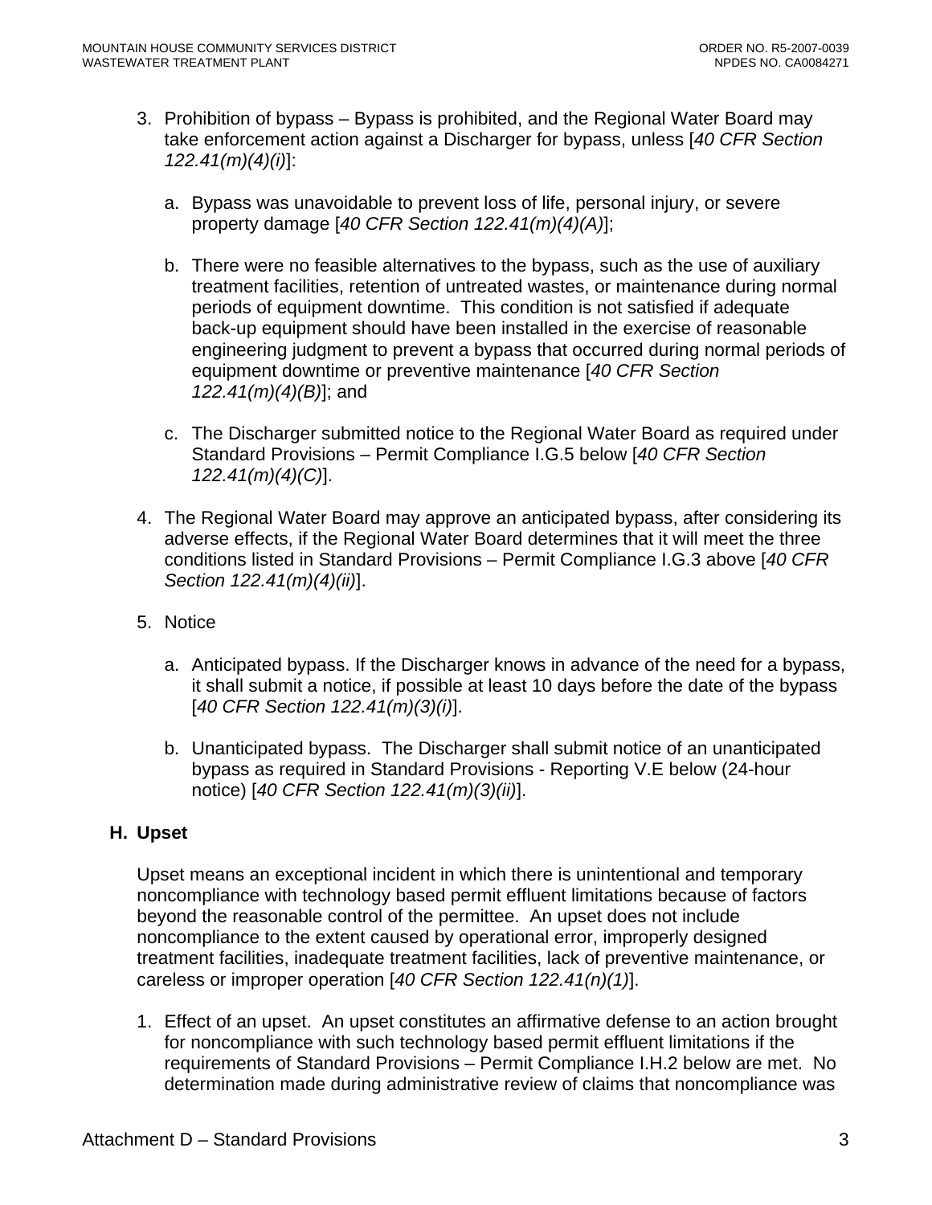3. Prohibition of bypass – Bypass is prohibited, and the Regional Water Board may take enforcement action against a Discharger for bypass, unless [*40 CFR Section 122.41(m)(4)(i)*]:

   a. Bypass was unavoidable to prevent loss of life, personal injury, or severe property damage [*40 CFR Section 122.41(m)(4)(A)*];

   b. There were no feasible alternatives to the bypass, such as the use of auxiliary treatment facilities, retention of untreated wastes, or maintenance during normal periods of equipment downtime. This condition is not satisfied if adequate back-up equipment should have been installed in the exercise of reasonable engineering judgment to prevent a bypass that occurred during normal periods of equipment downtime or preventive maintenance [*40 CFR Section 122.41(m)(4)(B)*]; and

   c. The Discharger submitted notice to the Regional Water Board as required under Standard Provisions – Permit Compliance I.G.5 below [*40 CFR Section 122.41(m)(4)(C)*].

4. The Regional Water Board may approve an anticipated bypass, after considering its adverse effects, if the Regional Water Board determines that it will meet the three conditions listed in Standard Provisions – Permit Compliance I.G.3 above [*40 CFR Section 122.41(m)(4)(ii)*].

5. Notice

   a. Anticipated bypass. If the Discharger knows in advance of the need for a bypass, it shall submit a notice, if possible at least 10 days before the date of the bypass [*40 CFR Section 122.41(m)(3)(i)*].

   b. Unanticipated bypass. The Discharger shall submit notice of an unanticipated bypass as required in Standard Provisions - Reporting V.E below (24-hour notice) [*40 CFR Section 122.41(m)(3)(ii)*].

## H. Upset

Upset means an exceptional incident in which there is unintentional and temporary noncompliance with technology based permit effluent limitations because of factors beyond the reasonable control of the permittee. An upset does not include noncompliance to the extent caused by operational error, improperly designed treatment facilities, inadequate treatment facilities, lack of preventive maintenance, or careless or improper operation [*40 CFR Section 122.41(n)(1)*].

1. Effect of an upset. An upset constitutes an affirmative defense to an action brought for noncompliance with such technology based permit effluent limitations if the requirements of Standard Provisions – Permit Compliance I.H.2 below are met. No determination made during administrative review of claims that noncompliance was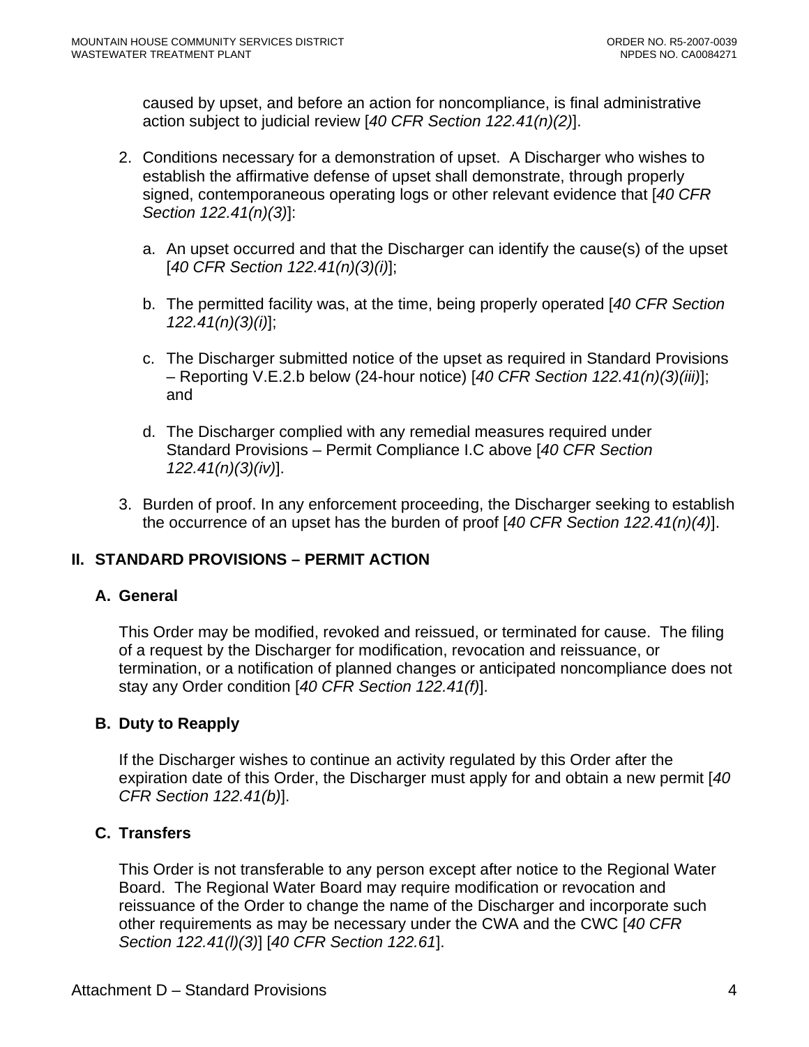caused by upset, and before an action for noncompliance, is final administrative action subject to judicial review [*40 CFR Section 122.41(n)(2)*].

2. Conditions necessary for a demonstration of upset. A Discharger who wishes to establish the affirmative defense of upset shall demonstrate, through properly signed, contemporaneous operating logs or other relevant evidence that [*40 CFR Section 122.41(n)(3)*]:

   a. An upset occurred and that the Discharger can identify the cause(s) of the upset [*40 CFR Section 122.41(n)(3)(i)*];

   b. The permitted facility was, at the time, being properly operated [*40 CFR Section 122.41(n)(3)(i)*];

   c. The Discharger submitted notice of the upset as required in Standard Provisions – Reporting V.E.2.b below (24-hour notice) [*40 CFR Section 122.41(n)(3)(iii)*]; and

   d. The Discharger complied with any remedial measures required under Standard Provisions – Permit Compliance I.C above [*40 CFR Section 122.41(n)(3)(iv)*].

3. Burden of proof. In any enforcement proceeding, the Discharger seeking to establish the occurrence of an upset has the burden of proof [*40 CFR Section 122.41(n)(4)*].

## II. STANDARD PROVISIONS – PERMIT ACTION

### A. General

This Order may be modified, revoked and reissued, or terminated for cause. The filing of a request by the Discharger for modification, revocation and reissuance, or termination, or a notification of planned changes or anticipated noncompliance does not stay any Order condition [*40 CFR Section 122.41(f)*].

### B. Duty to Reapply

If the Discharger wishes to continue an activity regulated by this Order after the expiration date of this Order, the Discharger must apply for and obtain a new permit [*40 CFR Section 122.41(b)*].

### C. Transfers

This Order is not transferable to any person except after notice to the Regional Water Board. The Regional Water Board may require modification or revocation and reissuance of the Order to change the name of the Discharger and incorporate such other requirements as may be necessary under the CWA and the CWC [*40 CFR Section 122.41(l)(3)*] [*40 CFR Section 122.61*].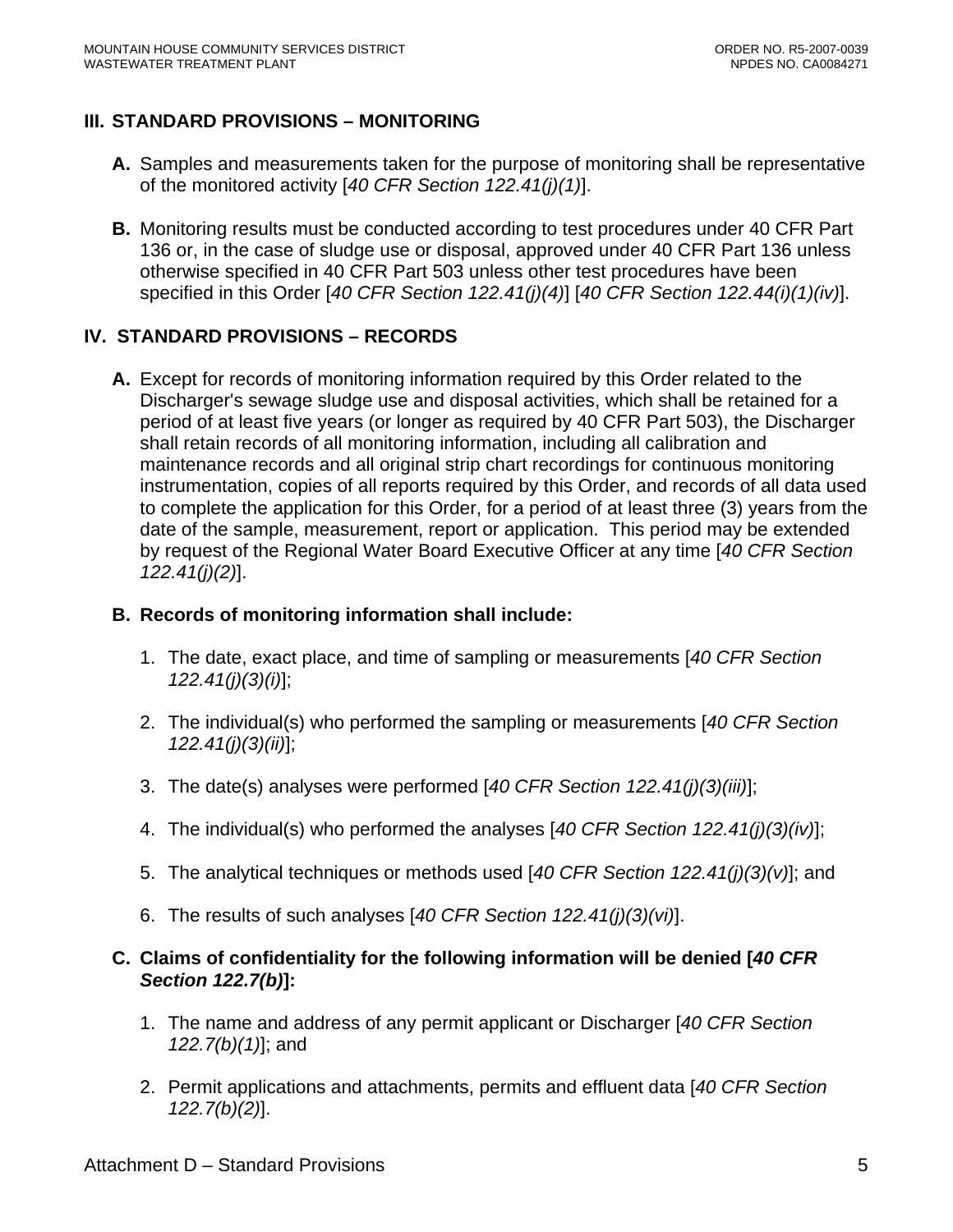## III. STANDARD PROVISIONS – MONITORING

**A.** Samples and measurements taken for the purpose of monitoring shall be representative of the monitored activity [*40 CFR Section 122.41(j)(1)*].

**B.** Monitoring results must be conducted according to test procedures under 40 CFR Part 136 or, in the case of sludge use or disposal, approved under 40 CFR Part 136 unless otherwise specified in 40 CFR Part 503 unless other test procedures have been specified in this Order [*40 CFR Section 122.41(j)(4)*] [*40 CFR Section 122.44(i)(1)(iv)*].

## IV. STANDARD PROVISIONS – RECORDS

**A.** Except for records of monitoring information required by this Order related to the Discharger's sewage sludge use and disposal activities, which shall be retained for a period of at least five years (or longer as required by 40 CFR Part 503), the Discharger shall retain records of all monitoring information, including all calibration and maintenance records and all original strip chart recordings for continuous monitoring instrumentation, copies of all reports required by this Order, and records of all data used to complete the application for this Order, for a period of at least three (3) years from the date of the sample, measurement, report or application. This period may be extended by request of the Regional Water Board Executive Officer at any time [*40 CFR Section 122.41(j)(2)*].

**B. Records of monitoring information shall include:**

1. The date, exact place, and time of sampling or measurements [*40 CFR Section 122.41(j)(3)(i)*];
2. The individual(s) who performed the sampling or measurements [*40 CFR Section 122.41(j)(3)(ii)*];
3. The date(s) analyses were performed [*40 CFR Section 122.41(j)(3)(iii)*];
4. The individual(s) who performed the analyses [*40 CFR Section 122.41(j)(3)(iv)*];
5. The analytical techniques or methods used [*40 CFR Section 122.41(j)(3)(v)*]; and
6. The results of such analyses [*40 CFR Section 122.41(j)(3)(vi)*].

**C. Claims of confidentiality for the following information will be denied [*40 CFR Section 122.7(b)*]:**

1. The name and address of any permit applicant or Discharger [*40 CFR Section 122.7(b)(1)*]; and
2. Permit applications and attachments, permits and effluent data [*40 CFR Section 122.7(b)(2)*].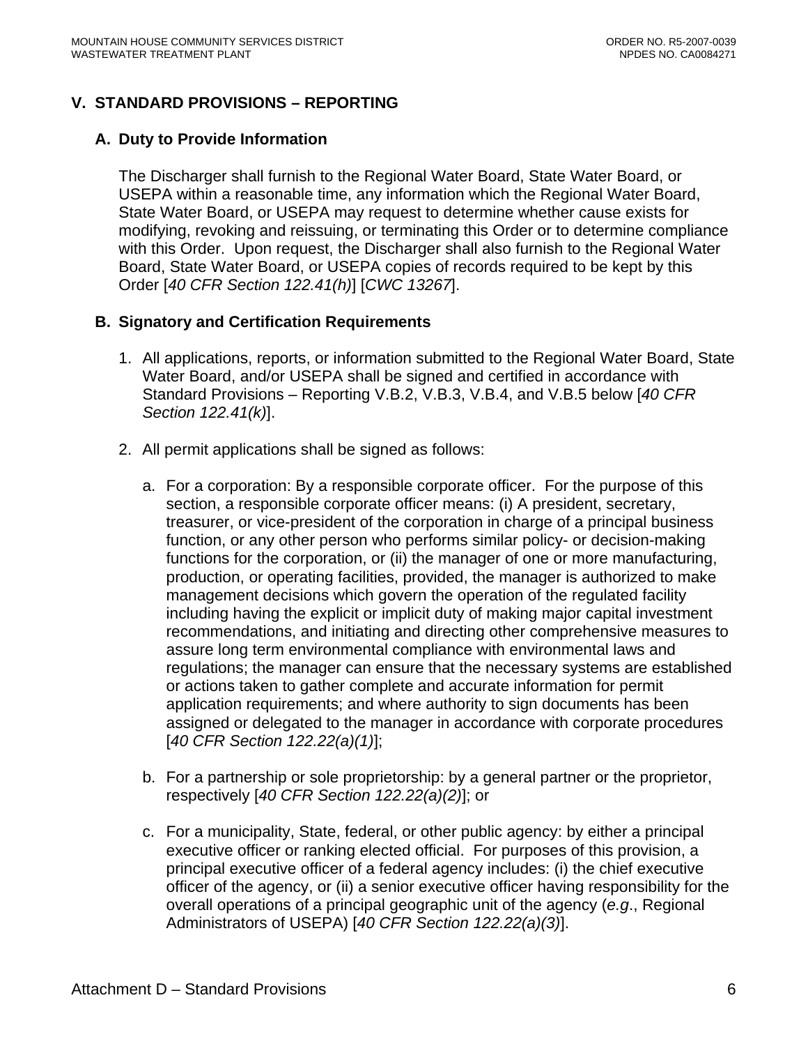## V. STANDARD PROVISIONS – REPORTING

### A. Duty to Provide Information

The Discharger shall furnish to the Regional Water Board, State Water Board, or USEPA within a reasonable time, any information which the Regional Water Board, State Water Board, or USEPA may request to determine whether cause exists for modifying, revoking and reissuing, or terminating this Order or to determine compliance with this Order. Upon request, the Discharger shall also furnish to the Regional Water Board, State Water Board, or USEPA copies of records required to be kept by this Order [*40 CFR Section 122.41(h)*] [*CWC 13267*].

### B. Signatory and Certification Requirements

1. All applications, reports, or information submitted to the Regional Water Board, State Water Board, and/or USEPA shall be signed and certified in accordance with Standard Provisions – Reporting V.B.2, V.B.3, V.B.4, and V.B.5 below [*40 CFR Section 122.41(k)*].

2. All permit applications shall be signed as follows:

   a. For a corporation: By a responsible corporate officer. For the purpose of this section, a responsible corporate officer means: (i) A president, secretary, treasurer, or vice-president of the corporation in charge of a principal business function, or any other person who performs similar policy- or decision-making functions for the corporation, or (ii) the manager of one or more manufacturing, production, or operating facilities, provided, the manager is authorized to make management decisions which govern the operation of the regulated facility including having the explicit or implicit duty of making major capital investment recommendations, and initiating and directing other comprehensive measures to assure long term environmental compliance with environmental laws and regulations; the manager can ensure that the necessary systems are established or actions taken to gather complete and accurate information for permit application requirements; and where authority to sign documents has been assigned or delegated to the manager in accordance with corporate procedures [*40 CFR Section 122.22(a)(1)*];

   b. For a partnership or sole proprietorship: by a general partner or the proprietor, respectively [*40 CFR Section 122.22(a)(2)*]; or

   c. For a municipality, State, federal, or other public agency: by either a principal executive officer or ranking elected official. For purposes of this provision, a principal executive officer of a federal agency includes: (i) the chief executive officer of the agency, or (ii) a senior executive officer having responsibility for the overall operations of a principal geographic unit of the agency (*e.g*., Regional Administrators of USEPA) [*40 CFR Section 122.22(a)(3)*].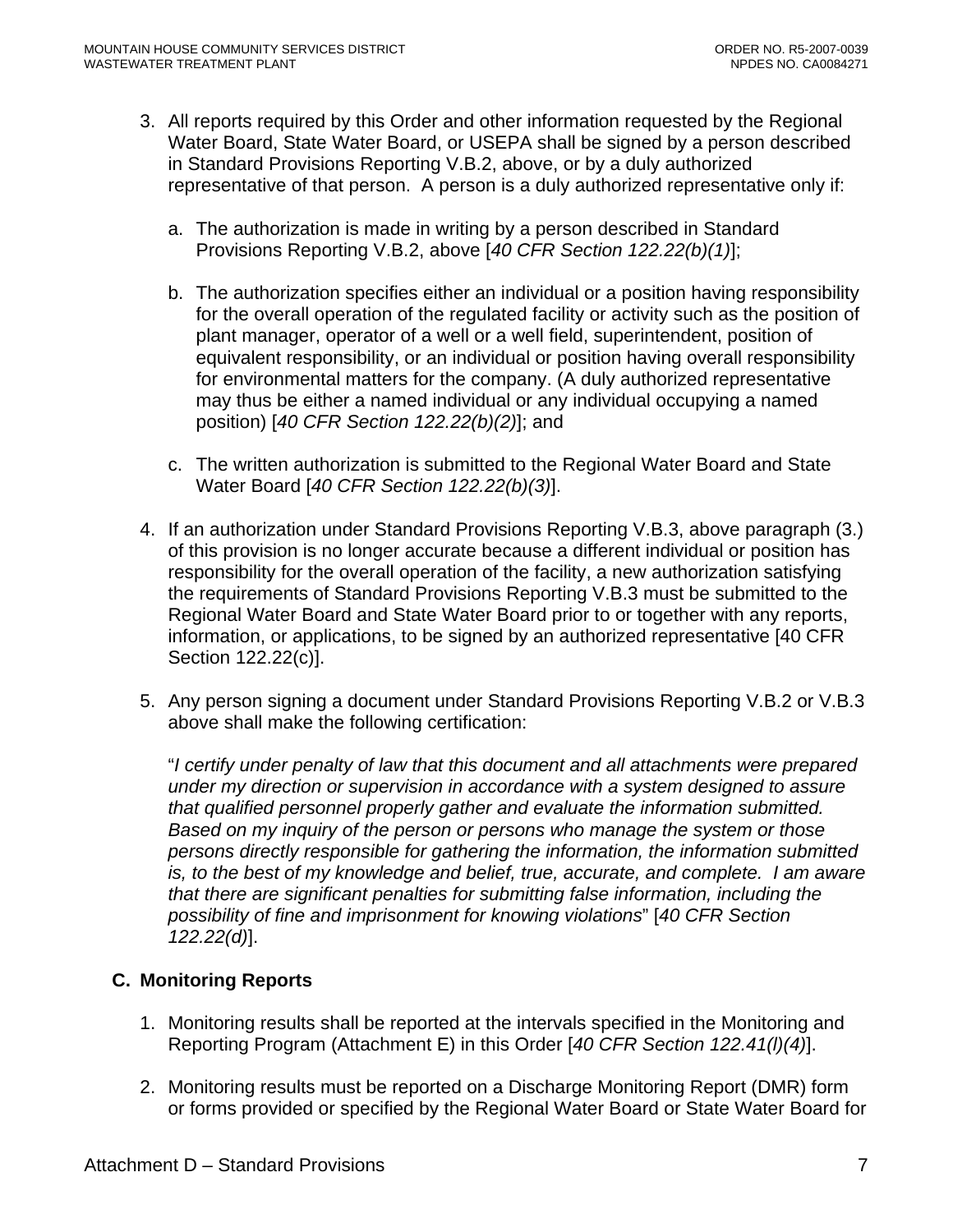3. All reports required by this Order and other information requested by the Regional Water Board, State Water Board, or USEPA shall be signed by a person described in Standard Provisions Reporting V.B.2, above, or by a duly authorized representative of that person. A person is a duly authorized representative only if:

   a. The authorization is made in writing by a person described in Standard Provisions Reporting V.B.2, above [*40 CFR Section 122.22(b)(1)*];

   b. The authorization specifies either an individual or a position having responsibility for the overall operation of the regulated facility or activity such as the position of plant manager, operator of a well or a well field, superintendent, position of equivalent responsibility, or an individual or position having overall responsibility for environmental matters for the company. (A duly authorized representative may thus be either a named individual or any individual occupying a named position) [*40 CFR Section 122.22(b)(2)*]; and

   c. The written authorization is submitted to the Regional Water Board and State Water Board [*40 CFR Section 122.22(b)(3)*].

4. If an authorization under Standard Provisions Reporting V.B.3, above paragraph (3.) of this provision is no longer accurate because a different individual or position has responsibility for the overall operation of the facility, a new authorization satisfying the requirements of Standard Provisions Reporting V.B.3 must be submitted to the Regional Water Board and State Water Board prior to or together with any reports, information, or applications, to be signed by an authorized representative [40 CFR Section 122.22(c)].

5. Any person signing a document under Standard Provisions Reporting V.B.2 or V.B.3 above shall make the following certification:

   "*I certify under penalty of law that this document and all attachments were prepared under my direction or supervision in accordance with a system designed to assure that qualified personnel properly gather and evaluate the information submitted. Based on my inquiry of the person or persons who manage the system or those persons directly responsible for gathering the information, the information submitted is, to the best of my knowledge and belief, true, accurate, and complete. I am aware that there are significant penalties for submitting false information, including the possibility of fine and imprisonment for knowing violations*" [*40 CFR Section 122.22(d)*].

## C. Monitoring Reports

1. Monitoring results shall be reported at the intervals specified in the Monitoring and Reporting Program (Attachment E) in this Order [*40 CFR Section 122.41(l)(4)*].

2. Monitoring results must be reported on a Discharge Monitoring Report (DMR) form or forms provided or specified by the Regional Water Board or State Water Board for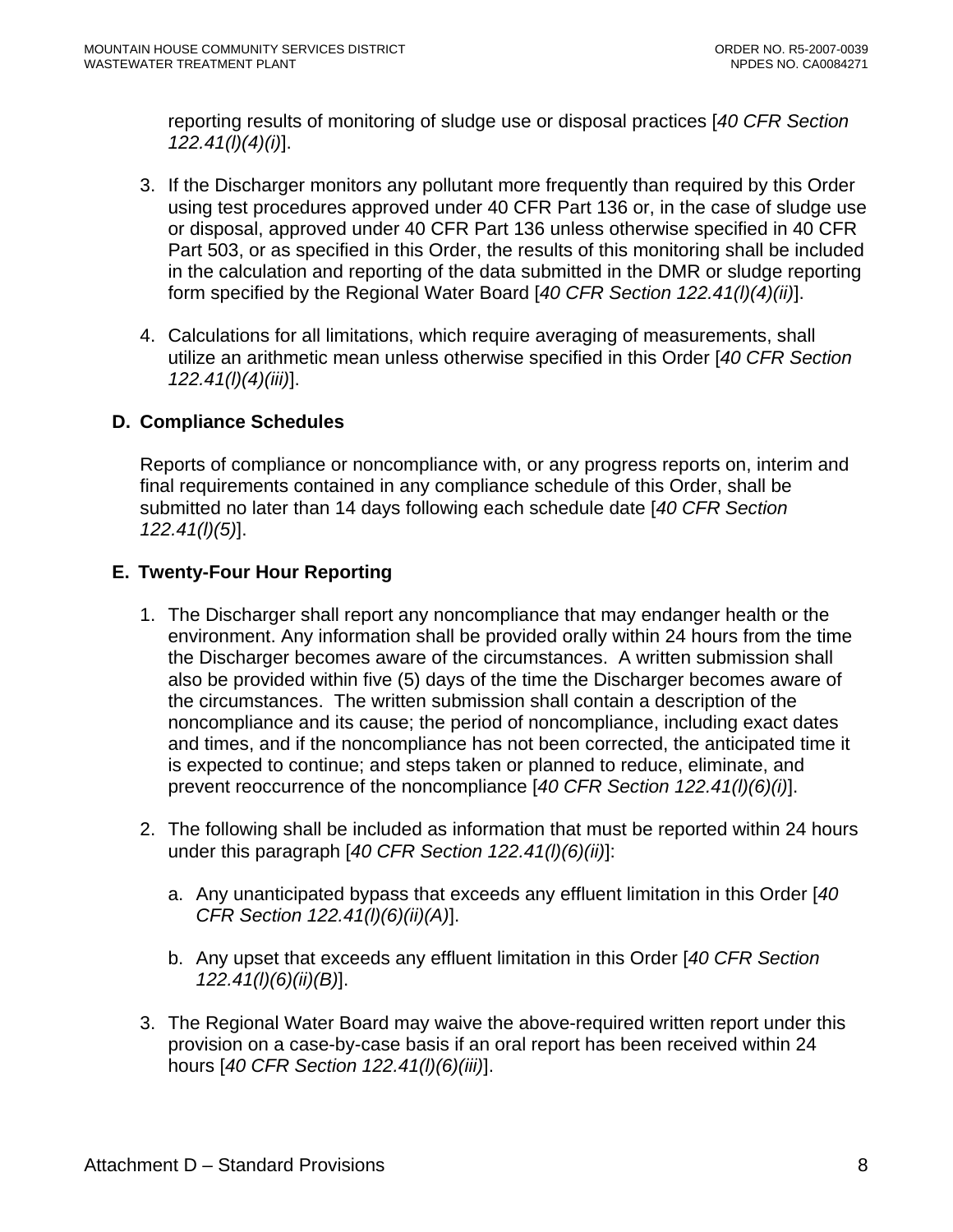reporting results of monitoring of sludge use or disposal practices [*40 CFR Section 122.41(l)(4)(i)*].

3. If the Discharger monitors any pollutant more frequently than required by this Order using test procedures approved under 40 CFR Part 136 or, in the case of sludge use or disposal, approved under 40 CFR Part 136 unless otherwise specified in 40 CFR Part 503, or as specified in this Order, the results of this monitoring shall be included in the calculation and reporting of the data submitted in the DMR or sludge reporting form specified by the Regional Water Board [*40 CFR Section 122.41(l)(4)(ii)*].

4. Calculations for all limitations, which require averaging of measurements, shall utilize an arithmetic mean unless otherwise specified in this Order [*40 CFR Section 122.41(l)(4)(iii)*].

### D. Compliance Schedules

Reports of compliance or noncompliance with, or any progress reports on, interim and final requirements contained in any compliance schedule of this Order, shall be submitted no later than 14 days following each schedule date [*40 CFR Section 122.41(l)(5)*].

### E. Twenty-Four Hour Reporting

1. The Discharger shall report any noncompliance that may endanger health or the environment. Any information shall be provided orally within 24 hours from the time the Discharger becomes aware of the circumstances. A written submission shall also be provided within five (5) days of the time the Discharger becomes aware of the circumstances. The written submission shall contain a description of the noncompliance and its cause; the period of noncompliance, including exact dates and times, and if the noncompliance has not been corrected, the anticipated time it is expected to continue; and steps taken or planned to reduce, eliminate, and prevent reoccurrence of the noncompliance [*40 CFR Section 122.41(l)(6)(i)*].

2. The following shall be included as information that must be reported within 24 hours under this paragraph [*40 CFR Section 122.41(l)(6)(ii)*]:

   a. Any unanticipated bypass that exceeds any effluent limitation in this Order [*40 CFR Section 122.41(l)(6)(ii)(A)*].

   b. Any upset that exceeds any effluent limitation in this Order [*40 CFR Section 122.41(l)(6)(ii)(B)*].

3. The Regional Water Board may waive the above-required written report under this provision on a case-by-case basis if an oral report has been received within 24 hours [*40 CFR Section 122.41(l)(6)(iii)*].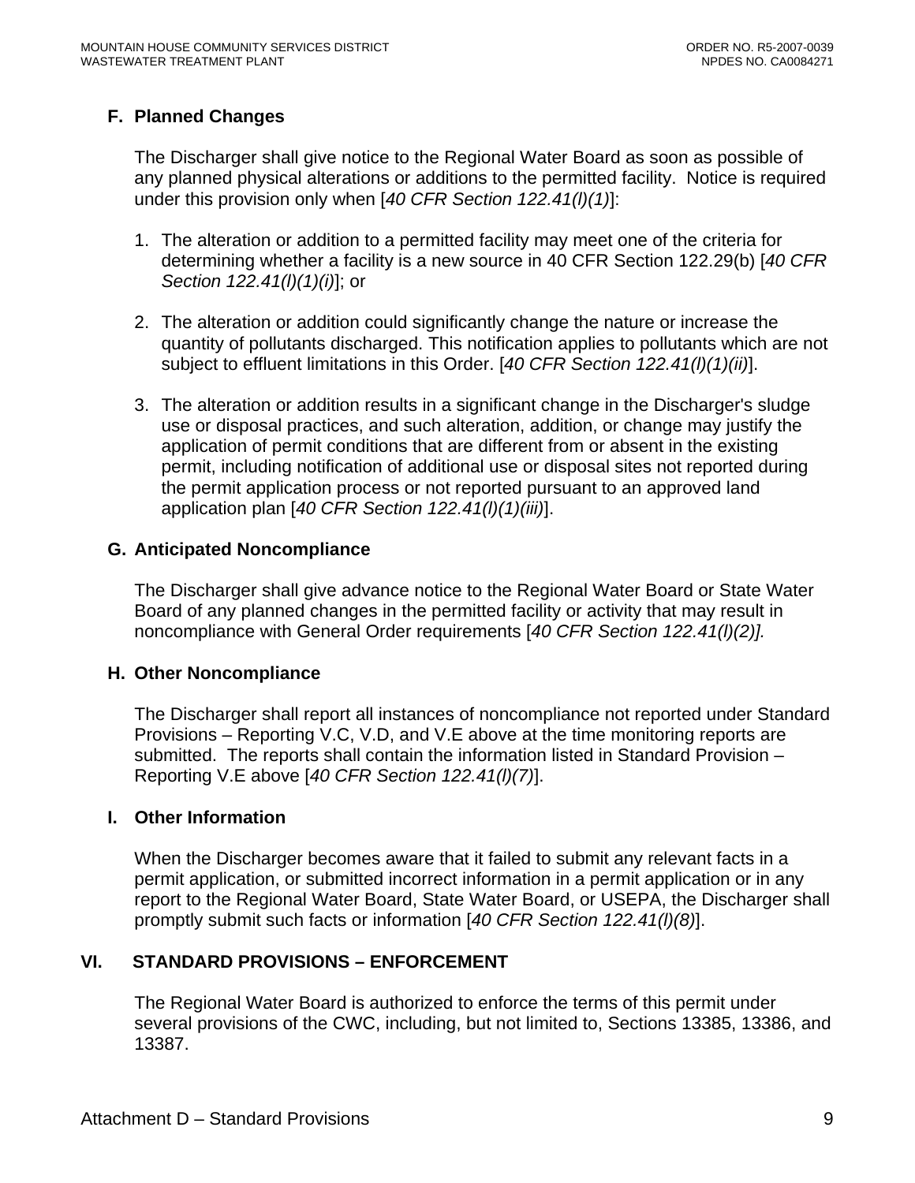### F. Planned Changes

The Discharger shall give notice to the Regional Water Board as soon as possible of any planned physical alterations or additions to the permitted facility. Notice is required under this provision only when [*40 CFR Section 122.41(l)(1)*]:

1. The alteration or addition to a permitted facility may meet one of the criteria for determining whether a facility is a new source in 40 CFR Section 122.29(b) [*40 CFR Section 122.41(l)(1)(i)*]; or

2. The alteration or addition could significantly change the nature or increase the quantity of pollutants discharged. This notification applies to pollutants which are not subject to effluent limitations in this Order. [*40 CFR Section 122.41(l)(1)(ii)*].

3. The alteration or addition results in a significant change in the Discharger's sludge use or disposal practices, and such alteration, addition, or change may justify the application of permit conditions that are different from or absent in the existing permit, including notification of additional use or disposal sites not reported during the permit application process or not reported pursuant to an approved land application plan [*40 CFR Section 122.41(l)(1)(iii)*].

### G. Anticipated Noncompliance

The Discharger shall give advance notice to the Regional Water Board or State Water Board of any planned changes in the permitted facility or activity that may result in noncompliance with General Order requirements [*40 CFR Section 122.41(l)(2)].*

### H. Other Noncompliance

The Discharger shall report all instances of noncompliance not reported under Standard Provisions – Reporting V.C, V.D, and V.E above at the time monitoring reports are submitted. The reports shall contain the information listed in Standard Provision – Reporting V.E above [*40 CFR Section 122.41(l)(7)*].

### I. Other Information

When the Discharger becomes aware that it failed to submit any relevant facts in a permit application, or submitted incorrect information in a permit application or in any report to the Regional Water Board, State Water Board, or USEPA, the Discharger shall promptly submit such facts or information [*40 CFR Section 122.41(l)(8)*].

## VI. STANDARD PROVISIONS – ENFORCEMENT

The Regional Water Board is authorized to enforce the terms of this permit under several provisions of the CWC, including, but not limited to, Sections 13385, 13386, and 13387.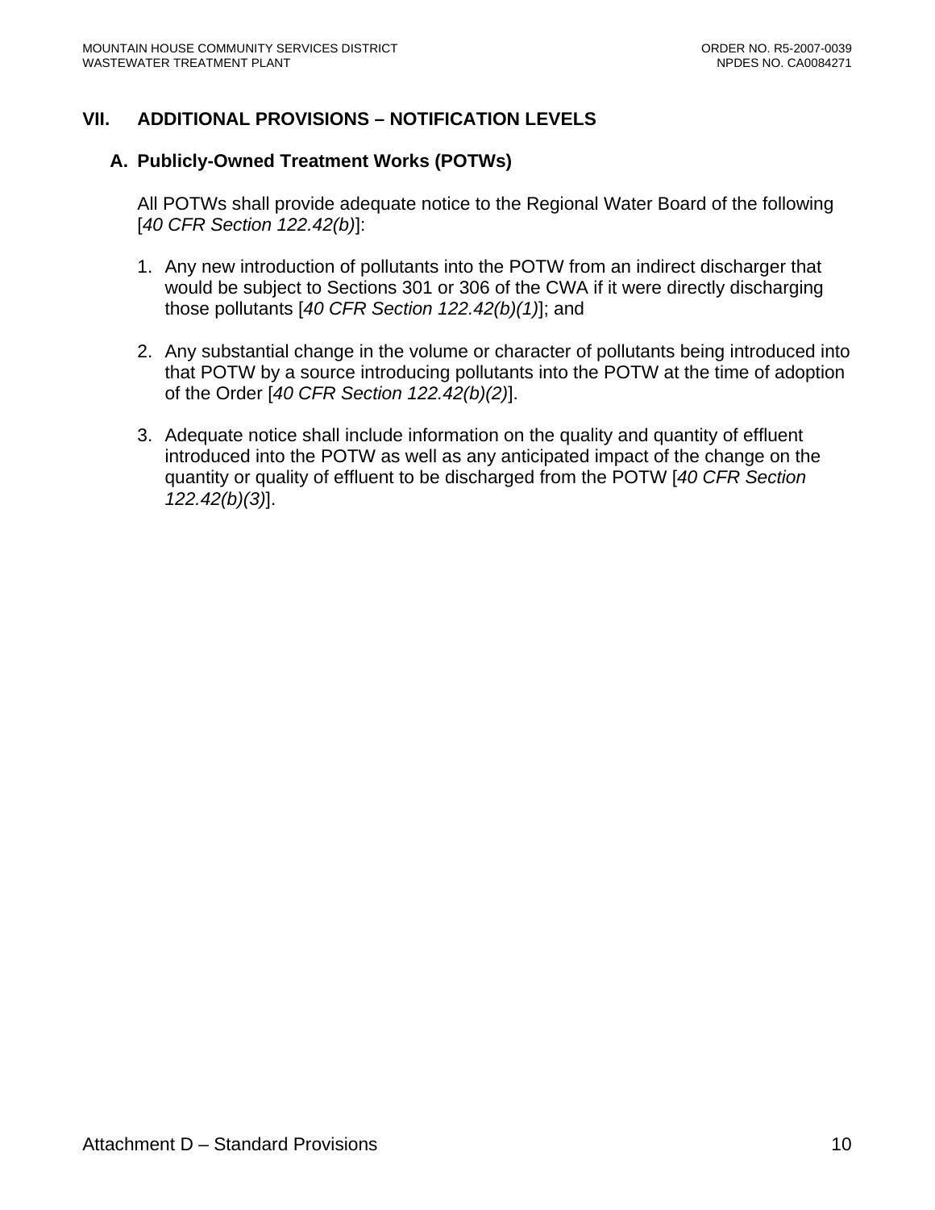## VII. ADDITIONAL PROVISIONS – NOTIFICATION LEVELS

### A. Publicly-Owned Treatment Works (POTWs)

All POTWs shall provide adequate notice to the Regional Water Board of the following [*40 CFR Section 122.42(b)*]:

1. Any new introduction of pollutants into the POTW from an indirect discharger that would be subject to Sections 301 or 306 of the CWA if it were directly discharging those pollutants [*40 CFR Section 122.42(b)(1)*]; and

2. Any substantial change in the volume or character of pollutants being introduced into that POTW by a source introducing pollutants into the POTW at the time of adoption of the Order [*40 CFR Section 122.42(b)(2)*].

3. Adequate notice shall include information on the quality and quantity of effluent introduced into the POTW as well as any anticipated impact of the change on the quantity or quality of effluent to be discharged from the POTW [*40 CFR Section 122.42(b)(3)*].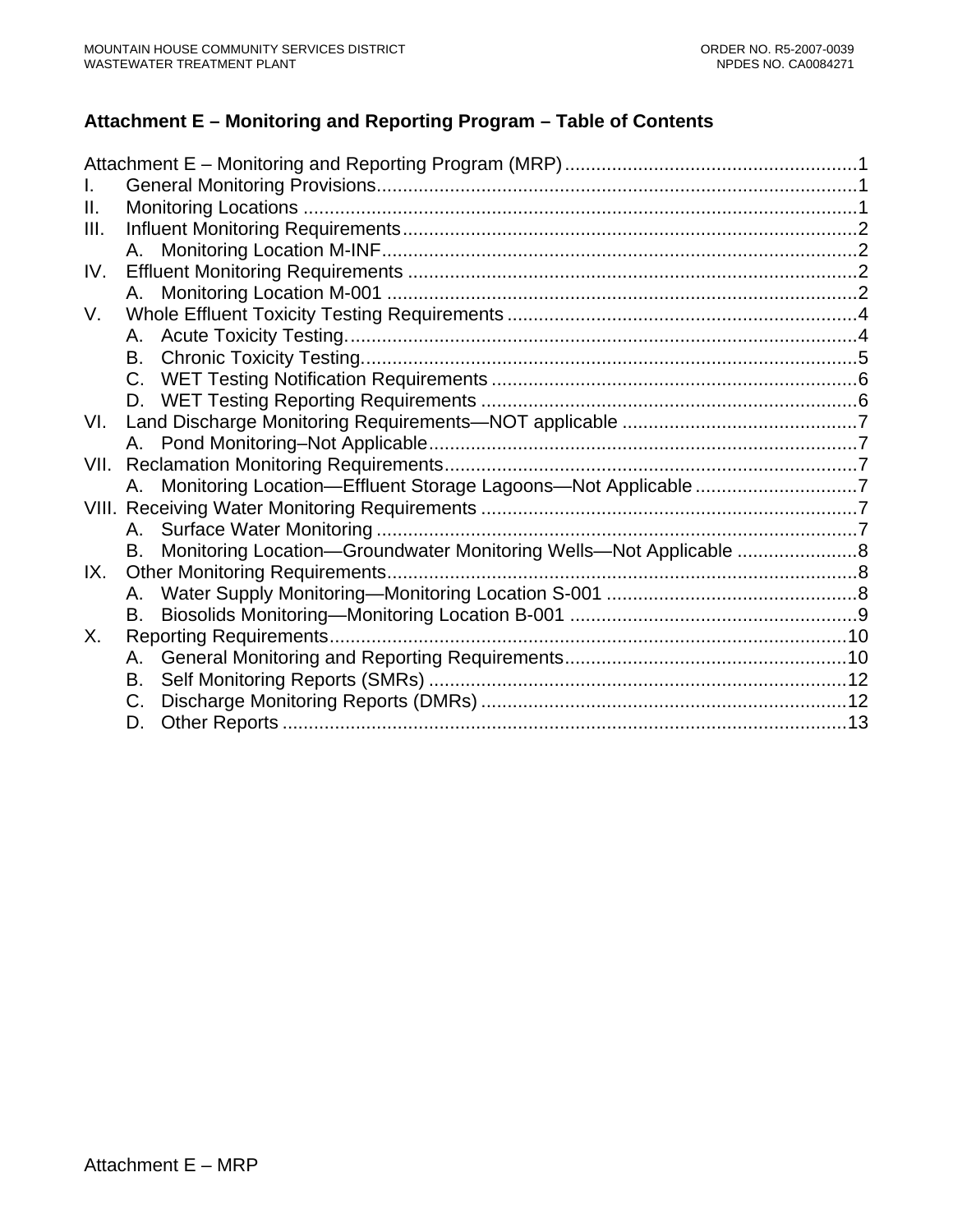# Attachment E – Monitoring and Reporting Program – Table of Contents

Attachment E – Monitoring and Reporting Program (MRP) ........................................................1

I. General Monitoring Provisions..........................................................................................1

II. Monitoring Locations .........................................................................................................1

III. Influent Monitoring Requirements.......................................................................................2

   A. Monitoring Location M-INF...........................................................................................2

IV. Effluent Monitoring Requirements ......................................................................................2

   A. Monitoring Location M-001 ..........................................................................................2

V. Whole Effluent Toxicity Testing Requirements ...................................................................4

   A. Acute Toxicity Testing..................................................................................................4

   B. Chronic Toxicity Testing...............................................................................................5

   C. WET Testing Notification Requirements .....................................................................6

   D. WET Testing Reporting Requirements .......................................................................6

VI. Land Discharge Monitoring Requirements—NOT applicable .............................................7

   A. Pond Monitoring–Not Applicable..................................................................................7

VII. Reclamation Monitoring Requirements...............................................................................7

   A. Monitoring Location—Effluent Storage Lagoons—Not Applicable ...............................7

VIII. Receiving Water Monitoring Requirements ........................................................................7

   A. Surface Water Monitoring ............................................................................................7

   B. Monitoring Location—Groundwater Monitoring Wells—Not Applicable .......................8

IX. Other Monitoring Requirements..........................................................................................8

   A. Water Supply Monitoring—Monitoring Location S-001 ................................................8

   B. Biosolids Monitoring—Monitoring Location B-001 .......................................................9

X. Reporting Requirements...................................................................................................10

   A. General Monitoring and Reporting Requirements......................................................10

   B. Self Monitoring Reports (SMRs) ................................................................................12

   C. Discharge Monitoring Reports (DMRs) ......................................................................12

   D. Other Reports ............................................................................................................13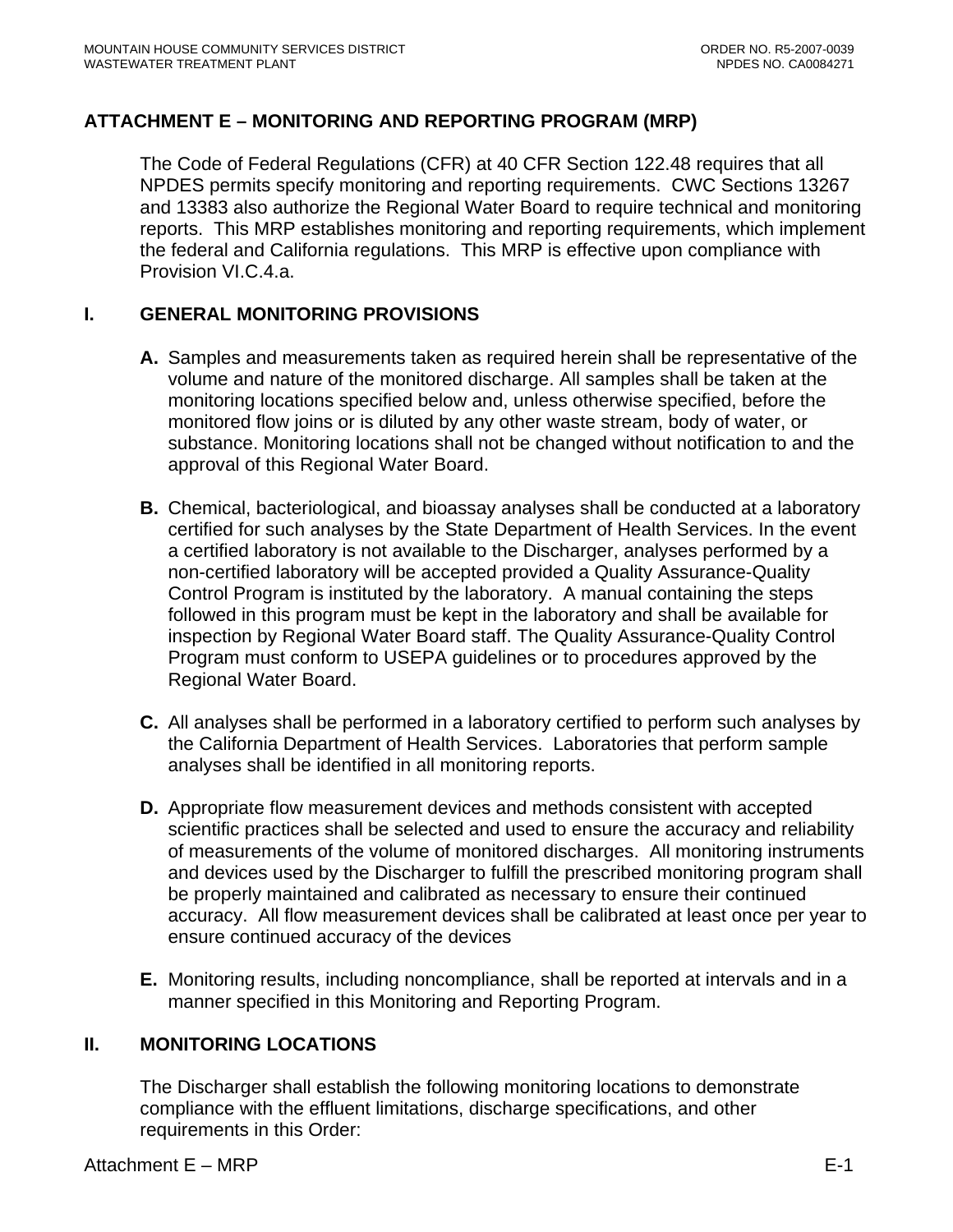# ATTACHMENT E – MONITORING AND REPORTING PROGRAM (MRP)

The Code of Federal Regulations (CFR) at 40 CFR Section 122.48 requires that all NPDES permits specify monitoring and reporting requirements. CWC Sections 13267 and 13383 also authorize the Regional Water Board to require technical and monitoring reports. This MRP establishes monitoring and reporting requirements, which implement the federal and California regulations. This MRP is effective upon compliance with Provision VI.C.4.a.

## I. GENERAL MONITORING PROVISIONS

**A.** Samples and measurements taken as required herein shall be representative of the volume and nature of the monitored discharge. All samples shall be taken at the monitoring locations specified below and, unless otherwise specified, before the monitored flow joins or is diluted by any other waste stream, body of water, or substance. Monitoring locations shall not be changed without notification to and the approval of this Regional Water Board.

**B.** Chemical, bacteriological, and bioassay analyses shall be conducted at a laboratory certified for such analyses by the State Department of Health Services. In the event a certified laboratory is not available to the Discharger, analyses performed by a non-certified laboratory will be accepted provided a Quality Assurance-Quality Control Program is instituted by the laboratory. A manual containing the steps followed in this program must be kept in the laboratory and shall be available for inspection by Regional Water Board staff. The Quality Assurance-Quality Control Program must conform to USEPA guidelines or to procedures approved by the Regional Water Board.

**C.** All analyses shall be performed in a laboratory certified to perform such analyses by the California Department of Health Services. Laboratories that perform sample analyses shall be identified in all monitoring reports.

**D.** Appropriate flow measurement devices and methods consistent with accepted scientific practices shall be selected and used to ensure the accuracy and reliability of measurements of the volume of monitored discharges. All monitoring instruments and devices used by the Discharger to fulfill the prescribed monitoring program shall be properly maintained and calibrated as necessary to ensure their continued accuracy. All flow measurement devices shall be calibrated at least once per year to ensure continued accuracy of the devices

**E.** Monitoring results, including noncompliance, shall be reported at intervals and in a manner specified in this Monitoring and Reporting Program.

## II. MONITORING LOCATIONS

The Discharger shall establish the following monitoring locations to demonstrate compliance with the effluent limitations, discharge specifications, and other requirements in this Order: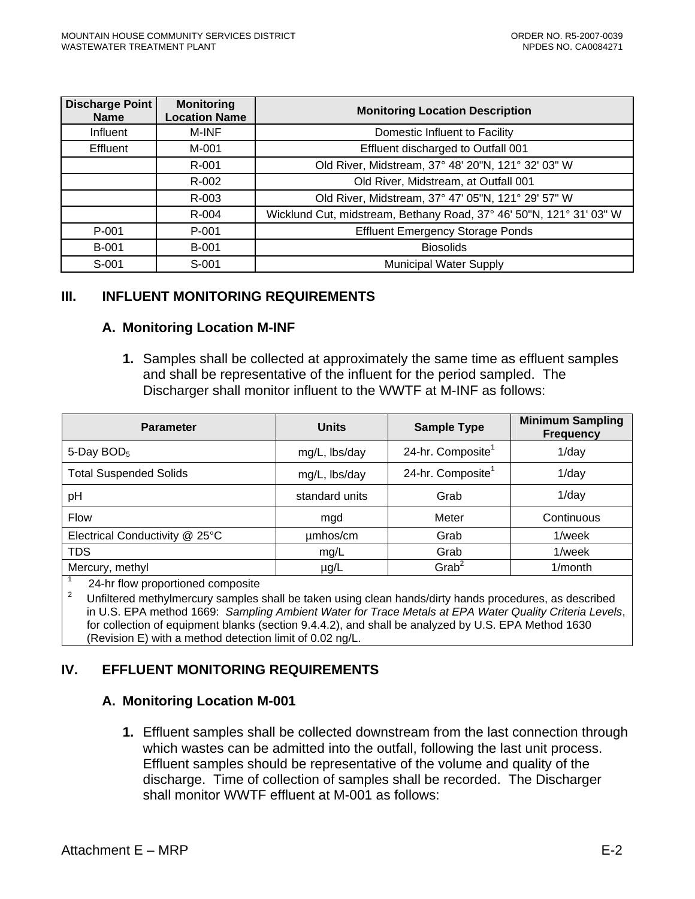| Discharge Point Name | Monitoring Location Name | Monitoring Location Description |
|---|---|---|
| Influent | M-INF | Domestic Influent to Facility |
| Effluent | M-001 | Effluent discharged to Outfall 001 |
| | R-001 | Old River, Midstream, 37° 48' 20"N, 121° 32' 03" W |
| | R-002 | Old River, Midstream, at Outfall 001 |
| | R-003 | Old River, Midstream, 37° 47' 05"N, 121° 29' 57" W |
| | R-004 | Wicklund Cut, midstream, Bethany Road, 37° 46' 50"N, 121° 31' 03" W |
| P-001 | P-001 | Effluent Emergency Storage Ponds |
| B-001 | B-001 | Biosolids |
| S-001 | S-001 | Municipal Water Supply |

## III. INFLUENT MONITORING REQUIREMENTS

### A. Monitoring Location M-INF

**1.** Samples shall be collected at approximately the same time as effluent samples and shall be representative of the influent for the period sampled. The Discharger shall monitor influent to the WWTF at M-INF as follows:

| Parameter | Units | Sample Type | Minimum Sampling Frequency |
|---|---|---|---|
| 5-Day $BOD_5$ | mg/L, lbs/day | 24-hr. Composite[1] | 1/day |
| Total Suspended Solids | mg/L, lbs/day | 24-hr. Composite[1] | 1/day |
| pH | standard units | Grab | 1/day |
| Flow | mgd | Meter | Continuous |
| Electrical Conductivity @ 25°C | µmhos/cm | Grab | 1/week |
| TDS | mg/L | Grab | 1/week |
| Mercury, methyl | µg/L | Grab[2] | 1/month |

[1] 24-hr flow proportioned composite

[2] Unfiltered methylmercury samples shall be taken using clean hands/dirty hands procedures, as described in U.S. EPA method 1669: *Sampling Ambient Water for Trace Metals at EPA Water Quality Criteria Levels*, for collection of equipment blanks (section 9.4.4.2), and shall be analyzed by U.S. EPA Method 1630 (Revision E) with a method detection limit of 0.02 ng/L.

## IV. EFFLUENT MONITORING REQUIREMENTS

### A. Monitoring Location M-001

**1.** Effluent samples shall be collected downstream from the last connection through which wastes can be admitted into the outfall, following the last unit process. Effluent samples should be representative of the volume and quality of the discharge. Time of collection of samples shall be recorded. The Discharger shall monitor WWTF effluent at M-001 as follows: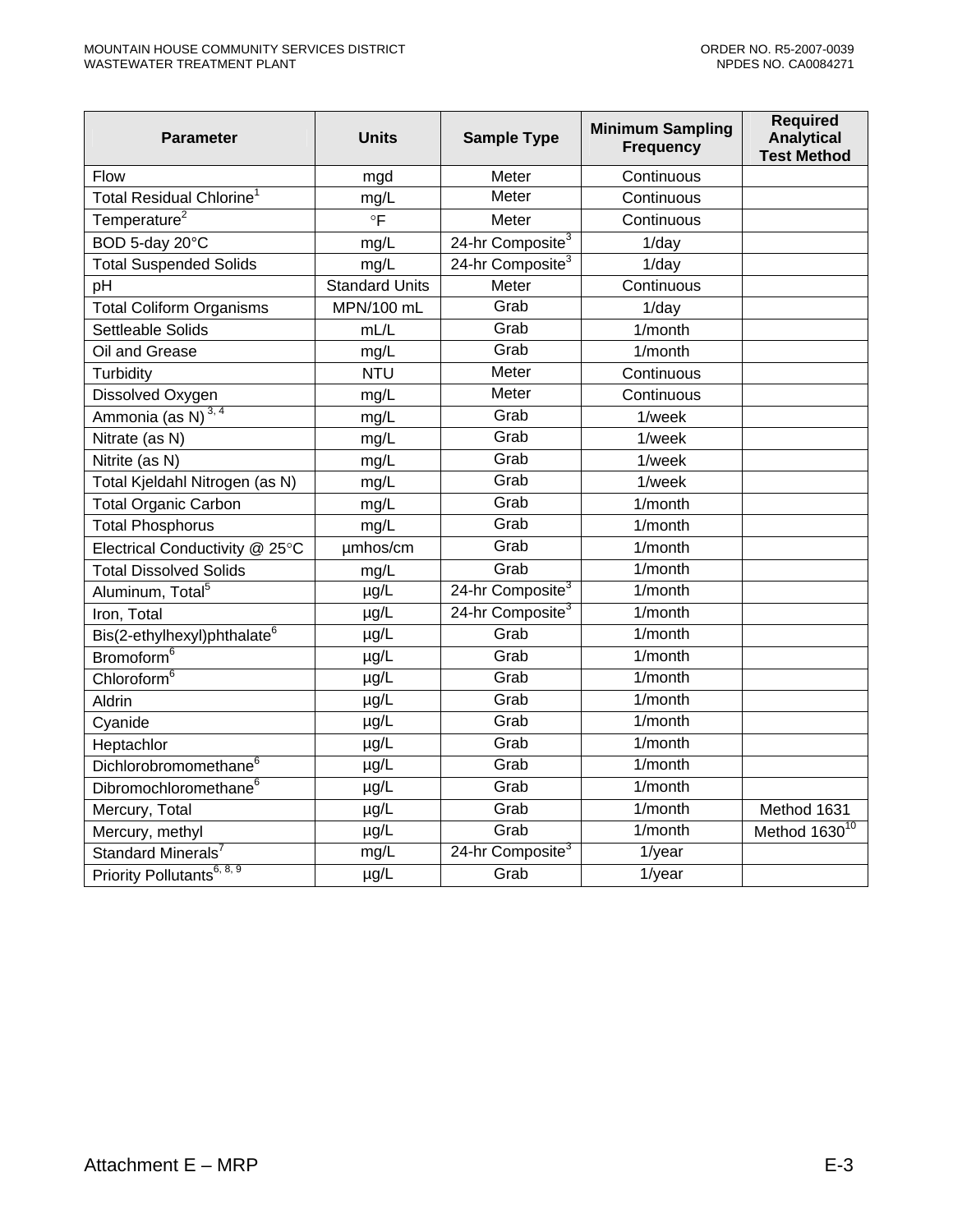| Parameter | Units | Sample Type | Minimum Sampling Frequency | Required Analytical Test Method |
|---|---|---|---|---|
| Flow | mgd | Meter | Continuous | |
| Total Residual Chlorine[1] | mg/L | Meter | Continuous | |
| Temperature[2] | °F | Meter | Continuous | |
| BOD 5-day 20°C | mg/L | 24-hr Composite[3] | 1/day | |
| Total Suspended Solids | mg/L | 24-hr Composite[3] | 1/day | |
| pH | Standard Units | Meter | Continuous | |
| Total Coliform Organisms | MPN/100 mL | Grab | 1/day | |
| Settleable Solids | mL/L | Grab | 1/month | |
| Oil and Grease | mg/L | Grab | 1/month | |
| Turbidity | NTU | Meter | Continuous | |
| Dissolved Oxygen | mg/L | Meter | Continuous | |
| Ammonia (as N)[3, 4] | mg/L | Grab | 1/week | |
| Nitrate (as N) | mg/L | Grab | 1/week | |
| Nitrite (as N) | mg/L | Grab | 1/week | |
| Total Kjeldahl Nitrogen (as N) | mg/L | Grab | 1/week | |
| Total Organic Carbon | mg/L | Grab | 1/month | |
| Total Phosphorus | mg/L | Grab | 1/month | |
| Electrical Conductivity @ 25°C | µmhos/cm | Grab | 1/month | |
| Total Dissolved Solids | mg/L | Grab | 1/month | |
| Aluminum, Total[5] | µg/L | 24-hr Composite[3] | 1/month | |
| Iron, Total | µg/L | 24-hr Composite[3] | 1/month | |
| Bis(2-ethylhexyl)phthalate[6] | µg/L | Grab | 1/month | |
| Bromoform[6] | µg/L | Grab | 1/month | |
| Chloroform[6] | µg/L | Grab | 1/month | |
| Aldrin | µg/L | Grab | 1/month | |
| Cyanide | µg/L | Grab | 1/month | |
| Heptachlor | µg/L | Grab | 1/month | |
| Dichlorobromomethane[6] | µg/L | Grab | 1/month | |
| Dibromochloromethane[6] | µg/L | Grab | 1/month | |
| Mercury, Total | µg/L | Grab | 1/month | Method 1631 |
| Mercury, methyl | µg/L | Grab | 1/month | Method 1630[10] |
| Standard Minerals[7] | mg/L | 24-hr Composite[3] | 1/year | |
| Priority Pollutants[6, 8, 9] | µg/L | Grab | 1/year | |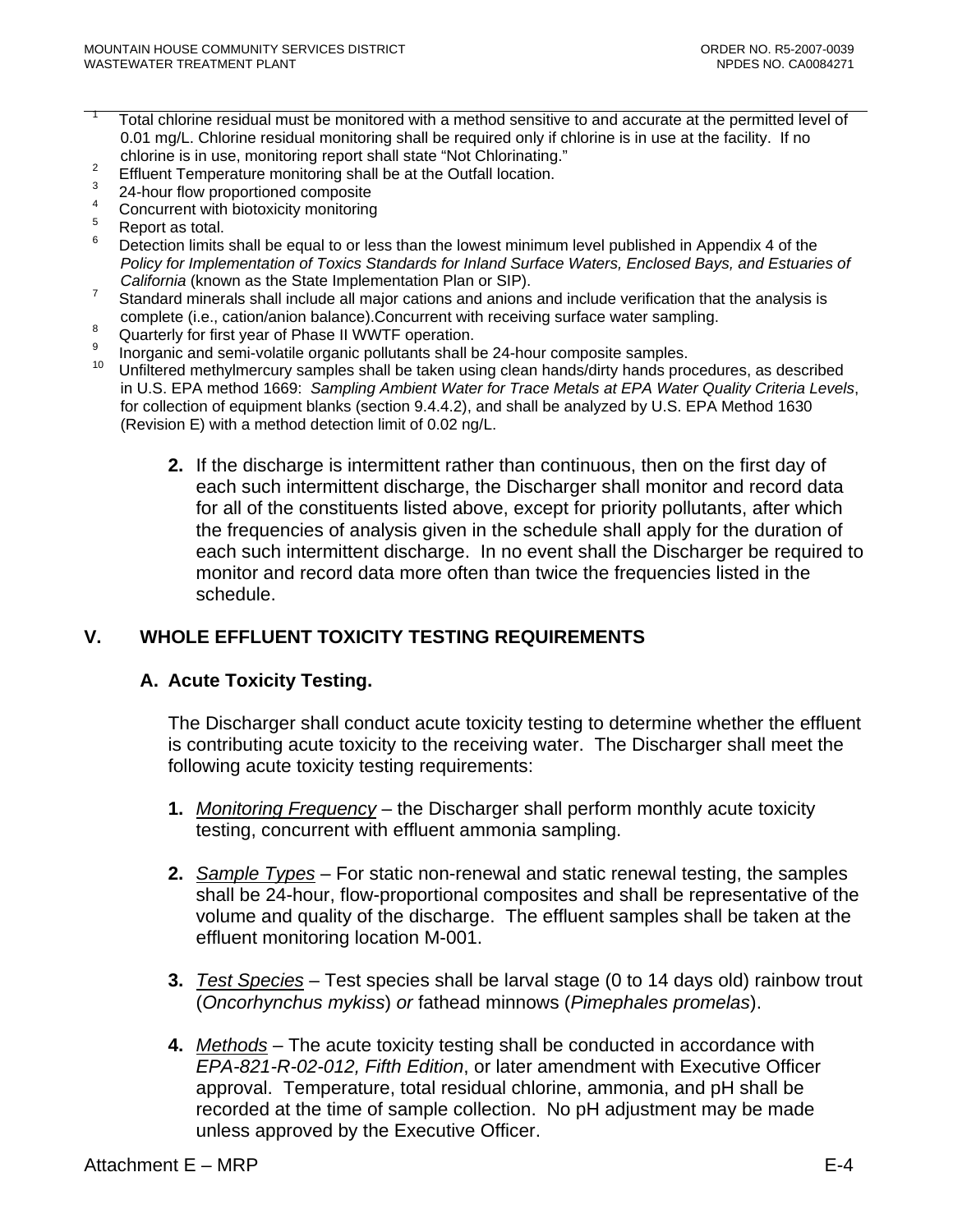[1] Total chlorine residual must be monitored with a method sensitive to and accurate at the permitted level of 0.01 mg/L. Chlorine residual monitoring shall be required only if chlorine is in use at the facility. If no chlorine is in use, monitoring report shall state "Not Chlorinating."

[2] Effluent Temperature monitoring shall be at the Outfall location.

[3] 24-hour flow proportioned composite

[4] Concurrent with biotoxicity monitoring

[5] Report as total.

[6] Detection limits shall be equal to or less than the lowest minimum level published in Appendix 4 of the *Policy for Implementation of Toxics Standards for Inland Surface Waters, Enclosed Bays, and Estuaries of California* (known as the State Implementation Plan or SIP).

[7] Standard minerals shall include all major cations and anions and include verification that the analysis is complete (i.e., cation/anion balance).Concurrent with receiving surface water sampling.

[8] Quarterly for first year of Phase II WWTF operation.

[9] Inorganic and semi-volatile organic pollutants shall be 24-hour composite samples.

[10] Unfiltered methylmercury samples shall be taken using clean hands/dirty hands procedures, as described in U.S. EPA method 1669: *Sampling Ambient Water for Trace Metals at EPA Water Quality Criteria Levels*, for collection of equipment blanks (section 9.4.4.2), and shall be analyzed by U.S. EPA Method 1630 (Revision E) with a method detection limit of 0.02 ng/L.

**2.** If the discharge is intermittent rather than continuous, then on the first day of each such intermittent discharge, the Discharger shall monitor and record data for all of the constituents listed above, except for priority pollutants, after which the frequencies of analysis given in the schedule shall apply for the duration of each such intermittent discharge. In no event shall the Discharger be required to monitor and record data more often than twice the frequencies listed in the schedule.

## V. WHOLE EFFLUENT TOXICITY TESTING REQUIREMENTS

### A. Acute Toxicity Testing.

The Discharger shall conduct acute toxicity testing to determine whether the effluent is contributing acute toxicity to the receiving water. The Discharger shall meet the following acute toxicity testing requirements:

1. *Monitoring Frequency* – the Discharger shall perform monthly acute toxicity testing, concurrent with effluent ammonia sampling.

2. *Sample Types* – For static non-renewal and static renewal testing, the samples shall be 24-hour, flow-proportional composites and shall be representative of the volume and quality of the discharge. The effluent samples shall be taken at the effluent monitoring location M-001.

3. *Test Species* – Test species shall be larval stage (0 to 14 days old) rainbow trout (*Oncorhynchus mykiss*) *or* fathead minnows (*Pimephales promelas*).

4. *Methods* – The acute toxicity testing shall be conducted in accordance with *EPA-821-R-02-012, Fifth Edition*, or later amendment with Executive Officer approval. Temperature, total residual chlorine, ammonia, and pH shall be recorded at the time of sample collection. No pH adjustment may be made unless approved by the Executive Officer.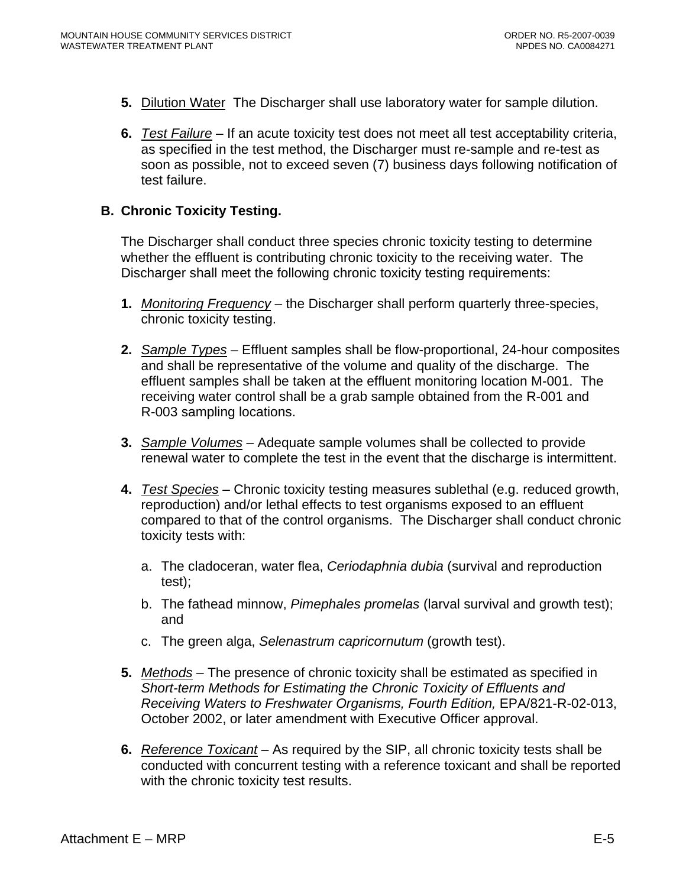5. Dilution Water  The Discharger shall use laboratory water for sample dilution.

6. *Test Failure* – If an acute toxicity test does not meet all test acceptability criteria, as specified in the test method, the Discharger must re-sample and re-test as soon as possible, not to exceed seven (7) business days following notification of test failure.

**B. Chronic Toxicity Testing.**

The Discharger shall conduct three species chronic toxicity testing to determine whether the effluent is contributing chronic toxicity to the receiving water. The Discharger shall meet the following chronic toxicity testing requirements:

1. *Monitoring Frequency* – the Discharger shall perform quarterly three-species, chronic toxicity testing.

2. *Sample Types* – Effluent samples shall be flow-proportional, 24-hour composites and shall be representative of the volume and quality of the discharge. The effluent samples shall be taken at the effluent monitoring location M-001. The receiving water control shall be a grab sample obtained from the R-001 and R-003 sampling locations.

3. *Sample Volumes* – Adequate sample volumes shall be collected to provide renewal water to complete the test in the event that the discharge is intermittent.

4. *Test Species* – Chronic toxicity testing measures sublethal (e.g. reduced growth, reproduction) and/or lethal effects to test organisms exposed to an effluent compared to that of the control organisms. The Discharger shall conduct chronic toxicity tests with:

   a. The cladoceran, water flea, *Ceriodaphnia dubia* (survival and reproduction test);

   b. The fathead minnow, *Pimephales promelas* (larval survival and growth test); and

   c. The green alga, *Selenastrum capricornutum* (growth test).

5. *Methods* – The presence of chronic toxicity shall be estimated as specified in *Short-term Methods for Estimating the Chronic Toxicity of Effluents and Receiving Waters to Freshwater Organisms, Fourth Edition,* EPA/821-R-02-013, October 2002, or later amendment with Executive Officer approval.

6. *Reference Toxicant* – As required by the SIP, all chronic toxicity tests shall be conducted with concurrent testing with a reference toxicant and shall be reported with the chronic toxicity test results.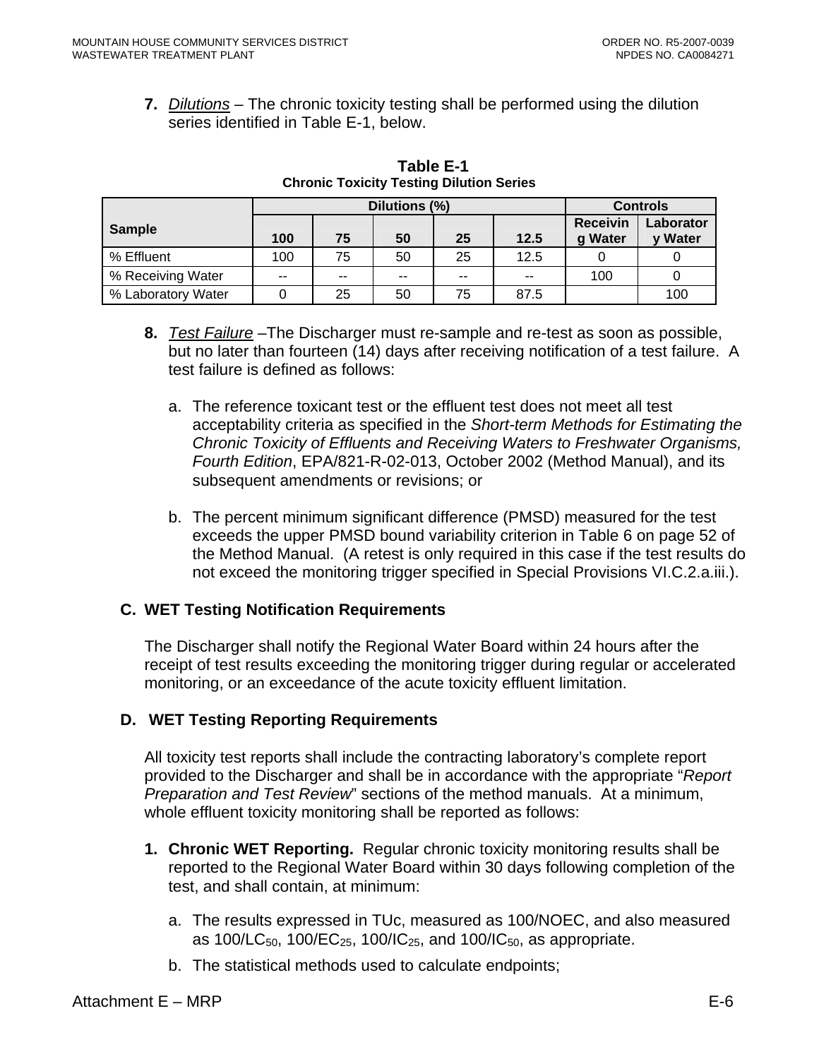**7.** *Dilutions* – The chronic toxicity testing shall be performed using the dilution series identified in Table E-1, below.

**Table E-1**
**Chronic Toxicity Testing Dilution Series**

| Sample | Dilutions (%) | | | | | Controls | |
|---|---|---|---|---|---|---|---|
| | 100 | 75 | 50 | 25 | 12.5 | Receiving Water | Laboratory Water |
| % Effluent | 100 | 75 | 50 | 25 | 12.5 | 0 | 0 |
| % Receiving Water | -- | -- | -- | -- | -- | 100 | 0 |
| % Laboratory Water | 0 | 25 | 50 | 75 | 87.5 | | 100 |

**8.** *Test Failure* –The Discharger must re-sample and re-test as soon as possible, but no later than fourteen (14) days after receiving notification of a test failure. A test failure is defined as follows:

a. The reference toxicant test or the effluent test does not meet all test acceptability criteria as specified in the *Short-term Methods for Estimating the Chronic Toxicity of Effluents and Receiving Waters to Freshwater Organisms, Fourth Edition*, EPA/821-R-02-013, October 2002 (Method Manual), and its subsequent amendments or revisions; or

b. The percent minimum significant difference (PMSD) measured for the test exceeds the upper PMSD bound variability criterion in Table 6 on page 52 of the Method Manual. (A retest is only required in this case if the test results do not exceed the monitoring trigger specified in Special Provisions VI.C.2.a.iii.).

## C. WET Testing Notification Requirements

The Discharger shall notify the Regional Water Board within 24 hours after the receipt of test results exceeding the monitoring trigger during regular or accelerated monitoring, or an exceedance of the acute toxicity effluent limitation.

## D. WET Testing Reporting Requirements

All toxicity test reports shall include the contracting laboratory's complete report provided to the Discharger and shall be in accordance with the appropriate "*Report Preparation and Test Review*" sections of the method manuals. At a minimum, whole effluent toxicity monitoring shall be reported as follows:

**1. Chronic WET Reporting.** Regular chronic toxicity monitoring results shall be reported to the Regional Water Board within 30 days following completion of the test, and shall contain, at minimum:

a. The results expressed in TUc, measured as 100/NOEC, and also measured as $100/LC_{50}$, $100/EC_{25}$, $100/IC_{25}$, and $100/IC_{50}$, as appropriate.

b. The statistical methods used to calculate endpoints;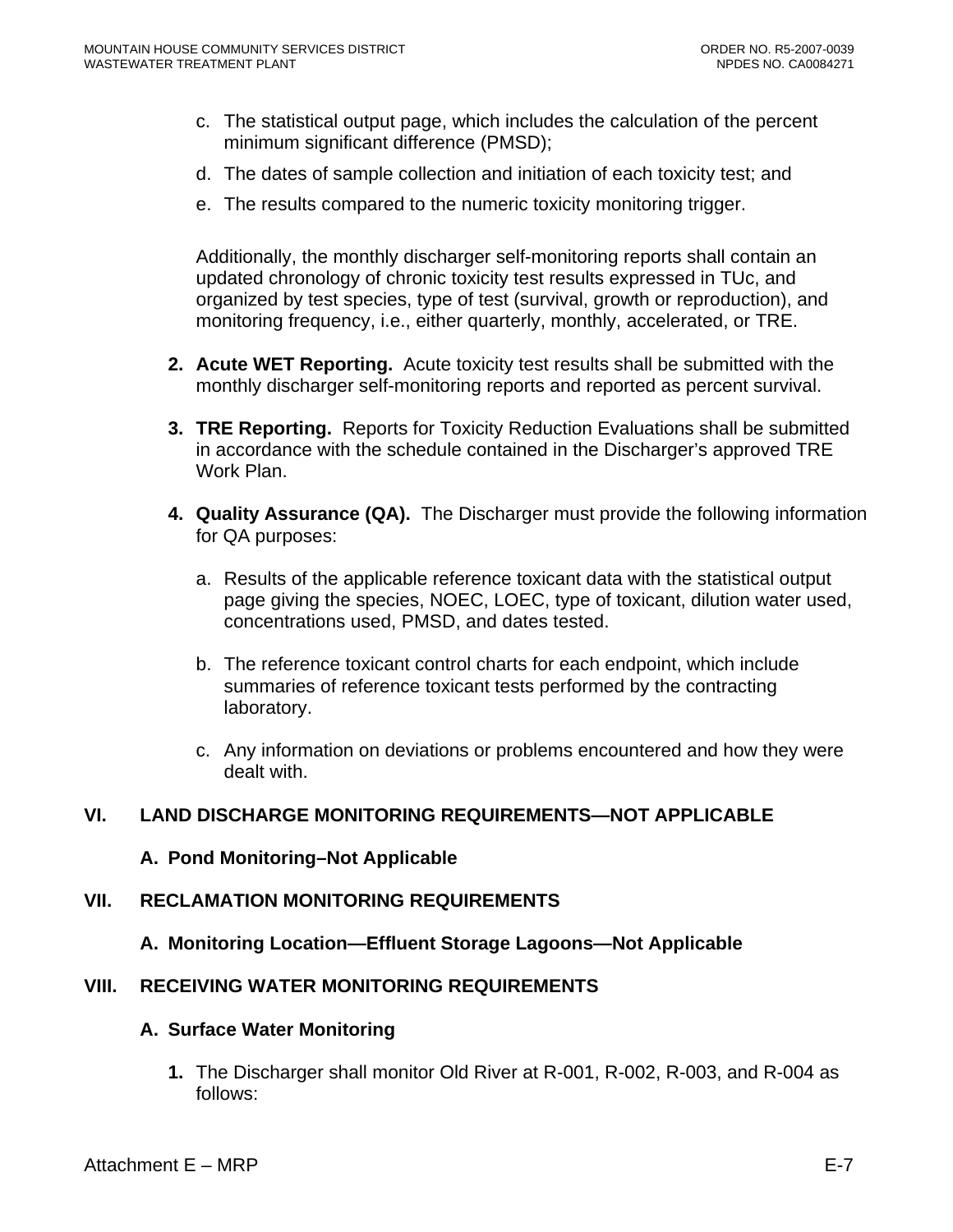c. The statistical output page, which includes the calculation of the percent minimum significant difference (PMSD);

d. The dates of sample collection and initiation of each toxicity test; and

e. The results compared to the numeric toxicity monitoring trigger.

Additionally, the monthly discharger self-monitoring reports shall contain an updated chronology of chronic toxicity test results expressed in TUc, and organized by test species, type of test (survival, growth or reproduction), and monitoring frequency, i.e., either quarterly, monthly, accelerated, or TRE.

2. **Acute WET Reporting.** Acute toxicity test results shall be submitted with the monthly discharger self-monitoring reports and reported as percent survival.

3. **TRE Reporting.** Reports for Toxicity Reduction Evaluations shall be submitted in accordance with the schedule contained in the Discharger's approved TRE Work Plan.

4. **Quality Assurance (QA).** The Discharger must provide the following information for QA purposes:

   a. Results of the applicable reference toxicant data with the statistical output page giving the species, NOEC, LOEC, type of toxicant, dilution water used, concentrations used, PMSD, and dates tested.

   b. The reference toxicant control charts for each endpoint, which include summaries of reference toxicant tests performed by the contracting laboratory.

   c. Any information on deviations or problems encountered and how they were dealt with.

## VI. LAND DISCHARGE MONITORING REQUIREMENTS—NOT APPLICABLE

### A. Pond Monitoring–Not Applicable

## VII. RECLAMATION MONITORING REQUIREMENTS

### A. Monitoring Location—Effluent Storage Lagoons—Not Applicable

## VIII. RECEIVING WATER MONITORING REQUIREMENTS

### A. Surface Water Monitoring

1. The Discharger shall monitor Old River at R-001, R-002, R-003, and R-004 as follows: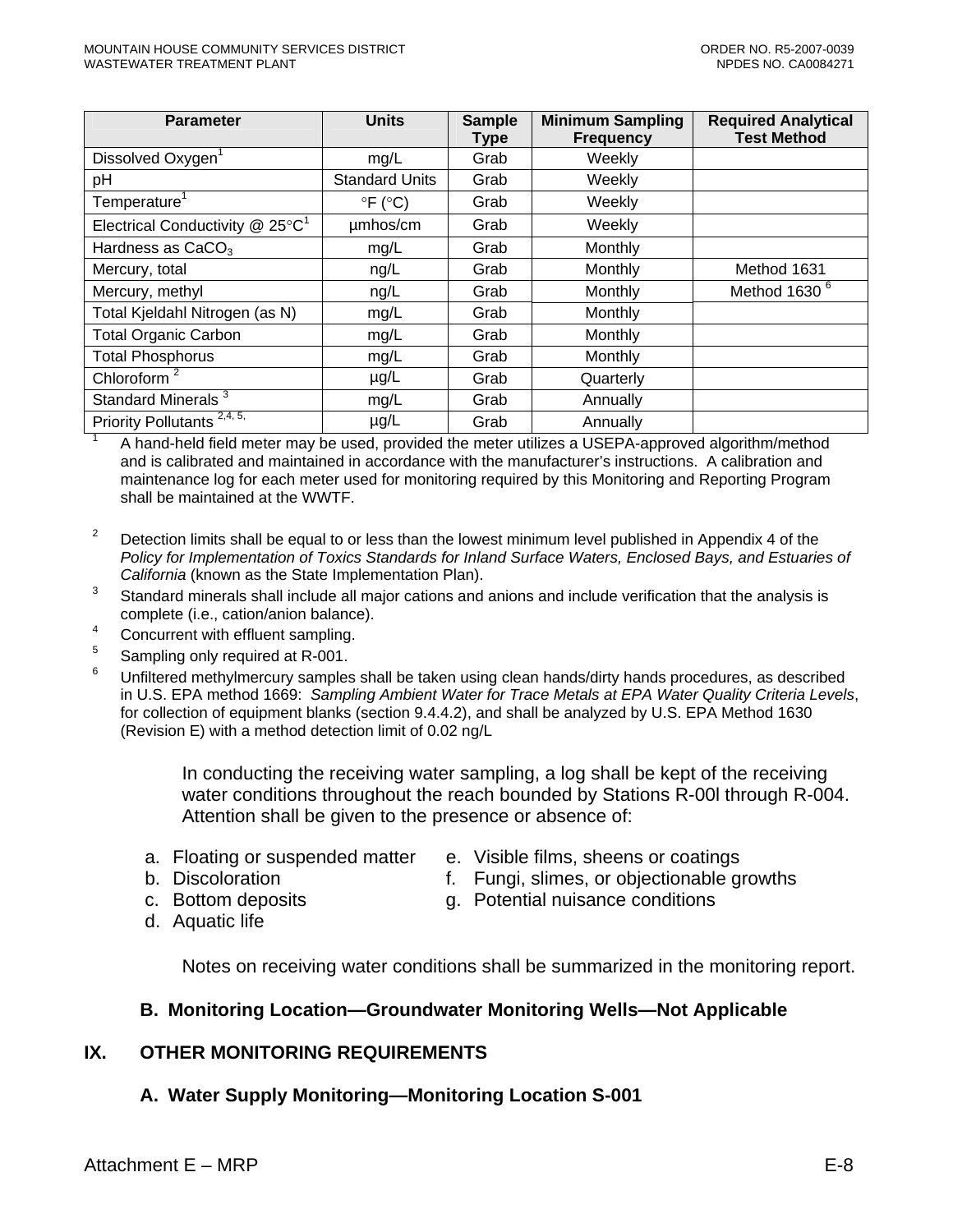| Parameter | Units | Sample Type | Minimum Sampling Frequency | Required Analytical Test Method |
|---|---|---|---|---|
| Dissolved Oxygen[1] | mg/L | Grab | Weekly | |
| pH | Standard Units | Grab | Weekly | |
| Temperature[1] | °F (°C) | Grab | Weekly | |
| Electrical Conductivity @ 25°C[1] | µmhos/cm | Grab | Weekly | |
| Hardness as $CaCO_3$ | mg/L | Grab | Monthly | |
| Mercury, total | ng/L | Grab | Monthly | Method 1631 |
| Mercury, methyl | ng/L | Grab | Monthly | Method 1630 [6] |
| Total Kjeldahl Nitrogen (as N) | mg/L | Grab | Monthly | |
| Total Organic Carbon | mg/L | Grab | Monthly | |
| Total Phosphorus | mg/L | Grab | Monthly | |
| Chloroform [2] | µg/L | Grab | Quarterly | |
| Standard Minerals [3] | mg/L | Grab | Annually | |
| Priority Pollutants [2,4, 5,] | µg/L | Grab | Annually | |

1. A hand-held field meter may be used, provided the meter utilizes a USEPA-approved algorithm/method and is calibrated and maintained in accordance with the manufacturer's instructions. A calibration and maintenance log for each meter used for monitoring required by this Monitoring and Reporting Program shall be maintained at the WWTF.

2. Detection limits shall be equal to or less than the lowest minimum level published in Appendix 4 of the *Policy for Implementation of Toxics Standards for Inland Surface Waters, Enclosed Bays, and Estuaries of California* (known as the State Implementation Plan).
3. Standard minerals shall include all major cations and anions and include verification that the analysis is complete (i.e., cation/anion balance).
4. Concurrent with effluent sampling.
5. Sampling only required at R-001.
6. Unfiltered methylmercury samples shall be taken using clean hands/dirty hands procedures, as described in U.S. EPA method 1669: *Sampling Ambient Water for Trace Metals at EPA Water Quality Criteria Levels*, for collection of equipment blanks (section 9.4.4.2), and shall be analyzed by U.S. EPA Method 1630 (Revision E) with a method detection limit of 0.02 ng/L

In conducting the receiving water sampling, a log shall be kept of the receiving water conditions throughout the reach bounded by Stations R-00l through R-004. Attention shall be given to the presence or absence of:

a. Floating or suspended matter
b. Discoloration
c. Bottom deposits
d. Aquatic life
e. Visible films, sheens or coatings
f. Fungi, slimes, or objectionable growths
g. Potential nuisance conditions

Notes on receiving water conditions shall be summarized in the monitoring report.

### B. Monitoring Location—Groundwater Monitoring Wells—Not Applicable

## IX. OTHER MONITORING REQUIREMENTS

### A. Water Supply Monitoring—Monitoring Location S-001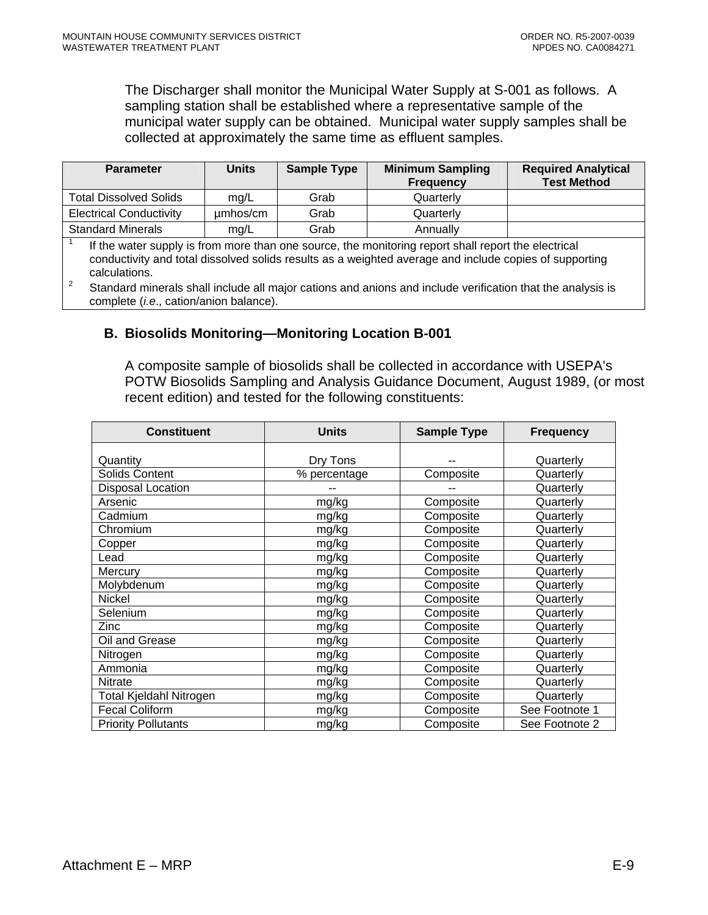The Discharger shall monitor the Municipal Water Supply at S-001 as follows. A sampling station shall be established where a representative sample of the municipal water supply can be obtained. Municipal water supply samples shall be collected at approximately the same time as effluent samples.

| Parameter | Units | Sample Type | Minimum Sampling Frequency | Required Analytical Test Method |
|---|---|---|---|---|
| Total Dissolved Solids | mg/L | Grab | Quarterly | |
| Electrical Conductivity | µmhos/cm | Grab | Quarterly | |
| Standard Minerals | mg/L | Grab | Annually | |

[1] If the water supply is from more than one source, the monitoring report shall report the electrical conductivity and total dissolved solids results as a weighted average and include copies of supporting calculations.

[2] Standard minerals shall include all major cations and anions and include verification that the analysis is complete (*i.e*., cation/anion balance).

## B. Biosolids Monitoring—Monitoring Location B-001

A composite sample of biosolids shall be collected in accordance with USEPA's POTW Biosolids Sampling and Analysis Guidance Document, August 1989, (or most recent edition) and tested for the following constituents:

| Constituent | Units | Sample Type | Frequency |
|---|---|---|---|
| Quantity | Dry Tons | -- | Quarterly |
| Solids Content | % percentage | Composite | Quarterly |
| Disposal Location | -- | -- | Quarterly |
| Arsenic | mg/kg | Composite | Quarterly |
| Cadmium | mg/kg | Composite | Quarterly |
| Chromium | mg/kg | Composite | Quarterly |
| Copper | mg/kg | Composite | Quarterly |
| Lead | mg/kg | Composite | Quarterly |
| Mercury | mg/kg | Composite | Quarterly |
| Molybdenum | mg/kg | Composite | Quarterly |
| Nickel | mg/kg | Composite | Quarterly |
| Selenium | mg/kg | Composite | Quarterly |
| Zinc | mg/kg | Composite | Quarterly |
| Oil and Grease | mg/kg | Composite | Quarterly |
| Nitrogen | mg/kg | Composite | Quarterly |
| Ammonia | mg/kg | Composite | Quarterly |
| Nitrate | mg/kg | Composite | Quarterly |
| Total Kjeldahl Nitrogen | mg/kg | Composite | Quarterly |
| Fecal Coliform | mg/kg | Composite | See Footnote 1 |
| Priority Pollutants | mg/kg | Composite | See Footnote 2 |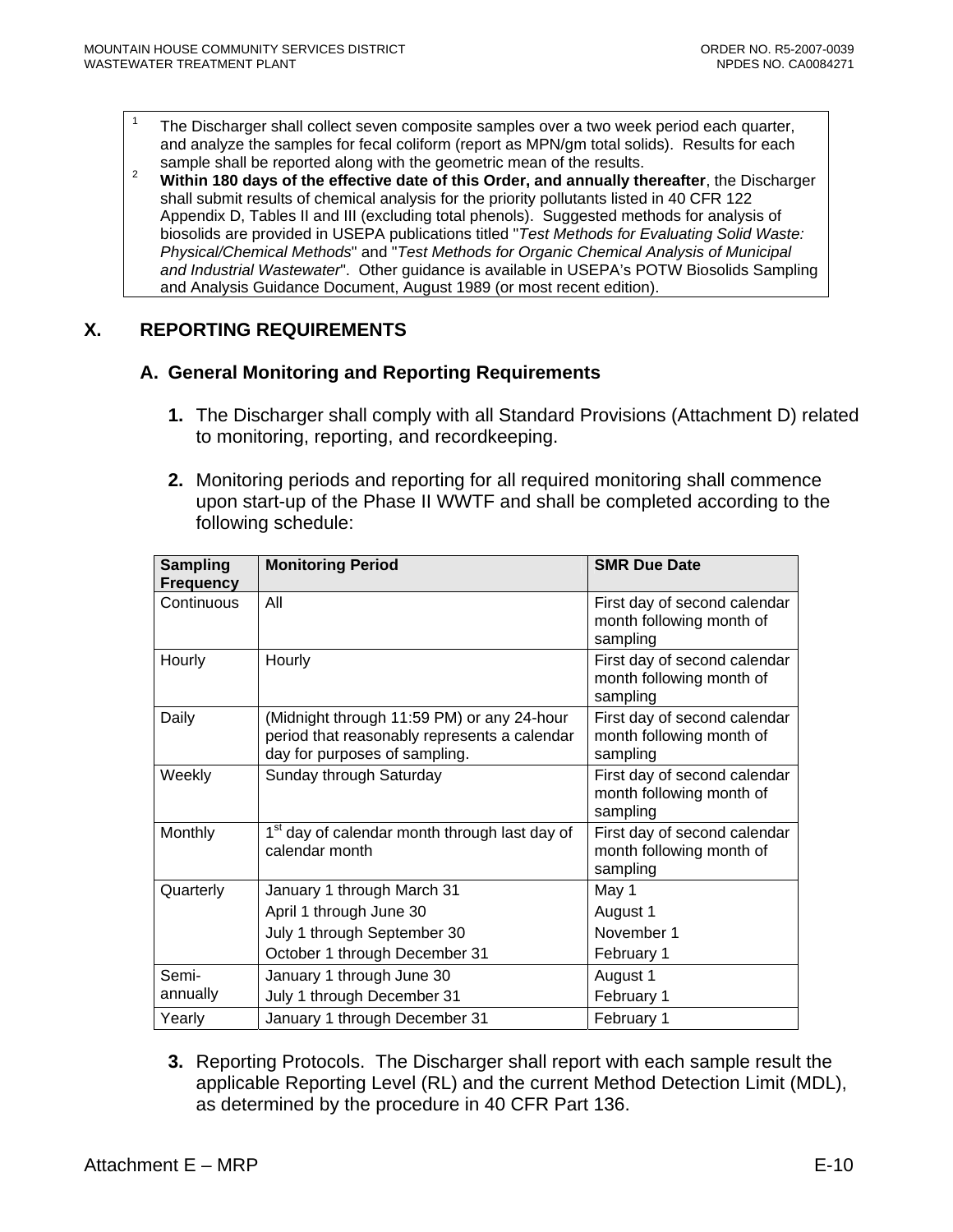[1] The Discharger shall collect seven composite samples over a two week period each quarter, and analyze the samples for fecal coliform (report as MPN/gm total solids). Results for each sample shall be reported along with the geometric mean of the results.

[2] **Within 180 days of the effective date of this Order, and annually thereafter**, the Discharger shall submit results of chemical analysis for the priority pollutants listed in 40 CFR 122 Appendix D, Tables II and III (excluding total phenols). Suggested methods for analysis of biosolids are provided in USEPA publications titled "*Test Methods for Evaluating Solid Waste: Physical/Chemical Methods*" and "*Test Methods for Organic Chemical Analysis of Municipal and Industrial Wastewater*". Other guidance is available in USEPA's POTW Biosolids Sampling and Analysis Guidance Document, August 1989 (or most recent edition).

## X. REPORTING REQUIREMENTS

### A. General Monitoring and Reporting Requirements

1. The Discharger shall comply with all Standard Provisions (Attachment D) related to monitoring, reporting, and recordkeeping.

2. Monitoring periods and reporting for all required monitoring shall commence upon start-up of the Phase II WWTF and shall be completed according to the following schedule:

| Sampling Frequency | Monitoring Period | SMR Due Date |
|---|---|---|
| Continuous | All | First day of second calendar month following month of sampling |
| Hourly | Hourly | First day of second calendar month following month of sampling |
| Daily | (Midnight through 11:59 PM) or any 24-hour period that reasonably represents a calendar day for purposes of sampling. | First day of second calendar month following month of sampling |
| Weekly | Sunday through Saturday | First day of second calendar month following month of sampling |
| Monthly | 1st day of calendar month through last day of calendar month | First day of second calendar month following month of sampling |
| Quarterly | January 1 through March 31<br>April 1 through June 30<br>July 1 through September 30<br>October 1 through December 31 | May 1<br>August 1<br>November 1<br>February 1 |
| Semi-annually | January 1 through June 30<br>July 1 through December 31 | August 1<br>February 1 |
| Yearly | January 1 through December 31 | February 1 |

3. Reporting Protocols. The Discharger shall report with each sample result the applicable Reporting Level (RL) and the current Method Detection Limit (MDL), as determined by the procedure in 40 CFR Part 136.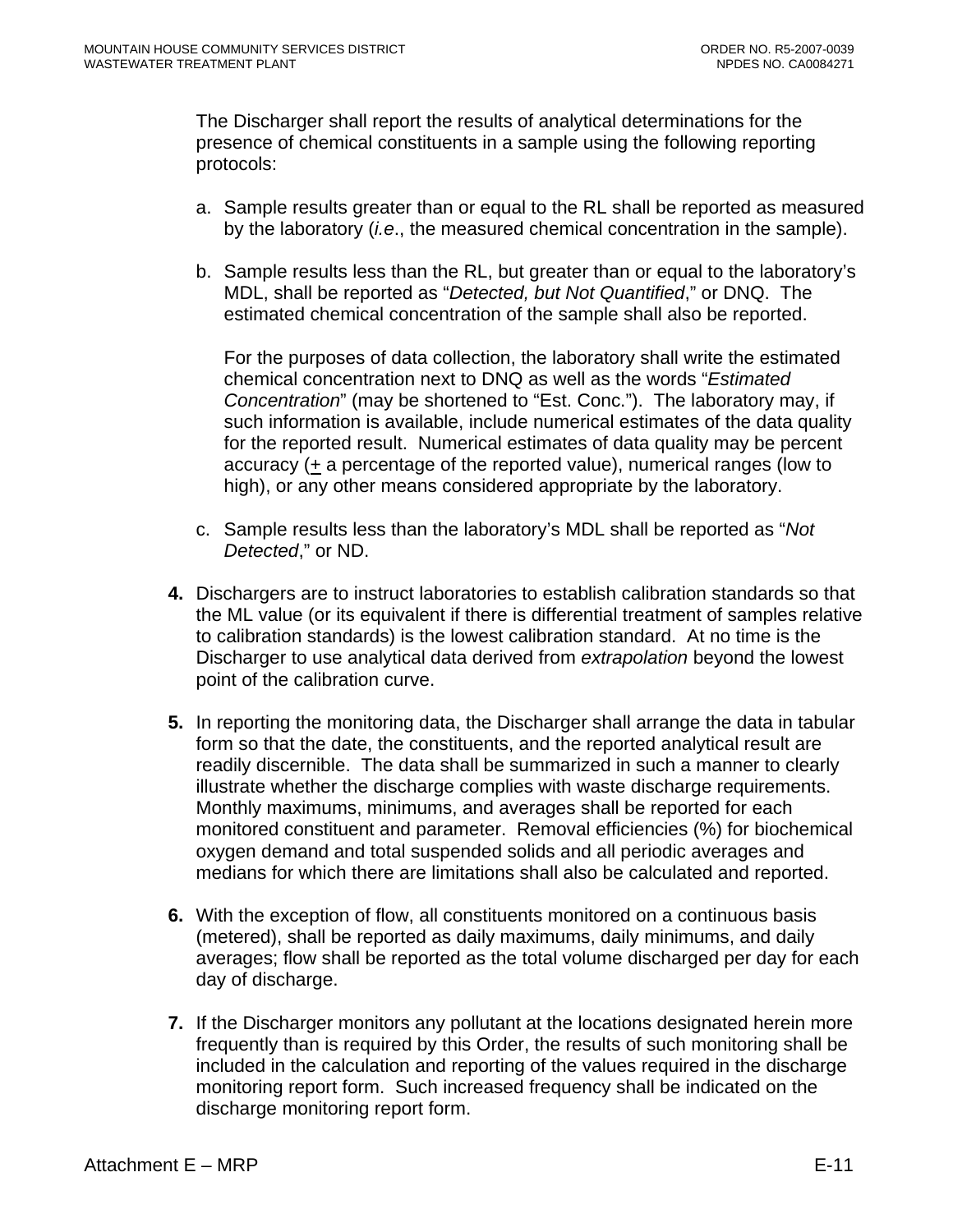The Discharger shall report the results of analytical determinations for the presence of chemical constituents in a sample using the following reporting protocols:

a. Sample results greater than or equal to the RL shall be reported as measured by the laboratory (*i.e*., the measured chemical concentration in the sample).

b. Sample results less than the RL, but greater than or equal to the laboratory's MDL, shall be reported as "*Detected, but Not Quantified*," or DNQ. The estimated chemical concentration of the sample shall also be reported.

   For the purposes of data collection, the laboratory shall write the estimated chemical concentration next to DNQ as well as the words "*Estimated Concentration*" (may be shortened to "Est. Conc."). The laboratory may, if such information is available, include numerical estimates of the data quality for the reported result. Numerical estimates of data quality may be percent accuracy (± a percentage of the reported value), numerical ranges (low to high), or any other means considered appropriate by the laboratory.

c. Sample results less than the laboratory's MDL shall be reported as "*Not Detected*," or ND.

**4.** Dischargers are to instruct laboratories to establish calibration standards so that the ML value (or its equivalent if there is differential treatment of samples relative to calibration standards) is the lowest calibration standard. At no time is the Discharger to use analytical data derived from *extrapolation* beyond the lowest point of the calibration curve.

**5.** In reporting the monitoring data, the Discharger shall arrange the data in tabular form so that the date, the constituents, and the reported analytical result are readily discernible. The data shall be summarized in such a manner to clearly illustrate whether the discharge complies with waste discharge requirements. Monthly maximums, minimums, and averages shall be reported for each monitored constituent and parameter. Removal efficiencies (%) for biochemical oxygen demand and total suspended solids and all periodic averages and medians for which there are limitations shall also be calculated and reported.

**6.** With the exception of flow, all constituents monitored on a continuous basis (metered), shall be reported as daily maximums, daily minimums, and daily averages; flow shall be reported as the total volume discharged per day for each day of discharge.

**7.** If the Discharger monitors any pollutant at the locations designated herein more frequently than is required by this Order, the results of such monitoring shall be included in the calculation and reporting of the values required in the discharge monitoring report form. Such increased frequency shall be indicated on the discharge monitoring report form.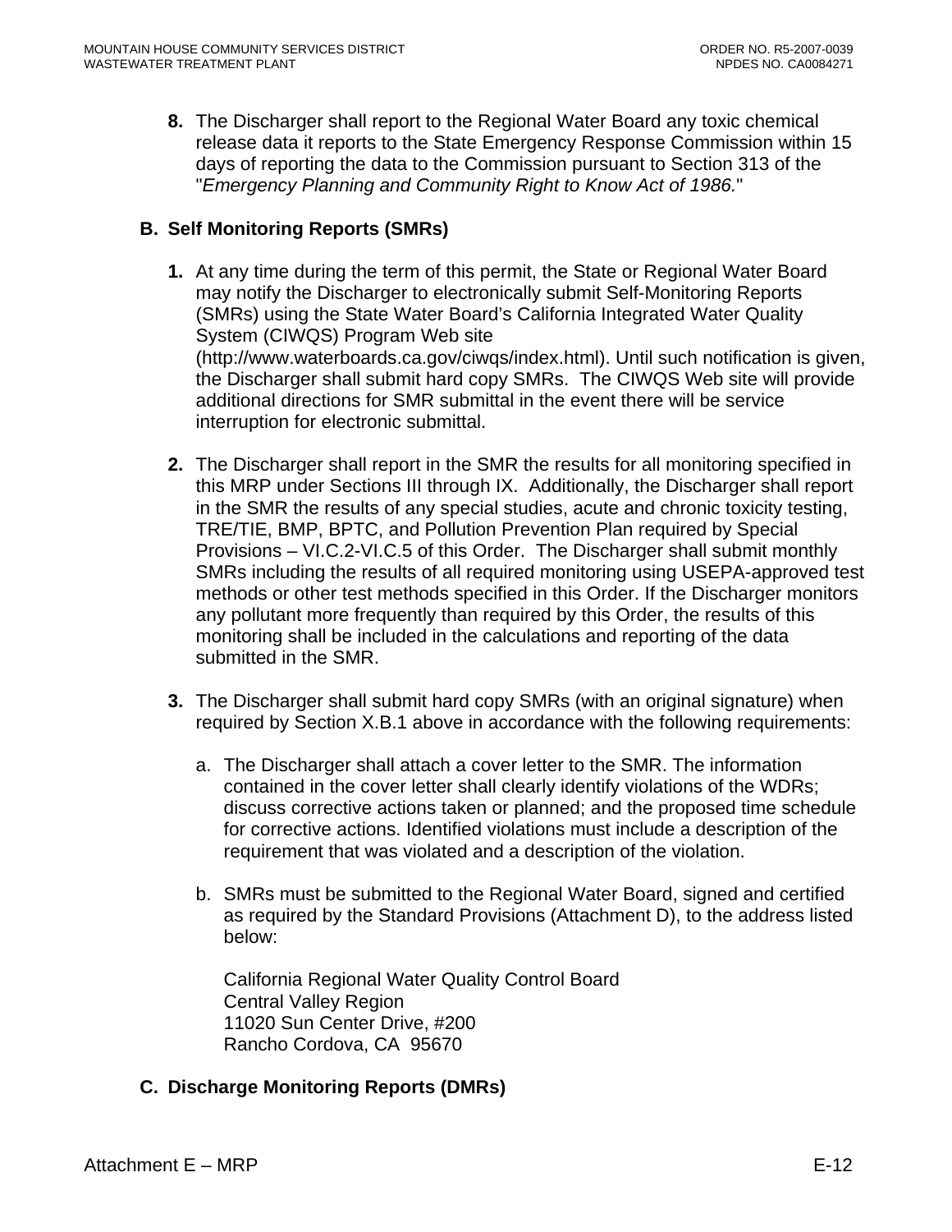8. The Discharger shall report to the Regional Water Board any toxic chemical release data it reports to the State Emergency Response Commission within 15 days of reporting the data to the Commission pursuant to Section 313 of the "*Emergency Planning and Community Right to Know Act of 1986.*"

## B. Self Monitoring Reports (SMRs)

1. At any time during the term of this permit, the State or Regional Water Board may notify the Discharger to electronically submit Self-Monitoring Reports (SMRs) using the State Water Board's California Integrated Water Quality System (CIWQS) Program Web site (http://www.waterboards.ca.gov/ciwqs/index.html). Until such notification is given, the Discharger shall submit hard copy SMRs. The CIWQS Web site will provide additional directions for SMR submittal in the event there will be service interruption for electronic submittal.

2. The Discharger shall report in the SMR the results for all monitoring specified in this MRP under Sections III through IX. Additionally, the Discharger shall report in the SMR the results of any special studies, acute and chronic toxicity testing, TRE/TIE, BMP, BPTC, and Pollution Prevention Plan required by Special Provisions – VI.C.2-VI.C.5 of this Order. The Discharger shall submit monthly SMRs including the results of all required monitoring using USEPA-approved test methods or other test methods specified in this Order. If the Discharger monitors any pollutant more frequently than required by this Order, the results of this monitoring shall be included in the calculations and reporting of the data submitted in the SMR.

3. The Discharger shall submit hard copy SMRs (with an original signature) when required by Section X.B.1 above in accordance with the following requirements:

   a. The Discharger shall attach a cover letter to the SMR. The information contained in the cover letter shall clearly identify violations of the WDRs; discuss corrective actions taken or planned; and the proposed time schedule for corrective actions. Identified violations must include a description of the requirement that was violated and a description of the violation.

   b. SMRs must be submitted to the Regional Water Board, signed and certified as required by the Standard Provisions (Attachment D), to the address listed below:

      California Regional Water Quality Control Board
      Central Valley Region
      11020 Sun Center Drive, #200
      Rancho Cordova, CA 95670

## C. Discharge Monitoring Reports (DMRs)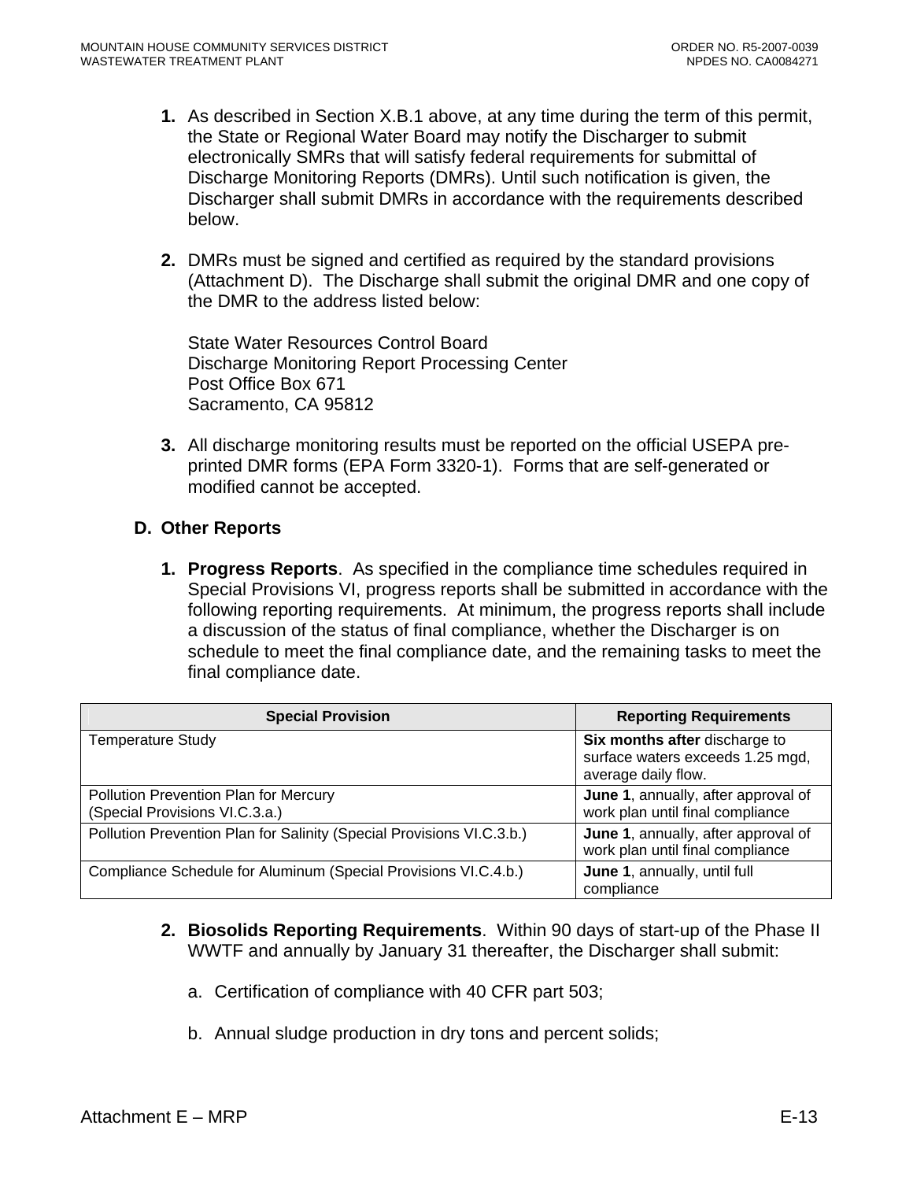1. As described in Section X.B.1 above, at any time during the term of this permit, the State or Regional Water Board may notify the Discharger to submit electronically SMRs that will satisfy federal requirements for submittal of Discharge Monitoring Reports (DMRs). Until such notification is given, the Discharger shall submit DMRs in accordance with the requirements described below.

2. DMRs must be signed and certified as required by the standard provisions (Attachment D). The Discharge shall submit the original DMR and one copy of the DMR to the address listed below:

   State Water Resources Control Board
   Discharge Monitoring Report Processing Center
   Post Office Box 671
   Sacramento, CA 95812

3. All discharge monitoring results must be reported on the official USEPA pre-printed DMR forms (EPA Form 3320-1). Forms that are self-generated or modified cannot be accepted.

**D. Other Reports**

1. **Progress Reports**. As specified in the compliance time schedules required in Special Provisions VI, progress reports shall be submitted in accordance with the following reporting requirements. At minimum, the progress reports shall include a discussion of the status of final compliance, whether the Discharger is on schedule to meet the final compliance date, and the remaining tasks to meet the final compliance date.

| Special Provision | Reporting Requirements |
|---|---|
| Temperature Study | **Six months after** discharge to surface waters exceeds 1.25 mgd, average daily flow. |
| Pollution Prevention Plan for Mercury (Special Provisions VI.C.3.a.) | **June 1**, annually, after approval of work plan until final compliance |
| Pollution Prevention Plan for Salinity (Special Provisions VI.C.3.b.) | **June 1**, annually, after approval of work plan until final compliance |
| Compliance Schedule for Aluminum (Special Provisions VI.C.4.b.) | **June 1**, annually, until full compliance |

2. **Biosolids Reporting Requirements**. Within 90 days of start-up of the Phase II WWTF and annually by January 31 thereafter, the Discharger shall submit:

   a. Certification of compliance with 40 CFR part 503;

   b. Annual sludge production in dry tons and percent solids;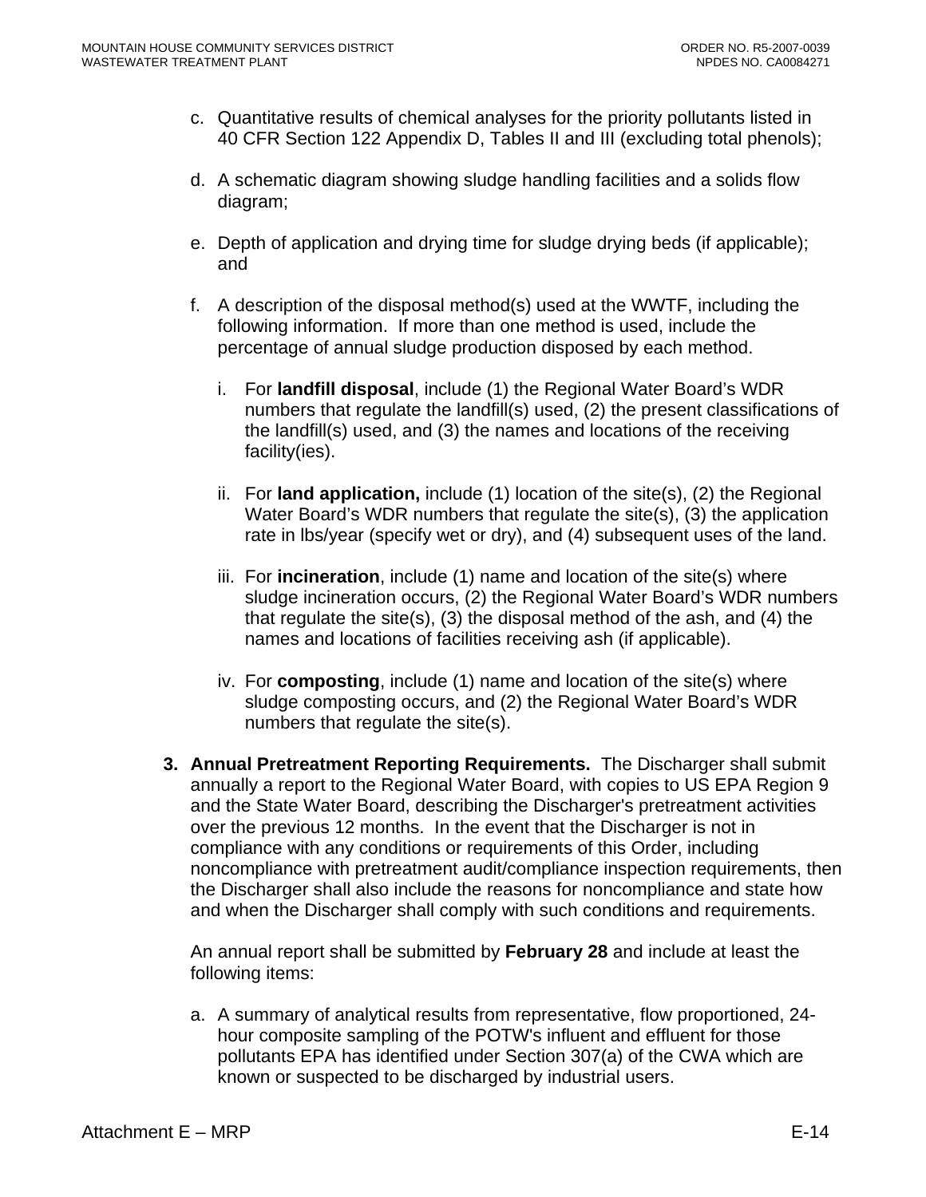c. Quantitative results of chemical analyses for the priority pollutants listed in 40 CFR Section 122 Appendix D, Tables II and III (excluding total phenols);

d. A schematic diagram showing sludge handling facilities and a solids flow diagram;

e. Depth of application and drying time for sludge drying beds (if applicable); and

f. A description of the disposal method(s) used at the WWTF, including the following information. If more than one method is used, include the percentage of annual sludge production disposed by each method.

   i. For **landfill disposal**, include (1) the Regional Water Board's WDR numbers that regulate the landfill(s) used, (2) the present classifications of the landfill(s) used, and (3) the names and locations of the receiving facility(ies).

   ii. For **land application,** include (1) location of the site(s), (2) the Regional Water Board's WDR numbers that regulate the site(s), (3) the application rate in lbs/year (specify wet or dry), and (4) subsequent uses of the land.

   iii. For **incineration**, include (1) name and location of the site(s) where sludge incineration occurs, (2) the Regional Water Board's WDR numbers that regulate the site(s), (3) the disposal method of the ash, and (4) the names and locations of facilities receiving ash (if applicable).

   iv. For **composting**, include (1) name and location of the site(s) where sludge composting occurs, and (2) the Regional Water Board's WDR numbers that regulate the site(s).

3. **Annual Pretreatment Reporting Requirements.** The Discharger shall submit annually a report to the Regional Water Board, with copies to US EPA Region 9 and the State Water Board, describing the Discharger's pretreatment activities over the previous 12 months. In the event that the Discharger is not in compliance with any conditions or requirements of this Order, including noncompliance with pretreatment audit/compliance inspection requirements, then the Discharger shall also include the reasons for noncompliance and state how and when the Discharger shall comply with such conditions and requirements.

   An annual report shall be submitted by **February 28** and include at least the following items:

   a. A summary of analytical results from representative, flow proportioned, 24-hour composite sampling of the POTW's influent and effluent for those pollutants EPA has identified under Section 307(a) of the CWA which are known or suspected to be discharged by industrial users.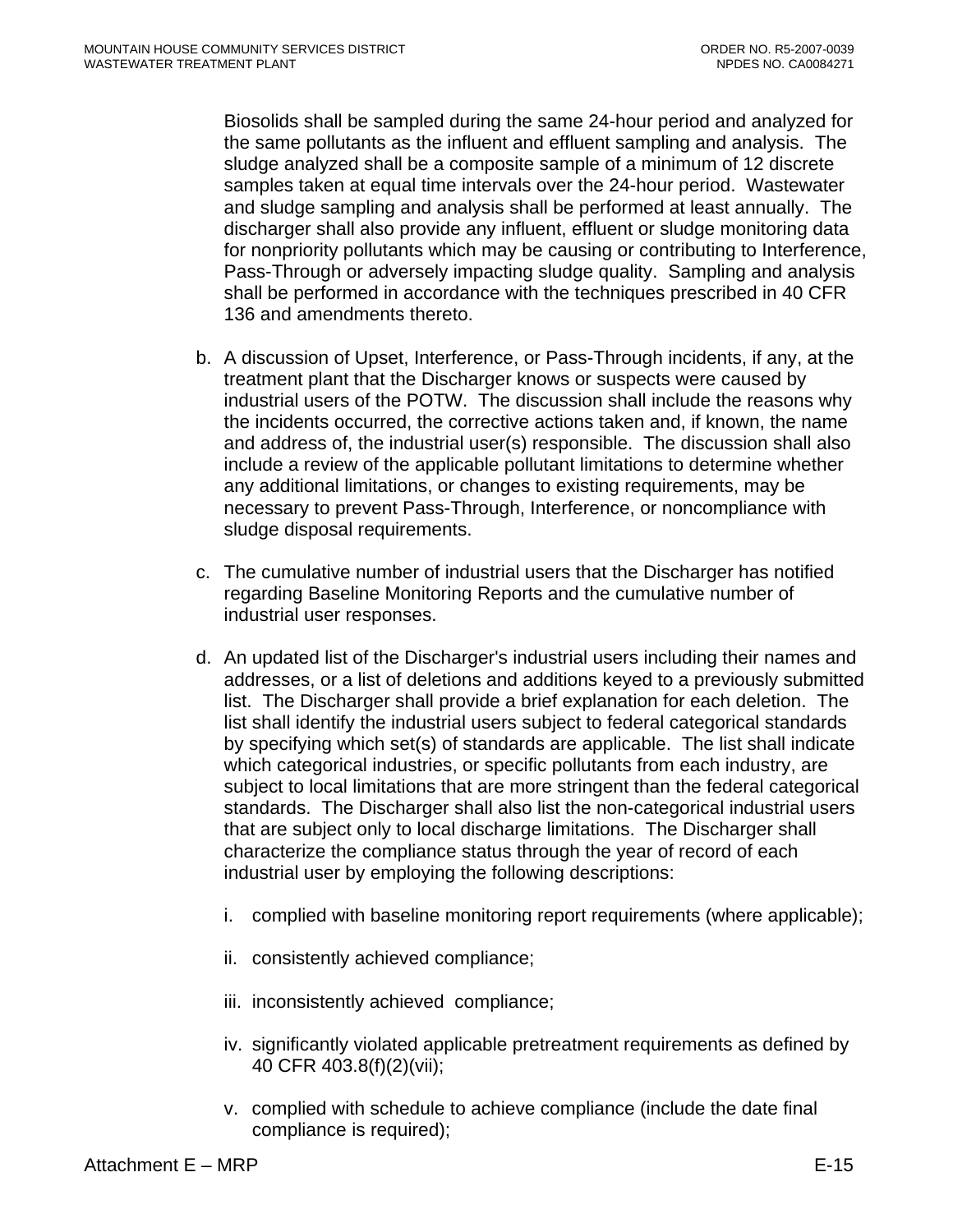Biosolids shall be sampled during the same 24-hour period and analyzed for the same pollutants as the influent and effluent sampling and analysis. The sludge analyzed shall be a composite sample of a minimum of 12 discrete samples taken at equal time intervals over the 24-hour period. Wastewater and sludge sampling and analysis shall be performed at least annually. The discharger shall also provide any influent, effluent or sludge monitoring data for nonpriority pollutants which may be causing or contributing to Interference, Pass-Through or adversely impacting sludge quality. Sampling and analysis shall be performed in accordance with the techniques prescribed in 40 CFR 136 and amendments thereto.

b. A discussion of Upset, Interference, or Pass-Through incidents, if any, at the treatment plant that the Discharger knows or suspects were caused by industrial users of the POTW. The discussion shall include the reasons why the incidents occurred, the corrective actions taken and, if known, the name and address of, the industrial user(s) responsible. The discussion shall also include a review of the applicable pollutant limitations to determine whether any additional limitations, or changes to existing requirements, may be necessary to prevent Pass-Through, Interference, or noncompliance with sludge disposal requirements.

c. The cumulative number of industrial users that the Discharger has notified regarding Baseline Monitoring Reports and the cumulative number of industrial user responses.

d. An updated list of the Discharger's industrial users including their names and addresses, or a list of deletions and additions keyed to a previously submitted list. The Discharger shall provide a brief explanation for each deletion. The list shall identify the industrial users subject to federal categorical standards by specifying which set(s) of standards are applicable. The list shall indicate which categorical industries, or specific pollutants from each industry, are subject to local limitations that are more stringent than the federal categorical standards. The Discharger shall also list the non-categorical industrial users that are subject only to local discharge limitations. The Discharger shall characterize the compliance status through the year of record of each industrial user by employing the following descriptions:

   i. complied with baseline monitoring report requirements (where applicable);

   ii. consistently achieved compliance;

   iii. inconsistently achieved compliance;

   iv. significantly violated applicable pretreatment requirements as defined by 40 CFR 403.8(f)(2)(vii);

   v. complied with schedule to achieve compliance (include the date final compliance is required);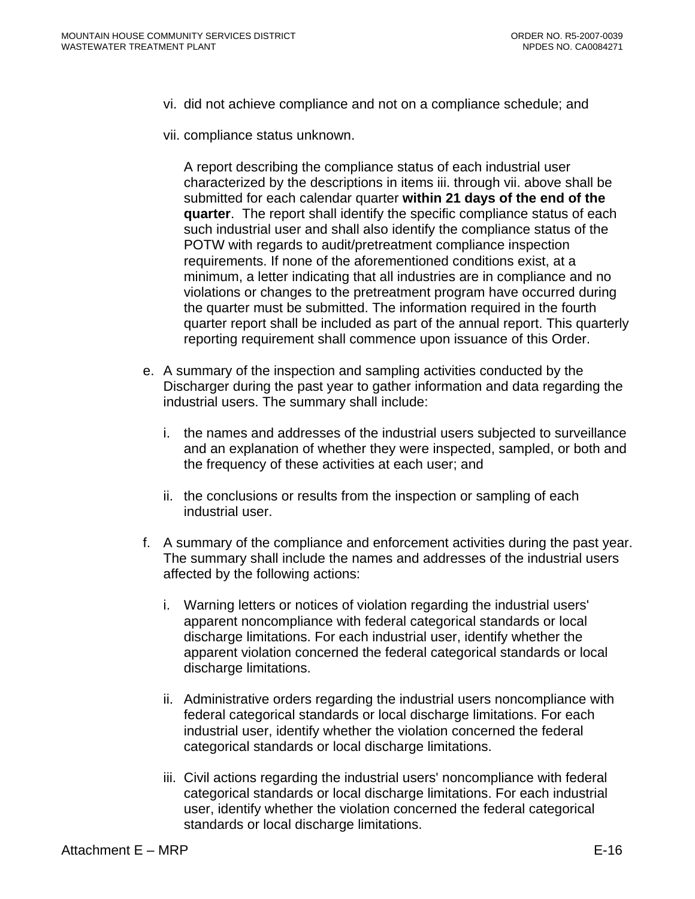vi. did not achieve compliance and not on a compliance schedule; and

vii. compliance status unknown.

A report describing the compliance status of each industrial user characterized by the descriptions in items iii. through vii. above shall be submitted for each calendar quarter **within 21 days of the end of the quarter**. The report shall identify the specific compliance status of each such industrial user and shall also identify the compliance status of the POTW with regards to audit/pretreatment compliance inspection requirements. If none of the aforementioned conditions exist, at a minimum, a letter indicating that all industries are in compliance and no violations or changes to the pretreatment program have occurred during the quarter must be submitted. The information required in the fourth quarter report shall be included as part of the annual report. This quarterly reporting requirement shall commence upon issuance of this Order.

e. A summary of the inspection and sampling activities conducted by the Discharger during the past year to gather information and data regarding the industrial users. The summary shall include:

   i. the names and addresses of the industrial users subjected to surveillance and an explanation of whether they were inspected, sampled, or both and the frequency of these activities at each user; and

   ii. the conclusions or results from the inspection or sampling of each industrial user.

f. A summary of the compliance and enforcement activities during the past year. The summary shall include the names and addresses of the industrial users affected by the following actions:

   i. Warning letters or notices of violation regarding the industrial users' apparent noncompliance with federal categorical standards or local discharge limitations. For each industrial user, identify whether the apparent violation concerned the federal categorical standards or local discharge limitations.

   ii. Administrative orders regarding the industrial users noncompliance with federal categorical standards or local discharge limitations. For each industrial user, identify whether the violation concerned the federal categorical standards or local discharge limitations.

   iii. Civil actions regarding the industrial users' noncompliance with federal categorical standards or local discharge limitations. For each industrial user, identify whether the violation concerned the federal categorical standards or local discharge limitations.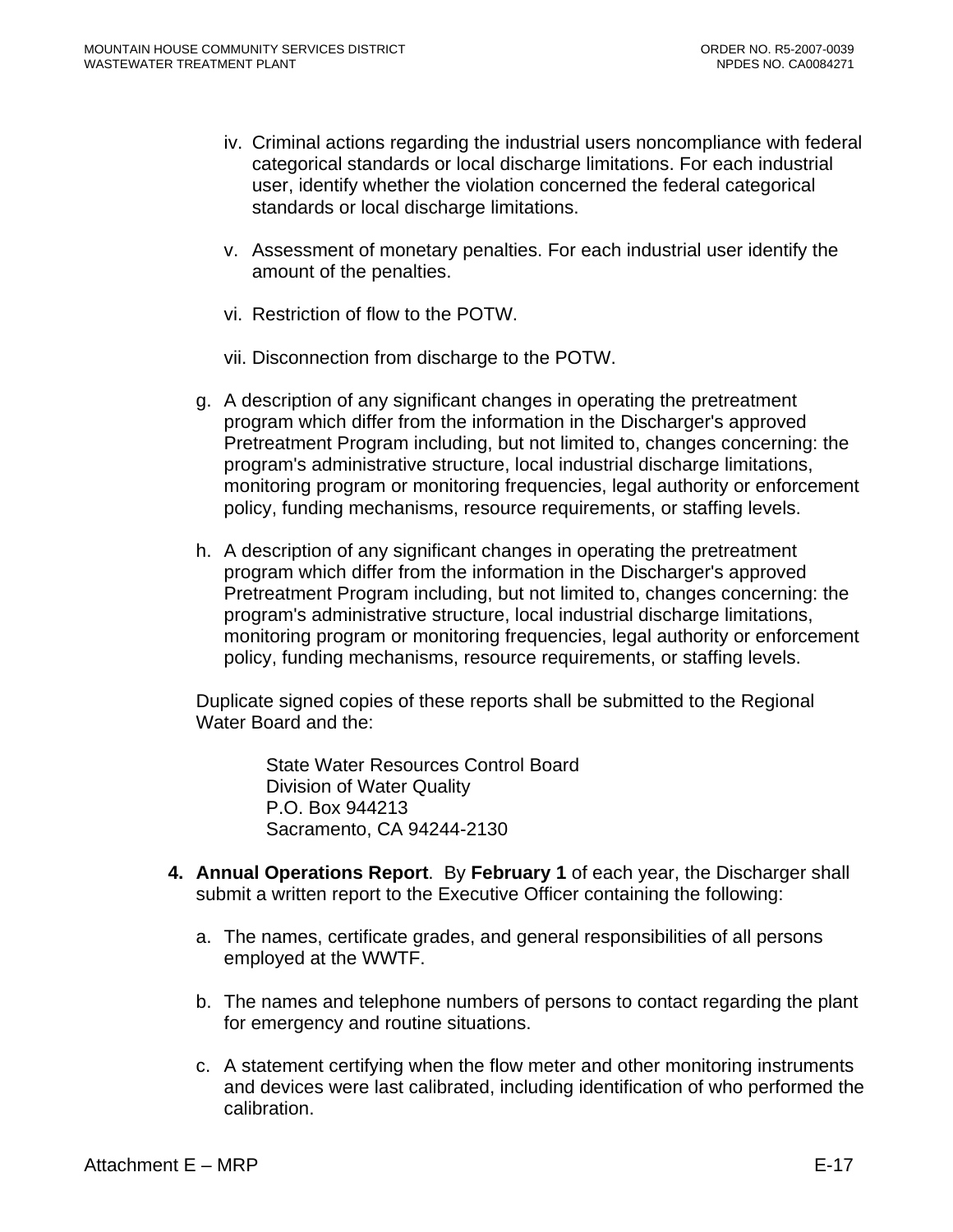iv. Criminal actions regarding the industrial users noncompliance with federal categorical standards or local discharge limitations. For each industrial user, identify whether the violation concerned the federal categorical standards or local discharge limitations.

v. Assessment of monetary penalties. For each industrial user identify the amount of the penalties.

vi. Restriction of flow to the POTW.

vii. Disconnection from discharge to the POTW.

g. A description of any significant changes in operating the pretreatment program which differ from the information in the Discharger's approved Pretreatment Program including, but not limited to, changes concerning: the program's administrative structure, local industrial discharge limitations, monitoring program or monitoring frequencies, legal authority or enforcement policy, funding mechanisms, resource requirements, or staffing levels.

h. A description of any significant changes in operating the pretreatment program which differ from the information in the Discharger's approved Pretreatment Program including, but not limited to, changes concerning: the program's administrative structure, local industrial discharge limitations, monitoring program or monitoring frequencies, legal authority or enforcement policy, funding mechanisms, resource requirements, or staffing levels.

Duplicate signed copies of these reports shall be submitted to the Regional Water Board and the:

State Water Resources Control Board
Division of Water Quality
P.O. Box 944213
Sacramento, CA 94244-2130

4. **Annual Operations Report**. By **February 1** of each year, the Discharger shall submit a written report to the Executive Officer containing the following:

   a. The names, certificate grades, and general responsibilities of all persons employed at the WWTF.

   b. The names and telephone numbers of persons to contact regarding the plant for emergency and routine situations.

   c. A statement certifying when the flow meter and other monitoring instruments and devices were last calibrated, including identification of who performed the calibration.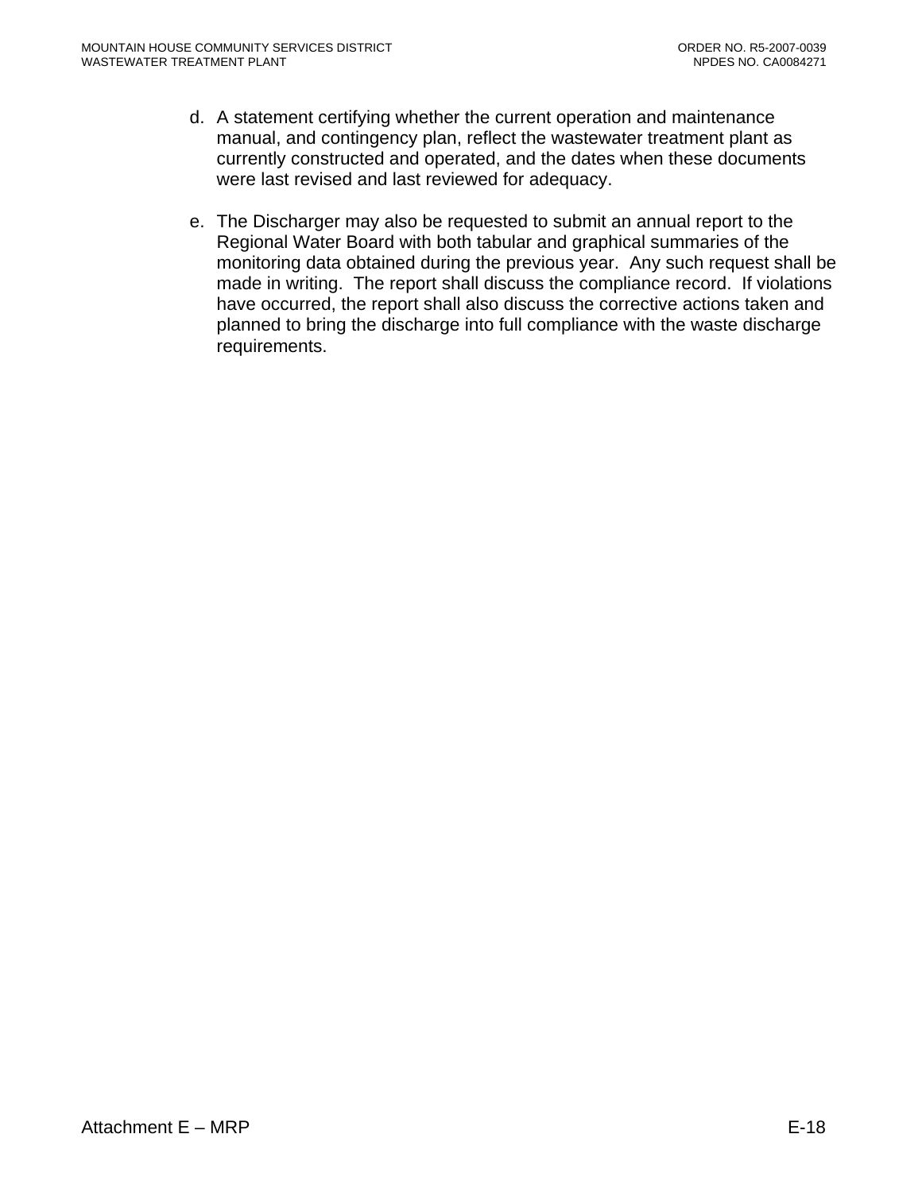d. A statement certifying whether the current operation and maintenance manual, and contingency plan, reflect the wastewater treatment plant as currently constructed and operated, and the dates when these documents were last revised and last reviewed for adequacy.

e. The Discharger may also be requested to submit an annual report to the Regional Water Board with both tabular and graphical summaries of the monitoring data obtained during the previous year. Any such request shall be made in writing. The report shall discuss the compliance record. If violations have occurred, the report shall also discuss the corrective actions taken and planned to bring the discharge into full compliance with the waste discharge requirements.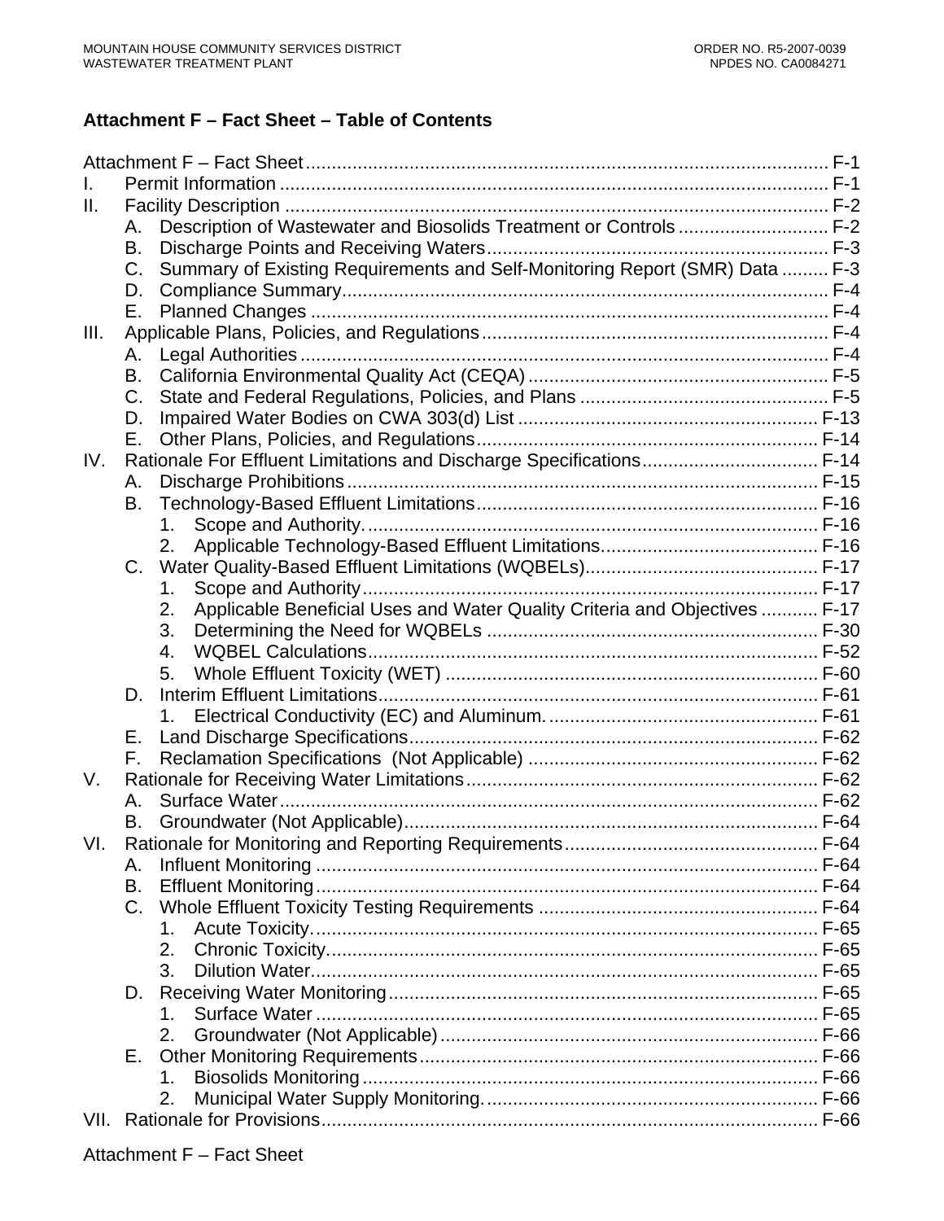## Attachment F – Fact Sheet – Table of Contents

Attachment F – Fact Sheet .................................................................................................... F-1

I. Permit Information ......................................................................................................... F-1

II. Facility Description ........................................................................................................ F-2

- A. Description of Wastewater and Biosolids Treatment or Controls ............................ F-2
- B. Discharge Points and Receiving Waters................................................................. F-3
- C. Summary of Existing Requirements and Self-Monitoring Report (SMR) Data ......... F-3
- D. Compliance Summary............................................................................................. F-4
- E. Planned Changes ................................................................................................... F-4

III. Applicable Plans, Policies, and Regulations.................................................................. F-4

- A. Legal Authorities ..................................................................................................... F-4
- B. California Environmental Quality Act (CEQA) ......................................................... F-5
- C. State and Federal Regulations, Policies, and Plans ............................................... F-5
- D. Impaired Water Bodies on CWA 303(d) List .......................................................... F-13
- E. Other Plans, Policies, and Regulations.................................................................. F-14

IV. Rationale For Effluent Limitations and Discharge Specifications.................................. F-14

- A. Discharge Prohibitions ........................................................................................... F-15
- B. Technology-Based Effluent Limitations.................................................................. F-16
  1. Scope and Authority....................................................................................... F-16
  2. Applicable Technology-Based Effluent Limitations.......................................... F-16
- C. Water Quality-Based Effluent Limitations (WQBELs)............................................. F-17
  1. Scope and Authority....................................................................................... F-17
  2. Applicable Beneficial Uses and Water Quality Criteria and Objectives ........... F-17
  3. Determining the Need for WQBELs ............................................................... F-30
  4. WQBEL Calculations...................................................................................... F-52
  5. Whole Effluent Toxicity (WET) ....................................................................... F-60
- D. Interim Effluent Limitations.................................................................................... F-61
  1. Electrical Conductivity (EC) and Aluminum.................................................... F-61
- E. Land Discharge Specifications.............................................................................. F-62
- F. Reclamation Specifications (Not Applicable) ........................................................ F-62

V. Rationale for Receiving Water Limitations.................................................................... F-62

- A. Surface Water........................................................................................................ F-62
- B. Groundwater (Not Applicable)................................................................................ F-64

VI. Rationale for Monitoring and Reporting Requirements................................................ F-64

- A. Influent Monitoring ................................................................................................. F-64
- B. Effluent Monitoring................................................................................................. F-64
- C. Whole Effluent Toxicity Testing Requirements ...................................................... F-64
  1. Acute Toxicity................................................................................................. F-65
  2. Chronic Toxicity.............................................................................................. F-65
  3. Dilution Water................................................................................................. F-65
- D. Receiving Water Monitoring.................................................................................. F-65
  1. Surface Water ................................................................................................ F-65
  2. Groundwater (Not Applicable) ........................................................................ F-66
- E. Other Monitoring Requirements............................................................................. F-66
  1. Biosolids Monitoring ....................................................................................... F-66
  2. Municipal Water Supply Monitoring................................................................ F-66

VII. Rationale for Provisions............................................................................................... F-66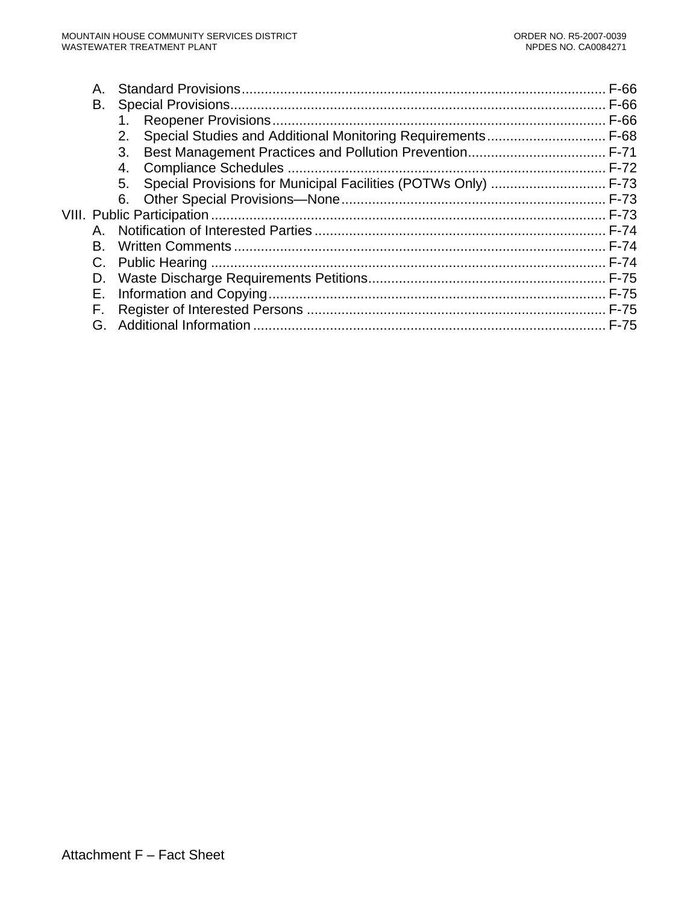A. Standard Provisions ............................................................................................ F-66
B. Special Provisions................................................................................................ F-66
   1. Reopener Provisions...................................................................................... F-66
   2. Special Studies and Additional Monitoring Requirements............................... F-68
   3. Best Management Practices and Pollution Prevention.................................... F-71
   4. Compliance Schedules ................................................................................... F-72
   5. Special Provisions for Municipal Facilities (POTWs Only) .............................. F-73
   6. Other Special Provisions—None..................................................................... F-73

VIII. Public Participation ..................................................................................................... F-73
A. Notification of Interested Parties .......................................................................... F-74
B. Written Comments ................................................................................................ F-74
C. Public Hearing ...................................................................................................... F-74
D. Waste Discharge Requirements Petitions............................................................. F-75
E. Information and Copying....................................................................................... F-75
F. Register of Interested Persons ............................................................................. F-75
G. Additional Information ........................................................................................... F-75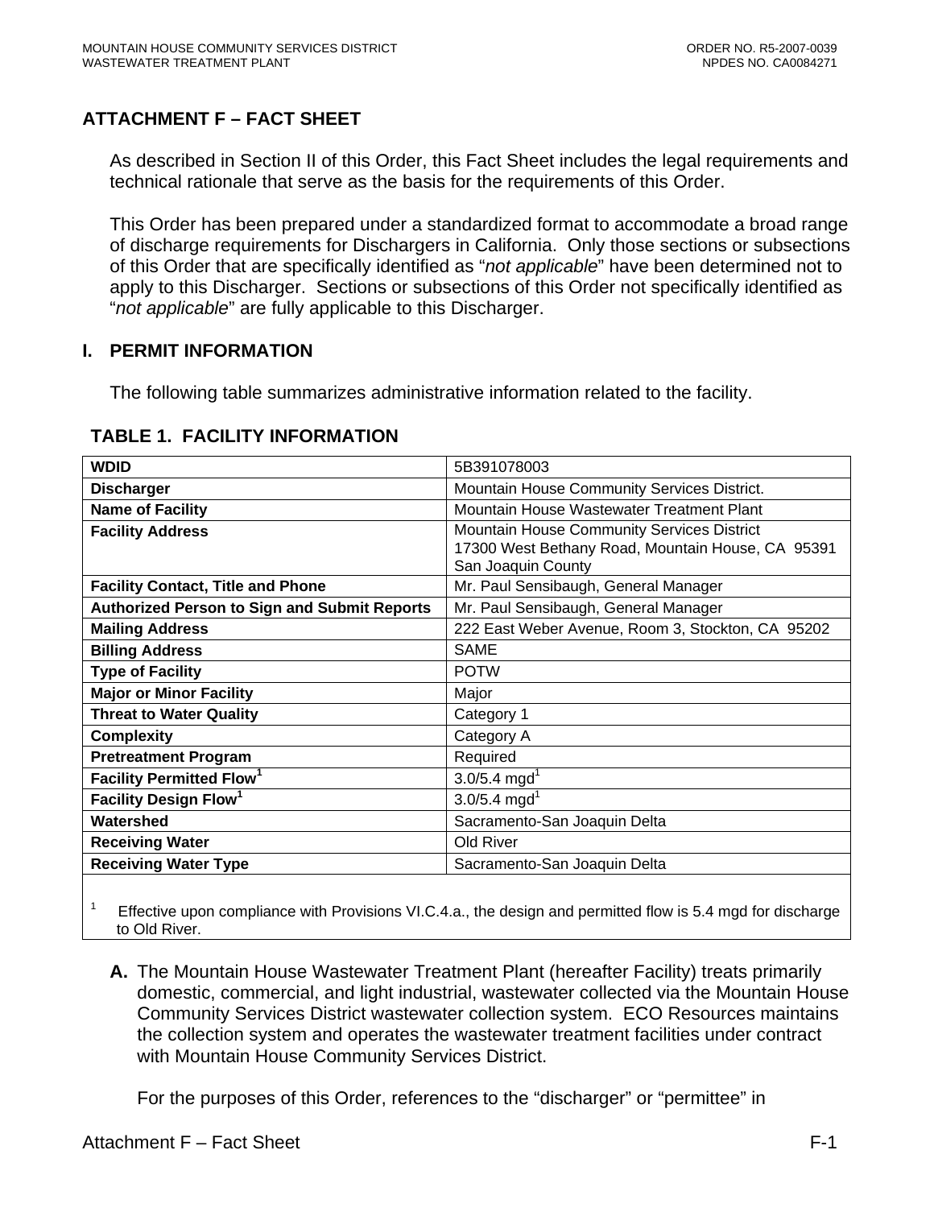## ATTACHMENT F – FACT SHEET

As described in Section II of this Order, this Fact Sheet includes the legal requirements and technical rationale that serve as the basis for the requirements of this Order.

This Order has been prepared under a standardized format to accommodate a broad range of discharge requirements for Dischargers in California. Only those sections or subsections of this Order that are specifically identified as "*not applicable*" have been determined not to apply to this Discharger. Sections or subsections of this Order not specifically identified as "*not applicable*" are fully applicable to this Discharger.

## I. PERMIT INFORMATION

The following table summarizes administrative information related to the facility.

**TABLE 1. FACILITY INFORMATION**

| | |
|---|---|
| **WDID** | 5B391078003 |
| **Discharger** | Mountain House Community Services District. |
| **Name of Facility** | Mountain House Wastewater Treatment Plant |
| **Facility Address** | Mountain House Community Services District<br>17300 West Bethany Road, Mountain House, CA 95391<br>San Joaquin County |
| **Facility Contact, Title and Phone** | Mr. Paul Sensibaugh, General Manager |
| **Authorized Person to Sign and Submit Reports** | Mr. Paul Sensibaugh, General Manager |
| **Mailing Address** | 222 East Weber Avenue, Room 3, Stockton, CA 95202 |
| **Billing Address** | SAME |
| **Type of Facility** | POTW |
| **Major or Minor Facility** | Major |
| **Threat to Water Quality** | Category 1 |
| **Complexity** | Category A |
| **Pretreatment Program** | Required |
| **Facility Permitted Flow[1]** | 3.0/5.4 mgd[1] |
| **Facility Design Flow[1]** | 3.0/5.4 mgd[1] |
| **Watershed** | Sacramento-San Joaquin Delta |
| **Receiving Water** | Old River |
| **Receiving Water Type** | Sacramento-San Joaquin Delta |

[1] Effective upon compliance with Provisions VI.C.4.a., the design and permitted flow is 5.4 mgd for discharge to Old River.

**A.** The Mountain House Wastewater Treatment Plant (hereafter Facility) treats primarily domestic, commercial, and light industrial, wastewater collected via the Mountain House Community Services District wastewater collection system. ECO Resources maintains the collection system and operates the wastewater treatment facilities under contract with Mountain House Community Services District.

For the purposes of this Order, references to the "discharger" or "permittee" in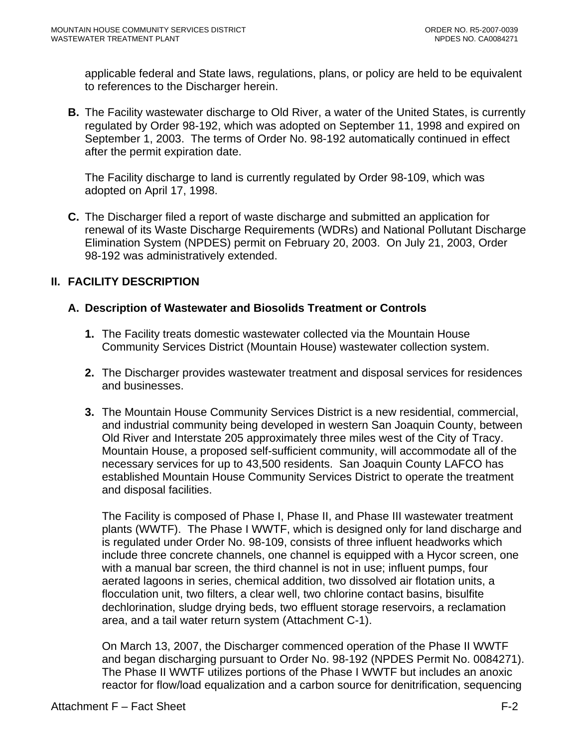applicable federal and State laws, regulations, plans, or policy are held to be equivalent to references to the Discharger herein.

**B.** The Facility wastewater discharge to Old River, a water of the United States, is currently regulated by Order 98-192, which was adopted on September 11, 1998 and expired on September 1, 2003. The terms of Order No. 98-192 automatically continued in effect after the permit expiration date.

The Facility discharge to land is currently regulated by Order 98-109, which was adopted on April 17, 1998.

**C.** The Discharger filed a report of waste discharge and submitted an application for renewal of its Waste Discharge Requirements (WDRs) and National Pollutant Discharge Elimination System (NPDES) permit on February 20, 2003. On July 21, 2003, Order 98-192 was administratively extended.

## II. FACILITY DESCRIPTION

### A. Description of Wastewater and Biosolids Treatment or Controls

1. The Facility treats domestic wastewater collected via the Mountain House Community Services District (Mountain House) wastewater collection system.

2. The Discharger provides wastewater treatment and disposal services for residences and businesses.

3. The Mountain House Community Services District is a new residential, commercial, and industrial community being developed in western San Joaquin County, between Old River and Interstate 205 approximately three miles west of the City of Tracy. Mountain House, a proposed self-sufficient community, will accommodate all of the necessary services for up to 43,500 residents. San Joaquin County LAFCO has established Mountain House Community Services District to operate the treatment and disposal facilities.

   The Facility is composed of Phase I, Phase II, and Phase III wastewater treatment plants (WWTF). The Phase I WWTF, which is designed only for land discharge and is regulated under Order No. 98-109, consists of three influent headworks which include three concrete channels, one channel is equipped with a Hycor screen, one with a manual bar screen, the third channel is not in use; influent pumps, four aerated lagoons in series, chemical addition, two dissolved air flotation units, a flocculation unit, two filters, a clear well, two chlorine contact basins, bisulfite dechlorination, sludge drying beds, two effluent storage reservoirs, a reclamation area, and a tail water return system (Attachment C-1).

   On March 13, 2007, the Discharger commenced operation of the Phase II WWTF and began discharging pursuant to Order No. 98-192 (NPDES Permit No. 0084271). The Phase II WWTF utilizes portions of the Phase I WWTF but includes an anoxic reactor for flow/load equalization and a carbon source for denitrification, sequencing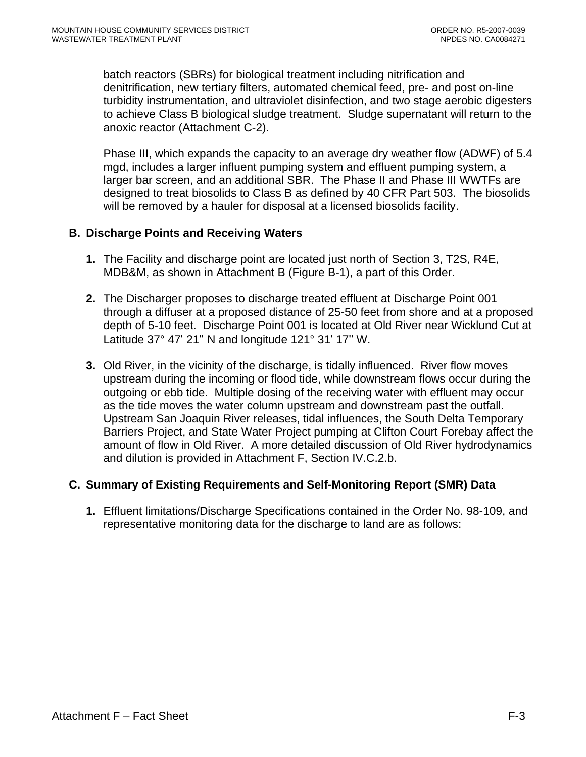batch reactors (SBRs) for biological treatment including nitrification and denitrification, new tertiary filters, automated chemical feed, pre- and post on-line turbidity instrumentation, and ultraviolet disinfection, and two stage aerobic digesters to achieve Class B biological sludge treatment. Sludge supernatant will return to the anoxic reactor (Attachment C-2).

Phase III, which expands the capacity to an average dry weather flow (ADWF) of 5.4 mgd, includes a larger influent pumping system and effluent pumping system, a larger bar screen, and an additional SBR. The Phase II and Phase III WWTFs are designed to treat biosolids to Class B as defined by 40 CFR Part 503. The biosolids will be removed by a hauler for disposal at a licensed biosolids facility.

## B. Discharge Points and Receiving Waters

1. The Facility and discharge point are located just north of Section 3, T2S, R4E, MDB&M, as shown in Attachment B (Figure B-1), a part of this Order.

2. The Discharger proposes to discharge treated effluent at Discharge Point 001 through a diffuser at a proposed distance of 25-50 feet from shore and at a proposed depth of 5-10 feet. Discharge Point 001 is located at Old River near Wicklund Cut at Latitude 37° 47' 21" N and longitude 121° 31' 17" W.

3. Old River, in the vicinity of the discharge, is tidally influenced. River flow moves upstream during the incoming or flood tide, while downstream flows occur during the outgoing or ebb tide. Multiple dosing of the receiving water with effluent may occur as the tide moves the water column upstream and downstream past the outfall. Upstream San Joaquin River releases, tidal influences, the South Delta Temporary Barriers Project, and State Water Project pumping at Clifton Court Forebay affect the amount of flow in Old River. A more detailed discussion of Old River hydrodynamics and dilution is provided in Attachment F, Section IV.C.2.b.

## C. Summary of Existing Requirements and Self-Monitoring Report (SMR) Data

1. Effluent limitations/Discharge Specifications contained in the Order No. 98-109, and representative monitoring data for the discharge to land are as follows: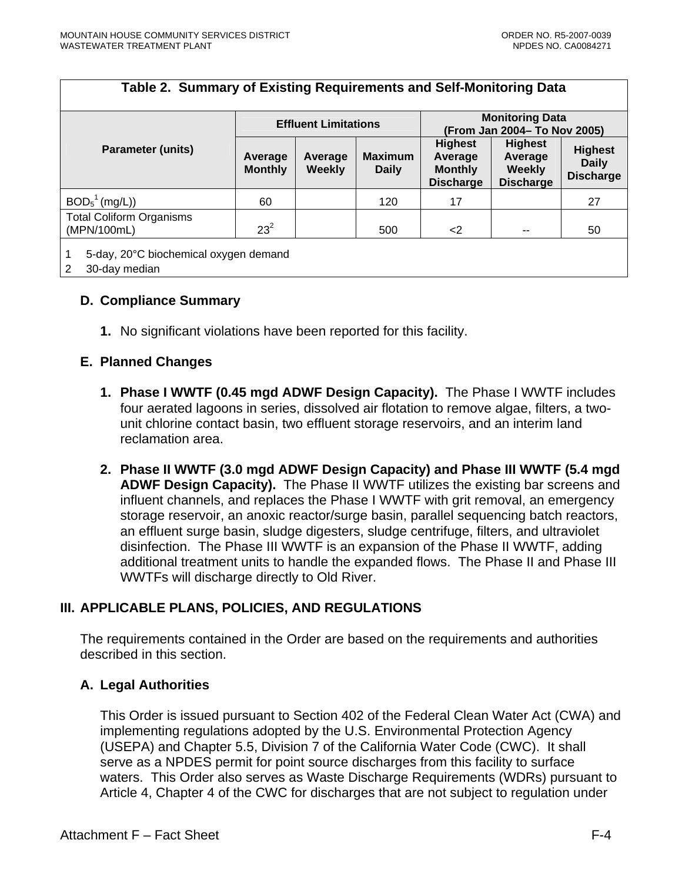**Table 2. Summary of Existing Requirements and Self-Monitoring Data**

| Parameter (units) | Effluent Limitations | | | Monitoring Data (From Jan 2004– To Nov 2005) | | |
|---|---|---|---|---|---|---|
| | Average Monthly | Average Weekly | Maximum Daily | Highest Average Monthly Discharge | Highest Average Weekly Discharge | Highest Daily Discharge |
| $BOD_5$[1] (mg/L)) | 60 | | 120 | 17 | | 27 |
| Total Coliform Organisms (MPN/100mL) | 23[2] | | 500 | <2 | -- | 50 |

1 5-day, 20°C biochemical oxygen demand
2 30-day median

### D. Compliance Summary

1. No significant violations have been reported for this facility.

### E. Planned Changes

1. **Phase I WWTF (0.45 mgd ADWF Design Capacity).** The Phase I WWTF includes four aerated lagoons in series, dissolved air flotation to remove algae, filters, a two-unit chlorine contact basin, two effluent storage reservoirs, and an interim land reclamation area.

2. **Phase II WWTF (3.0 mgd ADWF Design Capacity) and Phase III WWTF (5.4 mgd ADWF Design Capacity).** The Phase II WWTF utilizes the existing bar screens and influent channels, and replaces the Phase I WWTF with grit removal, an emergency storage reservoir, an anoxic reactor/surge basin, parallel sequencing batch reactors, an effluent surge basin, sludge digesters, sludge centrifuge, filters, and ultraviolet disinfection. The Phase III WWTF is an expansion of the Phase II WWTF, adding additional treatment units to handle the expanded flows. The Phase II and Phase III WWTFs will discharge directly to Old River.

## III. APPLICABLE PLANS, POLICIES, AND REGULATIONS

The requirements contained in the Order are based on the requirements and authorities described in this section.

### A. Legal Authorities

This Order is issued pursuant to Section 402 of the Federal Clean Water Act (CWA) and implementing regulations adopted by the U.S. Environmental Protection Agency (USEPA) and Chapter 5.5, Division 7 of the California Water Code (CWC). It shall serve as a NPDES permit for point source discharges from this facility to surface waters. This Order also serves as Waste Discharge Requirements (WDRs) pursuant to Article 4, Chapter 4 of the CWC for discharges that are not subject to regulation under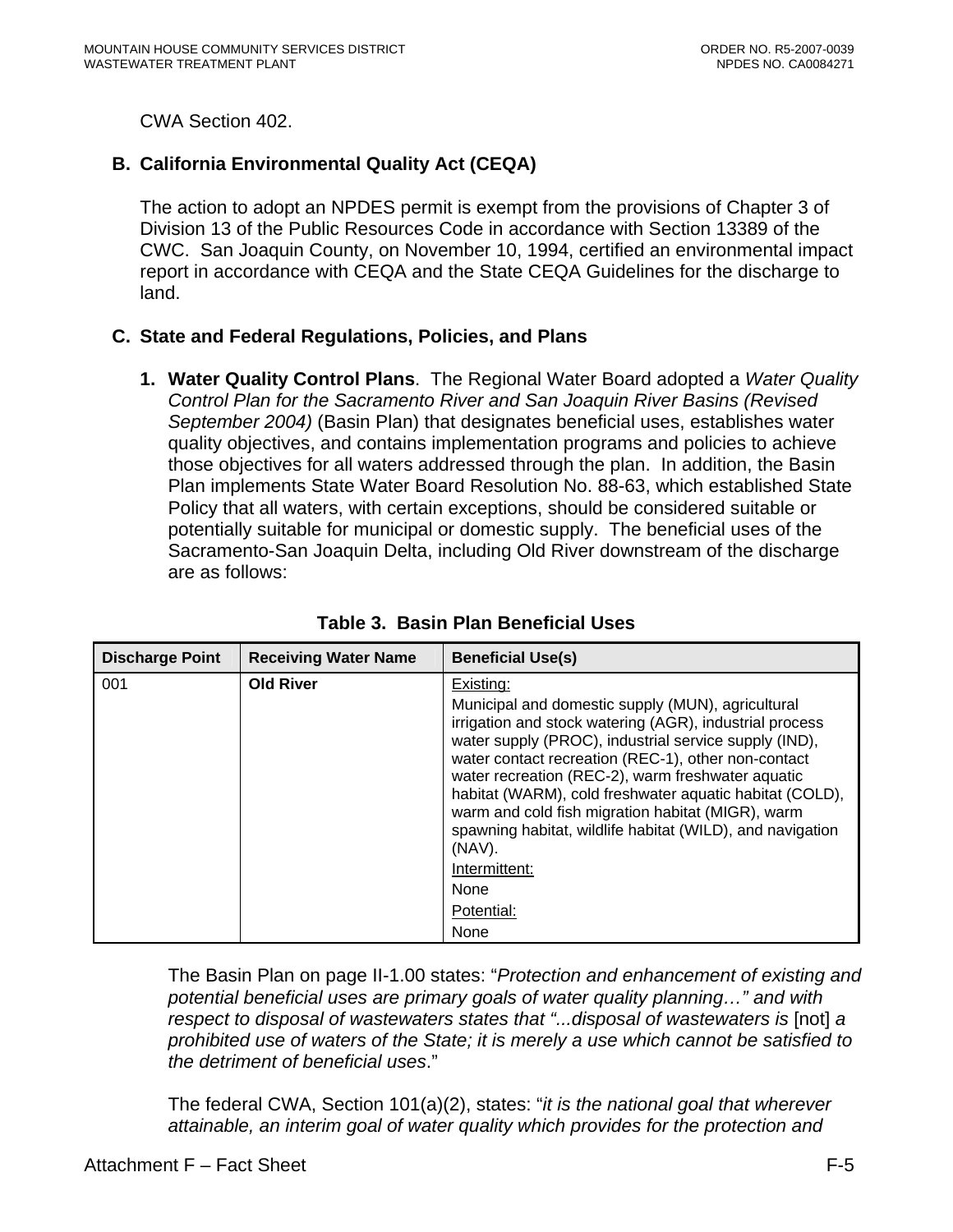CWA Section 402.

**B. California Environmental Quality Act (CEQA)**

The action to adopt an NPDES permit is exempt from the provisions of Chapter 3 of Division 13 of the Public Resources Code in accordance with Section 13389 of the CWC. San Joaquin County, on November 10, 1994, certified an environmental impact report in accordance with CEQA and the State CEQA Guidelines for the discharge to land.

**C. State and Federal Regulations, Policies, and Plans**

1. **Water Quality Control Plans**. The Regional Water Board adopted a *Water Quality Control Plan for the Sacramento River and San Joaquin River Basins (Revised September 2004)* (Basin Plan) that designates beneficial uses, establishes water quality objectives, and contains implementation programs and policies to achieve those objectives for all waters addressed through the plan. In addition, the Basin Plan implements State Water Board Resolution No. 88-63, which established State Policy that all waters, with certain exceptions, should be considered suitable or potentially suitable for municipal or domestic supply. The beneficial uses of the Sacramento-San Joaquin Delta, including Old River downstream of the discharge are as follows:

**Table 3. Basin Plan Beneficial Uses**

| Discharge Point | Receiving Water Name | Beneficial Use(s) |
|---|---|---|
| 001 | **Old River** | Existing:<br>Municipal and domestic supply (MUN), agricultural irrigation and stock watering (AGR), industrial process water supply (PROC), industrial service supply (IND), water contact recreation (REC-1), other non-contact water recreation (REC-2), warm freshwater aquatic habitat (WARM), cold freshwater aquatic habitat (COLD), warm and cold fish migration habitat (MIGR), warm spawning habitat, wildlife habitat (WILD), and navigation (NAV).<br>Intermittent:<br>None<br>Potential:<br>None |

The Basin Plan on page II-1.00 states: "*Protection and enhancement of existing and potential beneficial uses are primary goals of water quality planning…" and with respect to disposal of wastewaters states that "...disposal of wastewaters is* [not] *a prohibited use of waters of the State; it is merely a use which cannot be satisfied to the detriment of beneficial uses*."

The federal CWA, Section 101(a)(2), states: "*it is the national goal that wherever attainable, an interim goal of water quality which provides for the protection and*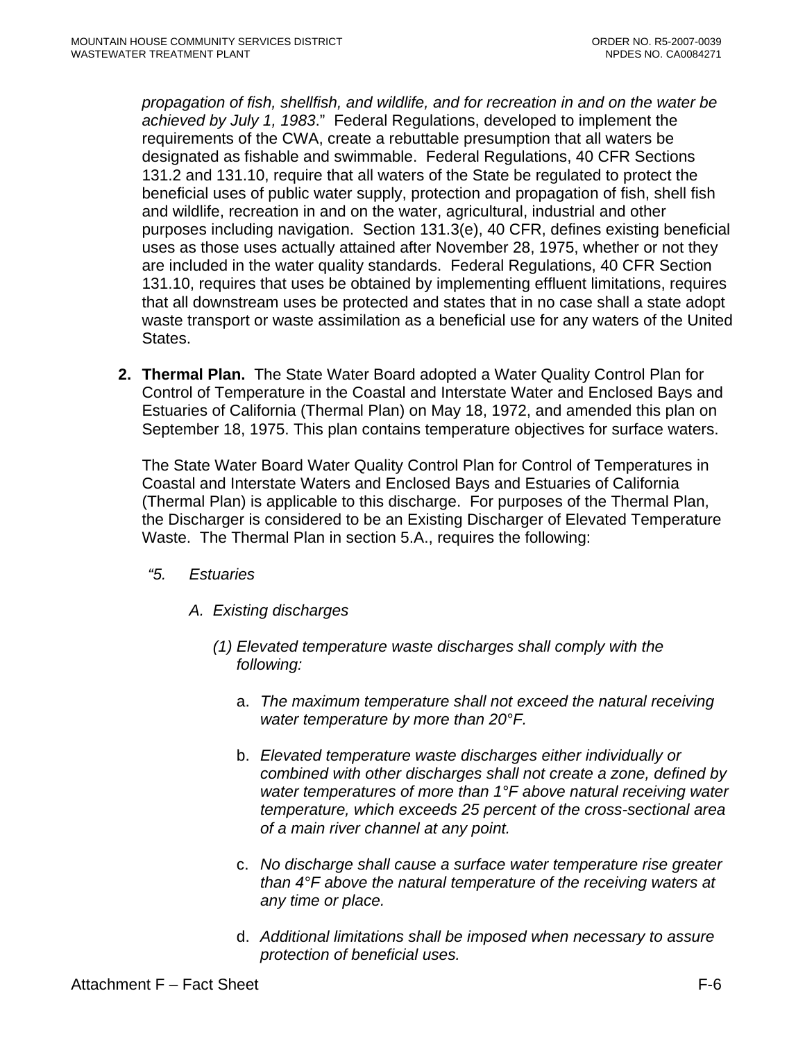*propagation of fish, shellfish, and wildlife, and for recreation in and on the water be achieved by July 1, 1983*." Federal Regulations, developed to implement the requirements of the CWA, create a rebuttable presumption that all waters be designated as fishable and swimmable. Federal Regulations, 40 CFR Sections 131.2 and 131.10, require that all waters of the State be regulated to protect the beneficial uses of public water supply, protection and propagation of fish, shell fish and wildlife, recreation in and on the water, agricultural, industrial and other purposes including navigation. Section 131.3(e), 40 CFR, defines existing beneficial uses as those uses actually attained after November 28, 1975, whether or not they are included in the water quality standards. Federal Regulations, 40 CFR Section 131.10, requires that uses be obtained by implementing effluent limitations, requires that all downstream uses be protected and states that in no case shall a state adopt waste transport or waste assimilation as a beneficial use for any waters of the United States.

2. **Thermal Plan.** The State Water Board adopted a Water Quality Control Plan for Control of Temperature in the Coastal and Interstate Water and Enclosed Bays and Estuaries of California (Thermal Plan) on May 18, 1972, and amended this plan on September 18, 1975. This plan contains temperature objectives for surface waters.

   The State Water Board Water Quality Control Plan for Control of Temperatures in Coastal and Interstate Waters and Enclosed Bays and Estuaries of California (Thermal Plan) is applicable to this discharge. For purposes of the Thermal Plan, the Discharger is considered to be an Existing Discharger of Elevated Temperature Waste. The Thermal Plan in section 5.A., requires the following:

   "5. *Estuaries*

   *A. Existing discharges*

   *(1) Elevated temperature waste discharges shall comply with the following:*

   a. *The maximum temperature shall not exceed the natural receiving water temperature by more than 20°F.*

   b. *Elevated temperature waste discharges either individually or combined with other discharges shall not create a zone, defined by water temperatures of more than 1°F above natural receiving water temperature, which exceeds 25 percent of the cross-sectional area of a main river channel at any point.*

   c. *No discharge shall cause a surface water temperature rise greater than 4°F above the natural temperature of the receiving waters at any time or place.*

   d. *Additional limitations shall be imposed when necessary to assure protection of beneficial uses.*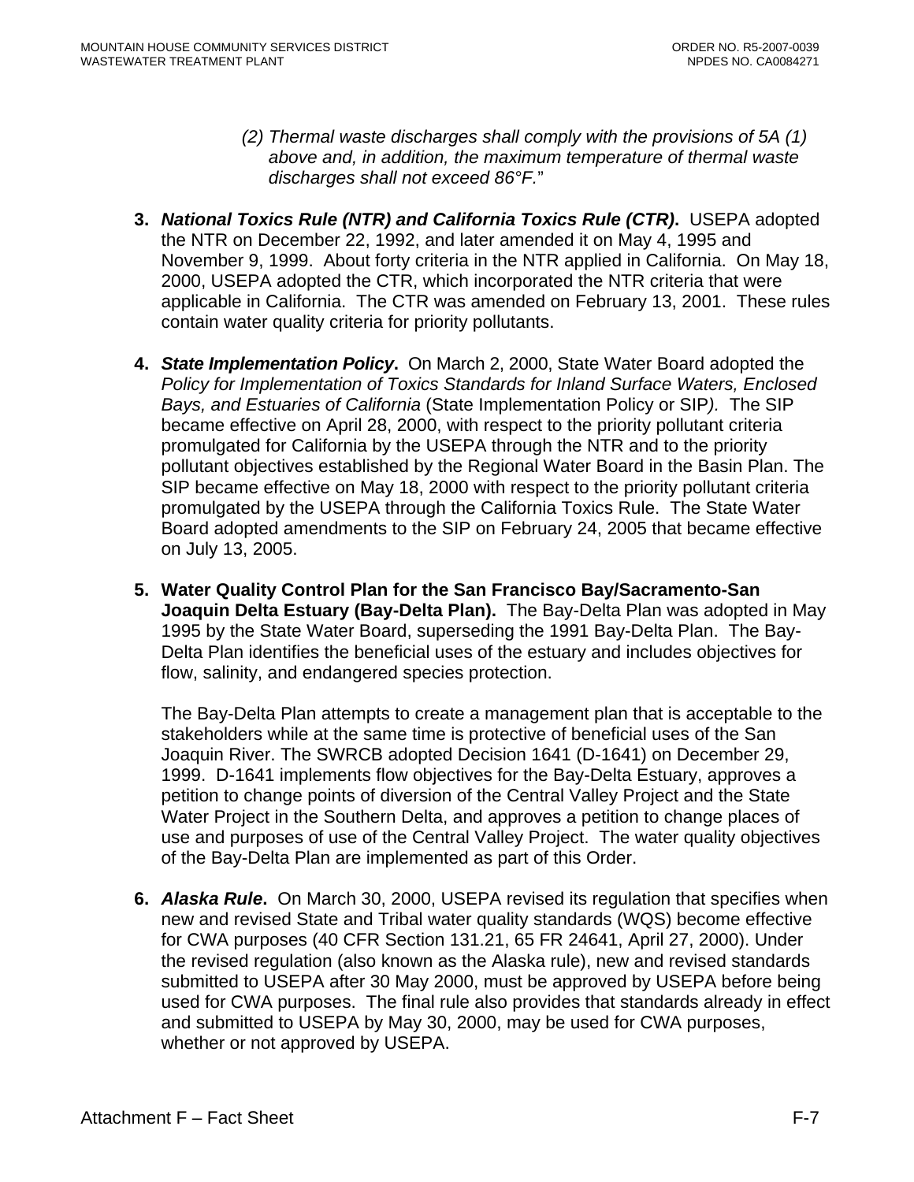*(2) Thermal waste discharges shall comply with the provisions of 5A (1) above and, in addition, the maximum temperature of thermal waste discharges shall not exceed 86°F.*"

3. ***National Toxics Rule (NTR) and California Toxics Rule (CTR)*.** USEPA adopted the NTR on December 22, 1992, and later amended it on May 4, 1995 and November 9, 1999. About forty criteria in the NTR applied in California. On May 18, 2000, USEPA adopted the CTR, which incorporated the NTR criteria that were applicable in California. The CTR was amended on February 13, 2001. These rules contain water quality criteria for priority pollutants.

4. ***State Implementation Policy*.** On March 2, 2000, State Water Board adopted the *Policy for Implementation of Toxics Standards for Inland Surface Waters, Enclosed Bays, and Estuaries of California* (State Implementation Policy or SIP*)*. The SIP became effective on April 28, 2000, with respect to the priority pollutant criteria promulgated for California by the USEPA through the NTR and to the priority pollutant objectives established by the Regional Water Board in the Basin Plan. The SIP became effective on May 18, 2000 with respect to the priority pollutant criteria promulgated by the USEPA through the California Toxics Rule. The State Water Board adopted amendments to the SIP on February 24, 2005 that became effective on July 13, 2005.

5. **Water Quality Control Plan for the San Francisco Bay/Sacramento-San Joaquin Delta Estuary (Bay-Delta Plan).** The Bay-Delta Plan was adopted in May 1995 by the State Water Board, superseding the 1991 Bay-Delta Plan. The Bay-Delta Plan identifies the beneficial uses of the estuary and includes objectives for flow, salinity, and endangered species protection.

   The Bay-Delta Plan attempts to create a management plan that is acceptable to the stakeholders while at the same time is protective of beneficial uses of the San Joaquin River. The SWRCB adopted Decision 1641 (D-1641) on December 29, 1999. D-1641 implements flow objectives for the Bay-Delta Estuary, approves a petition to change points of diversion of the Central Valley Project and the State Water Project in the Southern Delta, and approves a petition to change places of use and purposes of use of the Central Valley Project. The water quality objectives of the Bay-Delta Plan are implemented as part of this Order.

6. ***Alaska Rule*.** On March 30, 2000, USEPA revised its regulation that specifies when new and revised State and Tribal water quality standards (WQS) become effective for CWA purposes (40 CFR Section 131.21, 65 FR 24641, April 27, 2000). Under the revised regulation (also known as the Alaska rule), new and revised standards submitted to USEPA after 30 May 2000, must be approved by USEPA before being used for CWA purposes. The final rule also provides that standards already in effect and submitted to USEPA by May 30, 2000, may be used for CWA purposes, whether or not approved by USEPA.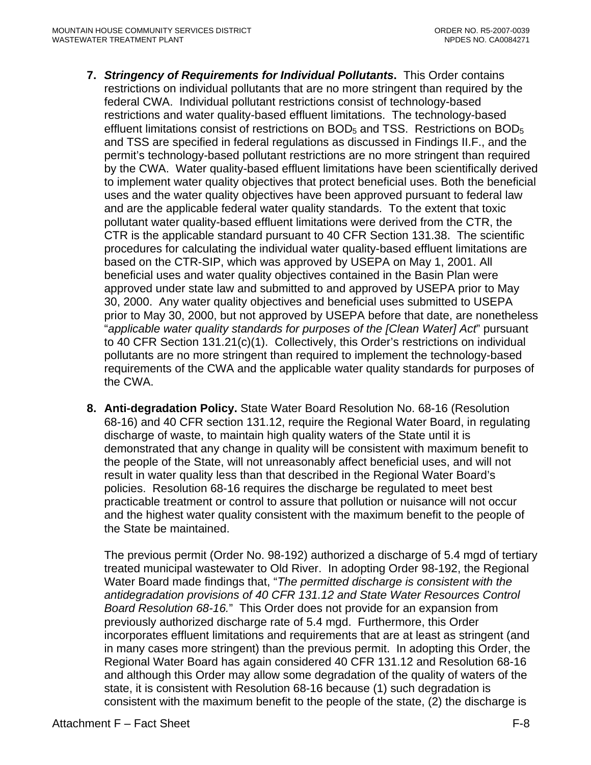7. ***Stringency of Requirements for Individual Pollutants*.** This Order contains restrictions on individual pollutants that are no more stringent than required by the federal CWA. Individual pollutant restrictions consist of technology-based restrictions and water quality-based effluent limitations. The technology-based effluent limitations consist of restrictions on $BOD_5$ and TSS. Restrictions on $BOD_5$ and TSS are specified in federal regulations as discussed in Findings II.F., and the permit's technology-based pollutant restrictions are no more stringent than required by the CWA. Water quality-based effluent limitations have been scientifically derived to implement water quality objectives that protect beneficial uses. Both the beneficial uses and the water quality objectives have been approved pursuant to federal law and are the applicable federal water quality standards. To the extent that toxic pollutant water quality-based effluent limitations were derived from the CTR, the CTR is the applicable standard pursuant to 40 CFR Section 131.38. The scientific procedures for calculating the individual water quality-based effluent limitations are based on the CTR-SIP, which was approved by USEPA on May 1, 2001. All beneficial uses and water quality objectives contained in the Basin Plan were approved under state law and submitted to and approved by USEPA prior to May 30, 2000. Any water quality objectives and beneficial uses submitted to USEPA prior to May 30, 2000, but not approved by USEPA before that date, are nonetheless "*applicable water quality standards for purposes of the [Clean Water] Act*" pursuant to 40 CFR Section 131.21(c)(1). Collectively, this Order's restrictions on individual pollutants are no more stringent than required to implement the technology-based requirements of the CWA and the applicable water quality standards for purposes of the CWA.

8. **Anti-degradation Policy.** State Water Board Resolution No. 68-16 (Resolution 68-16) and 40 CFR section 131.12, require the Regional Water Board, in regulating discharge of waste, to maintain high quality waters of the State until it is demonstrated that any change in quality will be consistent with maximum benefit to the people of the State, will not unreasonably affect beneficial uses, and will not result in water quality less than that described in the Regional Water Board's policies. Resolution 68-16 requires the discharge be regulated to meet best practicable treatment or control to assure that pollution or nuisance will not occur and the highest water quality consistent with the maximum benefit to the people of the State be maintained.

   The previous permit (Order No. 98-192) authorized a discharge of 5.4 mgd of tertiary treated municipal wastewater to Old River. In adopting Order 98-192, the Regional Water Board made findings that, "*The permitted discharge is consistent with the antidegradation provisions of 40 CFR 131.12 and State Water Resources Control Board Resolution 68-16.*" This Order does not provide for an expansion from previously authorized discharge rate of 5.4 mgd. Furthermore, this Order incorporates effluent limitations and requirements that are at least as stringent (and in many cases more stringent) than the previous permit. In adopting this Order, the Regional Water Board has again considered 40 CFR 131.12 and Resolution 68-16 and although this Order may allow some degradation of the quality of waters of the state, it is consistent with Resolution 68-16 because (1) such degradation is consistent with the maximum benefit to the people of the state, (2) the discharge is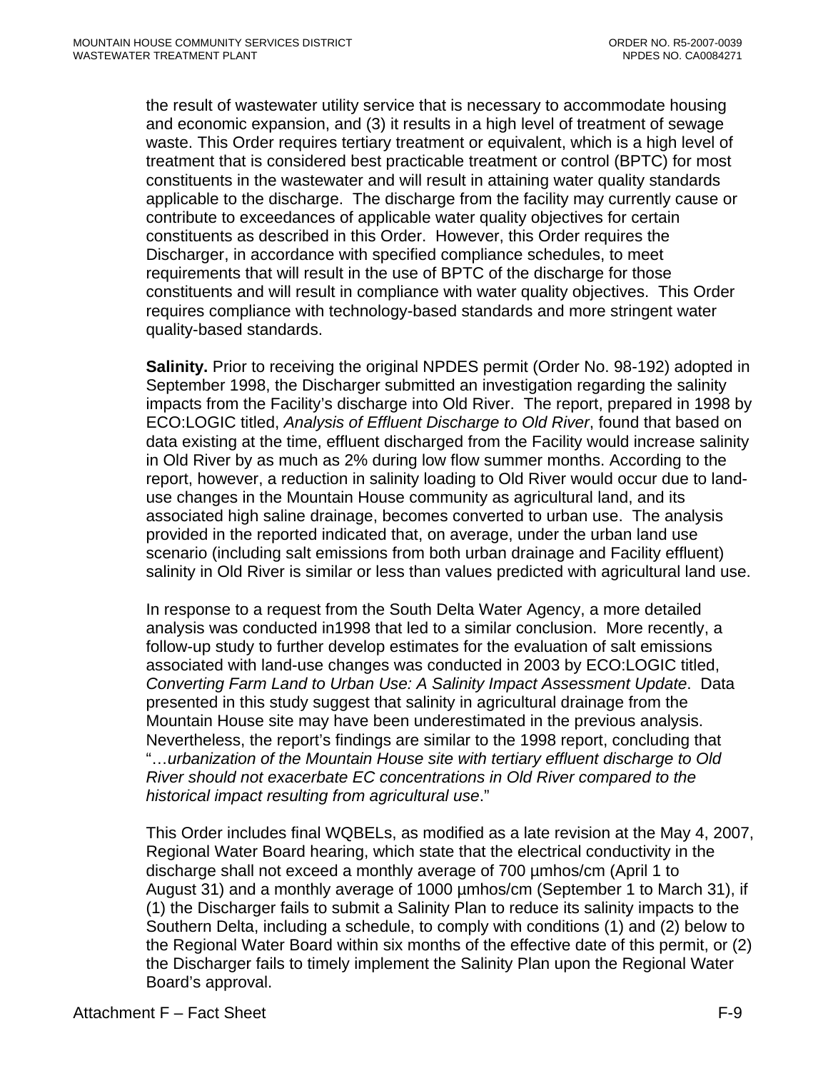the result of wastewater utility service that is necessary to accommodate housing and economic expansion, and (3) it results in a high level of treatment of sewage waste. This Order requires tertiary treatment or equivalent, which is a high level of treatment that is considered best practicable treatment or control (BPTC) for most constituents in the wastewater and will result in attaining water quality standards applicable to the discharge. The discharge from the facility may currently cause or contribute to exceedances of applicable water quality objectives for certain constituents as described in this Order. However, this Order requires the Discharger, in accordance with specified compliance schedules, to meet requirements that will result in the use of BPTC of the discharge for those constituents and will result in compliance with water quality objectives. This Order requires compliance with technology-based standards and more stringent water quality-based standards.

**Salinity.** Prior to receiving the original NPDES permit (Order No. 98-192) adopted in September 1998, the Discharger submitted an investigation regarding the salinity impacts from the Facility's discharge into Old River. The report, prepared in 1998 by ECO:LOGIC titled, *Analysis of Effluent Discharge to Old River*, found that based on data existing at the time, effluent discharged from the Facility would increase salinity in Old River by as much as 2% during low flow summer months. According to the report, however, a reduction in salinity loading to Old River would occur due to land-use changes in the Mountain House community as agricultural land, and its associated high saline drainage, becomes converted to urban use. The analysis provided in the reported indicated that, on average, under the urban land use scenario (including salt emissions from both urban drainage and Facility effluent) salinity in Old River is similar or less than values predicted with agricultural land use.

In response to a request from the South Delta Water Agency, a more detailed analysis was conducted in1998 that led to a similar conclusion. More recently, a follow-up study to further develop estimates for the evaluation of salt emissions associated with land-use changes was conducted in 2003 by ECO:LOGIC titled, *Converting Farm Land to Urban Use: A Salinity Impact Assessment Update*. Data presented in this study suggest that salinity in agricultural drainage from the Mountain House site may have been underestimated in the previous analysis. Nevertheless, the report's findings are similar to the 1998 report, concluding that "…*urbanization of the Mountain House site with tertiary effluent discharge to Old River should not exacerbate EC concentrations in Old River compared to the historical impact resulting from agricultural use*."

This Order includes final WQBELs, as modified as a late revision at the May 4, 2007, Regional Water Board hearing, which state that the electrical conductivity in the discharge shall not exceed a monthly average of 700 µmhos/cm (April 1 to August 31) and a monthly average of 1000 µmhos/cm (September 1 to March 31), if (1) the Discharger fails to submit a Salinity Plan to reduce its salinity impacts to the Southern Delta, including a schedule, to comply with conditions (1) and (2) below to the Regional Water Board within six months of the effective date of this permit, or (2) the Discharger fails to timely implement the Salinity Plan upon the Regional Water Board's approval.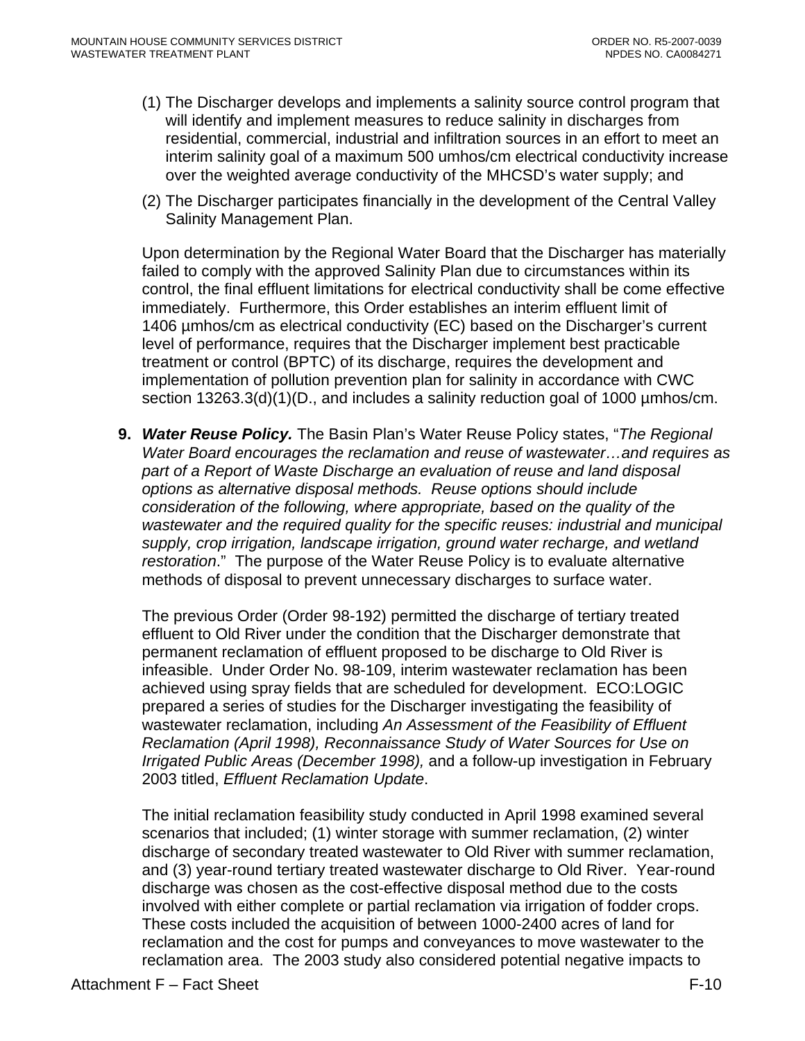(1) The Discharger develops and implements a salinity source control program that will identify and implement measures to reduce salinity in discharges from residential, commercial, industrial and infiltration sources in an effort to meet an interim salinity goal of a maximum 500 umhos/cm electrical conductivity increase over the weighted average conductivity of the MHCSD's water supply; and

(2) The Discharger participates financially in the development of the Central Valley Salinity Management Plan.

Upon determination by the Regional Water Board that the Discharger has materially failed to comply with the approved Salinity Plan due to circumstances within its control, the final effluent limitations for electrical conductivity shall be come effective immediately. Furthermore, this Order establishes an interim effluent limit of 1406 µmhos/cm as electrical conductivity (EC) based on the Discharger's current level of performance, requires that the Discharger implement best practicable treatment or control (BPTC) of its discharge, requires the development and implementation of pollution prevention plan for salinity in accordance with CWC section 13263.3(d)(1)(D., and includes a salinity reduction goal of 1000 µmhos/cm.

**9. *Water Reuse Policy.*** The Basin Plan's Water Reuse Policy states, "*The Regional Water Board encourages the reclamation and reuse of wastewater…and requires as part of a Report of Waste Discharge an evaluation of reuse and land disposal options as alternative disposal methods. Reuse options should include consideration of the following, where appropriate, based on the quality of the wastewater and the required quality for the specific reuses: industrial and municipal supply, crop irrigation, landscape irrigation, ground water recharge, and wetland restoration*." The purpose of the Water Reuse Policy is to evaluate alternative methods of disposal to prevent unnecessary discharges to surface water.

The previous Order (Order 98-192) permitted the discharge of tertiary treated effluent to Old River under the condition that the Discharger demonstrate that permanent reclamation of effluent proposed to be discharge to Old River is infeasible. Under Order No. 98-109, interim wastewater reclamation has been achieved using spray fields that are scheduled for development. ECO:LOGIC prepared a series of studies for the Discharger investigating the feasibility of wastewater reclamation, including *An Assessment of the Feasibility of Effluent Reclamation (April 1998), Reconnaissance Study of Water Sources for Use on Irrigated Public Areas (December 1998),* and a follow-up investigation in February 2003 titled, *Effluent Reclamation Update*.

The initial reclamation feasibility study conducted in April 1998 examined several scenarios that included; (1) winter storage with summer reclamation, (2) winter discharge of secondary treated wastewater to Old River with summer reclamation, and (3) year-round tertiary treated wastewater discharge to Old River. Year-round discharge was chosen as the cost-effective disposal method due to the costs involved with either complete or partial reclamation via irrigation of fodder crops. These costs included the acquisition of between 1000-2400 acres of land for reclamation and the cost for pumps and conveyances to move wastewater to the reclamation area. The 2003 study also considered potential negative impacts to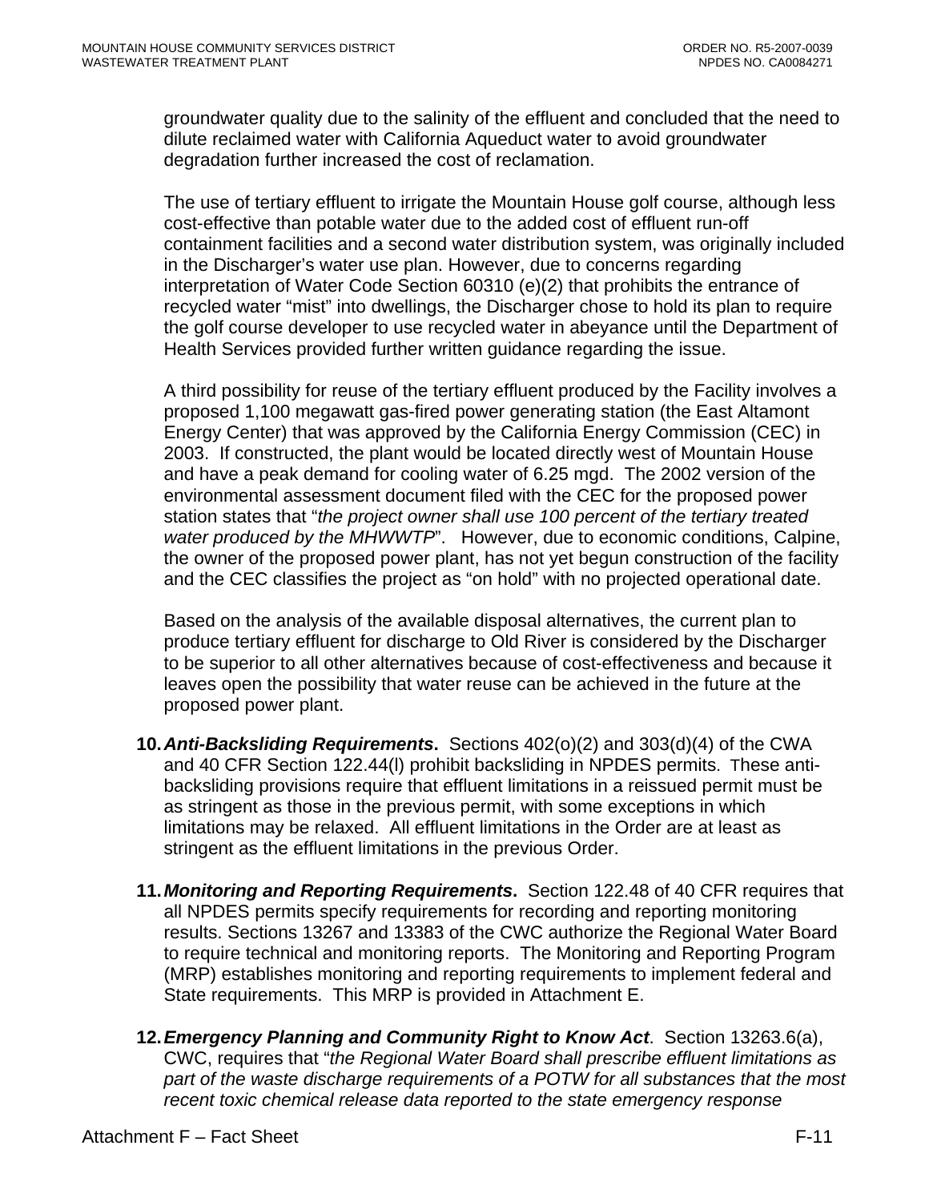groundwater quality due to the salinity of the effluent and concluded that the need to dilute reclaimed water with California Aqueduct water to avoid groundwater degradation further increased the cost of reclamation.

The use of tertiary effluent to irrigate the Mountain House golf course, although less cost-effective than potable water due to the added cost of effluent run-off containment facilities and a second water distribution system, was originally included in the Discharger's water use plan. However, due to concerns regarding interpretation of Water Code Section 60310 (e)(2) that prohibits the entrance of recycled water "mist" into dwellings, the Discharger chose to hold its plan to require the golf course developer to use recycled water in abeyance until the Department of Health Services provided further written guidance regarding the issue.

A third possibility for reuse of the tertiary effluent produced by the Facility involves a proposed 1,100 megawatt gas-fired power generating station (the East Altamont Energy Center) that was approved by the California Energy Commission (CEC) in 2003. If constructed, the plant would be located directly west of Mountain House and have a peak demand for cooling water of 6.25 mgd. The 2002 version of the environmental assessment document filed with the CEC for the proposed power station states that "*the project owner shall use 100 percent of the tertiary treated water produced by the MHWWTP*". However, due to economic conditions, Calpine, the owner of the proposed power plant, has not yet begun construction of the facility and the CEC classifies the project as "on hold" with no projected operational date.

Based on the analysis of the available disposal alternatives, the current plan to produce tertiary effluent for discharge to Old River is considered by the Discharger to be superior to all other alternatives because of cost-effectiveness and because it leaves open the possibility that water reuse can be achieved in the future at the proposed power plant.

10. ***Anti-Backsliding Requirements*.** Sections 402(o)(2) and 303(d)(4) of the CWA and 40 CFR Section 122.44(l) prohibit backsliding in NPDES permits. These anti-backsliding provisions require that effluent limitations in a reissued permit must be as stringent as those in the previous permit, with some exceptions in which limitations may be relaxed. All effluent limitations in the Order are at least as stringent as the effluent limitations in the previous Order.

11. ***Monitoring and Reporting Requirements*.** Section 122.48 of 40 CFR requires that all NPDES permits specify requirements for recording and reporting monitoring results. Sections 13267 and 13383 of the CWC authorize the Regional Water Board to require technical and monitoring reports. The Monitoring and Reporting Program (MRP) establishes monitoring and reporting requirements to implement federal and State requirements. This MRP is provided in Attachment E.

12. ***Emergency Planning and Community Right to Know Act***. Section 13263.6(a), CWC, requires that "*the Regional Water Board shall prescribe effluent limitations as part of the waste discharge requirements of a POTW for all substances that the most recent toxic chemical release data reported to the state emergency response*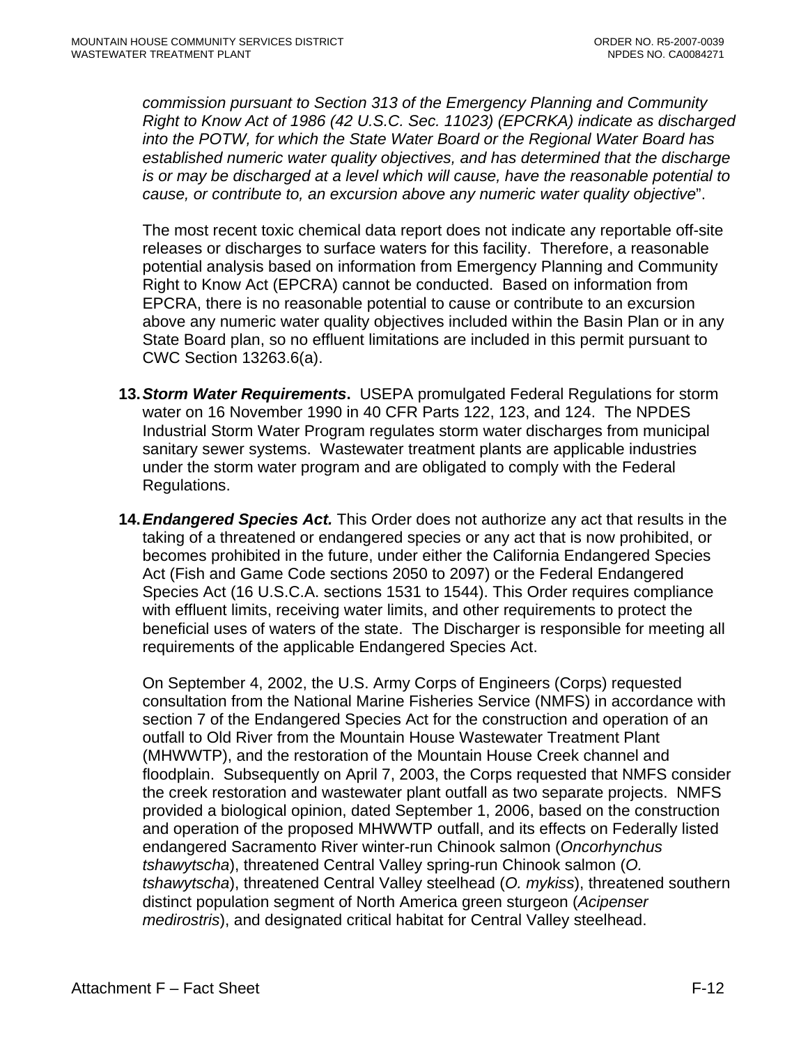*commission pursuant to Section 313 of the Emergency Planning and Community Right to Know Act of 1986 (42 U.S.C. Sec. 11023) (EPCRKA) indicate as discharged into the POTW, for which the State Water Board or the Regional Water Board has established numeric water quality objectives, and has determined that the discharge is or may be discharged at a level which will cause, have the reasonable potential to cause, or contribute to, an excursion above any numeric water quality objective*".

The most recent toxic chemical data report does not indicate any reportable off-site releases or discharges to surface waters for this facility. Therefore, a reasonable potential analysis based on information from Emergency Planning and Community Right to Know Act (EPCRA) cannot be conducted. Based on information from EPCRA, there is no reasonable potential to cause or contribute to an excursion above any numeric water quality objectives included within the Basin Plan or in any State Board plan, so no effluent limitations are included in this permit pursuant to CWC Section 13263.6(a).

13. ***Storm Water Requirements***. USEPA promulgated Federal Regulations for storm water on 16 November 1990 in 40 CFR Parts 122, 123, and 124. The NPDES Industrial Storm Water Program regulates storm water discharges from municipal sanitary sewer systems. Wastewater treatment plants are applicable industries under the storm water program and are obligated to comply with the Federal Regulations.

14. ***Endangered Species Act.*** This Order does not authorize any act that results in the taking of a threatened or endangered species or any act that is now prohibited, or becomes prohibited in the future, under either the California Endangered Species Act (Fish and Game Code sections 2050 to 2097) or the Federal Endangered Species Act (16 U.S.C.A. sections 1531 to 1544). This Order requires compliance with effluent limits, receiving water limits, and other requirements to protect the beneficial uses of waters of the state. The Discharger is responsible for meeting all requirements of the applicable Endangered Species Act.

    On September 4, 2002, the U.S. Army Corps of Engineers (Corps) requested consultation from the National Marine Fisheries Service (NMFS) in accordance with section 7 of the Endangered Species Act for the construction and operation of an outfall to Old River from the Mountain House Wastewater Treatment Plant (MHWWTP), and the restoration of the Mountain House Creek channel and floodplain. Subsequently on April 7, 2003, the Corps requested that NMFS consider the creek restoration and wastewater plant outfall as two separate projects. NMFS provided a biological opinion, dated September 1, 2006, based on the construction and operation of the proposed MHWWTP outfall, and its effects on Federally listed endangered Sacramento River winter-run Chinook salmon (*Oncorhynchus tshawytscha*), threatened Central Valley spring-run Chinook salmon (*O. tshawytscha*), threatened Central Valley steelhead (*O. mykiss*), threatened southern distinct population segment of North America green sturgeon (*Acipenser medirostris*), and designated critical habitat for Central Valley steelhead.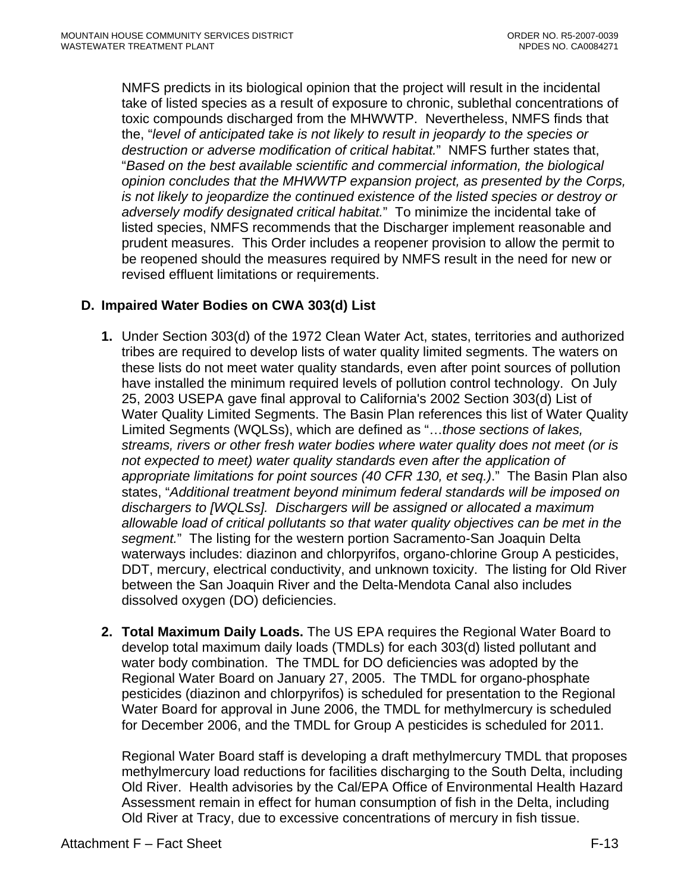NMFS predicts in its biological opinion that the project will result in the incidental take of listed species as a result of exposure to chronic, sublethal concentrations of toxic compounds discharged from the MHWWTP. Nevertheless, NMFS finds that the, "*level of anticipated take is not likely to result in jeopardy to the species or destruction or adverse modification of critical habitat.*" NMFS further states that, "*Based on the best available scientific and commercial information, the biological opinion concludes that the MHWWTP expansion project, as presented by the Corps, is not likely to jeopardize the continued existence of the listed species or destroy or adversely modify designated critical habitat.*" To minimize the incidental take of listed species, NMFS recommends that the Discharger implement reasonable and prudent measures. This Order includes a reopener provision to allow the permit to be reopened should the measures required by NMFS result in the need for new or revised effluent limitations or requirements.

## D. Impaired Water Bodies on CWA 303(d) List

1. Under Section 303(d) of the 1972 Clean Water Act, states, territories and authorized tribes are required to develop lists of water quality limited segments. The waters on these lists do not meet water quality standards, even after point sources of pollution have installed the minimum required levels of pollution control technology. On July 25, 2003 USEPA gave final approval to California's 2002 Section 303(d) List of Water Quality Limited Segments. The Basin Plan references this list of Water Quality Limited Segments (WQLSs), which are defined as "…*those sections of lakes, streams, rivers or other fresh water bodies where water quality does not meet (or is not expected to meet) water quality standards even after the application of appropriate limitations for point sources (40 CFR 130, et seq.)*." The Basin Plan also states, "*Additional treatment beyond minimum federal standards will be imposed on dischargers to [WQLSs]. Dischargers will be assigned or allocated a maximum allowable load of critical pollutants so that water quality objectives can be met in the segment.*" The listing for the western portion Sacramento-San Joaquin Delta waterways includes: diazinon and chlorpyrifos, organo-chlorine Group A pesticides, DDT, mercury, electrical conductivity, and unknown toxicity. The listing for Old River between the San Joaquin River and the Delta-Mendota Canal also includes dissolved oxygen (DO) deficiencies.

2. **Total Maximum Daily Loads.** The US EPA requires the Regional Water Board to develop total maximum daily loads (TMDLs) for each 303(d) listed pollutant and water body combination. The TMDL for DO deficiencies was adopted by the Regional Water Board on January 27, 2005. The TMDL for organo-phosphate pesticides (diazinon and chlorpyrifos) is scheduled for presentation to the Regional Water Board for approval in June 2006, the TMDL for methylmercury is scheduled for December 2006, and the TMDL for Group A pesticides is scheduled for 2011.

   Regional Water Board staff is developing a draft methylmercury TMDL that proposes methylmercury load reductions for facilities discharging to the South Delta, including Old River. Health advisories by the Cal/EPA Office of Environmental Health Hazard Assessment remain in effect for human consumption of fish in the Delta, including Old River at Tracy, due to excessive concentrations of mercury in fish tissue.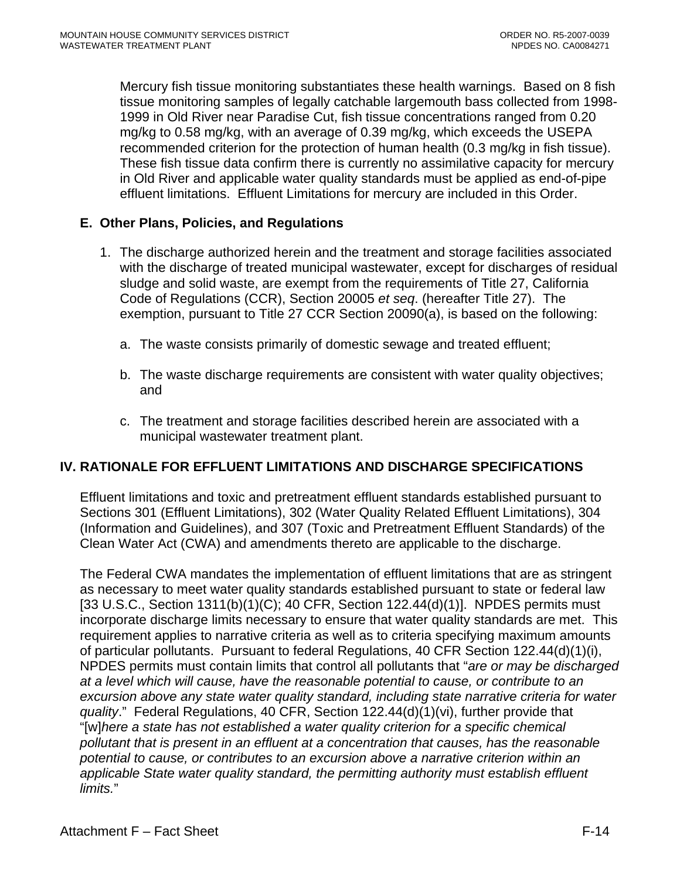Mercury fish tissue monitoring substantiates these health warnings. Based on 8 fish tissue monitoring samples of legally catchable largemouth bass collected from 1998-1999 in Old River near Paradise Cut, fish tissue concentrations ranged from 0.20 mg/kg to 0.58 mg/kg, with an average of 0.39 mg/kg, which exceeds the USEPA recommended criterion for the protection of human health (0.3 mg/kg in fish tissue). These fish tissue data confirm there is currently no assimilative capacity for mercury in Old River and applicable water quality standards must be applied as end-of-pipe effluent limitations. Effluent Limitations for mercury are included in this Order.

### E. Other Plans, Policies, and Regulations

1. The discharge authorized herein and the treatment and storage facilities associated with the discharge of treated municipal wastewater, except for discharges of residual sludge and solid waste, are exempt from the requirements of Title 27, California Code of Regulations (CCR), Section 20005 *et seq*. (hereafter Title 27). The exemption, pursuant to Title 27 CCR Section 20090(a), is based on the following:

   a. The waste consists primarily of domestic sewage and treated effluent;

   b. The waste discharge requirements are consistent with water quality objectives; and

   c. The treatment and storage facilities described herein are associated with a municipal wastewater treatment plant.

## IV. RATIONALE FOR EFFLUENT LIMITATIONS AND DISCHARGE SPECIFICATIONS

Effluent limitations and toxic and pretreatment effluent standards established pursuant to Sections 301 (Effluent Limitations), 302 (Water Quality Related Effluent Limitations), 304 (Information and Guidelines), and 307 (Toxic and Pretreatment Effluent Standards) of the Clean Water Act (CWA) and amendments thereto are applicable to the discharge.

The Federal CWA mandates the implementation of effluent limitations that are as stringent as necessary to meet water quality standards established pursuant to state or federal law [33 U.S.C., Section 1311(b)(1)(C); 40 CFR, Section 122.44(d)(1)]. NPDES permits must incorporate discharge limits necessary to ensure that water quality standards are met. This requirement applies to narrative criteria as well as to criteria specifying maximum amounts of particular pollutants. Pursuant to federal Regulations, 40 CFR Section 122.44(d)(1)(i), NPDES permits must contain limits that control all pollutants that "*are or may be discharged at a level which will cause, have the reasonable potential to cause, or contribute to an excursion above any state water quality standard, including state narrative criteria for water quality*." Federal Regulations, 40 CFR, Section 122.44(d)(1)(vi), further provide that "[w]*here a state has not established a water quality criterion for a specific chemical pollutant that is present in an effluent at a concentration that causes, has the reasonable potential to cause, or contributes to an excursion above a narrative criterion within an applicable State water quality standard, the permitting authority must establish effluent limits.*"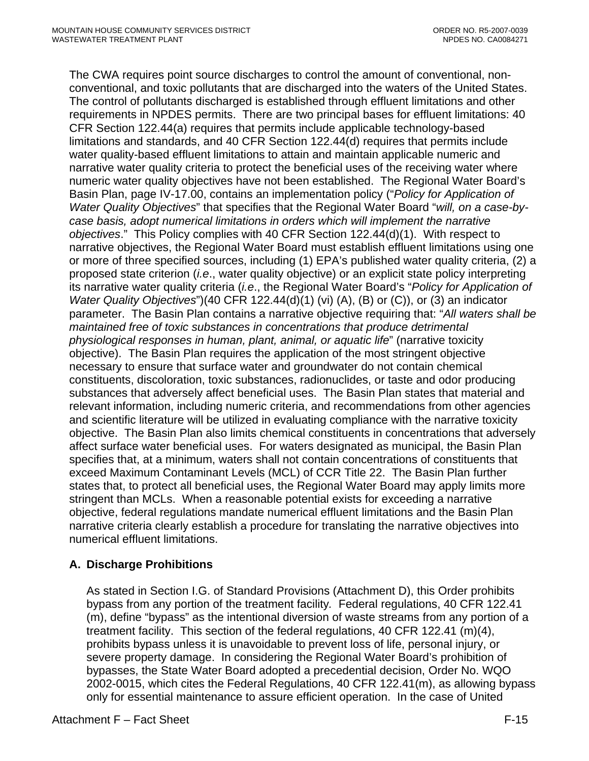The CWA requires point source discharges to control the amount of conventional, non-conventional, and toxic pollutants that are discharged into the waters of the United States. The control of pollutants discharged is established through effluent limitations and other requirements in NPDES permits. There are two principal bases for effluent limitations: 40 CFR Section 122.44(a) requires that permits include applicable technology-based limitations and standards, and 40 CFR Section 122.44(d) requires that permits include water quality-based effluent limitations to attain and maintain applicable numeric and narrative water quality criteria to protect the beneficial uses of the receiving water where numeric water quality objectives have not been established. The Regional Water Board's Basin Plan, page IV-17.00, contains an implementation policy ("*Policy for Application of Water Quality Objectives*" that specifies that the Regional Water Board "*will, on a case-by-case basis, adopt numerical limitations in orders which will implement the narrative objectives*." This Policy complies with 40 CFR Section 122.44(d)(1). With respect to narrative objectives, the Regional Water Board must establish effluent limitations using one or more of three specified sources, including (1) EPA's published water quality criteria, (2) a proposed state criterion (*i.e*., water quality objective) or an explicit state policy interpreting its narrative water quality criteria (*i.e*., the Regional Water Board's "*Policy for Application of Water Quality Objectives*")(40 CFR 122.44(d)(1) (vi) (A), (B) or (C)), or (3) an indicator parameter. The Basin Plan contains a narrative objective requiring that: "*All waters shall be maintained free of toxic substances in concentrations that produce detrimental physiological responses in human, plant, animal, or aquatic life*" (narrative toxicity objective). The Basin Plan requires the application of the most stringent objective necessary to ensure that surface water and groundwater do not contain chemical constituents, discoloration, toxic substances, radionuclides, or taste and odor producing substances that adversely affect beneficial uses. The Basin Plan states that material and relevant information, including numeric criteria, and recommendations from other agencies and scientific literature will be utilized in evaluating compliance with the narrative toxicity objective. The Basin Plan also limits chemical constituents in concentrations that adversely affect surface water beneficial uses. For waters designated as municipal, the Basin Plan specifies that, at a minimum, waters shall not contain concentrations of constituents that exceed Maximum Contaminant Levels (MCL) of CCR Title 22. The Basin Plan further states that, to protect all beneficial uses, the Regional Water Board may apply limits more stringent than MCLs. When a reasonable potential exists for exceeding a narrative objective, federal regulations mandate numerical effluent limitations and the Basin Plan narrative criteria clearly establish a procedure for translating the narrative objectives into numerical effluent limitations.

### A. Discharge Prohibitions

As stated in Section I.G. of Standard Provisions (Attachment D), this Order prohibits bypass from any portion of the treatment facility. Federal regulations, 40 CFR 122.41 (m), define "bypass" as the intentional diversion of waste streams from any portion of a treatment facility. This section of the federal regulations, 40 CFR 122.41 (m)(4), prohibits bypass unless it is unavoidable to prevent loss of life, personal injury, or severe property damage. In considering the Regional Water Board's prohibition of bypasses, the State Water Board adopted a precedential decision, Order No. WQO 2002-0015, which cites the Federal Regulations, 40 CFR 122.41(m), as allowing bypass only for essential maintenance to assure efficient operation. In the case of United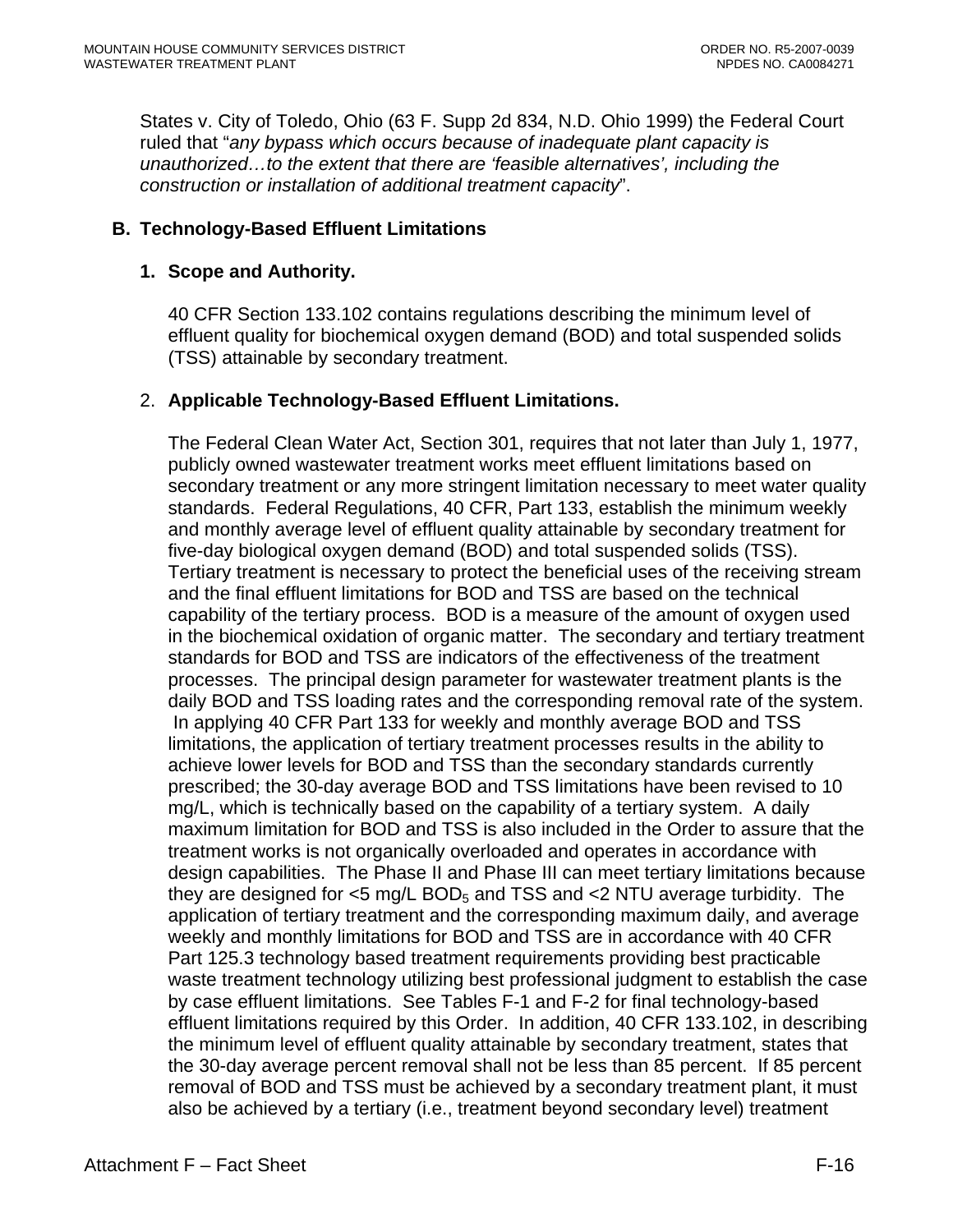States v. City of Toledo, Ohio (63 F. Supp 2d 834, N.D. Ohio 1999) the Federal Court ruled that "*any bypass which occurs because of inadequate plant capacity is unauthorized…to the extent that there are 'feasible alternatives', including the construction or installation of additional treatment capacity*".

## B. Technology-Based Effluent Limitations

### 1. Scope and Authority.

40 CFR Section 133.102 contains regulations describing the minimum level of effluent quality for biochemical oxygen demand (BOD) and total suspended solids (TSS) attainable by secondary treatment.

### 2. Applicable Technology-Based Effluent Limitations.

The Federal Clean Water Act, Section 301, requires that not later than July 1, 1977, publicly owned wastewater treatment works meet effluent limitations based on secondary treatment or any more stringent limitation necessary to meet water quality standards. Federal Regulations, 40 CFR, Part 133, establish the minimum weekly and monthly average level of effluent quality attainable by secondary treatment for five-day biological oxygen demand (BOD) and total suspended solids (TSS). Tertiary treatment is necessary to protect the beneficial uses of the receiving stream and the final effluent limitations for BOD and TSS are based on the technical capability of the tertiary process. BOD is a measure of the amount of oxygen used in the biochemical oxidation of organic matter. The secondary and tertiary treatment standards for BOD and TSS are indicators of the effectiveness of the treatment processes. The principal design parameter for wastewater treatment plants is the daily BOD and TSS loading rates and the corresponding removal rate of the system. In applying 40 CFR Part 133 for weekly and monthly average BOD and TSS limitations, the application of tertiary treatment processes results in the ability to achieve lower levels for BOD and TSS than the secondary standards currently prescribed; the 30-day average BOD and TSS limitations have been revised to 10 mg/L, which is technically based on the capability of a tertiary system. A daily maximum limitation for BOD and TSS is also included in the Order to assure that the treatment works is not organically overloaded and operates in accordance with design capabilities. The Phase II and Phase III can meet tertiary limitations because they are designed for <5 mg/L $BOD_5$ and TSS and <2 NTU average turbidity. The application of tertiary treatment and the corresponding maximum daily, and average weekly and monthly limitations for BOD and TSS are in accordance with 40 CFR Part 125.3 technology based treatment requirements providing best practicable waste treatment technology utilizing best professional judgment to establish the case by case effluent limitations. See Tables F-1 and F-2 for final technology-based effluent limitations required by this Order. In addition, 40 CFR 133.102, in describing the minimum level of effluent quality attainable by secondary treatment, states that the 30-day average percent removal shall not be less than 85 percent. If 85 percent removal of BOD and TSS must be achieved by a secondary treatment plant, it must also be achieved by a tertiary (i.e., treatment beyond secondary level) treatment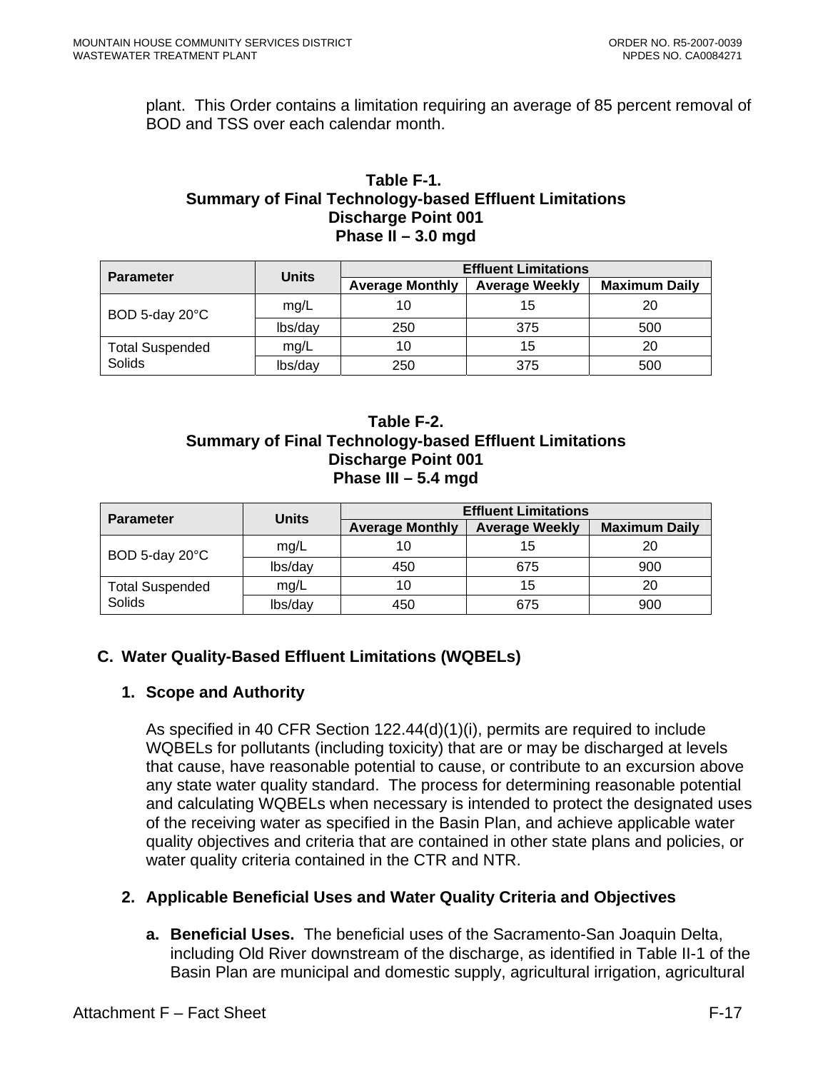plant. This Order contains a limitation requiring an average of 85 percent removal of BOD and TSS over each calendar month.

**Table F-1.**
**Summary of Final Technology-based Effluent Limitations**
**Discharge Point 001**
**Phase II – 3.0 mgd**

| Parameter | Units | Effluent Limitations | | |
|---|---|---|---|---|
| | | Average Monthly | Average Weekly | Maximum Daily |
| BOD 5-day 20°C | mg/L | 10 | 15 | 20 |
| | lbs/day | 250 | 375 | 500 |
| Total Suspended Solids | mg/L | 10 | 15 | 20 |
| | lbs/day | 250 | 375 | 500 |

**Table F-2.**
**Summary of Final Technology-based Effluent Limitations**
**Discharge Point 001**
**Phase III – 5.4 mgd**

| Parameter | Units | Effluent Limitations | | |
|---|---|---|---|---|
| | | Average Monthly | Average Weekly | Maximum Daily |
| BOD 5-day 20°C | mg/L | 10 | 15 | 20 |
| | lbs/day | 450 | 675 | 900 |
| Total Suspended Solids | mg/L | 10 | 15 | 20 |
| | lbs/day | 450 | 675 | 900 |

## C. Water Quality-Based Effluent Limitations (WQBELs)

### 1. Scope and Authority

As specified in 40 CFR Section 122.44(d)(1)(i), permits are required to include WQBELs for pollutants (including toxicity) that are or may be discharged at levels that cause, have reasonable potential to cause, or contribute to an excursion above any state water quality standard. The process for determining reasonable potential and calculating WQBELs when necessary is intended to protect the designated uses of the receiving water as specified in the Basin Plan, and achieve applicable water quality objectives and criteria that are contained in other state plans and policies, or water quality criteria contained in the CTR and NTR.

### 2. Applicable Beneficial Uses and Water Quality Criteria and Objectives

**a. Beneficial Uses.** The beneficial uses of the Sacramento-San Joaquin Delta, including Old River downstream of the discharge, as identified in Table II-1 of the Basin Plan are municipal and domestic supply, agricultural irrigation, agricultural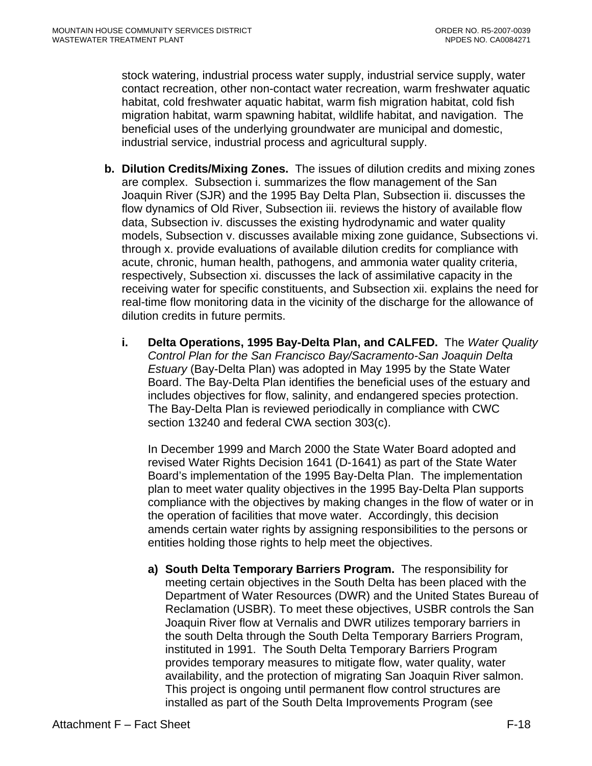stock watering, industrial process water supply, industrial service supply, water contact recreation, other non-contact water recreation, warm freshwater aquatic habitat, cold freshwater aquatic habitat, warm fish migration habitat, cold fish migration habitat, warm spawning habitat, wildlife habitat, and navigation. The beneficial uses of the underlying groundwater are municipal and domestic, industrial service, industrial process and agricultural supply.

**b. Dilution Credits/Mixing Zones.** The issues of dilution credits and mixing zones are complex. Subsection i. summarizes the flow management of the San Joaquin River (SJR) and the 1995 Bay Delta Plan, Subsection ii. discusses the flow dynamics of Old River, Subsection iii. reviews the history of available flow data, Subsection iv. discusses the existing hydrodynamic and water quality models, Subsection v. discusses available mixing zone guidance, Subsections vi. through x. provide evaluations of available dilution credits for compliance with acute, chronic, human health, pathogens, and ammonia water quality criteria, respectively, Subsection xi. discusses the lack of assimilative capacity in the receiving water for specific constituents, and Subsection xii. explains the need for real-time flow monitoring data in the vicinity of the discharge for the allowance of dilution credits in future permits.

**i. Delta Operations, 1995 Bay-Delta Plan, and CALFED.** The *Water Quality Control Plan for the San Francisco Bay/Sacramento-San Joaquin Delta Estuary* (Bay-Delta Plan) was adopted in May 1995 by the State Water Board. The Bay-Delta Plan identifies the beneficial uses of the estuary and includes objectives for flow, salinity, and endangered species protection. The Bay-Delta Plan is reviewed periodically in compliance with CWC section 13240 and federal CWA section 303(c).

In December 1999 and March 2000 the State Water Board adopted and revised Water Rights Decision 1641 (D-1641) as part of the State Water Board's implementation of the 1995 Bay-Delta Plan. The implementation plan to meet water quality objectives in the 1995 Bay-Delta Plan supports compliance with the objectives by making changes in the flow of water or in the operation of facilities that move water. Accordingly, this decision amends certain water rights by assigning responsibilities to the persons or entities holding those rights to help meet the objectives.

**a) South Delta Temporary Barriers Program.** The responsibility for meeting certain objectives in the South Delta has been placed with the Department of Water Resources (DWR) and the United States Bureau of Reclamation (USBR). To meet these objectives, USBR controls the San Joaquin River flow at Vernalis and DWR utilizes temporary barriers in the south Delta through the South Delta Temporary Barriers Program, instituted in 1991. The South Delta Temporary Barriers Program provides temporary measures to mitigate flow, water quality, water availability, and the protection of migrating San Joaquin River salmon. This project is ongoing until permanent flow control structures are installed as part of the South Delta Improvements Program (see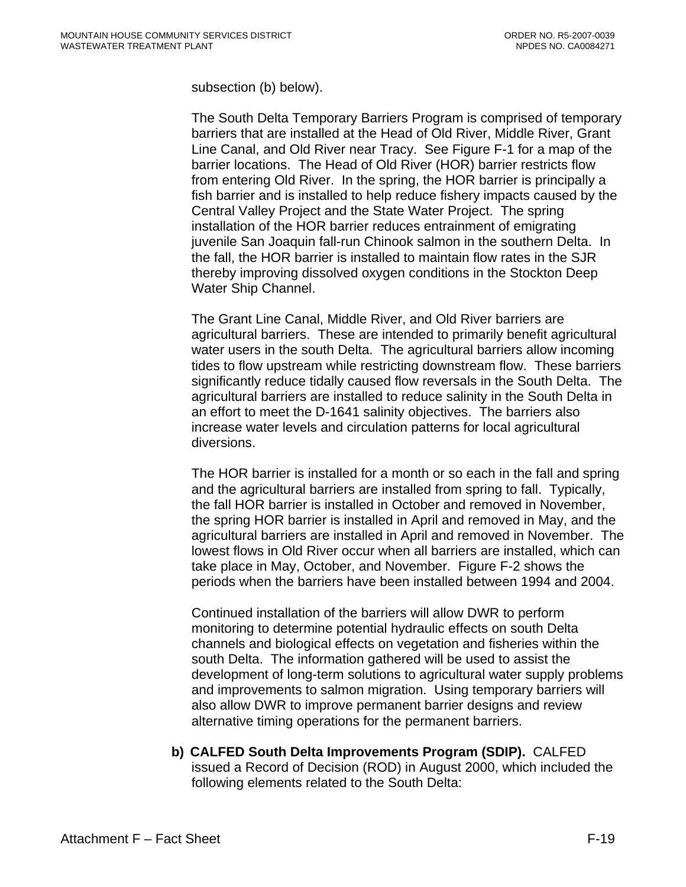subsection (b) below).

The South Delta Temporary Barriers Program is comprised of temporary barriers that are installed at the Head of Old River, Middle River, Grant Line Canal, and Old River near Tracy. See Figure F-1 for a map of the barrier locations. The Head of Old River (HOR) barrier restricts flow from entering Old River. In the spring, the HOR barrier is principally a fish barrier and is installed to help reduce fishery impacts caused by the Central Valley Project and the State Water Project. The spring installation of the HOR barrier reduces entrainment of emigrating juvenile San Joaquin fall-run Chinook salmon in the southern Delta. In the fall, the HOR barrier is installed to maintain flow rates in the SJR thereby improving dissolved oxygen conditions in the Stockton Deep Water Ship Channel.

The Grant Line Canal, Middle River, and Old River barriers are agricultural barriers. These are intended to primarily benefit agricultural water users in the south Delta. The agricultural barriers allow incoming tides to flow upstream while restricting downstream flow. These barriers significantly reduce tidally caused flow reversals in the South Delta. The agricultural barriers are installed to reduce salinity in the South Delta in an effort to meet the D-1641 salinity objectives. The barriers also increase water levels and circulation patterns for local agricultural diversions.

The HOR barrier is installed for a month or so each in the fall and spring and the agricultural barriers are installed from spring to fall. Typically, the fall HOR barrier is installed in October and removed in November, the spring HOR barrier is installed in April and removed in May, and the agricultural barriers are installed in April and removed in November. The lowest flows in Old River occur when all barriers are installed, which can take place in May, October, and November. Figure F-2 shows the periods when the barriers have been installed between 1994 and 2004.

Continued installation of the barriers will allow DWR to perform monitoring to determine potential hydraulic effects on south Delta channels and biological effects on vegetation and fisheries within the south Delta. The information gathered will be used to assist the development of long-term solutions to agricultural water supply problems and improvements to salmon migration. Using temporary barriers will also allow DWR to improve permanent barrier designs and review alternative timing operations for the permanent barriers.

b) **CALFED South Delta Improvements Program (SDIP).** CALFED issued a Record of Decision (ROD) in August 2000, which included the following elements related to the South Delta: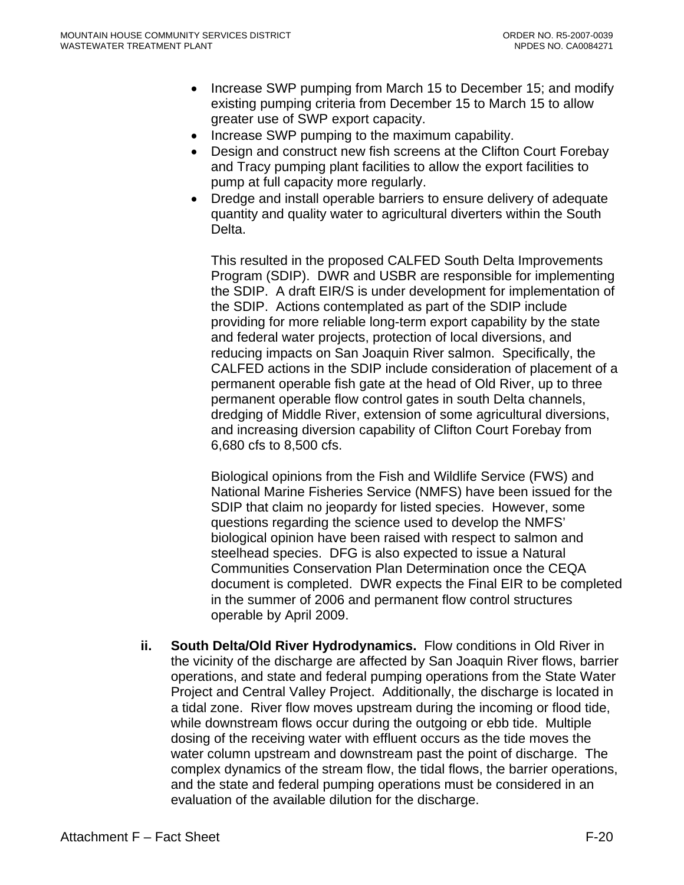- Increase SWP pumping from March 15 to December 15; and modify existing pumping criteria from December 15 to March 15 to allow greater use of SWP export capacity.
- Increase SWP pumping to the maximum capability.
- Design and construct new fish screens at the Clifton Court Forebay and Tracy pumping plant facilities to allow the export facilities to pump at full capacity more regularly.
- Dredge and install operable barriers to ensure delivery of adequate quantity and quality water to agricultural diverters within the South Delta.

  This resulted in the proposed CALFED South Delta Improvements Program (SDIP). DWR and USBR are responsible for implementing the SDIP. A draft EIR/S is under development for implementation of the SDIP. Actions contemplated as part of the SDIP include providing for more reliable long-term export capability by the state and federal water projects, protection of local diversions, and reducing impacts on San Joaquin River salmon. Specifically, the CALFED actions in the SDIP include consideration of placement of a permanent operable fish gate at the head of Old River, up to three permanent operable flow control gates in south Delta channels, dredging of Middle River, extension of some agricultural diversions, and increasing diversion capability of Clifton Court Forebay from 6,680 cfs to 8,500 cfs.

  Biological opinions from the Fish and Wildlife Service (FWS) and National Marine Fisheries Service (NMFS) have been issued for the SDIP that claim no jeopardy for listed species. However, some questions regarding the science used to develop the NMFS' biological opinion have been raised with respect to salmon and steelhead species. DFG is also expected to issue a Natural Communities Conservation Plan Determination once the CEQA document is completed. DWR expects the Final EIR to be completed in the summer of 2006 and permanent flow control structures operable by April 2009.

ii. **South Delta/Old River Hydrodynamics.** Flow conditions in Old River in the vicinity of the discharge are affected by San Joaquin River flows, barrier operations, and state and federal pumping operations from the State Water Project and Central Valley Project. Additionally, the discharge is located in a tidal zone. River flow moves upstream during the incoming or flood tide, while downstream flows occur during the outgoing or ebb tide. Multiple dosing of the receiving water with effluent occurs as the tide moves the water column upstream and downstream past the point of discharge. The complex dynamics of the stream flow, the tidal flows, the barrier operations, and the state and federal pumping operations must be considered in an evaluation of the available dilution for the discharge.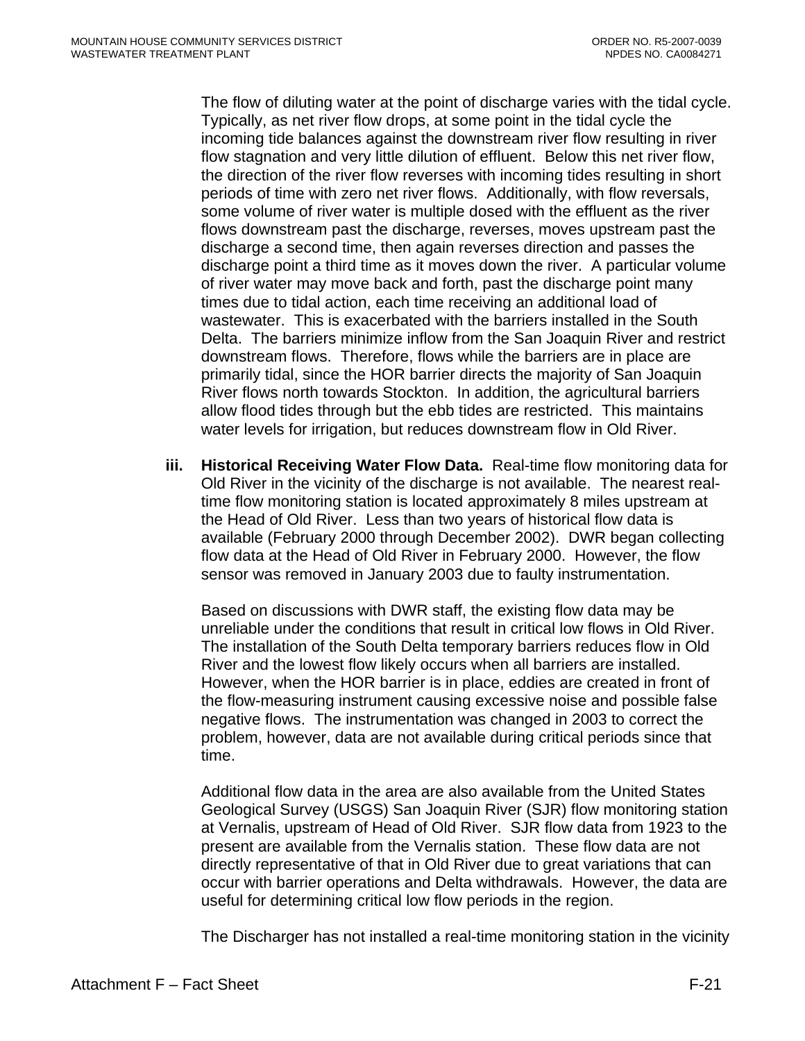The flow of diluting water at the point of discharge varies with the tidal cycle. Typically, as net river flow drops, at some point in the tidal cycle the incoming tide balances against the downstream river flow resulting in river flow stagnation and very little dilution of effluent. Below this net river flow, the direction of the river flow reverses with incoming tides resulting in short periods of time with zero net river flows. Additionally, with flow reversals, some volume of river water is multiple dosed with the effluent as the river flows downstream past the discharge, reverses, moves upstream past the discharge a second time, then again reverses direction and passes the discharge point a third time as it moves down the river. A particular volume of river water may move back and forth, past the discharge point many times due to tidal action, each time receiving an additional load of wastewater. This is exacerbated with the barriers installed in the South Delta. The barriers minimize inflow from the San Joaquin River and restrict downstream flows. Therefore, flows while the barriers are in place are primarily tidal, since the HOR barrier directs the majority of San Joaquin River flows north towards Stockton. In addition, the agricultural barriers allow flood tides through but the ebb tides are restricted. This maintains water levels for irrigation, but reduces downstream flow in Old River.

**iii. Historical Receiving Water Flow Data.** Real-time flow monitoring data for Old River in the vicinity of the discharge is not available. The nearest real-time flow monitoring station is located approximately 8 miles upstream at the Head of Old River. Less than two years of historical flow data is available (February 2000 through December 2002). DWR began collecting flow data at the Head of Old River in February 2000. However, the flow sensor was removed in January 2003 due to faulty instrumentation.

Based on discussions with DWR staff, the existing flow data may be unreliable under the conditions that result in critical low flows in Old River. The installation of the South Delta temporary barriers reduces flow in Old River and the lowest flow likely occurs when all barriers are installed. However, when the HOR barrier is in place, eddies are created in front of the flow-measuring instrument causing excessive noise and possible false negative flows. The instrumentation was changed in 2003 to correct the problem, however, data are not available during critical periods since that time.

Additional flow data in the area are also available from the United States Geological Survey (USGS) San Joaquin River (SJR) flow monitoring station at Vernalis, upstream of Head of Old River. SJR flow data from 1923 to the present are available from the Vernalis station. These flow data are not directly representative of that in Old River due to great variations that can occur with barrier operations and Delta withdrawals. However, the data are useful for determining critical low flow periods in the region.

The Discharger has not installed a real-time monitoring station in the vicinity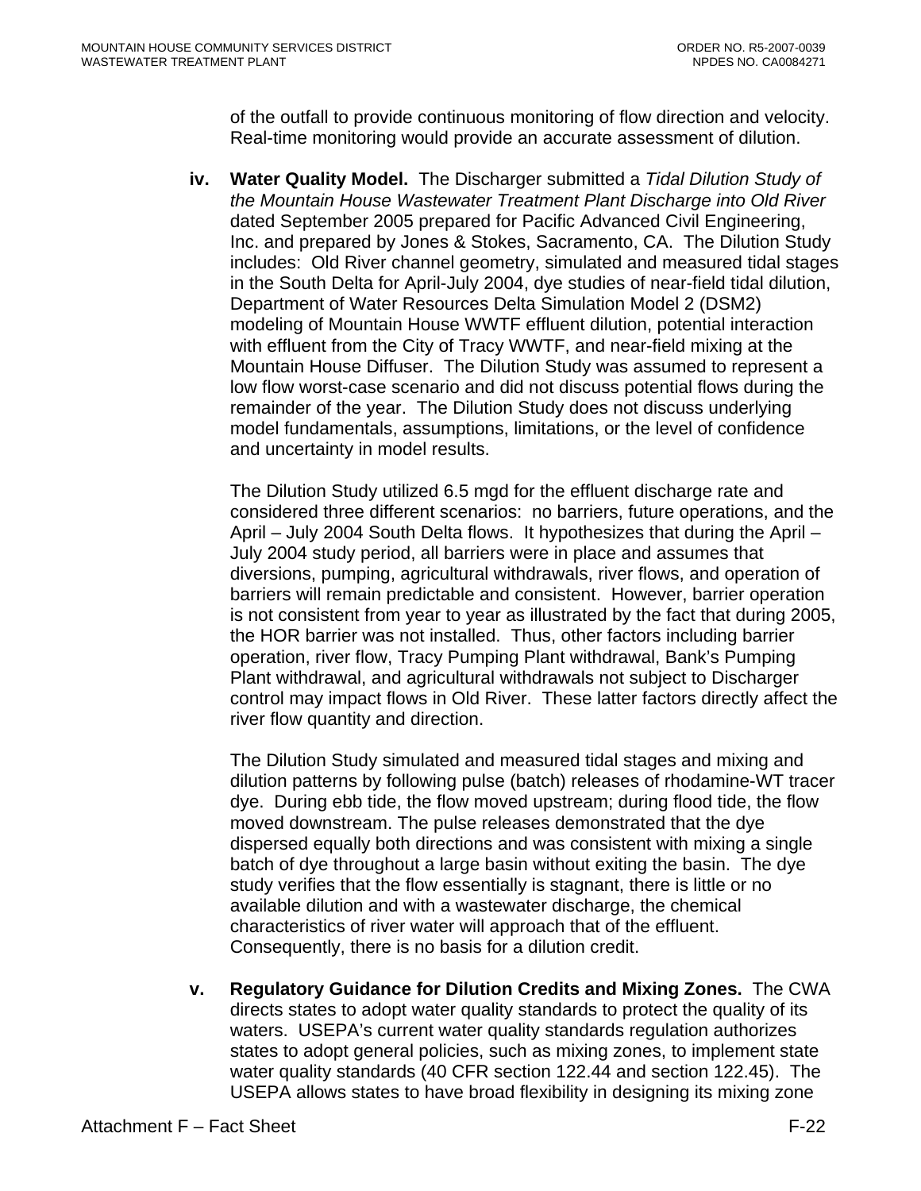of the outfall to provide continuous monitoring of flow direction and velocity. Real-time monitoring would provide an accurate assessment of dilution.

iv. **Water Quality Model.** The Discharger submitted a *Tidal Dilution Study of the Mountain House Wastewater Treatment Plant Discharge into Old River* dated September 2005 prepared for Pacific Advanced Civil Engineering, Inc. and prepared by Jones & Stokes, Sacramento, CA. The Dilution Study includes: Old River channel geometry, simulated and measured tidal stages in the South Delta for April-July 2004, dye studies of near-field tidal dilution, Department of Water Resources Delta Simulation Model 2 (DSM2) modeling of Mountain House WWTF effluent dilution, potential interaction with effluent from the City of Tracy WWTF, and near-field mixing at the Mountain House Diffuser. The Dilution Study was assumed to represent a low flow worst-case scenario and did not discuss potential flows during the remainder of the year. The Dilution Study does not discuss underlying model fundamentals, assumptions, limitations, or the level of confidence and uncertainty in model results.

The Dilution Study utilized 6.5 mgd for the effluent discharge rate and considered three different scenarios: no barriers, future operations, and the April – July 2004 South Delta flows. It hypothesizes that during the April – July 2004 study period, all barriers were in place and assumes that diversions, pumping, agricultural withdrawals, river flows, and operation of barriers will remain predictable and consistent. However, barrier operation is not consistent from year to year as illustrated by the fact that during 2005, the HOR barrier was not installed. Thus, other factors including barrier operation, river flow, Tracy Pumping Plant withdrawal, Bank's Pumping Plant withdrawal, and agricultural withdrawals not subject to Discharger control may impact flows in Old River. These latter factors directly affect the river flow quantity and direction.

The Dilution Study simulated and measured tidal stages and mixing and dilution patterns by following pulse (batch) releases of rhodamine-WT tracer dye. During ebb tide, the flow moved upstream; during flood tide, the flow moved downstream. The pulse releases demonstrated that the dye dispersed equally both directions and was consistent with mixing a single batch of dye throughout a large basin without exiting the basin. The dye study verifies that the flow essentially is stagnant, there is little or no available dilution and with a wastewater discharge, the chemical characteristics of river water will approach that of the effluent. Consequently, there is no basis for a dilution credit.

v. **Regulatory Guidance for Dilution Credits and Mixing Zones.** The CWA directs states to adopt water quality standards to protect the quality of its waters. USEPA's current water quality standards regulation authorizes states to adopt general policies, such as mixing zones, to implement state water quality standards (40 CFR section 122.44 and section 122.45). The USEPA allows states to have broad flexibility in designing its mixing zone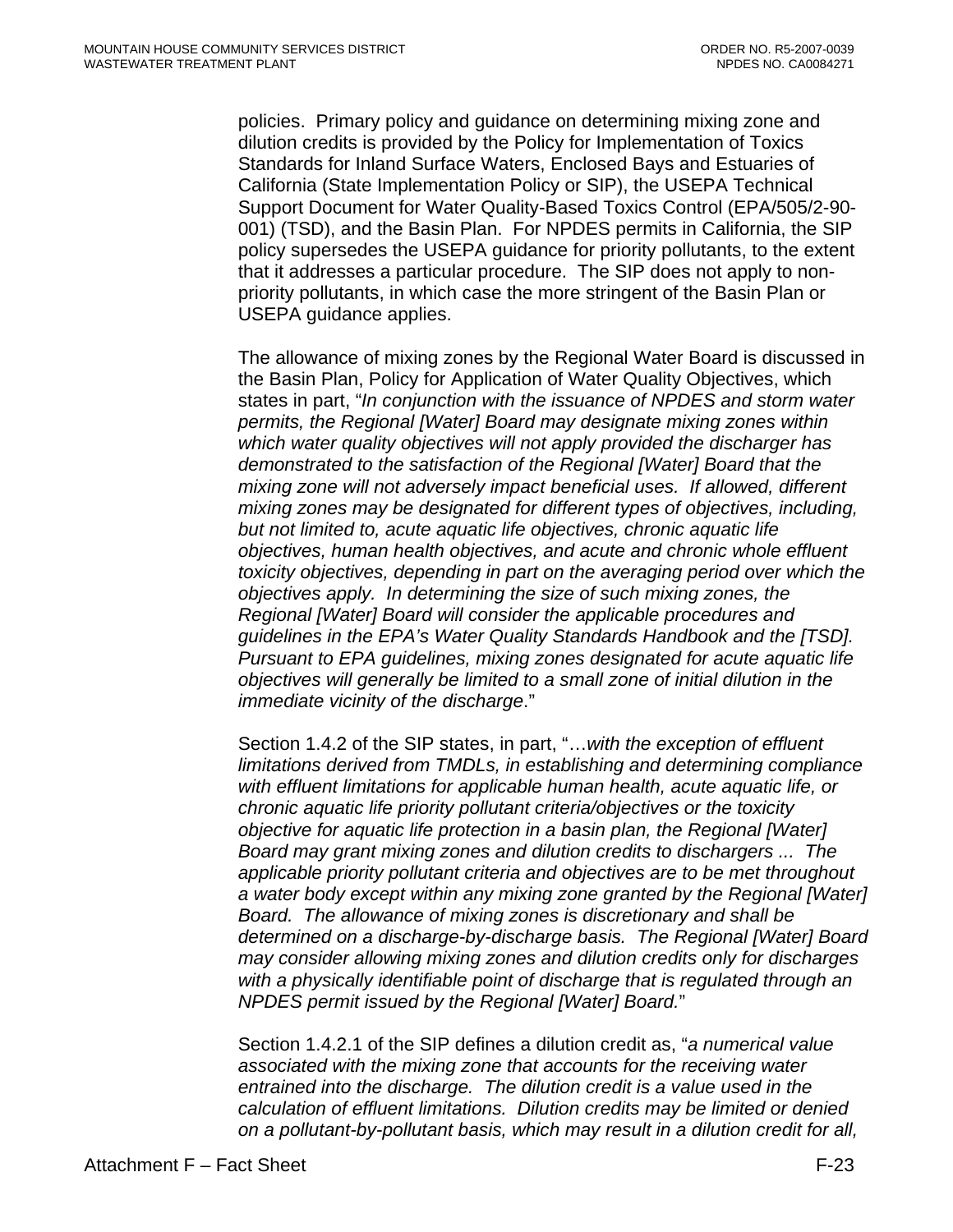policies. Primary policy and guidance on determining mixing zone and dilution credits is provided by the Policy for Implementation of Toxics Standards for Inland Surface Waters, Enclosed Bays and Estuaries of California (State Implementation Policy or SIP), the USEPA Technical Support Document for Water Quality-Based Toxics Control (EPA/505/2-90-001) (TSD), and the Basin Plan. For NPDES permits in California, the SIP policy supersedes the USEPA guidance for priority pollutants, to the extent that it addresses a particular procedure. The SIP does not apply to non-priority pollutants, in which case the more stringent of the Basin Plan or USEPA guidance applies.

The allowance of mixing zones by the Regional Water Board is discussed in the Basin Plan, Policy for Application of Water Quality Objectives, which states in part, "*In conjunction with the issuance of NPDES and storm water permits, the Regional [Water] Board may designate mixing zones within which water quality objectives will not apply provided the discharger has demonstrated to the satisfaction of the Regional [Water] Board that the mixing zone will not adversely impact beneficial uses. If allowed, different mixing zones may be designated for different types of objectives, including, but not limited to, acute aquatic life objectives, chronic aquatic life objectives, human health objectives, and acute and chronic whole effluent toxicity objectives, depending in part on the averaging period over which the objectives apply. In determining the size of such mixing zones, the Regional [Water] Board will consider the applicable procedures and guidelines in the EPA's Water Quality Standards Handbook and the [TSD]. Pursuant to EPA guidelines, mixing zones designated for acute aquatic life objectives will generally be limited to a small zone of initial dilution in the immediate vicinity of the discharge*."

Section 1.4.2 of the SIP states, in part, "…*with the exception of effluent limitations derived from TMDLs, in establishing and determining compliance with effluent limitations for applicable human health, acute aquatic life, or chronic aquatic life priority pollutant criteria/objectives or the toxicity objective for aquatic life protection in a basin plan, the Regional [Water] Board may grant mixing zones and dilution credits to dischargers ... The applicable priority pollutant criteria and objectives are to be met throughout a water body except within any mixing zone granted by the Regional [Water] Board. The allowance of mixing zones is discretionary and shall be determined on a discharge-by-discharge basis. The Regional [Water] Board may consider allowing mixing zones and dilution credits only for discharges with a physically identifiable point of discharge that is regulated through an NPDES permit issued by the Regional [Water] Board.*"

Section 1.4.2.1 of the SIP defines a dilution credit as, "*a numerical value associated with the mixing zone that accounts for the receiving water entrained into the discharge. The dilution credit is a value used in the calculation of effluent limitations. Dilution credits may be limited or denied on a pollutant-by-pollutant basis, which may result in a dilution credit for all,*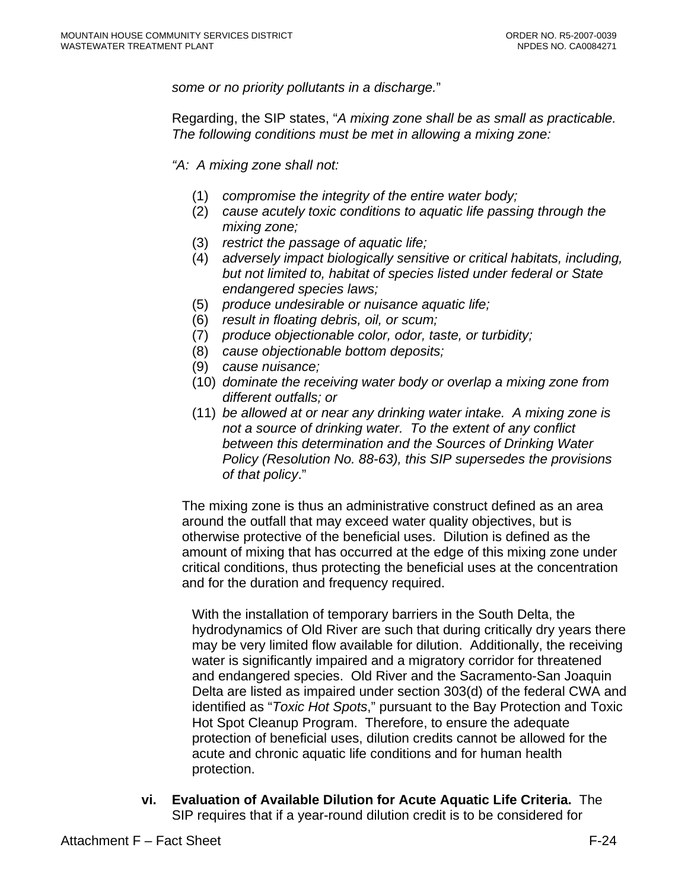*some or no priority pollutants in a discharge.*"

Regarding, the SIP states, "*A mixing zone shall be as small as practicable. The following conditions must be met in allowing a mixing zone:*

"*A: A mixing zone shall not:*

(1) *compromise the integrity of the entire water body;*
(2) *cause acutely toxic conditions to aquatic life passing through the mixing zone;*
(3) *restrict the passage of aquatic life;*
(4) *adversely impact biologically sensitive or critical habitats, including, but not limited to, habitat of species listed under federal or State endangered species laws;*
(5) *produce undesirable or nuisance aquatic life;*
(6) *result in floating debris, oil, or scum;*
(7) *produce objectionable color, odor, taste, or turbidity;*
(8) *cause objectionable bottom deposits;*
(9) *cause nuisance;*
(10) *dominate the receiving water body or overlap a mixing zone from different outfalls; or*
(11) *be allowed at or near any drinking water intake. A mixing zone is not a source of drinking water. To the extent of any conflict between this determination and the Sources of Drinking Water Policy (Resolution No. 88-63), this SIP supersedes the provisions of that policy*."

The mixing zone is thus an administrative construct defined as an area around the outfall that may exceed water quality objectives, but is otherwise protective of the beneficial uses. Dilution is defined as the amount of mixing that has occurred at the edge of this mixing zone under critical conditions, thus protecting the beneficial uses at the concentration and for the duration and frequency required.

With the installation of temporary barriers in the South Delta, the hydrodynamics of Old River are such that during critically dry years there may be very limited flow available for dilution. Additionally, the receiving water is significantly impaired and a migratory corridor for threatened and endangered species. Old River and the Sacramento-San Joaquin Delta are listed as impaired under section 303(d) of the federal CWA and identified as "*Toxic Hot Spots*," pursuant to the Bay Protection and Toxic Hot Spot Cleanup Program. Therefore, to ensure the adequate protection of beneficial uses, dilution credits cannot be allowed for the acute and chronic aquatic life conditions and for human health protection.

vi. **Evaluation of Available Dilution for Acute Aquatic Life Criteria.** The SIP requires that if a year-round dilution credit is to be considered for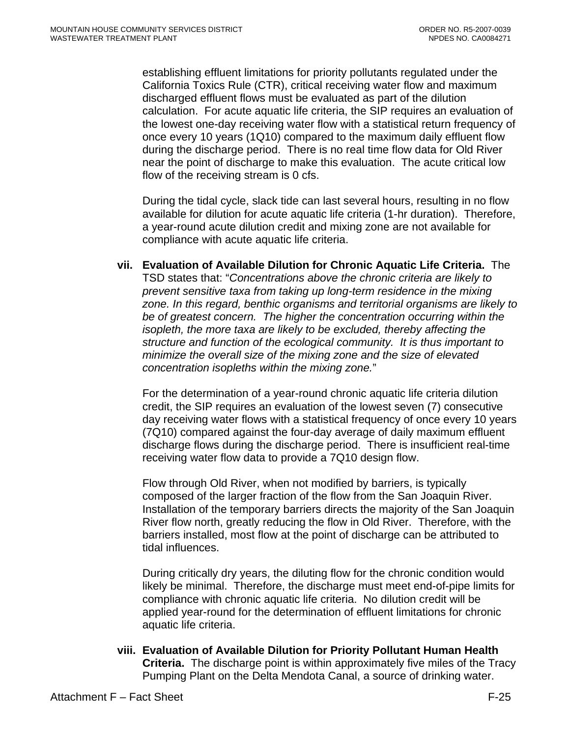establishing effluent limitations for priority pollutants regulated under the California Toxics Rule (CTR), critical receiving water flow and maximum discharged effluent flows must be evaluated as part of the dilution calculation. For acute aquatic life criteria, the SIP requires an evaluation of the lowest one-day receiving water flow with a statistical return frequency of once every 10 years (1Q10) compared to the maximum daily effluent flow during the discharge period. There is no real time flow data for Old River near the point of discharge to make this evaluation. The acute critical low flow of the receiving stream is 0 cfs.

During the tidal cycle, slack tide can last several hours, resulting in no flow available for dilution for acute aquatic life criteria (1-hr duration). Therefore, a year-round acute dilution credit and mixing zone are not available for compliance with acute aquatic life criteria.

vii. **Evaluation of Available Dilution for Chronic Aquatic Life Criteria.** The TSD states that: "*Concentrations above the chronic criteria are likely to prevent sensitive taxa from taking up long-term residence in the mixing zone. In this regard, benthic organisms and territorial organisms are likely to be of greatest concern. The higher the concentration occurring within the isopleth, the more taxa are likely to be excluded, thereby affecting the structure and function of the ecological community. It is thus important to minimize the overall size of the mixing zone and the size of elevated concentration isopleths within the mixing zone.*"

For the determination of a year-round chronic aquatic life criteria dilution credit, the SIP requires an evaluation of the lowest seven (7) consecutive day receiving water flows with a statistical frequency of once every 10 years (7Q10) compared against the four-day average of daily maximum effluent discharge flows during the discharge period. There is insufficient real-time receiving water flow data to provide a 7Q10 design flow.

Flow through Old River, when not modified by barriers, is typically composed of the larger fraction of the flow from the San Joaquin River. Installation of the temporary barriers directs the majority of the San Joaquin River flow north, greatly reducing the flow in Old River. Therefore, with the barriers installed, most flow at the point of discharge can be attributed to tidal influences.

During critically dry years, the diluting flow for the chronic condition would likely be minimal. Therefore, the discharge must meet end-of-pipe limits for compliance with chronic aquatic life criteria. No dilution credit will be applied year-round for the determination of effluent limitations for chronic aquatic life criteria.

viii. **Evaluation of Available Dilution for Priority Pollutant Human Health Criteria.** The discharge point is within approximately five miles of the Tracy Pumping Plant on the Delta Mendota Canal, a source of drinking water.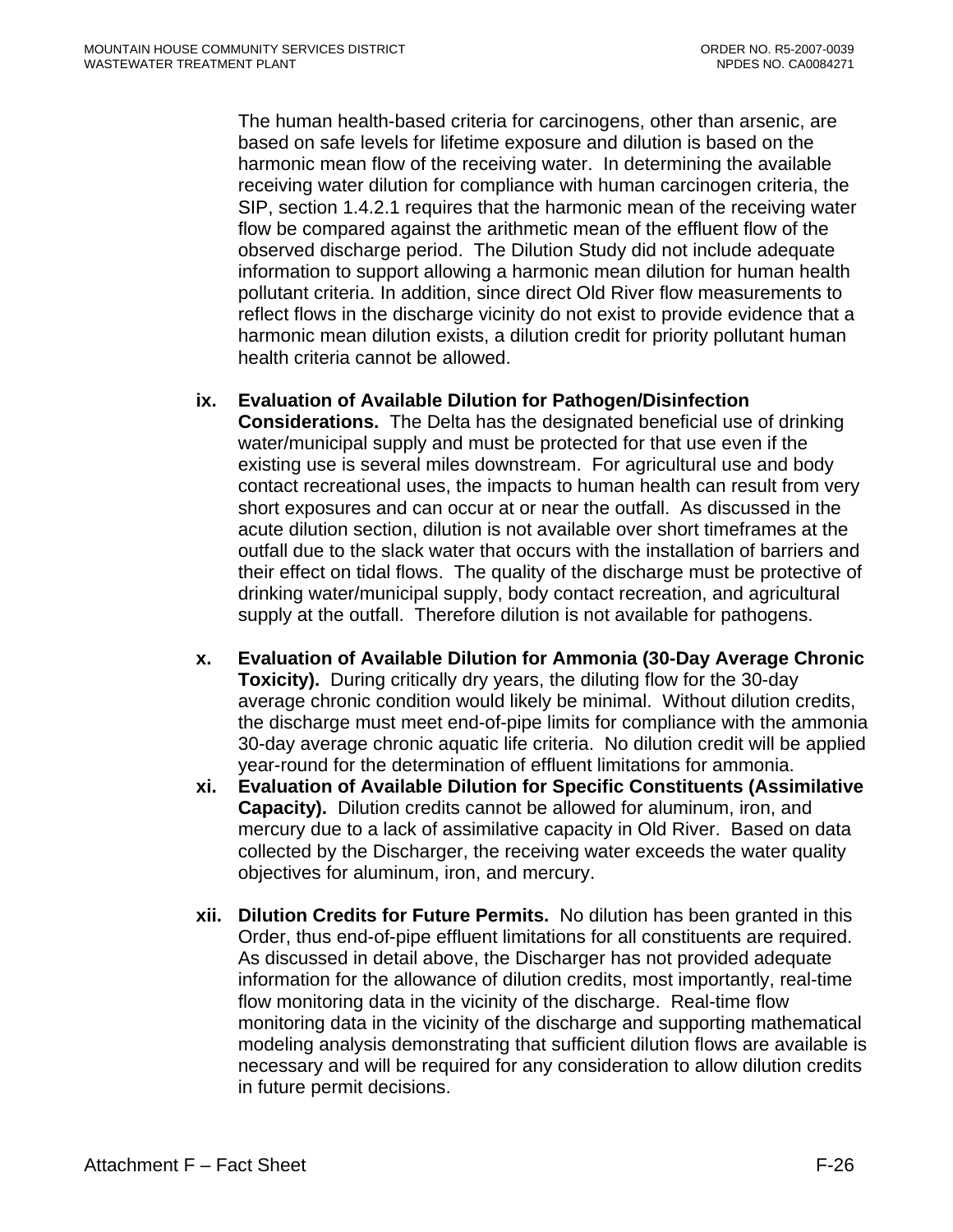The human health-based criteria for carcinogens, other than arsenic, are based on safe levels for lifetime exposure and dilution is based on the harmonic mean flow of the receiving water. In determining the available receiving water dilution for compliance with human carcinogen criteria, the SIP, section 1.4.2.1 requires that the harmonic mean of the receiving water flow be compared against the arithmetic mean of the effluent flow of the observed discharge period. The Dilution Study did not include adequate information to support allowing a harmonic mean dilution for human health pollutant criteria. In addition, since direct Old River flow measurements to reflect flows in the discharge vicinity do not exist to provide evidence that a harmonic mean dilution exists, a dilution credit for priority pollutant human health criteria cannot be allowed.

ix. **Evaluation of Available Dilution for Pathogen/Disinfection Considerations.** The Delta has the designated beneficial use of drinking water/municipal supply and must be protected for that use even if the existing use is several miles downstream. For agricultural use and body contact recreational uses, the impacts to human health can result from very short exposures and can occur at or near the outfall. As discussed in the acute dilution section, dilution is not available over short timeframes at the outfall due to the slack water that occurs with the installation of barriers and their effect on tidal flows. The quality of the discharge must be protective of drinking water/municipal supply, body contact recreation, and agricultural supply at the outfall. Therefore dilution is not available for pathogens.

x. **Evaluation of Available Dilution for Ammonia (30-Day Average Chronic Toxicity).** During critically dry years, the diluting flow for the 30-day average chronic condition would likely be minimal. Without dilution credits, the discharge must meet end-of-pipe limits for compliance with the ammonia 30-day average chronic aquatic life criteria. No dilution credit will be applied year-round for the determination of effluent limitations for ammonia.

xi. **Evaluation of Available Dilution for Specific Constituents (Assimilative Capacity).** Dilution credits cannot be allowed for aluminum, iron, and mercury due to a lack of assimilative capacity in Old River. Based on data collected by the Discharger, the receiving water exceeds the water quality objectives for aluminum, iron, and mercury.

xii. **Dilution Credits for Future Permits.** No dilution has been granted in this Order, thus end-of-pipe effluent limitations for all constituents are required. As discussed in detail above, the Discharger has not provided adequate information for the allowance of dilution credits, most importantly, real-time flow monitoring data in the vicinity of the discharge. Real-time flow monitoring data in the vicinity of the discharge and supporting mathematical modeling analysis demonstrating that sufficient dilution flows are available is necessary and will be required for any consideration to allow dilution credits in future permit decisions.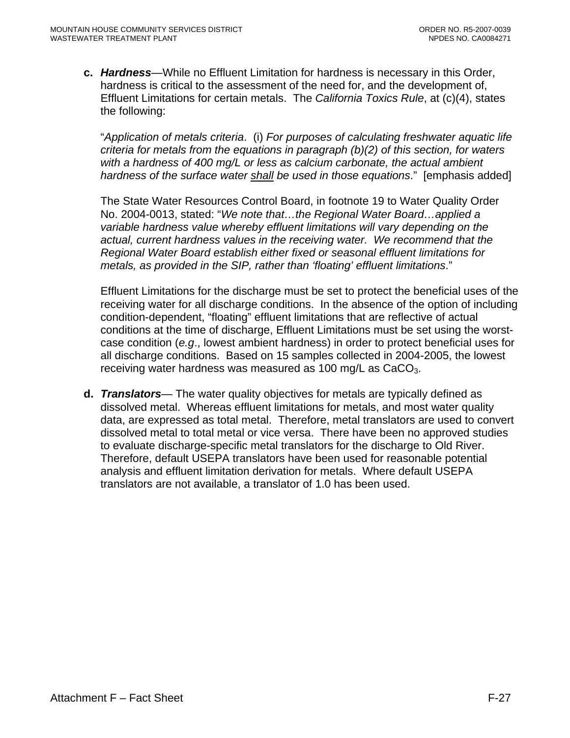c. ***Hardness***—While no Effluent Limitation for hardness is necessary in this Order, hardness is critical to the assessment of the need for, and the development of, Effluent Limitations for certain metals. The *California Toxics Rule*, at (c)(4), states the following:

"*Application of metals criteria*. (i) *For purposes of calculating freshwater aquatic life criteria for metals from the equations in paragraph (b)(2) of this section, for waters with a hardness of 400 mg/L or less as calcium carbonate, the actual ambient hardness of the surface water* <u>*shall*</u> *be used in those equations*." [emphasis added]

The State Water Resources Control Board, in footnote 19 to Water Quality Order No. 2004-0013, stated: "*We note that…the Regional Water Board…applied a variable hardness value whereby effluent limitations will vary depending on the actual, current hardness values in the receiving water. We recommend that the Regional Water Board establish either fixed or seasonal effluent limitations for metals, as provided in the SIP, rather than 'floating' effluent limitations*."

Effluent Limitations for the discharge must be set to protect the beneficial uses of the receiving water for all discharge conditions. In the absence of the option of including condition-dependent, "floating" effluent limitations that are reflective of actual conditions at the time of discharge, Effluent Limitations must be set using the worst-case condition (*e.g*., lowest ambient hardness) in order to protect beneficial uses for all discharge conditions. Based on 15 samples collected in 2004-2005, the lowest receiving water hardness was measured as 100 mg/L as $CaCO_3$.

d. ***Translators***— The water quality objectives for metals are typically defined as dissolved metal. Whereas effluent limitations for metals, and most water quality data, are expressed as total metal. Therefore, metal translators are used to convert dissolved metal to total metal or vice versa. There have been no approved studies to evaluate discharge-specific metal translators for the discharge to Old River. Therefore, default USEPA translators have been used for reasonable potential analysis and effluent limitation derivation for metals. Where default USEPA translators are not available, a translator of 1.0 has been used.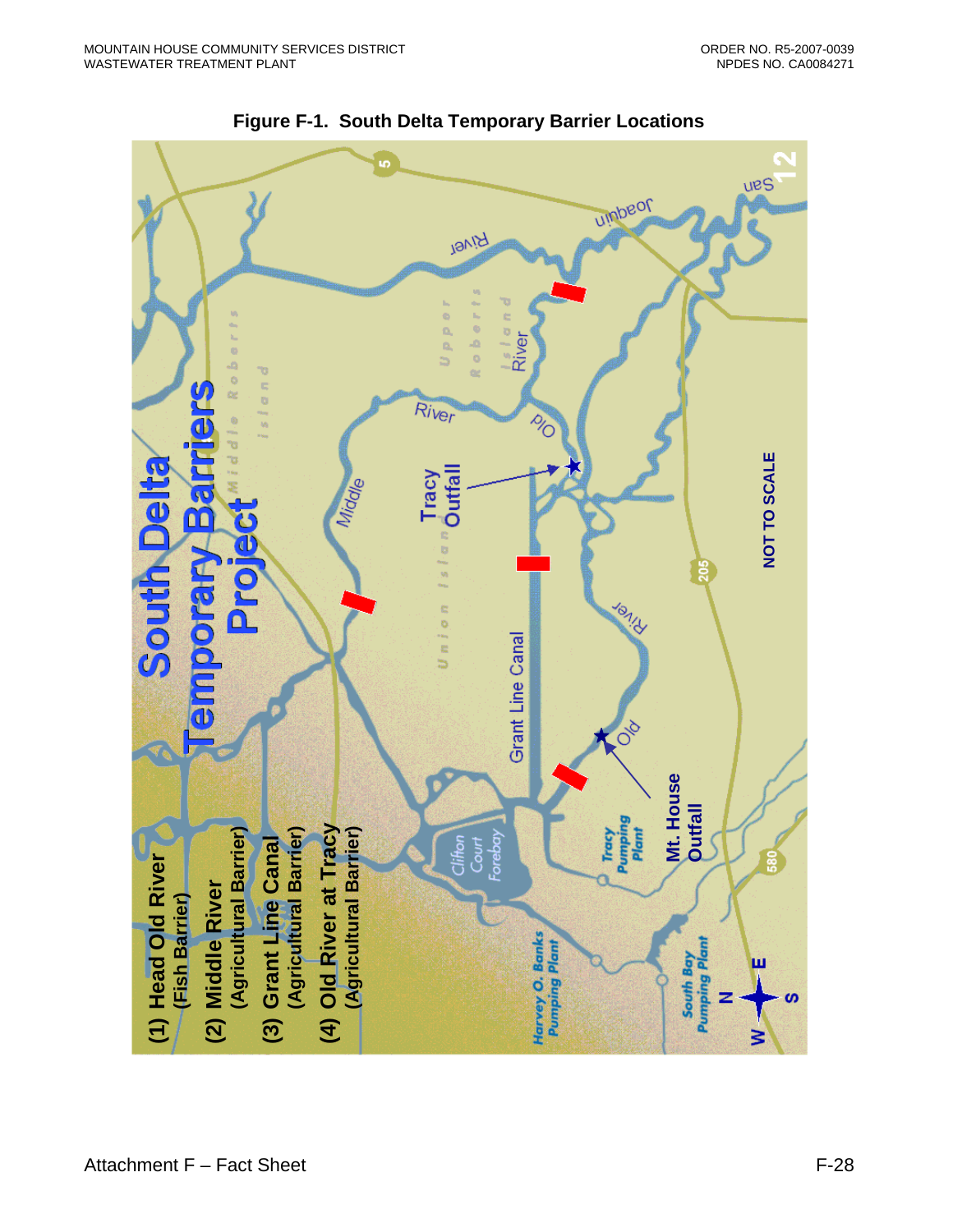**Figure F-1. South Delta Temporary Barrier Locations**

South Delta Temporary Barriers Project

(1) Head Old River (Fish Barrier)
(2) Middle River (Agricultural Barrier)
(3) Grant Line Canal (Agricultural Barrier)
(4) Old River at Tracy (Agricultural Barrier)

Tracy Outfall

Mt. House Outfall

NOT TO SCALE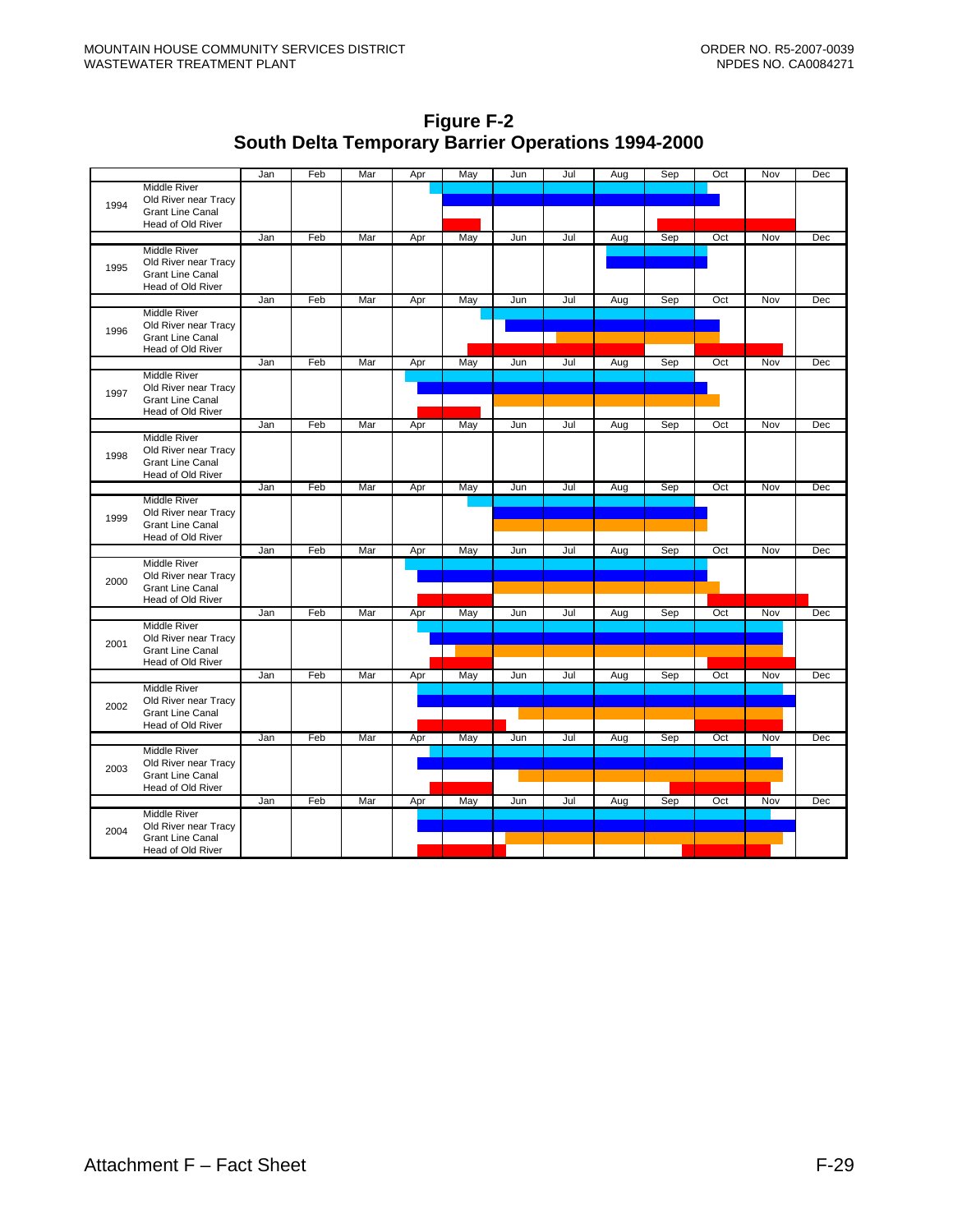# Figure F-2
# South Delta Temporary Barrier Operations 1994-2000

| | | Jan | Feb | Mar | Apr | May | Jun | Jul | Aug | Sep | Oct | Nov | Dec |
|---|---|---|---|---|---|---|---|---|---|---|---|---|---|
| 1994 | Middle River<br>Old River near Tracy<br>Grant Line Canal<br>Head of Old River | | | | | | | | | | | | |
| 1995 | Middle River<br>Old River near Tracy<br>Grant Line Canal<br>Head of Old River | | | | | | | | | | | | |
| 1996 | Middle River<br>Old River near Tracy<br>Grant Line Canal<br>Head of Old River | | | | | | | | | | | | |
| 1997 | Middle River<br>Old River near Tracy<br>Grant Line Canal<br>Head of Old River | | | | | | | | | | | | |
| 1998 | Middle River<br>Old River near Tracy<br>Grant Line Canal<br>Head of Old River | | | | | | | | | | | | |
| 1999 | Middle River<br>Old River near Tracy<br>Grant Line Canal<br>Head of Old River | | | | | | | | | | | | |
| 2000 | Middle River<br>Old River near Tracy<br>Grant Line Canal<br>Head of Old River | | | | | | | | | | | | |
| 2001 | Middle River<br>Old River near Tracy<br>Grant Line Canal<br>Head of Old River | | | | | | | | | | | | |
| 2002 | Middle River<br>Old River near Tracy<br>Grant Line Canal<br>Head of Old River | | | | | | | | | | | | |
| 2003 | Middle River<br>Old River near Tracy<br>Grant Line Canal<br>Head of Old River | | | | | | | | | | | | |
| 2004 | Middle River<br>Old River near Tracy<br>Grant Line Canal<br>Head of Old River | | | | | | | | | | | | |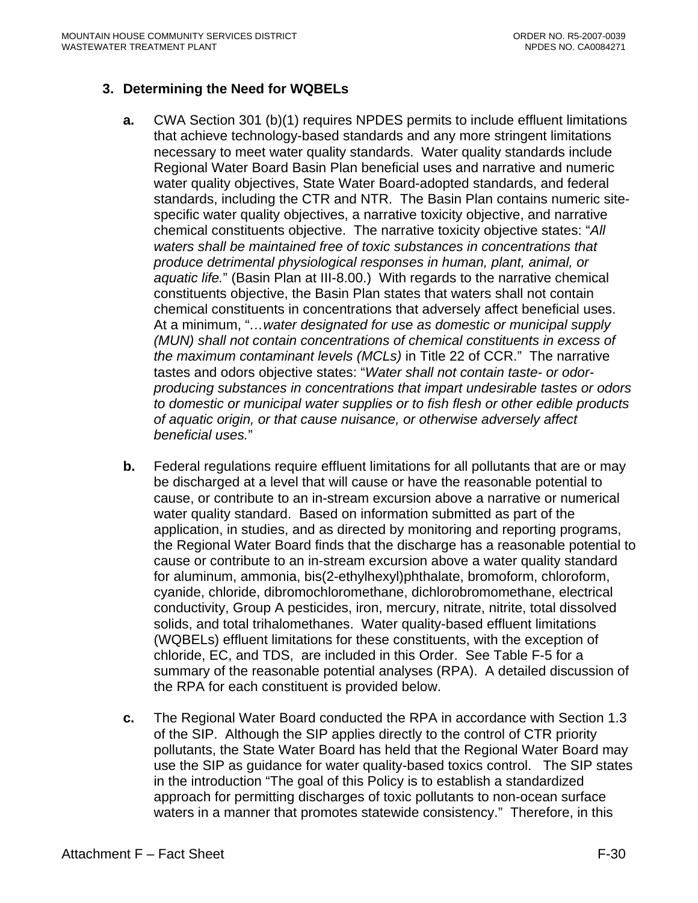### 3. Determining the Need for WQBELs

**a.** CWA Section 301 (b)(1) requires NPDES permits to include effluent limitations that achieve technology-based standards and any more stringent limitations necessary to meet water quality standards. Water quality standards include Regional Water Board Basin Plan beneficial uses and narrative and numeric water quality objectives, State Water Board-adopted standards, and federal standards, including the CTR and NTR. The Basin Plan contains numeric site-specific water quality objectives, a narrative toxicity objective, and narrative chemical constituents objective. The narrative toxicity objective states: "*All waters shall be maintained free of toxic substances in concentrations that produce detrimental physiological responses in human, plant, animal, or aquatic life.*" (Basin Plan at III-8.00.) With regards to the narrative chemical constituents objective, the Basin Plan states that waters shall not contain chemical constituents in concentrations that adversely affect beneficial uses. At a minimum, "*…water designated for use as domestic or municipal supply (MUN) shall not contain concentrations of chemical constituents in excess of the maximum contaminant levels (MCLs)* in Title 22 of CCR." The narrative tastes and odors objective states: "*Water shall not contain taste- or odor-producing substances in concentrations that impart undesirable tastes or odors to domestic or municipal water supplies or to fish flesh or other edible products of aquatic origin, or that cause nuisance, or otherwise adversely affect beneficial uses.*"

**b.** Federal regulations require effluent limitations for all pollutants that are or may be discharged at a level that will cause or have the reasonable potential to cause, or contribute to an in-stream excursion above a narrative or numerical water quality standard. Based on information submitted as part of the application, in studies, and as directed by monitoring and reporting programs, the Regional Water Board finds that the discharge has a reasonable potential to cause or contribute to an in-stream excursion above a water quality standard for aluminum, ammonia, bis(2-ethylhexyl)phthalate, bromoform, chloroform, cyanide, chloride, dibromochloromethane, dichlorobromomethane, electrical conductivity, Group A pesticides, iron, mercury, nitrate, nitrite, total dissolved solids, and total trihalomethanes. Water quality-based effluent limitations (WQBELs) effluent limitations for these constituents, with the exception of chloride, EC, and TDS, are included in this Order. See Table F-5 for a summary of the reasonable potential analyses (RPA). A detailed discussion of the RPA for each constituent is provided below.

**c.** The Regional Water Board conducted the RPA in accordance with Section 1.3 of the SIP. Although the SIP applies directly to the control of CTR priority pollutants, the State Water Board has held that the Regional Water Board may use the SIP as guidance for water quality-based toxics control. The SIP states in the introduction "The goal of this Policy is to establish a standardized approach for permitting discharges of toxic pollutants to non-ocean surface waters in a manner that promotes statewide consistency." Therefore, in this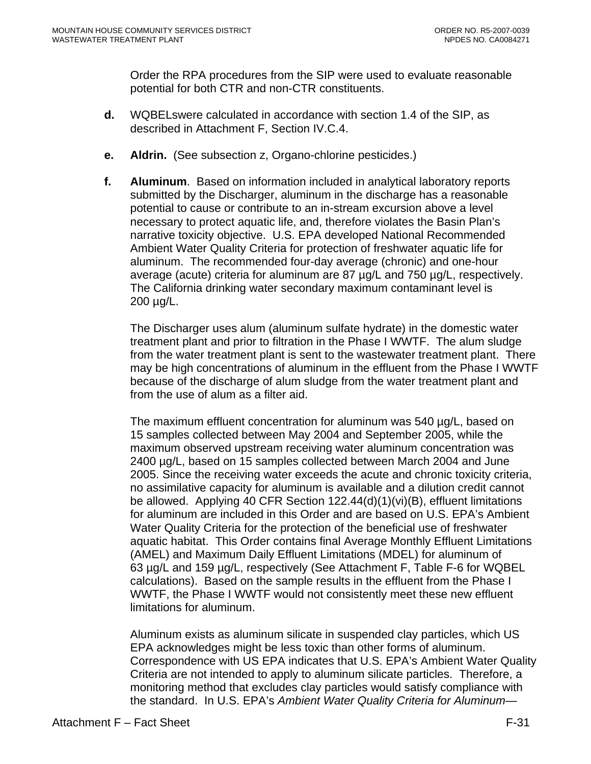Order the RPA procedures from the SIP were used to evaluate reasonable potential for both CTR and non-CTR constituents.

**d.** WQBELswere calculated in accordance with section 1.4 of the SIP, as described in Attachment F, Section IV.C.4.

**e.** **Aldrin.** (See subsection z, Organo-chlorine pesticides.)

**f.** **Aluminum**. Based on information included in analytical laboratory reports submitted by the Discharger, aluminum in the discharge has a reasonable potential to cause or contribute to an in-stream excursion above a level necessary to protect aquatic life, and, therefore violates the Basin Plan's narrative toxicity objective. U.S. EPA developed National Recommended Ambient Water Quality Criteria for protection of freshwater aquatic life for aluminum. The recommended four-day average (chronic) and one-hour average (acute) criteria for aluminum are 87 µg/L and 750 µg/L, respectively. The California drinking water secondary maximum contaminant level is 200 µg/L.

The Discharger uses alum (aluminum sulfate hydrate) in the domestic water treatment plant and prior to filtration in the Phase I WWTF. The alum sludge from the water treatment plant is sent to the wastewater treatment plant. There may be high concentrations of aluminum in the effluent from the Phase I WWTF because of the discharge of alum sludge from the water treatment plant and from the use of alum as a filter aid.

The maximum effluent concentration for aluminum was 540 µg/L, based on 15 samples collected between May 2004 and September 2005, while the maximum observed upstream receiving water aluminum concentration was 2400 µg/L, based on 15 samples collected between March 2004 and June 2005. Since the receiving water exceeds the acute and chronic toxicity criteria, no assimilative capacity for aluminum is available and a dilution credit cannot be allowed. Applying 40 CFR Section 122.44(d)(1)(vi)(B), effluent limitations for aluminum are included in this Order and are based on U.S. EPA's Ambient Water Quality Criteria for the protection of the beneficial use of freshwater aquatic habitat. This Order contains final Average Monthly Effluent Limitations (AMEL) and Maximum Daily Effluent Limitations (MDEL) for aluminum of 63 µg/L and 159 µg/L, respectively (See Attachment F, Table F-6 for WQBEL calculations). Based on the sample results in the effluent from the Phase I WWTF, the Phase I WWTF would not consistently meet these new effluent limitations for aluminum.

Aluminum exists as aluminum silicate in suspended clay particles, which US EPA acknowledges might be less toxic than other forms of aluminum. Correspondence with US EPA indicates that U.S. EPA's Ambient Water Quality Criteria are not intended to apply to aluminum silicate particles. Therefore, a monitoring method that excludes clay particles would satisfy compliance with the standard. In U.S. EPA's *Ambient Water Quality Criteria for Aluminum*—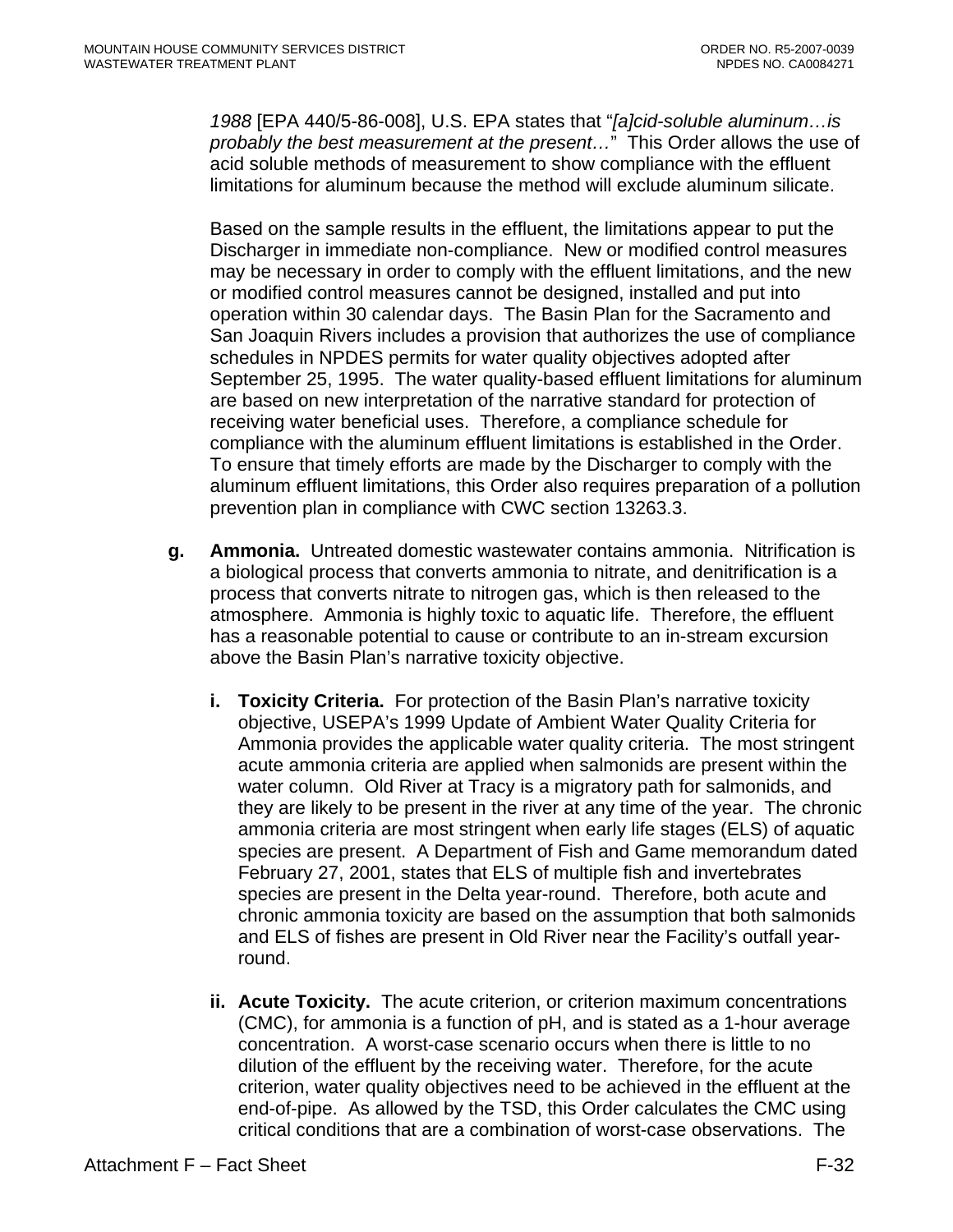*1988* [EPA 440/5-86-008], U.S. EPA states that "*[a]cid-soluble aluminum…is probably the best measurement at the present…*" This Order allows the use of acid soluble methods of measurement to show compliance with the effluent limitations for aluminum because the method will exclude aluminum silicate.

Based on the sample results in the effluent, the limitations appear to put the Discharger in immediate non-compliance. New or modified control measures may be necessary in order to comply with the effluent limitations, and the new or modified control measures cannot be designed, installed and put into operation within 30 calendar days. The Basin Plan for the Sacramento and San Joaquin Rivers includes a provision that authorizes the use of compliance schedules in NPDES permits for water quality objectives adopted after September 25, 1995. The water quality-based effluent limitations for aluminum are based on new interpretation of the narrative standard for protection of receiving water beneficial uses. Therefore, a compliance schedule for compliance with the aluminum effluent limitations is established in the Order. To ensure that timely efforts are made by the Discharger to comply with the aluminum effluent limitations, this Order also requires preparation of a pollution prevention plan in compliance with CWC section 13263.3.

g. **Ammonia.** Untreated domestic wastewater contains ammonia. Nitrification is a biological process that converts ammonia to nitrate, and denitrification is a process that converts nitrate to nitrogen gas, which is then released to the atmosphere. Ammonia is highly toxic to aquatic life. Therefore, the effluent has a reasonable potential to cause or contribute to an in-stream excursion above the Basin Plan's narrative toxicity objective.

   i. **Toxicity Criteria.** For protection of the Basin Plan's narrative toxicity objective, USEPA's 1999 Update of Ambient Water Quality Criteria for Ammonia provides the applicable water quality criteria. The most stringent acute ammonia criteria are applied when salmonids are present within the water column. Old River at Tracy is a migratory path for salmonids, and they are likely to be present in the river at any time of the year. The chronic ammonia criteria are most stringent when early life stages (ELS) of aquatic species are present. A Department of Fish and Game memorandum dated February 27, 2001, states that ELS of multiple fish and invertebrates species are present in the Delta year-round. Therefore, both acute and chronic ammonia toxicity are based on the assumption that both salmonids and ELS of fishes are present in Old River near the Facility's outfall year-round.

   ii. **Acute Toxicity.** The acute criterion, or criterion maximum concentrations (CMC), for ammonia is a function of pH, and is stated as a 1-hour average concentration. A worst-case scenario occurs when there is little to no dilution of the effluent by the receiving water. Therefore, for the acute criterion, water quality objectives need to be achieved in the effluent at the end-of-pipe. As allowed by the TSD, this Order calculates the CMC using critical conditions that are a combination of worst-case observations. The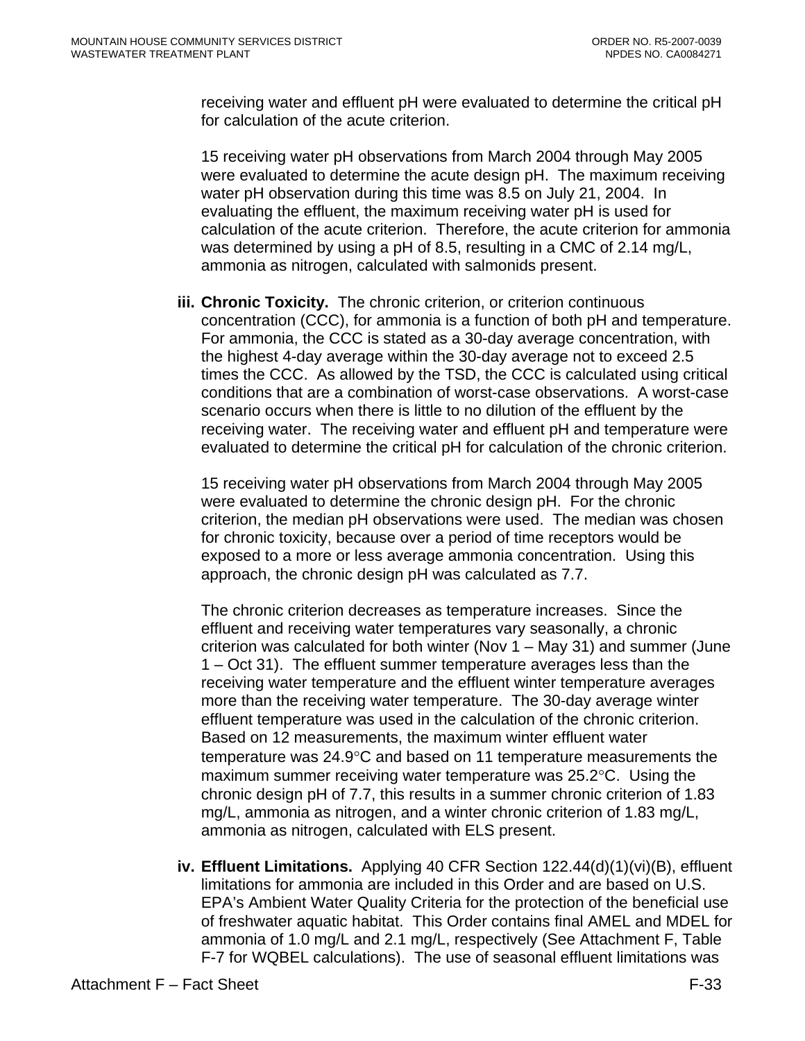receiving water and effluent pH were evaluated to determine the critical pH for calculation of the acute criterion.

15 receiving water pH observations from March 2004 through May 2005 were evaluated to determine the acute design pH. The maximum receiving water pH observation during this time was 8.5 on July 21, 2004. In evaluating the effluent, the maximum receiving water pH is used for calculation of the acute criterion. Therefore, the acute criterion for ammonia was determined by using a pH of 8.5, resulting in a CMC of 2.14 mg/L, ammonia as nitrogen, calculated with salmonids present.

iii. **Chronic Toxicity.** The chronic criterion, or criterion continuous concentration (CCC), for ammonia is a function of both pH and temperature. For ammonia, the CCC is stated as a 30-day average concentration, with the highest 4-day average within the 30-day average not to exceed 2.5 times the CCC. As allowed by the TSD, the CCC is calculated using critical conditions that are a combination of worst-case observations. A worst-case scenario occurs when there is little to no dilution of the effluent by the receiving water. The receiving water and effluent pH and temperature were evaluated to determine the critical pH for calculation of the chronic criterion.

15 receiving water pH observations from March 2004 through May 2005 were evaluated to determine the chronic design pH. For the chronic criterion, the median pH observations were used. The median was chosen for chronic toxicity, because over a period of time receptors would be exposed to a more or less average ammonia concentration. Using this approach, the chronic design pH was calculated as 7.7.

The chronic criterion decreases as temperature increases. Since the effluent and receiving water temperatures vary seasonally, a chronic criterion was calculated for both winter (Nov 1 – May 31) and summer (June 1 – Oct 31). The effluent summer temperature averages less than the receiving water temperature and the effluent winter temperature averages more than the receiving water temperature. The 30-day average winter effluent temperature was used in the calculation of the chronic criterion. Based on 12 measurements, the maximum winter effluent water temperature was 24.9°C and based on 11 temperature measurements the maximum summer receiving water temperature was 25.2°C. Using the chronic design pH of 7.7, this results in a summer chronic criterion of 1.83 mg/L, ammonia as nitrogen, and a winter chronic criterion of 1.83 mg/L, ammonia as nitrogen, calculated with ELS present.

iv. **Effluent Limitations.** Applying 40 CFR Section 122.44(d)(1)(vi)(B), effluent limitations for ammonia are included in this Order and are based on U.S. EPA's Ambient Water Quality Criteria for the protection of the beneficial use of freshwater aquatic habitat. This Order contains final AMEL and MDEL for ammonia of 1.0 mg/L and 2.1 mg/L, respectively (See Attachment F, Table F-7 for WQBEL calculations). The use of seasonal effluent limitations was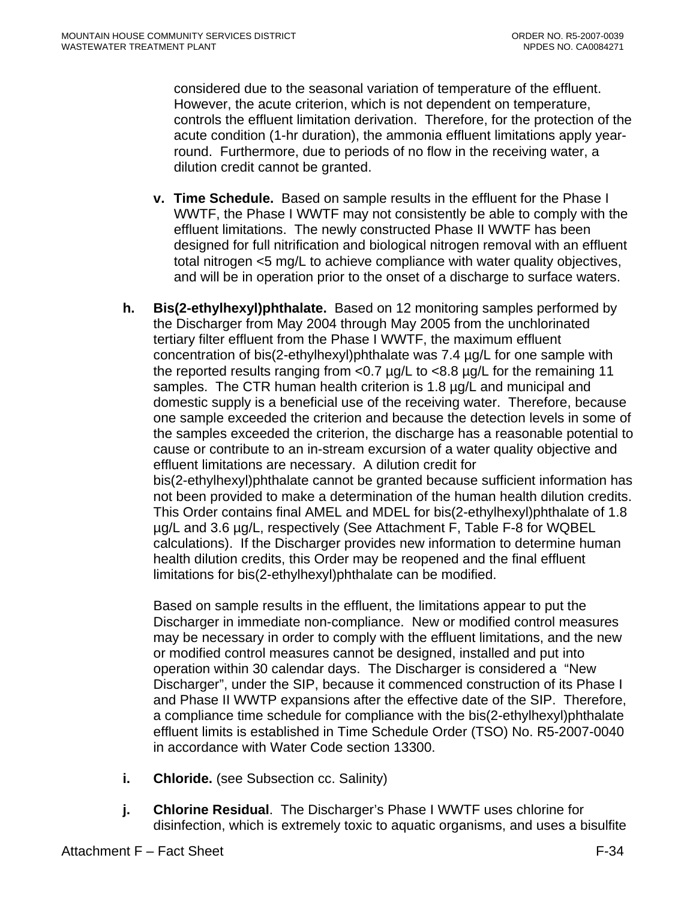considered due to the seasonal variation of temperature of the effluent. However, the acute criterion, which is not dependent on temperature, controls the effluent limitation derivation. Therefore, for the protection of the acute condition (1-hr duration), the ammonia effluent limitations apply year-round. Furthermore, due to periods of no flow in the receiving water, a dilution credit cannot be granted.

**v. Time Schedule.** Based on sample results in the effluent for the Phase I WWTF, the Phase I WWTF may not consistently be able to comply with the effluent limitations. The newly constructed Phase II WWTF has been designed for full nitrification and biological nitrogen removal with an effluent total nitrogen <5 mg/L to achieve compliance with water quality objectives, and will be in operation prior to the onset of a discharge to surface waters.

**h. Bis(2-ethylhexyl)phthalate.** Based on 12 monitoring samples performed by the Discharger from May 2004 through May 2005 from the unchlorinated tertiary filter effluent from the Phase I WWTF, the maximum effluent concentration of bis(2-ethylhexyl)phthalate was 7.4 µg/L for one sample with the reported results ranging from <0.7 µg/L to <8.8 µg/L for the remaining 11 samples. The CTR human health criterion is 1.8 µg/L and municipal and domestic supply is a beneficial use of the receiving water. Therefore, because one sample exceeded the criterion and because the detection levels in some of the samples exceeded the criterion, the discharge has a reasonable potential to cause or contribute to an in-stream excursion of a water quality objective and effluent limitations are necessary. A dilution credit for bis(2-ethylhexyl)phthalate cannot be granted because sufficient information has not been provided to make a determination of the human health dilution credits. This Order contains final AMEL and MDEL for bis(2-ethylhexyl)phthalate of 1.8 µg/L and 3.6 µg/L, respectively (See Attachment F, Table F-8 for WQBEL calculations). If the Discharger provides new information to determine human health dilution credits, this Order may be reopened and the final effluent limitations for bis(2-ethylhexyl)phthalate can be modified.

Based on sample results in the effluent, the limitations appear to put the Discharger in immediate non-compliance. New or modified control measures may be necessary in order to comply with the effluent limitations, and the new or modified control measures cannot be designed, installed and put into operation within 30 calendar days. The Discharger is considered a "New Discharger", under the SIP, because it commenced construction of its Phase I and Phase II WWTP expansions after the effective date of the SIP. Therefore, a compliance time schedule for compliance with the bis(2-ethylhexyl)phthalate effluent limits is established in Time Schedule Order (TSO) No. R5-2007-0040 in accordance with Water Code section 13300.

**i. Chloride.** (see Subsection cc. Salinity)

**j. Chlorine Residual**. The Discharger's Phase I WWTF uses chlorine for disinfection, which is extremely toxic to aquatic organisms, and uses a bisulfite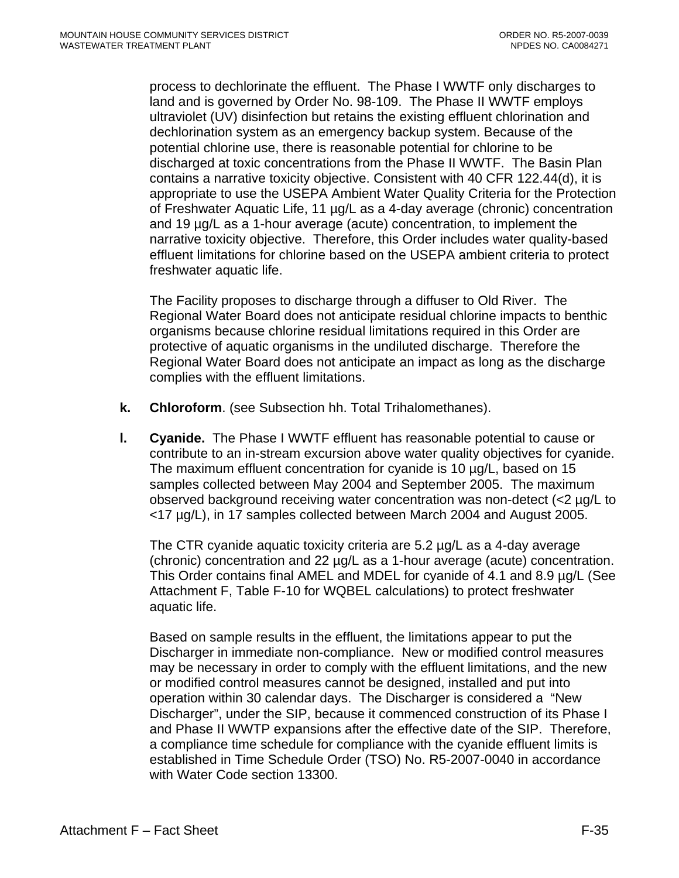process to dechlorinate the effluent. The Phase I WWTF only discharges to land and is governed by Order No. 98-109. The Phase II WWTF employs ultraviolet (UV) disinfection but retains the existing effluent chlorination and dechlorination system as an emergency backup system. Because of the potential chlorine use, there is reasonable potential for chlorine to be discharged at toxic concentrations from the Phase II WWTF. The Basin Plan contains a narrative toxicity objective. Consistent with 40 CFR 122.44(d), it is appropriate to use the USEPA Ambient Water Quality Criteria for the Protection of Freshwater Aquatic Life, 11 µg/L as a 4-day average (chronic) concentration and 19 µg/L as a 1-hour average (acute) concentration, to implement the narrative toxicity objective. Therefore, this Order includes water quality-based effluent limitations for chlorine based on the USEPA ambient criteria to protect freshwater aquatic life.

The Facility proposes to discharge through a diffuser to Old River. The Regional Water Board does not anticipate residual chlorine impacts to benthic organisms because chlorine residual limitations required in this Order are protective of aquatic organisms in the undiluted discharge. Therefore the Regional Water Board does not anticipate an impact as long as the discharge complies with the effluent limitations.

**k. Chloroform**. (see Subsection hh. Total Trihalomethanes).

**l. Cyanide.** The Phase I WWTF effluent has reasonable potential to cause or contribute to an in-stream excursion above water quality objectives for cyanide. The maximum effluent concentration for cyanide is 10 µg/L, based on 15 samples collected between May 2004 and September 2005. The maximum observed background receiving water concentration was non-detect (<2 µg/L to <17 µg/L), in 17 samples collected between March 2004 and August 2005.

The CTR cyanide aquatic toxicity criteria are 5.2 µg/L as a 4-day average (chronic) concentration and 22 µg/L as a 1-hour average (acute) concentration. This Order contains final AMEL and MDEL for cyanide of 4.1 and 8.9 µg/L (See Attachment F, Table F-10 for WQBEL calculations) to protect freshwater aquatic life.

Based on sample results in the effluent, the limitations appear to put the Discharger in immediate non-compliance. New or modified control measures may be necessary in order to comply with the effluent limitations, and the new or modified control measures cannot be designed, installed and put into operation within 30 calendar days. The Discharger is considered a "New Discharger", under the SIP, because it commenced construction of its Phase I and Phase II WWTP expansions after the effective date of the SIP. Therefore, a compliance time schedule for compliance with the cyanide effluent limits is established in Time Schedule Order (TSO) No. R5-2007-0040 in accordance with Water Code section 13300.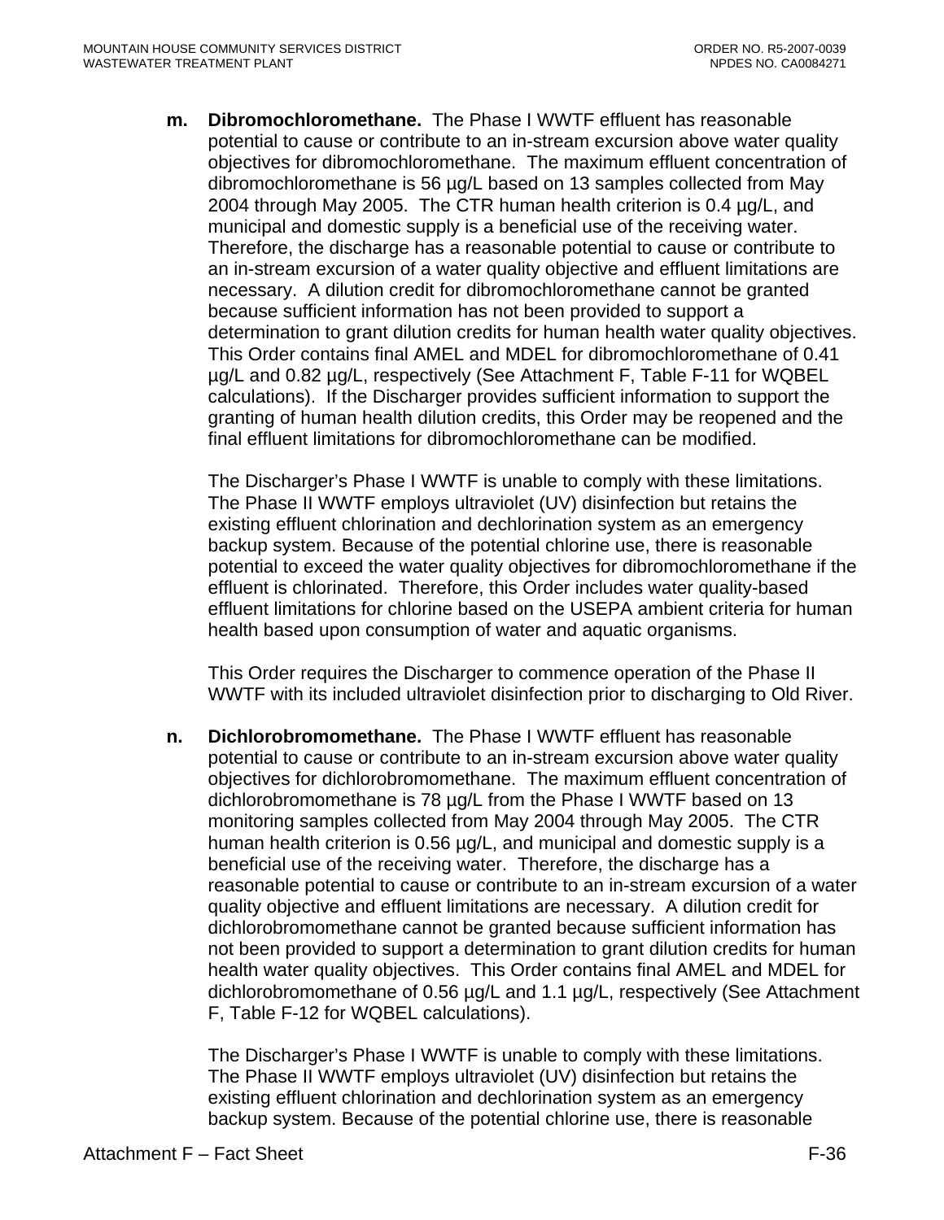**m. Dibromochloromethane.** The Phase I WWTF effluent has reasonable potential to cause or contribute to an in-stream excursion above water quality objectives for dibromochloromethane. The maximum effluent concentration of dibromochloromethane is 56 µg/L based on 13 samples collected from May 2004 through May 2005. The CTR human health criterion is 0.4 µg/L, and municipal and domestic supply is a beneficial use of the receiving water. Therefore, the discharge has a reasonable potential to cause or contribute to an in-stream excursion of a water quality objective and effluent limitations are necessary. A dilution credit for dibromochloromethane cannot be granted because sufficient information has not been provided to support a determination to grant dilution credits for human health water quality objectives. This Order contains final AMEL and MDEL for dibromochloromethane of 0.41 µg/L and 0.82 µg/L, respectively (See Attachment F, Table F-11 for WQBEL calculations). If the Discharger provides sufficient information to support the granting of human health dilution credits, this Order may be reopened and the final effluent limitations for dibromochloromethane can be modified.

The Discharger's Phase I WWTF is unable to comply with these limitations. The Phase II WWTF employs ultraviolet (UV) disinfection but retains the existing effluent chlorination and dechlorination system as an emergency backup system. Because of the potential chlorine use, there is reasonable potential to exceed the water quality objectives for dibromochloromethane if the effluent is chlorinated. Therefore, this Order includes water quality-based effluent limitations for chlorine based on the USEPA ambient criteria for human health based upon consumption of water and aquatic organisms.

This Order requires the Discharger to commence operation of the Phase II WWTF with its included ultraviolet disinfection prior to discharging to Old River.

**n. Dichlorobromomethane.** The Phase I WWTF effluent has reasonable potential to cause or contribute to an in-stream excursion above water quality objectives for dichlorobromomethane. The maximum effluent concentration of dichlorobromomethane is 78 µg/L from the Phase I WWTF based on 13 monitoring samples collected from May 2004 through May 2005. The CTR human health criterion is 0.56 µg/L, and municipal and domestic supply is a beneficial use of the receiving water. Therefore, the discharge has a reasonable potential to cause or contribute to an in-stream excursion of a water quality objective and effluent limitations are necessary. A dilution credit for dichlorobromomethane cannot be granted because sufficient information has not been provided to support a determination to grant dilution credits for human health water quality objectives. This Order contains final AMEL and MDEL for dichlorobromomethane of 0.56 µg/L and 1.1 µg/L, respectively (See Attachment F, Table F-12 for WQBEL calculations).

The Discharger's Phase I WWTF is unable to comply with these limitations. The Phase II WWTF employs ultraviolet (UV) disinfection but retains the existing effluent chlorination and dechlorination system as an emergency backup system. Because of the potential chlorine use, there is reasonable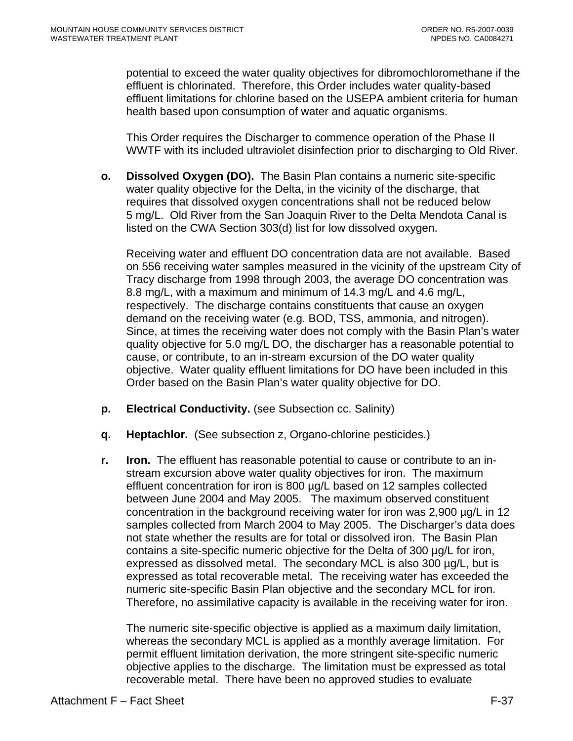potential to exceed the water quality objectives for dibromochloromethane if the effluent is chlorinated. Therefore, this Order includes water quality-based effluent limitations for chlorine based on the USEPA ambient criteria for human health based upon consumption of water and aquatic organisms.

This Order requires the Discharger to commence operation of the Phase II WWTF with its included ultraviolet disinfection prior to discharging to Old River.

**o. Dissolved Oxygen (DO).** The Basin Plan contains a numeric site-specific water quality objective for the Delta, in the vicinity of the discharge, that requires that dissolved oxygen concentrations shall not be reduced below 5 mg/L. Old River from the San Joaquin River to the Delta Mendota Canal is listed on the CWA Section 303(d) list for low dissolved oxygen.

Receiving water and effluent DO concentration data are not available. Based on 556 receiving water samples measured in the vicinity of the upstream City of Tracy discharge from 1998 through 2003, the average DO concentration was 8.8 mg/L, with a maximum and minimum of 14.3 mg/L and 4.6 mg/L, respectively. The discharge contains constituents that cause an oxygen demand on the receiving water (e.g. BOD, TSS, ammonia, and nitrogen). Since, at times the receiving water does not comply with the Basin Plan's water quality objective for 5.0 mg/L DO, the discharger has a reasonable potential to cause, or contribute, to an in-stream excursion of the DO water quality objective. Water quality effluent limitations for DO have been included in this Order based on the Basin Plan's water quality objective for DO.

**p. Electrical Conductivity.** (see Subsection cc. Salinity)

**q. Heptachlor.** (See subsection z, Organo-chlorine pesticides.)

**r. Iron.** The effluent has reasonable potential to cause or contribute to an in-stream excursion above water quality objectives for iron. The maximum effluent concentration for iron is 800 µg/L based on 12 samples collected between June 2004 and May 2005. The maximum observed constituent concentration in the background receiving water for iron was 2,900 µg/L in 12 samples collected from March 2004 to May 2005. The Discharger's data does not state whether the results are for total or dissolved iron. The Basin Plan contains a site-specific numeric objective for the Delta of 300 µg/L for iron, expressed as dissolved metal. The secondary MCL is also 300 µg/L, but is expressed as total recoverable metal. The receiving water has exceeded the numeric site-specific Basin Plan objective and the secondary MCL for iron. Therefore, no assimilative capacity is available in the receiving water for iron.

The numeric site-specific objective is applied as a maximum daily limitation, whereas the secondary MCL is applied as a monthly average limitation. For permit effluent limitation derivation, the more stringent site-specific numeric objective applies to the discharge. The limitation must be expressed as total recoverable metal. There have been no approved studies to evaluate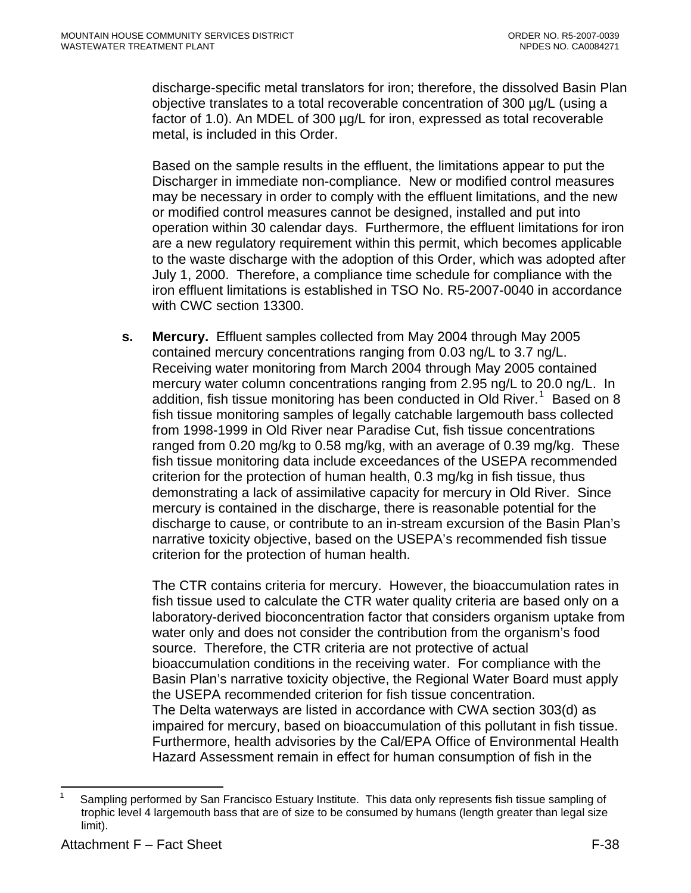discharge-specific metal translators for iron; therefore, the dissolved Basin Plan objective translates to a total recoverable concentration of 300 µg/L (using a factor of 1.0). An MDEL of 300 µg/L for iron, expressed as total recoverable metal, is included in this Order.

Based on the sample results in the effluent, the limitations appear to put the Discharger in immediate non-compliance. New or modified control measures may be necessary in order to comply with the effluent limitations, and the new or modified control measures cannot be designed, installed and put into operation within 30 calendar days. Furthermore, the effluent limitations for iron are a new regulatory requirement within this permit, which becomes applicable to the waste discharge with the adoption of this Order, which was adopted after July 1, 2000. Therefore, a compliance time schedule for compliance with the iron effluent limitations is established in TSO No. R5-2007-0040 in accordance with CWC section 13300.

**s. Mercury.** Effluent samples collected from May 2004 through May 2005 contained mercury concentrations ranging from 0.03 ng/L to 3.7 ng/L. Receiving water monitoring from March 2004 through May 2005 contained mercury water column concentrations ranging from 2.95 ng/L to 20.0 ng/L. In addition, fish tissue monitoring has been conducted in Old River.[1] Based on 8 fish tissue monitoring samples of legally catchable largemouth bass collected from 1998-1999 in Old River near Paradise Cut, fish tissue concentrations ranged from 0.20 mg/kg to 0.58 mg/kg, with an average of 0.39 mg/kg. These fish tissue monitoring data include exceedances of the USEPA recommended criterion for the protection of human health, 0.3 mg/kg in fish tissue, thus demonstrating a lack of assimilative capacity for mercury in Old River. Since mercury is contained in the discharge, there is reasonable potential for the discharge to cause, or contribute to an in-stream excursion of the Basin Plan's narrative toxicity objective, based on the USEPA's recommended fish tissue criterion for the protection of human health.

The CTR contains criteria for mercury. However, the bioaccumulation rates in fish tissue used to calculate the CTR water quality criteria are based only on a laboratory-derived bioconcentration factor that considers organism uptake from water only and does not consider the contribution from the organism's food source. Therefore, the CTR criteria are not protective of actual bioaccumulation conditions in the receiving water. For compliance with the Basin Plan's narrative toxicity objective, the Regional Water Board must apply the USEPA recommended criterion for fish tissue concentration.
The Delta waterways are listed in accordance with CWA section 303(d) as impaired for mercury, based on bioaccumulation of this pollutant in fish tissue. Furthermore, health advisories by the Cal/EPA Office of Environmental Health Hazard Assessment remain in effect for human consumption of fish in the

---

[1] Sampling performed by San Francisco Estuary Institute. This data only represents fish tissue sampling of trophic level 4 largemouth bass that are of size to be consumed by humans (length greater than legal size limit).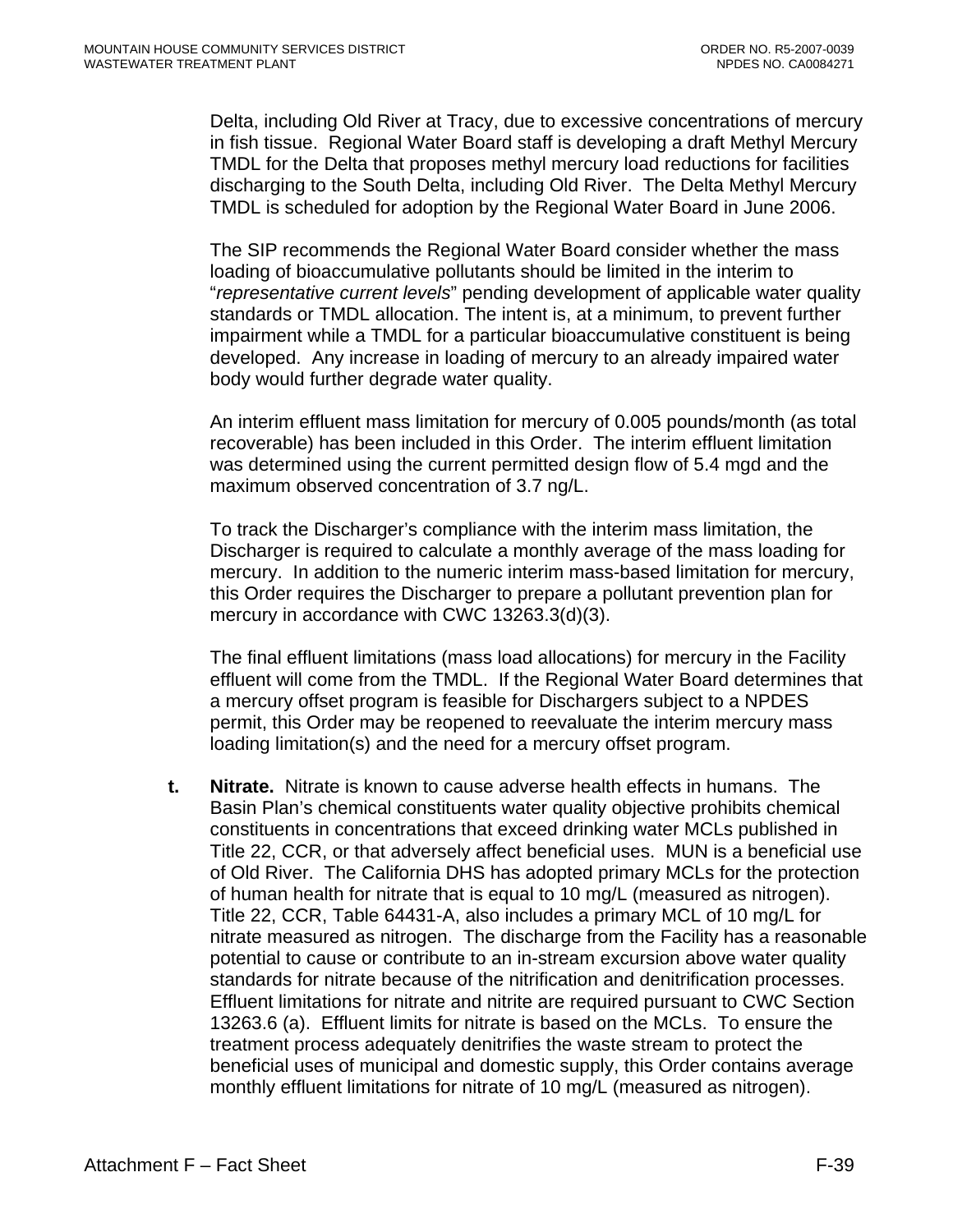Delta, including Old River at Tracy, due to excessive concentrations of mercury in fish tissue. Regional Water Board staff is developing a draft Methyl Mercury TMDL for the Delta that proposes methyl mercury load reductions for facilities discharging to the South Delta, including Old River. The Delta Methyl Mercury TMDL is scheduled for adoption by the Regional Water Board in June 2006.

The SIP recommends the Regional Water Board consider whether the mass loading of bioaccumulative pollutants should be limited in the interim to "*representative current levels*" pending development of applicable water quality standards or TMDL allocation. The intent is, at a minimum, to prevent further impairment while a TMDL for a particular bioaccumulative constituent is being developed. Any increase in loading of mercury to an already impaired water body would further degrade water quality.

An interim effluent mass limitation for mercury of 0.005 pounds/month (as total recoverable) has been included in this Order. The interim effluent limitation was determined using the current permitted design flow of 5.4 mgd and the maximum observed concentration of 3.7 ng/L.

To track the Discharger's compliance with the interim mass limitation, the Discharger is required to calculate a monthly average of the mass loading for mercury. In addition to the numeric interim mass-based limitation for mercury, this Order requires the Discharger to prepare a pollutant prevention plan for mercury in accordance with CWC 13263.3(d)(3).

The final effluent limitations (mass load allocations) for mercury in the Facility effluent will come from the TMDL. If the Regional Water Board determines that a mercury offset program is feasible for Dischargers subject to a NPDES permit, this Order may be reopened to reevaluate the interim mercury mass loading limitation(s) and the need for a mercury offset program.

**t. Nitrate.** Nitrate is known to cause adverse health effects in humans. The Basin Plan's chemical constituents water quality objective prohibits chemical constituents in concentrations that exceed drinking water MCLs published in Title 22, CCR, or that adversely affect beneficial uses. MUN is a beneficial use of Old River. The California DHS has adopted primary MCLs for the protection of human health for nitrate that is equal to 10 mg/L (measured as nitrogen). Title 22, CCR, Table 64431-A, also includes a primary MCL of 10 mg/L for nitrate measured as nitrogen. The discharge from the Facility has a reasonable potential to cause or contribute to an in-stream excursion above water quality standards for nitrate because of the nitrification and denitrification processes. Effluent limitations for nitrate and nitrite are required pursuant to CWC Section 13263.6 (a). Effluent limits for nitrate is based on the MCLs. To ensure the treatment process adequately denitrifies the waste stream to protect the beneficial uses of municipal and domestic supply, this Order contains average monthly effluent limitations for nitrate of 10 mg/L (measured as nitrogen).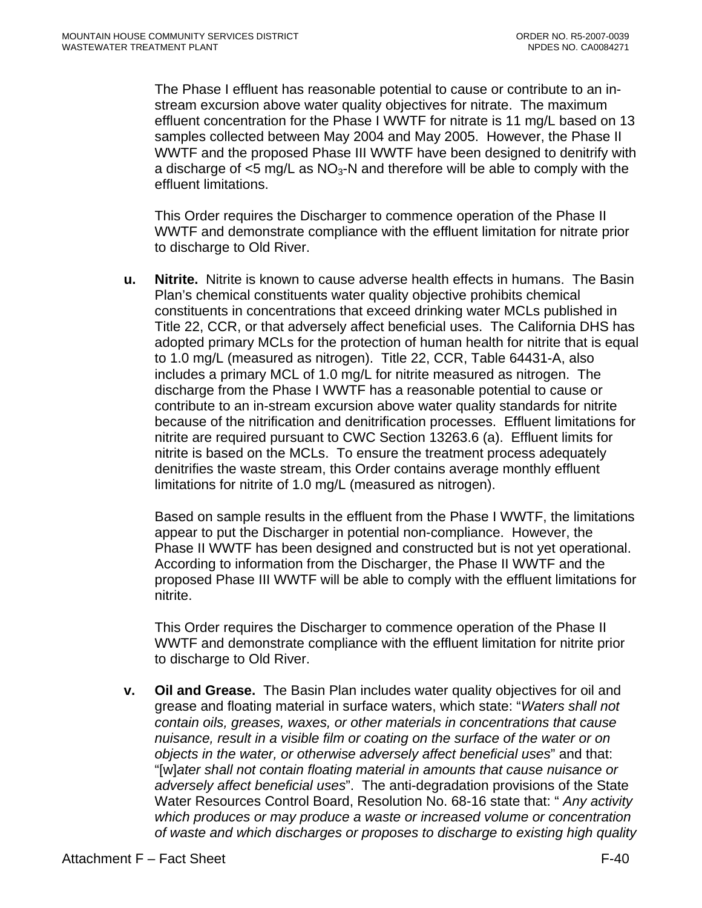The Phase I effluent has reasonable potential to cause or contribute to an in-stream excursion above water quality objectives for nitrate. The maximum effluent concentration for the Phase I WWTF for nitrate is 11 mg/L based on 13 samples collected between May 2004 and May 2005. However, the Phase II WWTF and the proposed Phase III WWTF have been designed to denitrify with a discharge of <5 mg/L as $NO_3$-N and therefore will be able to comply with the effluent limitations.

This Order requires the Discharger to commence operation of the Phase II WWTF and demonstrate compliance with the effluent limitation for nitrate prior to discharge to Old River.

**u. Nitrite.** Nitrite is known to cause adverse health effects in humans. The Basin Plan's chemical constituents water quality objective prohibits chemical constituents in concentrations that exceed drinking water MCLs published in Title 22, CCR, or that adversely affect beneficial uses. The California DHS has adopted primary MCLs for the protection of human health for nitrite that is equal to 1.0 mg/L (measured as nitrogen). Title 22, CCR, Table 64431-A, also includes a primary MCL of 1.0 mg/L for nitrite measured as nitrogen. The discharge from the Phase I WWTF has a reasonable potential to cause or contribute to an in-stream excursion above water quality standards for nitrite because of the nitrification and denitrification processes. Effluent limitations for nitrite are required pursuant to CWC Section 13263.6 (a). Effluent limits for nitrite is based on the MCLs. To ensure the treatment process adequately denitrifies the waste stream, this Order contains average monthly effluent limitations for nitrite of 1.0 mg/L (measured as nitrogen).

Based on sample results in the effluent from the Phase I WWTF, the limitations appear to put the Discharger in potential non-compliance. However, the Phase II WWTF has been designed and constructed but is not yet operational. According to information from the Discharger, the Phase II WWTF and the proposed Phase III WWTF will be able to comply with the effluent limitations for nitrite.

This Order requires the Discharger to commence operation of the Phase II WWTF and demonstrate compliance with the effluent limitation for nitrite prior to discharge to Old River.

**v. Oil and Grease.** The Basin Plan includes water quality objectives for oil and grease and floating material in surface waters, which state: "*Waters shall not contain oils, greases, waxes, or other materials in concentrations that cause nuisance, result in a visible film or coating on the surface of the water or on objects in the water, or otherwise adversely affect beneficial uses*" and that: "[w]*ater shall not contain floating material in amounts that cause nuisance or adversely affect beneficial uses*". The anti-degradation provisions of the State Water Resources Control Board, Resolution No. 68-16 state that: " *Any activity which produces or may produce a waste or increased volume or concentration of waste and which discharges or proposes to discharge to existing high quality*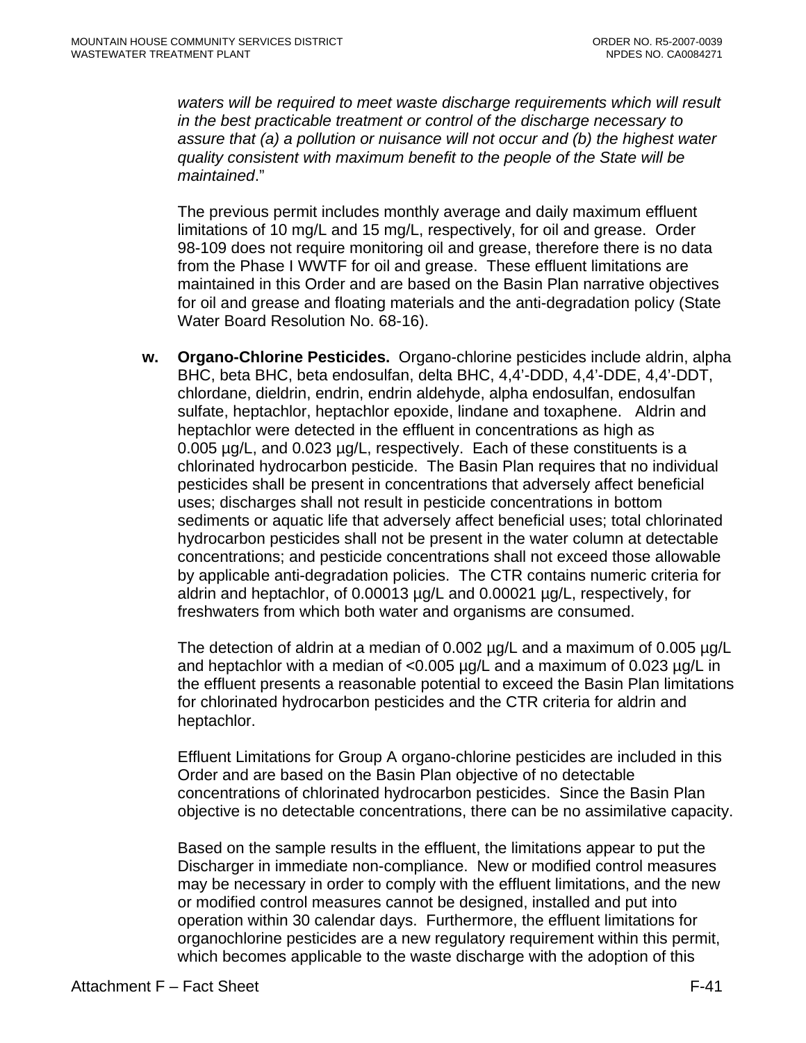*waters will be required to meet waste discharge requirements which will result in the best practicable treatment or control of the discharge necessary to assure that (a) a pollution or nuisance will not occur and (b) the highest water quality consistent with maximum benefit to the people of the State will be maintained*."

The previous permit includes monthly average and daily maximum effluent limitations of 10 mg/L and 15 mg/L, respectively, for oil and grease. Order 98-109 does not require monitoring oil and grease, therefore there is no data from the Phase I WWTF for oil and grease. These effluent limitations are maintained in this Order and are based on the Basin Plan narrative objectives for oil and grease and floating materials and the anti-degradation policy (State Water Board Resolution No. 68-16).

**w. Organo-Chlorine Pesticides.** Organo-chlorine pesticides include aldrin, alpha BHC, beta BHC, beta endosulfan, delta BHC, 4,4'-DDD, 4,4'-DDE, 4,4'-DDT, chlordane, dieldrin, endrin, endrin aldehyde, alpha endosulfan, endosulfan sulfate, heptachlor, heptachlor epoxide, lindane and toxaphene. Aldrin and heptachlor were detected in the effluent in concentrations as high as 0.005 µg/L, and 0.023 µg/L, respectively. Each of these constituents is a chlorinated hydrocarbon pesticide. The Basin Plan requires that no individual pesticides shall be present in concentrations that adversely affect beneficial uses; discharges shall not result in pesticide concentrations in bottom sediments or aquatic life that adversely affect beneficial uses; total chlorinated hydrocarbon pesticides shall not be present in the water column at detectable concentrations; and pesticide concentrations shall not exceed those allowable by applicable anti-degradation policies. The CTR contains numeric criteria for aldrin and heptachlor, of 0.00013 µg/L and 0.00021 µg/L, respectively, for freshwaters from which both water and organisms are consumed.

The detection of aldrin at a median of 0.002 µg/L and a maximum of 0.005 µg/L and heptachlor with a median of <0.005 µg/L and a maximum of 0.023 µg/L in the effluent presents a reasonable potential to exceed the Basin Plan limitations for chlorinated hydrocarbon pesticides and the CTR criteria for aldrin and heptachlor.

Effluent Limitations for Group A organo-chlorine pesticides are included in this Order and are based on the Basin Plan objective of no detectable concentrations of chlorinated hydrocarbon pesticides. Since the Basin Plan objective is no detectable concentrations, there can be no assimilative capacity.

Based on the sample results in the effluent, the limitations appear to put the Discharger in immediate non-compliance. New or modified control measures may be necessary in order to comply with the effluent limitations, and the new or modified control measures cannot be designed, installed and put into operation within 30 calendar days. Furthermore, the effluent limitations for organochlorine pesticides are a new regulatory requirement within this permit, which becomes applicable to the waste discharge with the adoption of this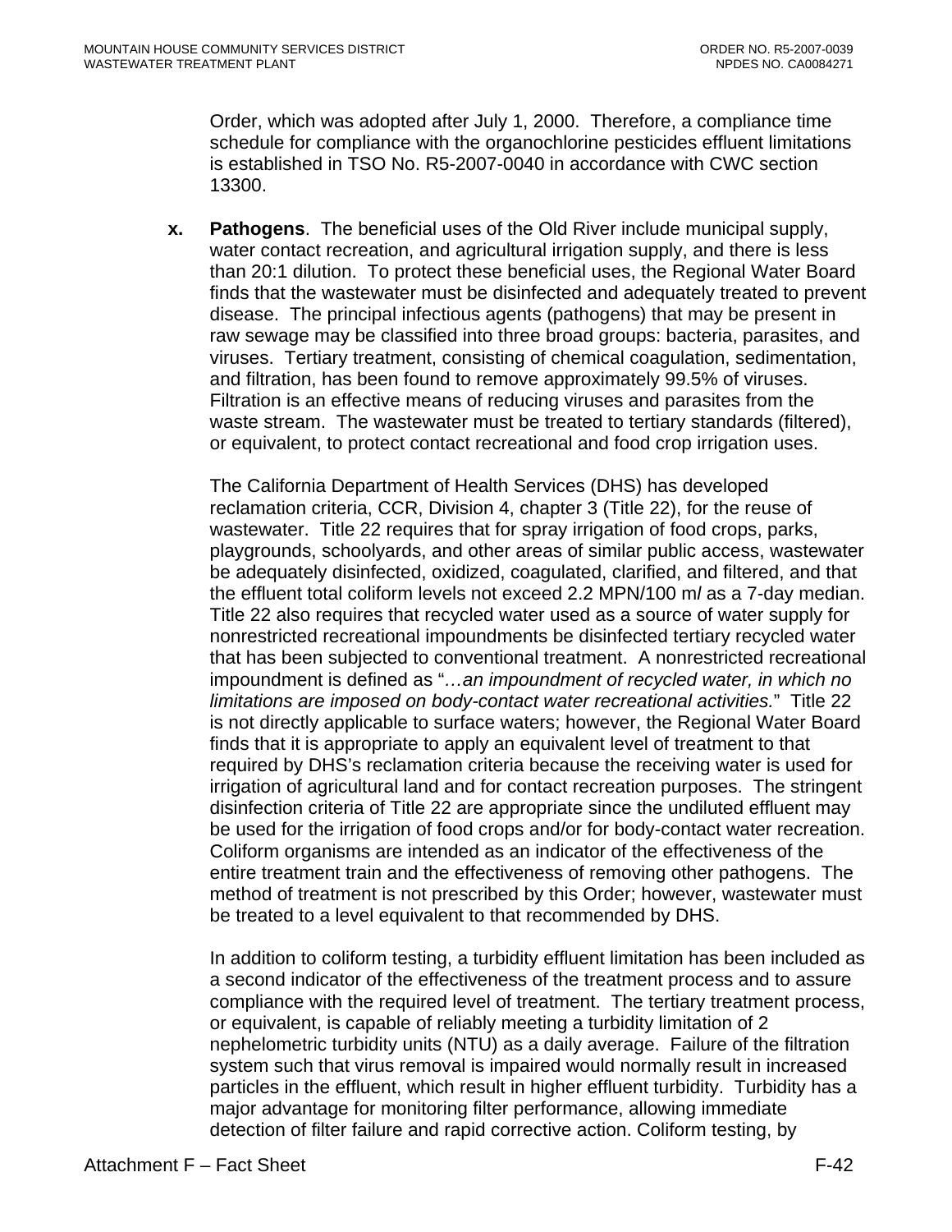Order, which was adopted after July 1, 2000. Therefore, a compliance time schedule for compliance with the organochlorine pesticides effluent limitations is established in TSO No. R5-2007-0040 in accordance with CWC section 13300.

x. **Pathogens**. The beneficial uses of the Old River include municipal supply, water contact recreation, and agricultural irrigation supply, and there is less than 20:1 dilution. To protect these beneficial uses, the Regional Water Board finds that the wastewater must be disinfected and adequately treated to prevent disease. The principal infectious agents (pathogens) that may be present in raw sewage may be classified into three broad groups: bacteria, parasites, and viruses. Tertiary treatment, consisting of chemical coagulation, sedimentation, and filtration, has been found to remove approximately 99.5% of viruses. Filtration is an effective means of reducing viruses and parasites from the waste stream. The wastewater must be treated to tertiary standards (filtered), or equivalent, to protect contact recreational and food crop irrigation uses.

The California Department of Health Services (DHS) has developed reclamation criteria, CCR, Division 4, chapter 3 (Title 22), for the reuse of wastewater. Title 22 requires that for spray irrigation of food crops, parks, playgrounds, schoolyards, and other areas of similar public access, wastewater be adequately disinfected, oxidized, coagulated, clarified, and filtered, and that the effluent total coliform levels not exceed 2.2 MPN/100 m*l* as a 7-day median. Title 22 also requires that recycled water used as a source of water supply for nonrestricted recreational impoundments be disinfected tertiary recycled water that has been subjected to conventional treatment. A nonrestricted recreational impoundment is defined as "*…an impoundment of recycled water, in which no limitations are imposed on body-contact water recreational activities.*" Title 22 is not directly applicable to surface waters; however, the Regional Water Board finds that it is appropriate to apply an equivalent level of treatment to that required by DHS's reclamation criteria because the receiving water is used for irrigation of agricultural land and for contact recreation purposes. The stringent disinfection criteria of Title 22 are appropriate since the undiluted effluent may be used for the irrigation of food crops and/or for body-contact water recreation. Coliform organisms are intended as an indicator of the effectiveness of the entire treatment train and the effectiveness of removing other pathogens. The method of treatment is not prescribed by this Order; however, wastewater must be treated to a level equivalent to that recommended by DHS.

In addition to coliform testing, a turbidity effluent limitation has been included as a second indicator of the effectiveness of the treatment process and to assure compliance with the required level of treatment. The tertiary treatment process, or equivalent, is capable of reliably meeting a turbidity limitation of 2 nephelometric turbidity units (NTU) as a daily average. Failure of the filtration system such that virus removal is impaired would normally result in increased particles in the effluent, which result in higher effluent turbidity. Turbidity has a major advantage for monitoring filter performance, allowing immediate detection of filter failure and rapid corrective action. Coliform testing, by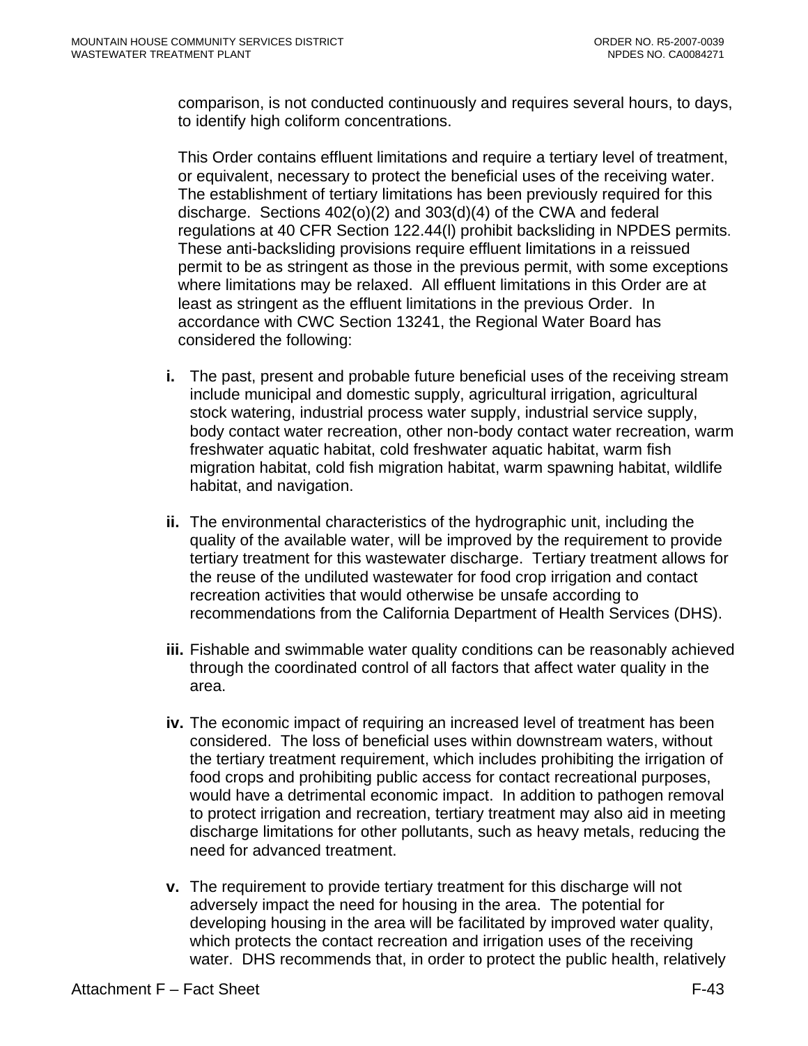comparison, is not conducted continuously and requires several hours, to days, to identify high coliform concentrations.

This Order contains effluent limitations and require a tertiary level of treatment, or equivalent, necessary to protect the beneficial uses of the receiving water. The establishment of tertiary limitations has been previously required for this discharge. Sections 402(o)(2) and 303(d)(4) of the CWA and federal regulations at 40 CFR Section 122.44(l) prohibit backsliding in NPDES permits. These anti-backsliding provisions require effluent limitations in a reissued permit to be as stringent as those in the previous permit, with some exceptions where limitations may be relaxed. All effluent limitations in this Order are at least as stringent as the effluent limitations in the previous Order. In accordance with CWC Section 13241, the Regional Water Board has considered the following:

**i.** The past, present and probable future beneficial uses of the receiving stream include municipal and domestic supply, agricultural irrigation, agricultural stock watering, industrial process water supply, industrial service supply, body contact water recreation, other non-body contact water recreation, warm freshwater aquatic habitat, cold freshwater aquatic habitat, warm fish migration habitat, cold fish migration habitat, warm spawning habitat, wildlife habitat, and navigation.

**ii.** The environmental characteristics of the hydrographic unit, including the quality of the available water, will be improved by the requirement to provide tertiary treatment for this wastewater discharge. Tertiary treatment allows for the reuse of the undiluted wastewater for food crop irrigation and contact recreation activities that would otherwise be unsafe according to recommendations from the California Department of Health Services (DHS).

**iii.** Fishable and swimmable water quality conditions can be reasonably achieved through the coordinated control of all factors that affect water quality in the area.

**iv.** The economic impact of requiring an increased level of treatment has been considered. The loss of beneficial uses within downstream waters, without the tertiary treatment requirement, which includes prohibiting the irrigation of food crops and prohibiting public access for contact recreational purposes, would have a detrimental economic impact. In addition to pathogen removal to protect irrigation and recreation, tertiary treatment may also aid in meeting discharge limitations for other pollutants, such as heavy metals, reducing the need for advanced treatment.

**v.** The requirement to provide tertiary treatment for this discharge will not adversely impact the need for housing in the area. The potential for developing housing in the area will be facilitated by improved water quality, which protects the contact recreation and irrigation uses of the receiving water. DHS recommends that, in order to protect the public health, relatively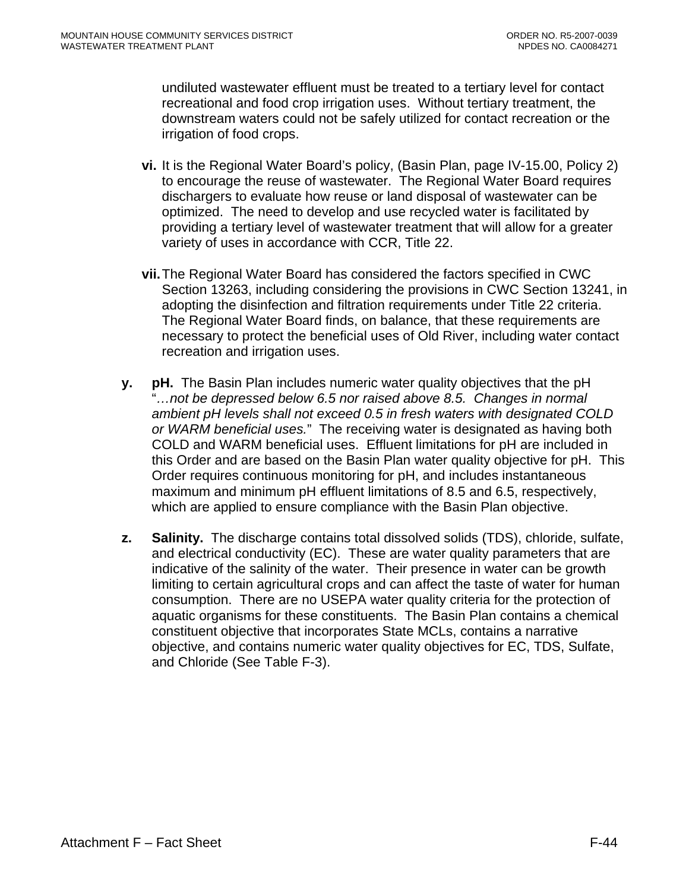undiluted wastewater effluent must be treated to a tertiary level for contact recreational and food crop irrigation uses. Without tertiary treatment, the downstream waters could not be safely utilized for contact recreation or the irrigation of food crops.

**vi.** It is the Regional Water Board's policy, (Basin Plan, page IV-15.00, Policy 2) to encourage the reuse of wastewater. The Regional Water Board requires dischargers to evaluate how reuse or land disposal of wastewater can be optimized. The need to develop and use recycled water is facilitated by providing a tertiary level of wastewater treatment that will allow for a greater variety of uses in accordance with CCR, Title 22.

**vii.** The Regional Water Board has considered the factors specified in CWC Section 13263, including considering the provisions in CWC Section 13241, in adopting the disinfection and filtration requirements under Title 22 criteria. The Regional Water Board finds, on balance, that these requirements are necessary to protect the beneficial uses of Old River, including water contact recreation and irrigation uses.

**y. pH.** The Basin Plan includes numeric water quality objectives that the pH "*…not be depressed below 6.5 nor raised above 8.5. Changes in normal ambient pH levels shall not exceed 0.5 in fresh waters with designated COLD or WARM beneficial uses.*" The receiving water is designated as having both COLD and WARM beneficial uses. Effluent limitations for pH are included in this Order and are based on the Basin Plan water quality objective for pH. This Order requires continuous monitoring for pH, and includes instantaneous maximum and minimum pH effluent limitations of 8.5 and 6.5, respectively, which are applied to ensure compliance with the Basin Plan objective.

**z. Salinity.** The discharge contains total dissolved solids (TDS), chloride, sulfate, and electrical conductivity (EC). These are water quality parameters that are indicative of the salinity of the water. Their presence in water can be growth limiting to certain agricultural crops and can affect the taste of water for human consumption. There are no USEPA water quality criteria for the protection of aquatic organisms for these constituents. The Basin Plan contains a chemical constituent objective that incorporates State MCLs, contains a narrative objective, and contains numeric water quality objectives for EC, TDS, Sulfate, and Chloride (See Table F-3).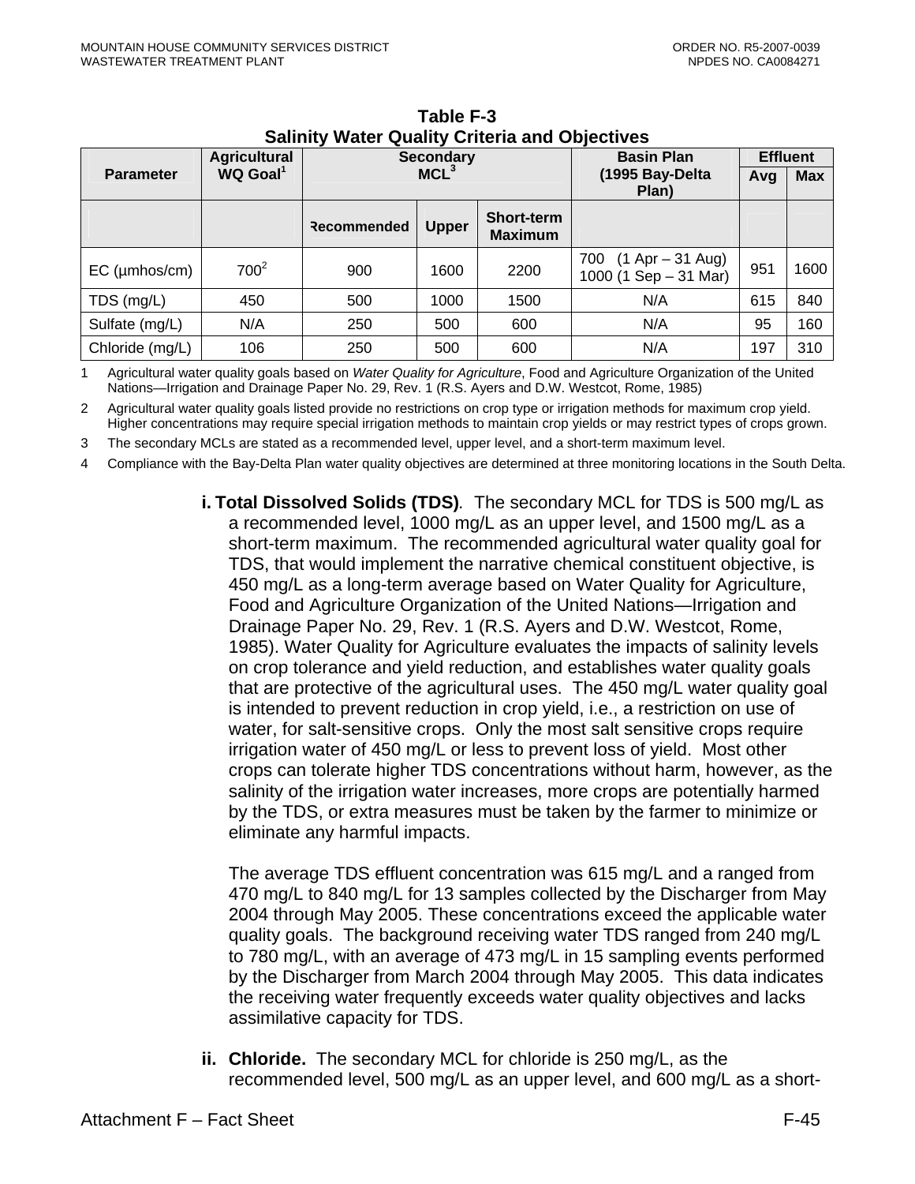**Table F-3**
**Salinity Water Quality Criteria and Objectives**

| Parameter | Agricultural WQ Goal[1] | Secondary MCL[3] | | | Basin Plan (1995 Bay-Delta Plan) | Effluent | |
|---|---|---|---|---|---|---|---|
| | | | | | | Avg | Max |
| | | Recommended | Upper | Short-term Maximum | | | |
| EC (µmhos/cm) | 700[2] | 900 | 1600 | 2200 | 700 (1 Apr – 31 Aug) 1000 (1 Sep – 31 Mar) | 951 | 1600 |
| TDS (mg/L) | 450 | 500 | 1000 | 1500 | N/A | 615 | 840 |
| Sulfate (mg/L) | N/A | 250 | 500 | 600 | N/A | 95 | 160 |
| Chloride (mg/L) | 106 | 250 | 500 | 600 | N/A | 197 | 310 |

1 Agricultural water quality goals based on *Water Quality for Agriculture*, Food and Agriculture Organization of the United Nations—Irrigation and Drainage Paper No. 29, Rev. 1 (R.S. Ayers and D.W. Westcot, Rome, 1985)

2 Agricultural water quality goals listed provide no restrictions on crop type or irrigation methods for maximum crop yield. Higher concentrations may require special irrigation methods to maintain crop yields or may restrict types of crops grown.

3 The secondary MCLs are stated as a recommended level, upper level, and a short-term maximum level.

4 Compliance with the Bay-Delta Plan water quality objectives are determined at three monitoring locations in the South Delta.

i. **Total Dissolved Solids (TDS)**. The secondary MCL for TDS is 500 mg/L as a recommended level, 1000 mg/L as an upper level, and 1500 mg/L as a short-term maximum. The recommended agricultural water quality goal for TDS, that would implement the narrative chemical constituent objective, is 450 mg/L as a long-term average based on Water Quality for Agriculture, Food and Agriculture Organization of the United Nations—Irrigation and Drainage Paper No. 29, Rev. 1 (R.S. Ayers and D.W. Westcot, Rome, 1985). Water Quality for Agriculture evaluates the impacts of salinity levels on crop tolerance and yield reduction, and establishes water quality goals that are protective of the agricultural uses. The 450 mg/L water quality goal is intended to prevent reduction in crop yield, i.e., a restriction on use of water, for salt-sensitive crops. Only the most salt sensitive crops require irrigation water of 450 mg/L or less to prevent loss of yield. Most other crops can tolerate higher TDS concentrations without harm, however, as the salinity of the irrigation water increases, more crops are potentially harmed by the TDS, or extra measures must be taken by the farmer to minimize or eliminate any harmful impacts.

   The average TDS effluent concentration was 615 mg/L and a ranged from 470 mg/L to 840 mg/L for 13 samples collected by the Discharger from May 2004 through May 2005. These concentrations exceed the applicable water quality goals. The background receiving water TDS ranged from 240 mg/L to 780 mg/L, with an average of 473 mg/L in 15 sampling events performed by the Discharger from March 2004 through May 2005. This data indicates the receiving water frequently exceeds water quality objectives and lacks assimilative capacity for TDS.

ii. **Chloride.** The secondary MCL for chloride is 250 mg/L, as the recommended level, 500 mg/L as an upper level, and 600 mg/L as a short-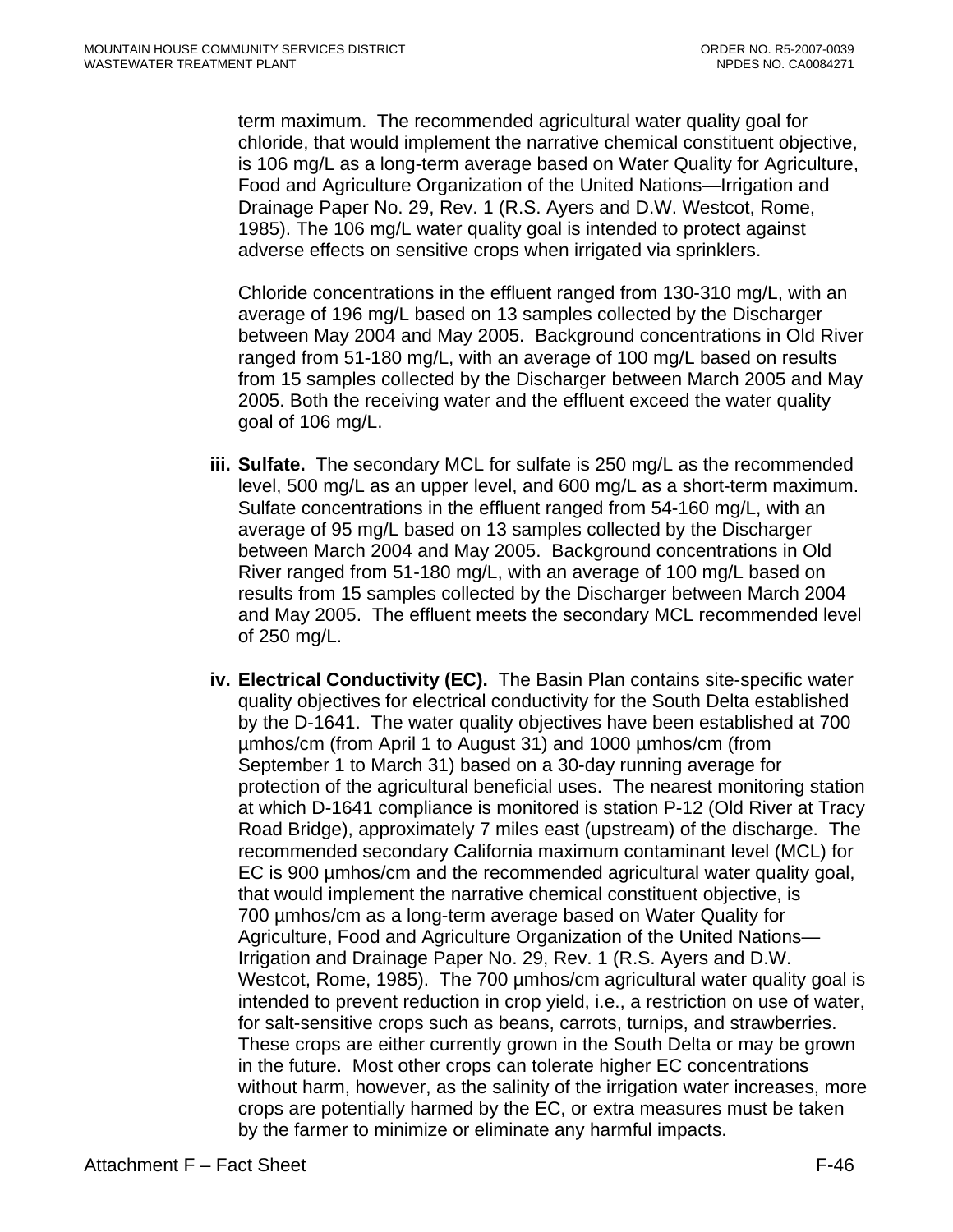term maximum. The recommended agricultural water quality goal for chloride, that would implement the narrative chemical constituent objective, is 106 mg/L as a long-term average based on Water Quality for Agriculture, Food and Agriculture Organization of the United Nations—Irrigation and Drainage Paper No. 29, Rev. 1 (R.S. Ayers and D.W. Westcot, Rome, 1985). The 106 mg/L water quality goal is intended to protect against adverse effects on sensitive crops when irrigated via sprinklers.

Chloride concentrations in the effluent ranged from 130-310 mg/L, with an average of 196 mg/L based on 13 samples collected by the Discharger between May 2004 and May 2005. Background concentrations in Old River ranged from 51-180 mg/L, with an average of 100 mg/L based on results from 15 samples collected by the Discharger between March 2005 and May 2005. Both the receiving water and the effluent exceed the water quality goal of 106 mg/L.

**iii. Sulfate.** The secondary MCL for sulfate is 250 mg/L as the recommended level, 500 mg/L as an upper level, and 600 mg/L as a short-term maximum. Sulfate concentrations in the effluent ranged from 54-160 mg/L, with an average of 95 mg/L based on 13 samples collected by the Discharger between March 2004 and May 2005. Background concentrations in Old River ranged from 51-180 mg/L, with an average of 100 mg/L based on results from 15 samples collected by the Discharger between March 2004 and May 2005. The effluent meets the secondary MCL recommended level of 250 mg/L.

**iv. Electrical Conductivity (EC).** The Basin Plan contains site-specific water quality objectives for electrical conductivity for the South Delta established by the D-1641. The water quality objectives have been established at 700 µmhos/cm (from April 1 to August 31) and 1000 µmhos/cm (from September 1 to March 31) based on a 30-day running average for protection of the agricultural beneficial uses. The nearest monitoring station at which D-1641 compliance is monitored is station P-12 (Old River at Tracy Road Bridge), approximately 7 miles east (upstream) of the discharge. The recommended secondary California maximum contaminant level (MCL) for EC is 900 µmhos/cm and the recommended agricultural water quality goal, that would implement the narrative chemical constituent objective, is 700 µmhos/cm as a long-term average based on Water Quality for Agriculture, Food and Agriculture Organization of the United Nations—Irrigation and Drainage Paper No. 29, Rev. 1 (R.S. Ayers and D.W. Westcot, Rome, 1985). The 700 µmhos/cm agricultural water quality goal is intended to prevent reduction in crop yield, i.e., a restriction on use of water, for salt-sensitive crops such as beans, carrots, turnips, and strawberries. These crops are either currently grown in the South Delta or may be grown in the future. Most other crops can tolerate higher EC concentrations without harm, however, as the salinity of the irrigation water increases, more crops are potentially harmed by the EC, or extra measures must be taken by the farmer to minimize or eliminate any harmful impacts.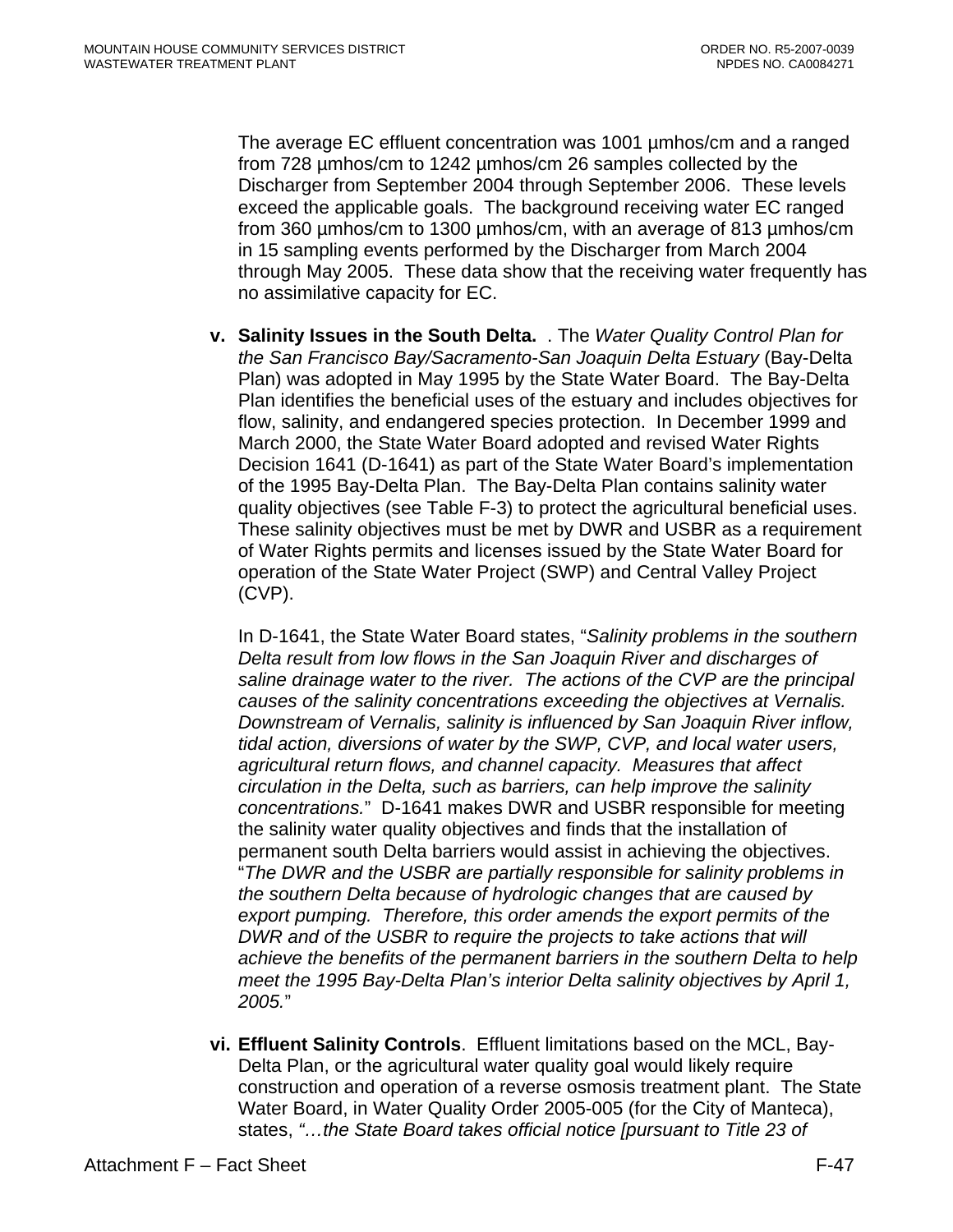The average EC effluent concentration was 1001 µmhos/cm and a ranged from 728 µmhos/cm to 1242 µmhos/cm 26 samples collected by the Discharger from September 2004 through September 2006. These levels exceed the applicable goals. The background receiving water EC ranged from 360 µmhos/cm to 1300 µmhos/cm, with an average of 813 µmhos/cm in 15 sampling events performed by the Discharger from March 2004 through May 2005. These data show that the receiving water frequently has no assimilative capacity for EC.

v. **Salinity Issues in the South Delta.** . The *Water Quality Control Plan for the San Francisco Bay/Sacramento-San Joaquin Delta Estuary* (Bay-Delta Plan) was adopted in May 1995 by the State Water Board. The Bay-Delta Plan identifies the beneficial uses of the estuary and includes objectives for flow, salinity, and endangered species protection. In December 1999 and March 2000, the State Water Board adopted and revised Water Rights Decision 1641 (D-1641) as part of the State Water Board's implementation of the 1995 Bay-Delta Plan. The Bay-Delta Plan contains salinity water quality objectives (see Table F-3) to protect the agricultural beneficial uses. These salinity objectives must be met by DWR and USBR as a requirement of Water Rights permits and licenses issued by the State Water Board for operation of the State Water Project (SWP) and Central Valley Project (CVP).

   In D-1641, the State Water Board states, "*Salinity problems in the southern Delta result from low flows in the San Joaquin River and discharges of saline drainage water to the river. The actions of the CVP are the principal causes of the salinity concentrations exceeding the objectives at Vernalis. Downstream of Vernalis, salinity is influenced by San Joaquin River inflow, tidal action, diversions of water by the SWP, CVP, and local water users, agricultural return flows, and channel capacity. Measures that affect circulation in the Delta, such as barriers, can help improve the salinity concentrations.*" D-1641 makes DWR and USBR responsible for meeting the salinity water quality objectives and finds that the installation of permanent south Delta barriers would assist in achieving the objectives. "*The DWR and the USBR are partially responsible for salinity problems in the southern Delta because of hydrologic changes that are caused by export pumping. Therefore, this order amends the export permits of the DWR and of the USBR to require the projects to take actions that will achieve the benefits of the permanent barriers in the southern Delta to help meet the 1995 Bay-Delta Plan's interior Delta salinity objectives by April 1, 2005.*"

vi. **Effluent Salinity Controls**. Effluent limitations based on the MCL, Bay-Delta Plan, or the agricultural water quality goal would likely require construction and operation of a reverse osmosis treatment plant. The State Water Board, in Water Quality Order 2005-005 (for the City of Manteca), states, *"…the State Board takes official notice [pursuant to Title 23 of*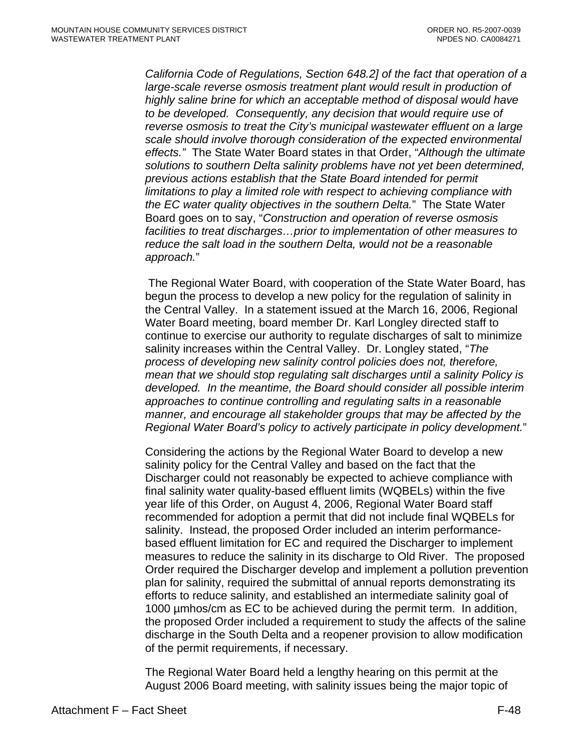*California Code of Regulations, Section 648.2] of the fact that operation of a large-scale reverse osmosis treatment plant would result in production of highly saline brine for which an acceptable method of disposal would have to be developed. Consequently, any decision that would require use of reverse osmosis to treat the City's municipal wastewater effluent on a large scale should involve thorough consideration of the expected environmental effects."* The State Water Board states in that Order, "*Although the ultimate solutions to southern Delta salinity problems have not yet been determined, previous actions establish that the State Board intended for permit limitations to play a limited role with respect to achieving compliance with the EC water quality objectives in the southern Delta.*" The State Water Board goes on to say, "*Construction and operation of reverse osmosis facilities to treat discharges…prior to implementation of other measures to reduce the salt load in the southern Delta, would not be a reasonable approach.*"

The Regional Water Board, with cooperation of the State Water Board, has begun the process to develop a new policy for the regulation of salinity in the Central Valley. In a statement issued at the March 16, 2006, Regional Water Board meeting, board member Dr. Karl Longley directed staff to continue to exercise our authority to regulate discharges of salt to minimize salinity increases within the Central Valley. Dr. Longley stated, "*The process of developing new salinity control policies does not, therefore, mean that we should stop regulating salt discharges until a salinity Policy is developed. In the meantime, the Board should consider all possible interim approaches to continue controlling and regulating salts in a reasonable manner, and encourage all stakeholder groups that may be affected by the Regional Water Board's policy to actively participate in policy development.*"

Considering the actions by the Regional Water Board to develop a new salinity policy for the Central Valley and based on the fact that the Discharger could not reasonably be expected to achieve compliance with final salinity water quality-based effluent limits (WQBELs) within the five year life of this Order, on August 4, 2006, Regional Water Board staff recommended for adoption a permit that did not include final WQBELs for salinity. Instead, the proposed Order included an interim performance-based effluent limitation for EC and required the Discharger to implement measures to reduce the salinity in its discharge to Old River. The proposed Order required the Discharger develop and implement a pollution prevention plan for salinity, required the submittal of annual reports demonstrating its efforts to reduce salinity, and established an intermediate salinity goal of 1000 µmhos/cm as EC to be achieved during the permit term. In addition, the proposed Order included a requirement to study the affects of the saline discharge in the South Delta and a reopener provision to allow modification of the permit requirements, if necessary.

The Regional Water Board held a lengthy hearing on this permit at the August 2006 Board meeting, with salinity issues being the major topic of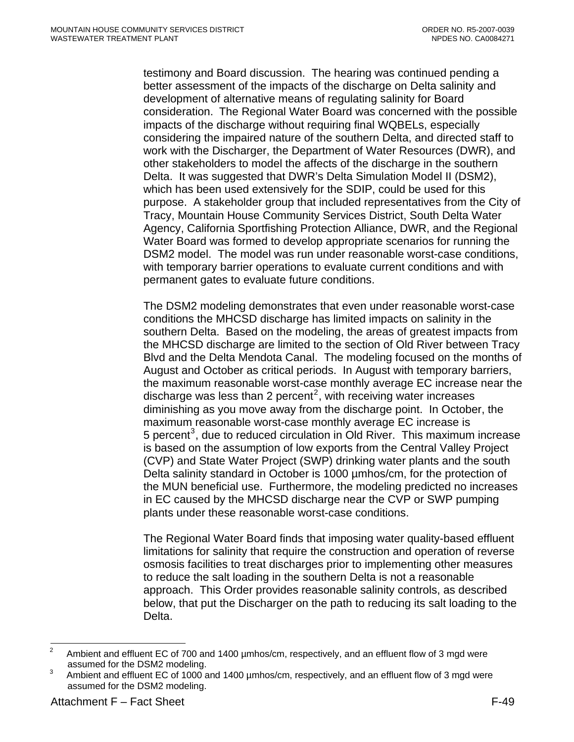testimony and Board discussion. The hearing was continued pending a better assessment of the impacts of the discharge on Delta salinity and development of alternative means of regulating salinity for Board consideration. The Regional Water Board was concerned with the possible impacts of the discharge without requiring final WQBELs, especially considering the impaired nature of the southern Delta, and directed staff to work with the Discharger, the Department of Water Resources (DWR), and other stakeholders to model the affects of the discharge in the southern Delta. It was suggested that DWR's Delta Simulation Model II (DSM2), which has been used extensively for the SDIP, could be used for this purpose. A stakeholder group that included representatives from the City of Tracy, Mountain House Community Services District, South Delta Water Agency, California Sportfishing Protection Alliance, DWR, and the Regional Water Board was formed to develop appropriate scenarios for running the DSM2 model. The model was run under reasonable worst-case conditions, with temporary barrier operations to evaluate current conditions and with permanent gates to evaluate future conditions.

The DSM2 modeling demonstrates that even under reasonable worst-case conditions the MHCSD discharge has limited impacts on salinity in the southern Delta. Based on the modeling, the areas of greatest impacts from the MHCSD discharge are limited to the section of Old River between Tracy Blvd and the Delta Mendota Canal. The modeling focused on the months of August and October as critical periods. In August with temporary barriers, the maximum reasonable worst-case monthly average EC increase near the discharge was less than 2 percent[2], with receiving water increases diminishing as you move away from the discharge point. In October, the maximum reasonable worst-case monthly average EC increase is 5 percent[3], due to reduced circulation in Old River. This maximum increase is based on the assumption of low exports from the Central Valley Project (CVP) and State Water Project (SWP) drinking water plants and the south Delta salinity standard in October is 1000 µmhos/cm, for the protection of the MUN beneficial use. Furthermore, the modeling predicted no increases in EC caused by the MHCSD discharge near the CVP or SWP pumping plants under these reasonable worst-case conditions.

The Regional Water Board finds that imposing water quality-based effluent limitations for salinity that require the construction and operation of reverse osmosis facilities to treat discharges prior to implementing other measures to reduce the salt loading in the southern Delta is not a reasonable approach. This Order provides reasonable salinity controls, as described below, that put the Discharger on the path to reducing its salt loading to the Delta.

---

[2] Ambient and effluent EC of 700 and 1400 µmhos/cm, respectively, and an effluent flow of 3 mgd were assumed for the DSM2 modeling.

[3] Ambient and effluent EC of 1000 and 1400 µmhos/cm, respectively, and an effluent flow of 3 mgd were assumed for the DSM2 modeling.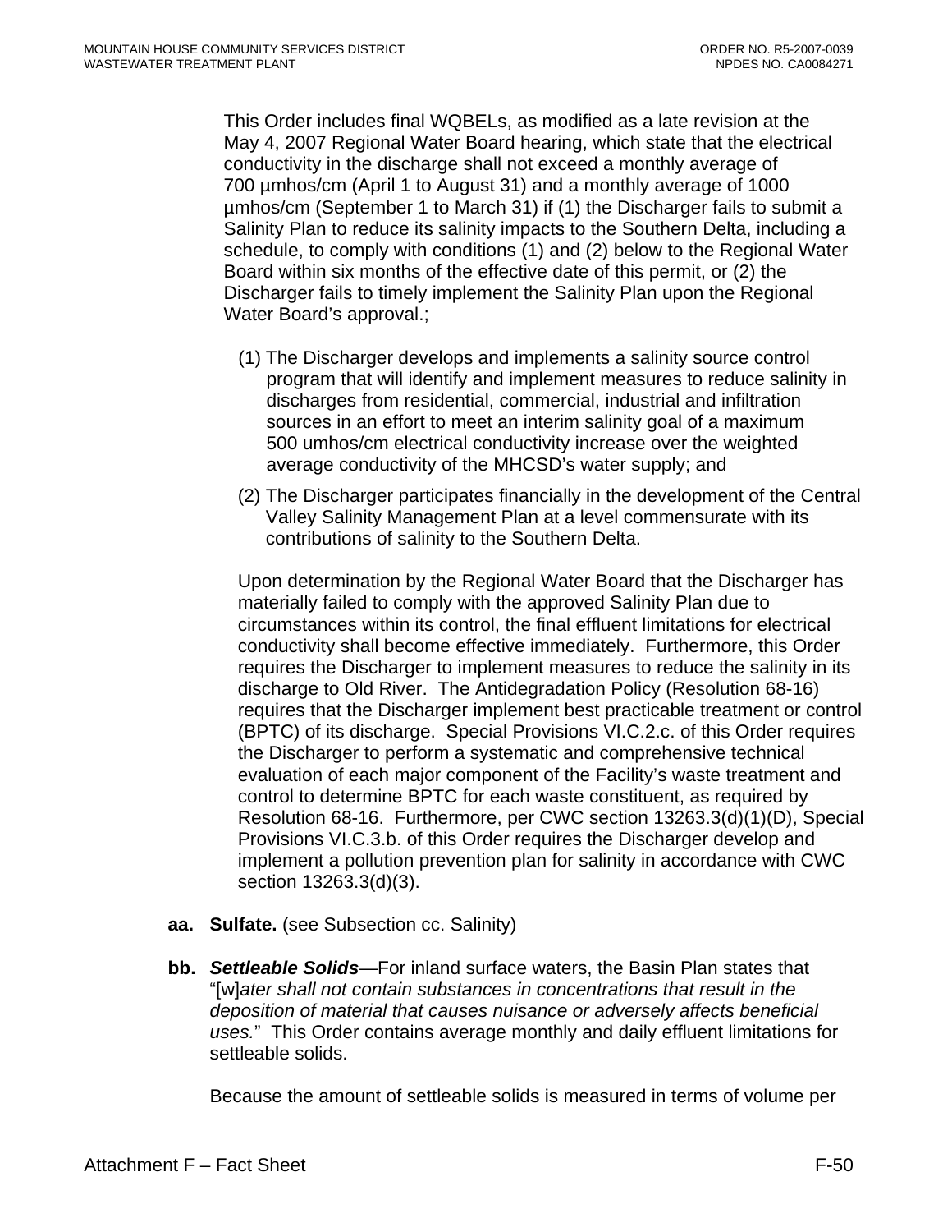This Order includes final WQBELs, as modified as a late revision at the May 4, 2007 Regional Water Board hearing, which state that the electrical conductivity in the discharge shall not exceed a monthly average of 700 µmhos/cm (April 1 to August 31) and a monthly average of 1000 µmhos/cm (September 1 to March 31) if (1) the Discharger fails to submit a Salinity Plan to reduce its salinity impacts to the Southern Delta, including a schedule, to comply with conditions (1) and (2) below to the Regional Water Board within six months of the effective date of this permit, or (2) the Discharger fails to timely implement the Salinity Plan upon the Regional Water Board's approval.;

(1) The Discharger develops and implements a salinity source control program that will identify and implement measures to reduce salinity in discharges from residential, commercial, industrial and infiltration sources in an effort to meet an interim salinity goal of a maximum 500 umhos/cm electrical conductivity increase over the weighted average conductivity of the MHCSD's water supply; and

(2) The Discharger participates financially in the development of the Central Valley Salinity Management Plan at a level commensurate with its contributions of salinity to the Southern Delta.

Upon determination by the Regional Water Board that the Discharger has materially failed to comply with the approved Salinity Plan due to circumstances within its control, the final effluent limitations for electrical conductivity shall become effective immediately. Furthermore, this Order requires the Discharger to implement measures to reduce the salinity in its discharge to Old River. The Antidegradation Policy (Resolution 68-16) requires that the Discharger implement best practicable treatment or control (BPTC) of its discharge. Special Provisions VI.C.2.c. of this Order requires the Discharger to perform a systematic and comprehensive technical evaluation of each major component of the Facility's waste treatment and control to determine BPTC for each waste constituent, as required by Resolution 68-16. Furthermore, per CWC section 13263.3(d)(1)(D), Special Provisions VI.C.3.b. of this Order requires the Discharger develop and implement a pollution prevention plan for salinity in accordance with CWC section 13263.3(d)(3).

**aa. Sulfate.** (see Subsection cc. Salinity)

**bb. *Settleable Solids***—For inland surface waters, the Basin Plan states that "[w]*ater shall not contain substances in concentrations that result in the deposition of material that causes nuisance or adversely affects beneficial uses.*" This Order contains average monthly and daily effluent limitations for settleable solids.

Because the amount of settleable solids is measured in terms of volume per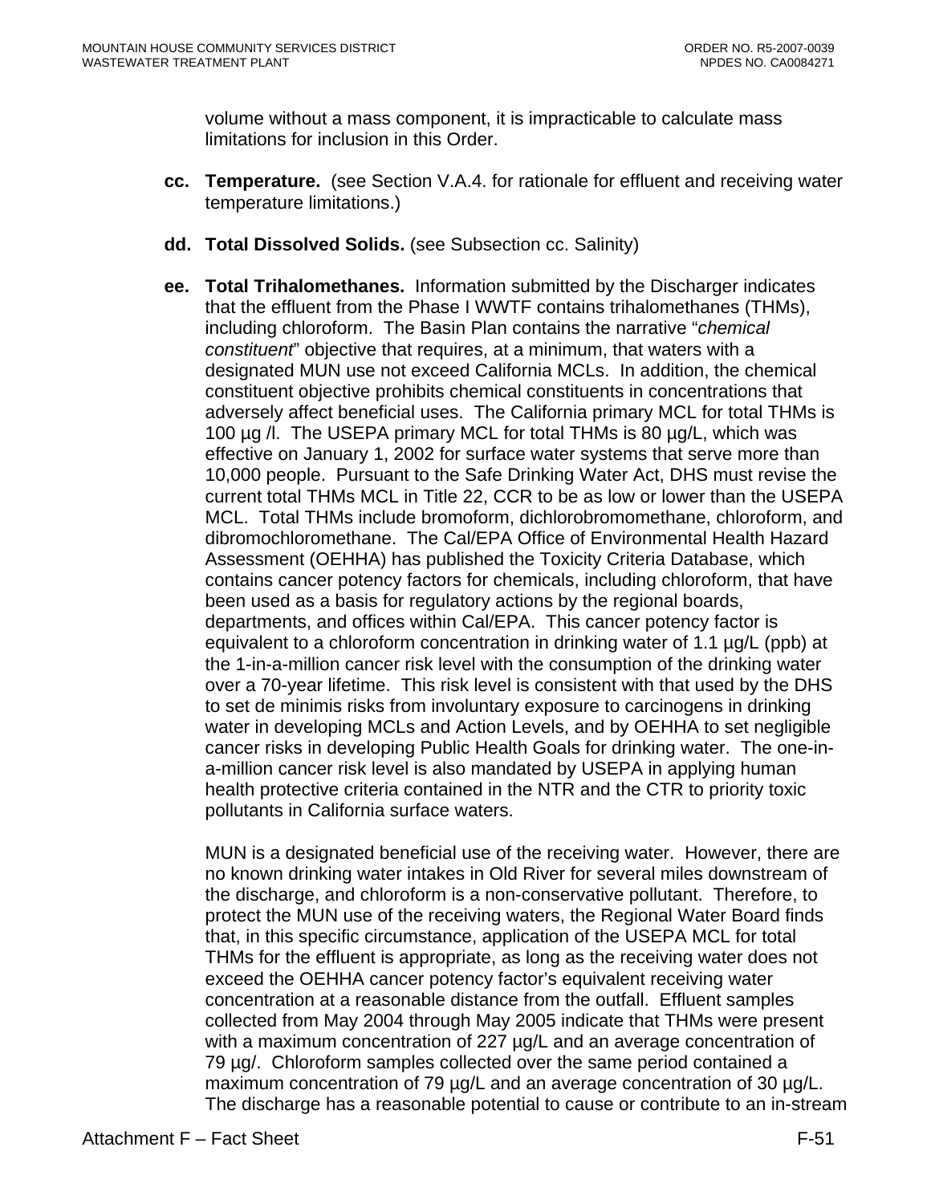volume without a mass component, it is impracticable to calculate mass limitations for inclusion in this Order.

**cc. Temperature.** (see Section V.A.4. for rationale for effluent and receiving water temperature limitations.)

**dd. Total Dissolved Solids.** (see Subsection cc. Salinity)

**ee. Total Trihalomethanes.** Information submitted by the Discharger indicates that the effluent from the Phase I WWTF contains trihalomethanes (THMs), including chloroform. The Basin Plan contains the narrative "*chemical constituent*" objective that requires, at a minimum, that waters with a designated MUN use not exceed California MCLs. In addition, the chemical constituent objective prohibits chemical constituents in concentrations that adversely affect beneficial uses. The California primary MCL for total THMs is 100 µg /l. The USEPA primary MCL for total THMs is 80 µg/L, which was effective on January 1, 2002 for surface water systems that serve more than 10,000 people. Pursuant to the Safe Drinking Water Act, DHS must revise the current total THMs MCL in Title 22, CCR to be as low or lower than the USEPA MCL. Total THMs include bromoform, dichlorobromomethane, chloroform, and dibromochloromethane. The Cal/EPA Office of Environmental Health Hazard Assessment (OEHHA) has published the Toxicity Criteria Database, which contains cancer potency factors for chemicals, including chloroform, that have been used as a basis for regulatory actions by the regional boards, departments, and offices within Cal/EPA. This cancer potency factor is equivalent to a chloroform concentration in drinking water of 1.1 µg/L (ppb) at the 1-in-a-million cancer risk level with the consumption of the drinking water over a 70-year lifetime. This risk level is consistent with that used by the DHS to set de minimis risks from involuntary exposure to carcinogens in drinking water in developing MCLs and Action Levels, and by OEHHA to set negligible cancer risks in developing Public Health Goals for drinking water. The one-in-a-million cancer risk level is also mandated by USEPA in applying human health protective criteria contained in the NTR and the CTR to priority toxic pollutants in California surface waters.

MUN is a designated beneficial use of the receiving water. However, there are no known drinking water intakes in Old River for several miles downstream of the discharge, and chloroform is a non-conservative pollutant. Therefore, to protect the MUN use of the receiving waters, the Regional Water Board finds that, in this specific circumstance, application of the USEPA MCL for total THMs for the effluent is appropriate, as long as the receiving water does not exceed the OEHHA cancer potency factor's equivalent receiving water concentration at a reasonable distance from the outfall. Effluent samples collected from May 2004 through May 2005 indicate that THMs were present with a maximum concentration of 227 µg/L and an average concentration of 79 µg/. Chloroform samples collected over the same period contained a maximum concentration of 79 µg/L and an average concentration of 30 µg/L. The discharge has a reasonable potential to cause or contribute to an in-stream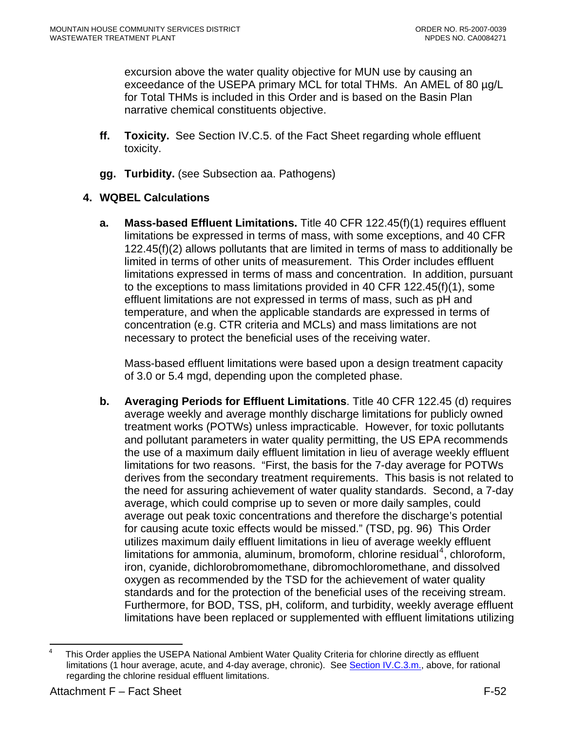excursion above the water quality objective for MUN use by causing an exceedance of the USEPA primary MCL for total THMs. An AMEL of 80 µg/L for Total THMs is included in this Order and is based on the Basin Plan narrative chemical constituents objective.

**ff. Toxicity.** See Section IV.C.5. of the Fact Sheet regarding whole effluent toxicity.

**gg. Turbidity.** (see Subsection aa. Pathogens)

### 4. WQBEL Calculations

**a. Mass-based Effluent Limitations.** Title 40 CFR 122.45(f)(1) requires effluent limitations be expressed in terms of mass, with some exceptions, and 40 CFR 122.45(f)(2) allows pollutants that are limited in terms of mass to additionally be limited in terms of other units of measurement. This Order includes effluent limitations expressed in terms of mass and concentration. In addition, pursuant to the exceptions to mass limitations provided in 40 CFR 122.45(f)(1), some effluent limitations are not expressed in terms of mass, such as pH and temperature, and when the applicable standards are expressed in terms of concentration (e.g. CTR criteria and MCLs) and mass limitations are not necessary to protect the beneficial uses of the receiving water.

Mass-based effluent limitations were based upon a design treatment capacity of 3.0 or 5.4 mgd, depending upon the completed phase.

**b. Averaging Periods for Effluent Limitations**. Title 40 CFR 122.45 (d) requires average weekly and average monthly discharge limitations for publicly owned treatment works (POTWs) unless impracticable. However, for toxic pollutants and pollutant parameters in water quality permitting, the US EPA recommends the use of a maximum daily effluent limitation in lieu of average weekly effluent limitations for two reasons. "First, the basis for the 7-day average for POTWs derives from the secondary treatment requirements. This basis is not related to the need for assuring achievement of water quality standards. Second, a 7-day average, which could comprise up to seven or more daily samples, could average out peak toxic concentrations and therefore the discharge's potential for causing acute toxic effects would be missed." (TSD, pg. 96) This Order utilizes maximum daily effluent limitations in lieu of average weekly effluent limitations for ammonia, aluminum, bromoform, chlorine residual[4], chloroform, iron, cyanide, dichlorobromomethane, dibromochloromethane, and dissolved oxygen as recommended by the TSD for the achievement of water quality standards and for the protection of the beneficial uses of the receiving stream. Furthermore, for BOD, TSS, pH, coliform, and turbidity, weekly average effluent limitations have been replaced or supplemented with effluent limitations utilizing

---

[4] This Order applies the USEPA National Ambient Water Quality Criteria for chlorine directly as effluent limitations (1 hour average, acute, and 4-day average, chronic). See Section IV.C.3.m., above, for rational regarding the chlorine residual effluent limitations.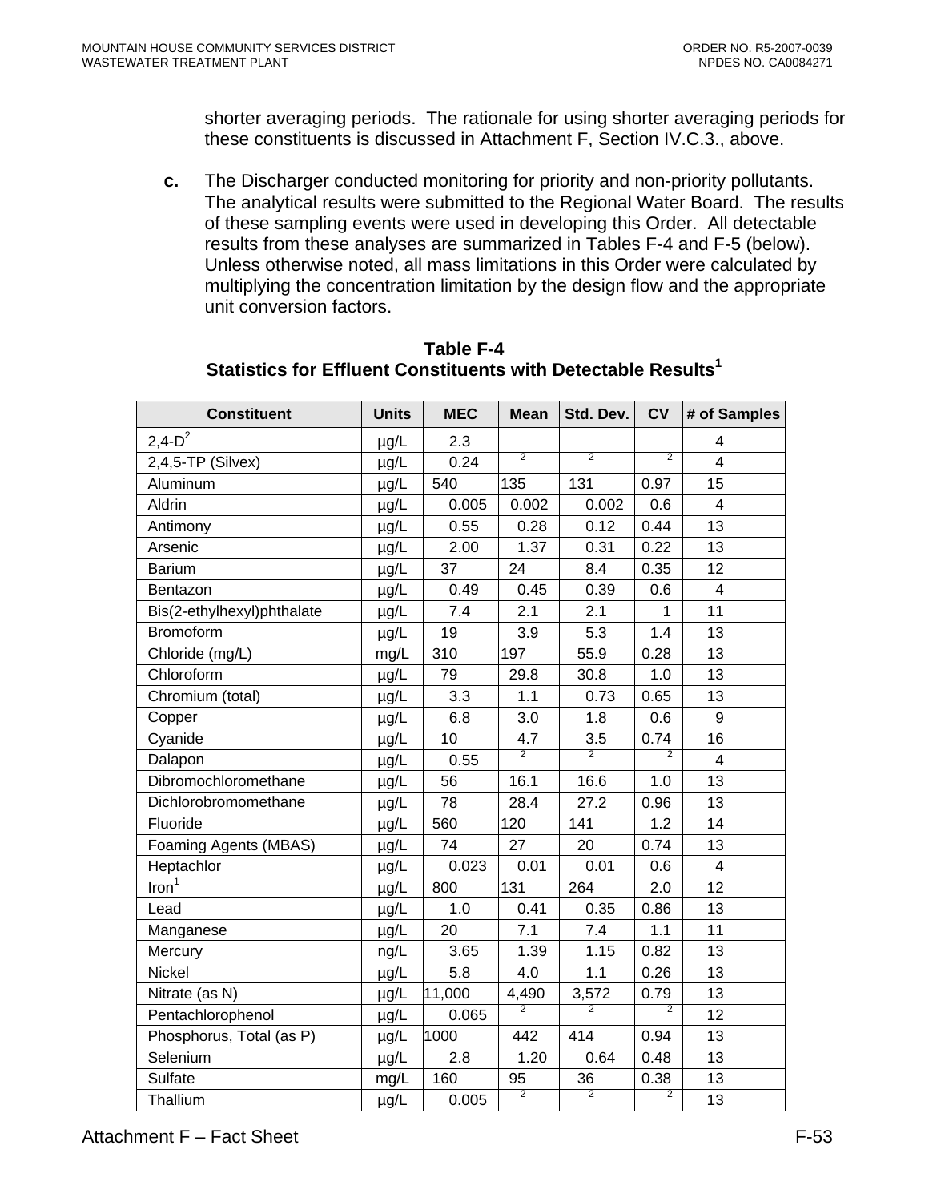shorter averaging periods. The rationale for using shorter averaging periods for these constituents is discussed in Attachment F, Section IV.C.3., above.

**c.** The Discharger conducted monitoring for priority and non-priority pollutants. The analytical results were submitted to the Regional Water Board. The results of these sampling events were used in developing this Order. All detectable results from these analyses are summarized in Tables F-4 and F-5 (below). Unless otherwise noted, all mass limitations in this Order were calculated by multiplying the concentration limitation by the design flow and the appropriate unit conversion factors.

**Table F-4**
**Statistics for Effluent Constituents with Detectable Results[1]**

| Constituent | Units | MEC | Mean | Std. Dev. | CV | # of Samples |
|---|---|---|---|---|---|---|
| 2,4-D[2] | µg/L | 2.3 | | | | 4 |
| 2,4,5-TP (Silvex) | µg/L | 0.24 | [2] | [2] | [2] | 4 |
| Aluminum | µg/L | 540 | 135 | 131 | 0.97 | 15 |
| Aldrin | µg/L | 0.005 | 0.002 | 0.002 | 0.6 | 4 |
| Antimony | µg/L | 0.55 | 0.28 | 0.12 | 0.44 | 13 |
| Arsenic | µg/L | 2.00 | 1.37 | 0.31 | 0.22 | 13 |
| Barium | µg/L | 37 | 24 | 8.4 | 0.35 | 12 |
| Bentazon | µg/L | 0.49 | 0.45 | 0.39 | 0.6 | 4 |
| Bis(2-ethylhexyl)phthalate | µg/L | 7.4 | 2.1 | 2.1 | 1 | 11 |
| Bromoform | µg/L | 19 | 3.9 | 5.3 | 1.4 | 13 |
| Chloride (mg/L) | mg/L | 310 | 197 | 55.9 | 0.28 | 13 |
| Chloroform | µg/L | 79 | 29.8 | 30.8 | 1.0 | 13 |
| Chromium (total) | µg/L | 3.3 | 1.1 | 0.73 | 0.65 | 13 |
| Copper | µg/L | 6.8 | 3.0 | 1.8 | 0.6 | 9 |
| Cyanide | µg/L | 10 | 4.7 | 3.5 | 0.74 | 16 |
| Dalapon | µg/L | 0.55 | [2] | [2] | [2] | 4 |
| Dibromochloromethane | µg/L | 56 | 16.1 | 16.6 | 1.0 | 13 |
| Dichlorobromomethane | µg/L | 78 | 28.4 | 27.2 | 0.96 | 13 |
| Fluoride | µg/L | 560 | 120 | 141 | 1.2 | 14 |
| Foaming Agents (MBAS) | µg/L | 74 | 27 | 20 | 0.74 | 13 |
| Heptachlor | µg/L | 0.023 | 0.01 | 0.01 | 0.6 | 4 |
| Iron[1] | µg/L | 800 | 131 | 264 | 2.0 | 12 |
| Lead | µg/L | 1.0 | 0.41 | 0.35 | 0.86 | 13 |
| Manganese | µg/L | 20 | 7.1 | 7.4 | 1.1 | 11 |
| Mercury | ng/L | 3.65 | 1.39 | 1.15 | 0.82 | 13 |
| Nickel | µg/L | 5.8 | 4.0 | 1.1 | 0.26 | 13 |
| Nitrate (as N) | µg/L | 11,000 | 4,490 | 3,572 | 0.79 | 13 |
| Pentachlorophenol | µg/L | 0.065 | [2] | [2] | [2] | 12 |
| Phosphorus, Total (as P) | µg/L | 1000 | 442 | 414 | 0.94 | 13 |
| Selenium | µg/L | 2.8 | 1.20 | 0.64 | 0.48 | 13 |
| Sulfate | mg/L | 160 | 95 | 36 | 0.38 | 13 |
| Thallium | µg/L | 0.005 | [2] | [2] | [2] | 13 |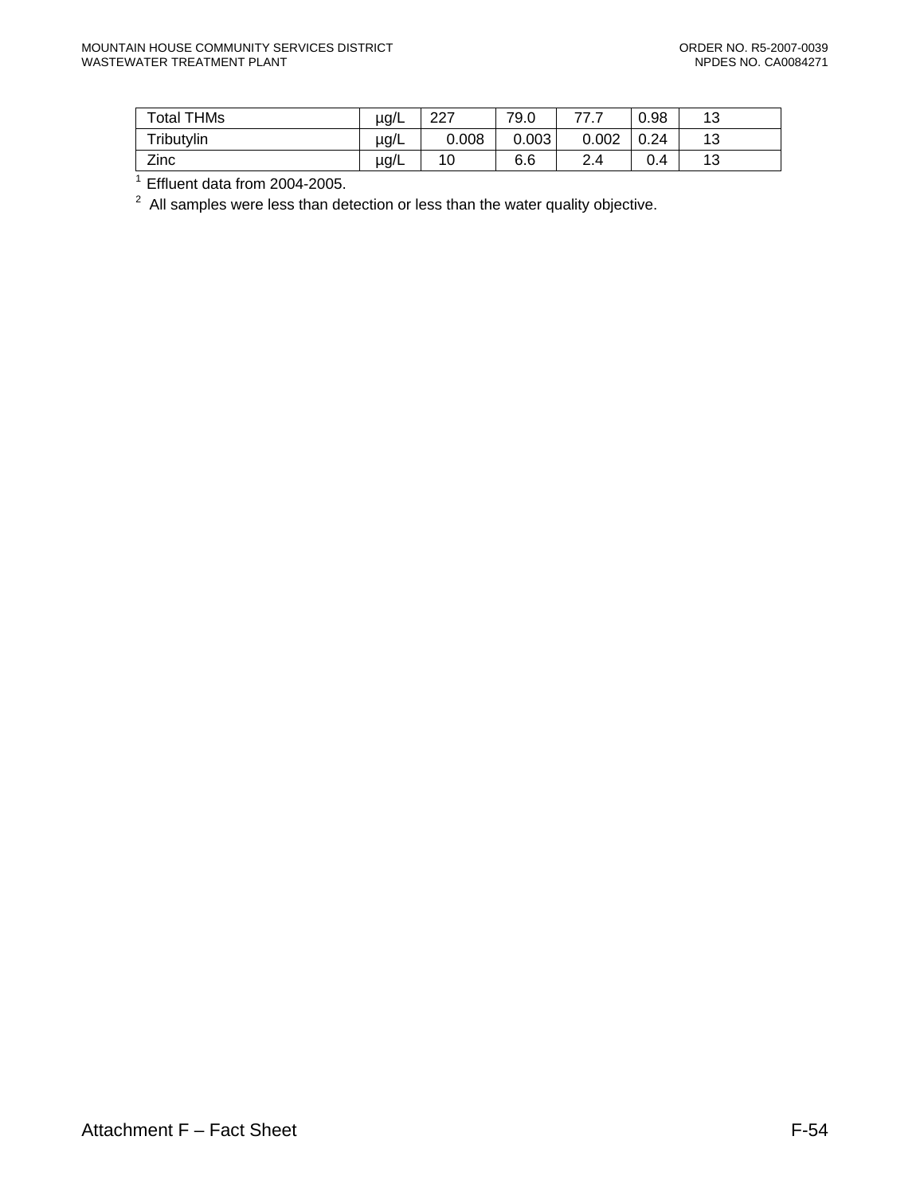| Total THMs | µg/L | 227 | 79.0 | 77.7 | 0.98 | 13 |
|---|---|---|---|---|---|---|
| Tributylin | µg/L | 0.008 | 0.003 | 0.002 | 0.24 | 13 |
| Zinc | µg/L | 10 | 6.6 | 2.4 | 0.4 | 13 |

[1] Effluent data from 2004-2005.

[2] All samples were less than detection or less than the water quality objective.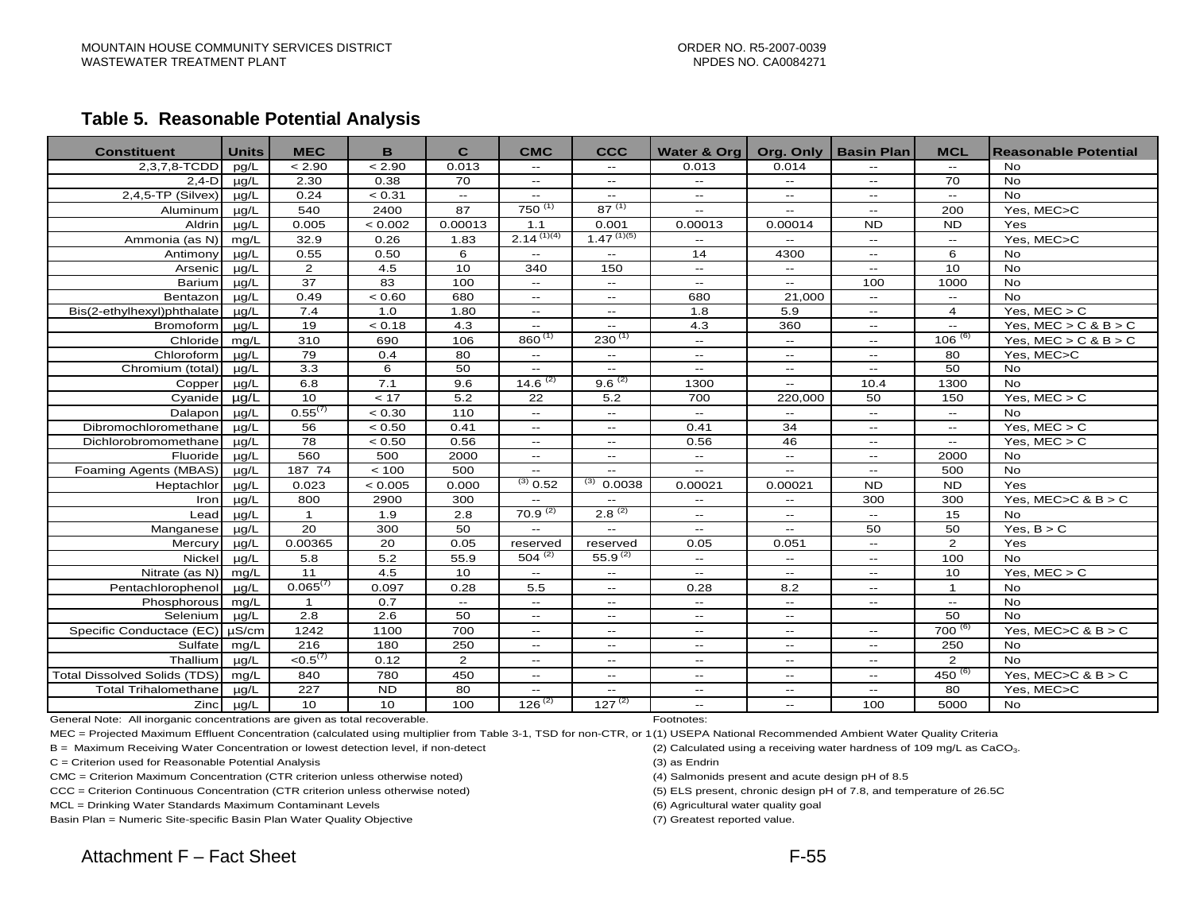### Table 5. Reasonable Potential Analysis

| Constituent | Units | MEC | B | C | CMC | CCC | Water & Org | Org. Only | Basin Plan | MCL | Reasonable Potential |
|---|---|---|---|---|---|---|---|---|---|---|---|
| 2,3,7,8-TCDD | pg/L | < 2.90 | < 2.90 | 0.013 | -- | -- | 0.013 | 0.014 | -- | -- | No |
| 2,4-D | µg/L | 2.30 | 0.38 | 70 | -- | -- | -- | -- | -- | 70 | No |
| 2,4,5-TP (Silvex) | µg/L | 0.24 | < 0.31 | -- | -- | -- | -- | -- | -- | -- | No |
| Aluminum | µg/L | 540 | 2400 | 87 | 750 (1) | 87 (1) | -- | -- | -- | 200 | Yes, MEC>C |
| Aldrin | µg/L | 0.005 | < 0.002 | 0.00013 | 1.1 | 0.001 | 0.00013 | 0.00014 | ND | ND | Yes |
| Ammonia (as N) | mg/L | 32.9 | 0.26 | 1.83 | 2.14 (1)(4) | 1.47 (1)(5) | -- | -- | -- | -- | Yes, MEC>C |
| Antimony | µg/L | 0.55 | 0.50 | 6 | -- | -- | 14 | 4300 | -- | 6 | No |
| Arsenic | µg/L | 2 | 4.5 | 10 | 340 | 150 | -- | -- | -- | 10 | No |
| Barium | µg/L | 37 | 83 | 100 | -- | -- | -- | -- | 100 | 1000 | No |
| Bentazon | µg/L | 0.49 | < 0.60 | 680 | -- | -- | 680 | 21,000 | -- | -- | No |
| Bis(2-ethylhexyl)phthalate | µg/L | 7.4 | 1.0 | 1.80 | -- | -- | 1.8 | 5.9 | -- | 4 | Yes, MEC > C |
| Bromoform | µg/L | 19 | < 0.18 | 4.3 | -- | -- | 4.3 | 360 | -- | -- | Yes, MEC > C & B > C |
| Chloride | mg/L | 310 | 690 | 106 | 860 (1) | 230 (1) | -- | -- | -- | 106 (6) | Yes, MEC > C & B > C |
| Chloroform | µg/L | 79 | 0.4 | 80 | -- | -- | -- | -- | -- | 80 | Yes, MEC>C |
| Chromium (total) | µg/L | 3.3 | 6 | 50 | -- | -- | -- | -- | -- | 50 | No |
| Copper | µg/L | 6.8 | 7.1 | 9.6 | 14.6 (2) | 9.6 (2) | 1300 | -- | 10.4 | 1300 | No |
| Cyanide | µg/L | 10 | < 17 | 5.2 | 22 | 5.2 | 700 | 220,000 | 50 | 150 | Yes, MEC > C |
| Dalapon | µg/L | 0.55(7) | < 0.30 | 110 | -- | -- | -- | -- | -- | -- | No |
| Dibromochloromethane | µg/L | 56 | < 0.50 | 0.41 | -- | -- | 0.41 | 34 | -- | -- | Yes, MEC > C |
| Dichlorobromomethane | µg/L | 78 | < 0.50 | 0.56 | -- | -- | 0.56 | 46 | -- | -- | Yes, MEC > C |
| Fluoride | µg/L | 560 | 500 | 2000 | -- | -- | -- | -- | -- | 2000 | No |
| Foaming Agents (MBAS) | µg/L | 187 74 | < 100 | 500 | -- | -- | -- | -- | -- | 500 | No |
| Heptachlor | µg/L | 0.023 | < 0.005 | 0.000 | (3) 0.52 | (3) 0.0038 | 0.00021 | 0.00021 | ND | ND | Yes |
| Iron | µg/L | 800 | 2900 | 300 | -- | -- | -- | -- | 300 | 300 | Yes, MEC>C & B > C |
| Lead | µg/L | 1 | 1.9 | 2.8 | 70.9 (2) | 2.8 (2) | -- | -- | -- | 15 | No |
| Manganese | µg/L | 20 | 300 | 50 | -- | -- | -- | -- | 50 | 50 | Yes, B > C |
| Mercury | µg/L | 0.00365 | 20 | 0.05 | reserved | reserved | 0.05 | 0.051 | -- | 2 | Yes |
| Nickel | µg/L | 5.8 | 5.2 | 55.9 | 504 (2) | 55.9 (2) | -- | -- | -- | 100 | No |
| Nitrate (as N) | mg/L | 11 | 4.5 | 10 | -- | -- | -- | -- | -- | 10 | Yes, MEC > C |
| Pentachlorophenol | µg/L | 0.065(7) | 0.097 | 0.28 | 5.5 | -- | 0.28 | 8.2 | -- | 1 | No |
| Phosphorous | mg/L | 1 | 0.7 | -- | -- | -- | -- | -- | -- | -- | No |
| Selenium | µg/L | 2.8 | 2.6 | 50 | -- | -- | -- | -- | | 50 | No |
| Specific Conductace (EC) | µS/cm | 1242 | 1100 | 700 | -- | -- | -- | -- | -- | 700 (6) | Yes, MEC>C & B > C |
| Sulfate | mg/L | 216 | 180 | 250 | -- | -- | -- | -- | -- | 250 | No |
| Thallium | µg/L | <0.5(7) | 0.12 | 2 | -- | -- | -- | -- | -- | 2 | No |
| Total Dissolved Solids (TDS) | mg/L | 840 | 780 | 450 | -- | -- | -- | -- | -- | 450 (6) | Yes, MEC>C & B > C |
| Total Trihalomethane | µg/L | 227 | ND | 80 | -- | -- | -- | -- | -- | 80 | Yes, MEC>C |
| Zinc | µg/L | 10 | 10 | 100 | 126 (2) | 127 (2) | -- | -- | 100 | 5000 | No |

General Note: All inorganic concentrations are given as total recoverable.

MEC = Projected Maximum Effluent Concentration (calculated using multiplier from Table 3-1, TSD for non-CTR, or 1

B = Maximum Receiving Water Concentration or lowest detection level, if non-detect

C = Criterion used for Reasonable Potential Analysis

CMC = Criterion Maximum Concentration (CTR criterion unless otherwise noted)

CCC = Criterion Continuous Concentration (CTR criterion unless otherwise noted)

MCL = Drinking Water Standards Maximum Contaminant Levels

Basin Plan = Numeric Site-specific Basin Plan Water Quality Objective

Footnotes:

(1) USEPA National Recommended Ambient Water Quality Criteria

(2) Calculated using a receiving water hardness of 109 mg/L as $CaCO_3$.

(3) as Endrin

(4) Salmonids present and acute design pH of 8.5

(5) ELS present, chronic design pH of 7.8, and temperature of 26.5C

(6) Agricultural water quality goal

(7) Greatest reported value.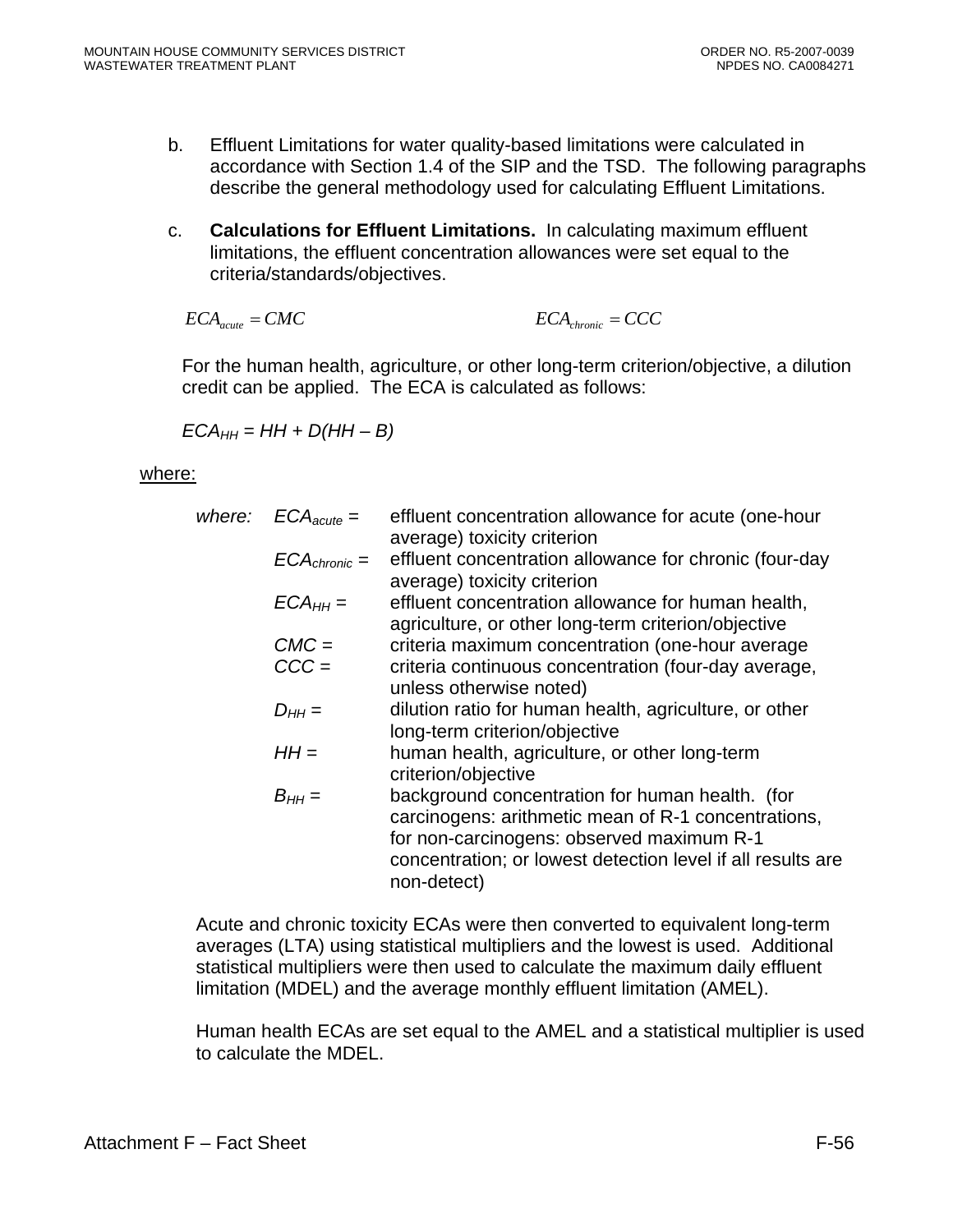b. Effluent Limitations for water quality-based limitations were calculated in accordance with Section 1.4 of the SIP and the TSD. The following paragraphs describe the general methodology used for calculating Effluent Limitations.

c. **Calculations for Effluent Limitations.** In calculating maximum effluent limitations, the effluent concentration allowances were set equal to the criteria/standards/objectives.

$$ECA_{acute} = CMC \qquad\qquad ECA_{chronic} = CCC$$

For the human health, agriculture, or other long-term criterion/objective, a dilution credit can be applied. The ECA is calculated as follows:

$$ECA_{HH} = HH + D(HH - B)$$

where:

*where:*

| | | |
|---|---|---|
| | $ECA_{acute}$ = | effluent concentration allowance for acute (one-hour average) toxicity criterion |
| | $ECA_{chronic}$ = | effluent concentration allowance for chronic (four-day average) toxicity criterion |
| | $ECA_{HH}$ = | effluent concentration allowance for human health, agriculture, or other long-term criterion/objective |
| | $CMC$ = | criteria maximum concentration (one-hour average |
| | $CCC$ = | criteria continuous concentration (four-day average, unless otherwise noted) |
| | $D_{HH}$ = | dilution ratio for human health, agriculture, or other long-term criterion/objective |
| | $HH$ = | human health, agriculture, or other long-term criterion/objective |
| | $B_{HH}$ = | background concentration for human health. (for carcinogens: arithmetic mean of R-1 concentrations, for non-carcinogens: observed maximum R-1 concentration; or lowest detection level if all results are non-detect) |

Acute and chronic toxicity ECAs were then converted to equivalent long-term averages (LTA) using statistical multipliers and the lowest is used. Additional statistical multipliers were then used to calculate the maximum daily effluent limitation (MDEL) and the average monthly effluent limitation (AMEL).

Human health ECAs are set equal to the AMEL and a statistical multiplier is used to calculate the MDEL.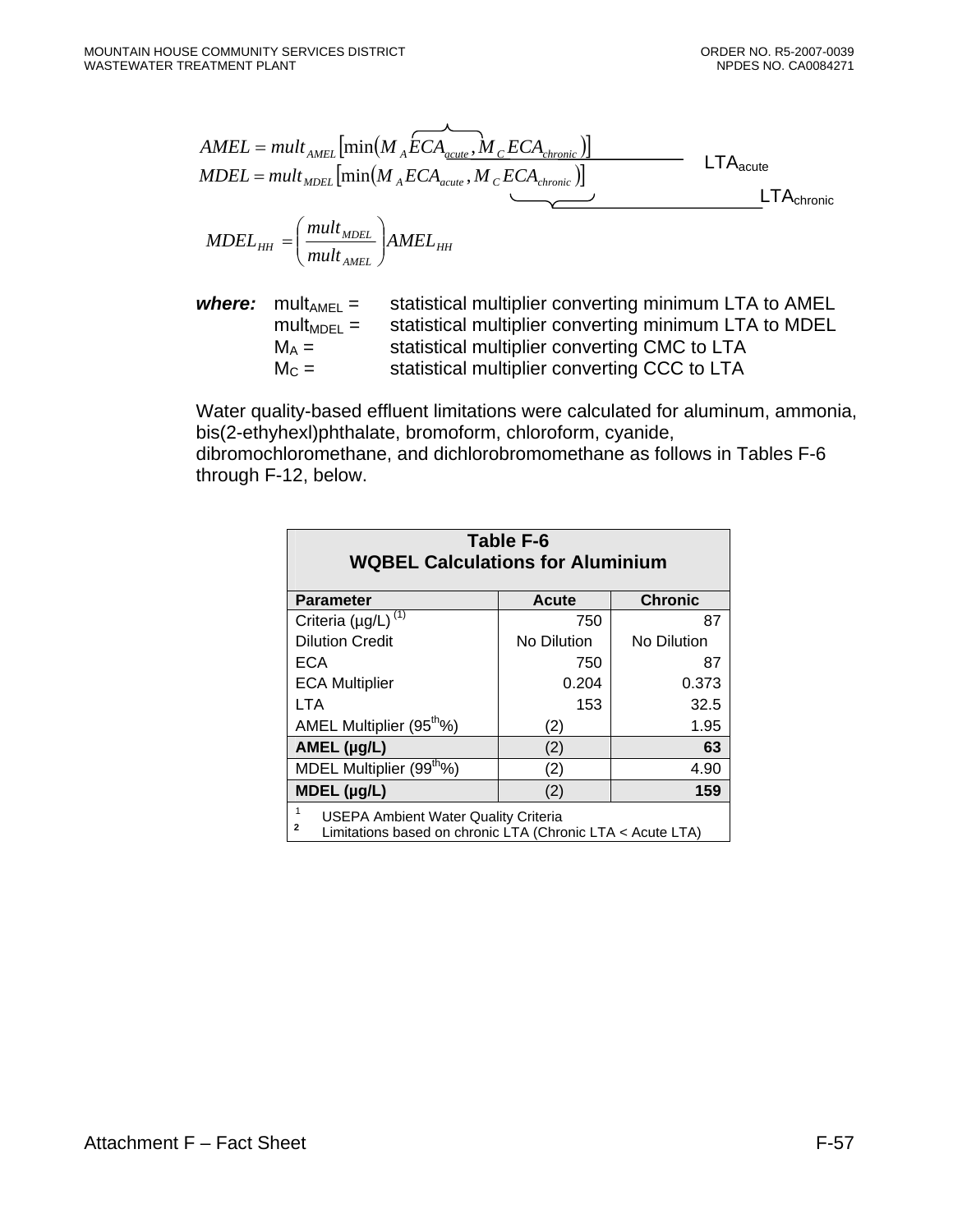$$AMEL = mult_{AMEL}\left[\min\left(\overbrace{M_A ECA_{acute}}^{LTA_{acute}}, M_C ECA_{chronic}\right)\right]$$

$$MDEL = mult_{MDEL}\left[\min\left(M_A ECA_{acute}, \underbrace{M_C ECA_{chronic}}_{LTA_{chronic}}\right)\right]$$

$$MDEL_{HH} = \left(\frac{mult_{MDEL}}{mult_{AMEL}}\right) AMEL_{HH}$$

***where:***
- $mult_{AMEL}$ = statistical multiplier converting minimum LTA to AMEL
- $mult_{MDEL}$ = statistical multiplier converting minimum LTA to MDEL
- $M_A$ = statistical multiplier converting CMC to LTA
- $M_C$ = statistical multiplier converting CCC to LTA

Water quality-based effluent limitations were calculated for aluminum, ammonia, bis(2-ethyhexl)phthalate, bromoform, chloroform, cyanide, dibromochloromethane, and dichlorobromomethane as follows in Tables F-6 through F-12, below.

**Table F-6**
**WQBEL Calculations for Aluminium**

| Parameter | Acute | Chronic |
|---|---|---|
| Criteria (µg/L) [1] | 750 | 87 |
| Dilution Credit | No Dilution | No Dilution |
| ECA | 750 | 87 |
| ECA Multiplier | 0.204 | 0.373 |
| LTA | 153 | 32.5 |
| AMEL Multiplier (95th%) | (2) | 1.95 |
| **AMEL (µg/L)** | (2) | **63** |
| MDEL Multiplier (99th%) | (2) | 4.90 |
| **MDEL (µg/L)** | (2) | **159** |

1 USEPA Ambient Water Quality Criteria
**2** Limitations based on chronic LTA (Chronic LTA < Acute LTA)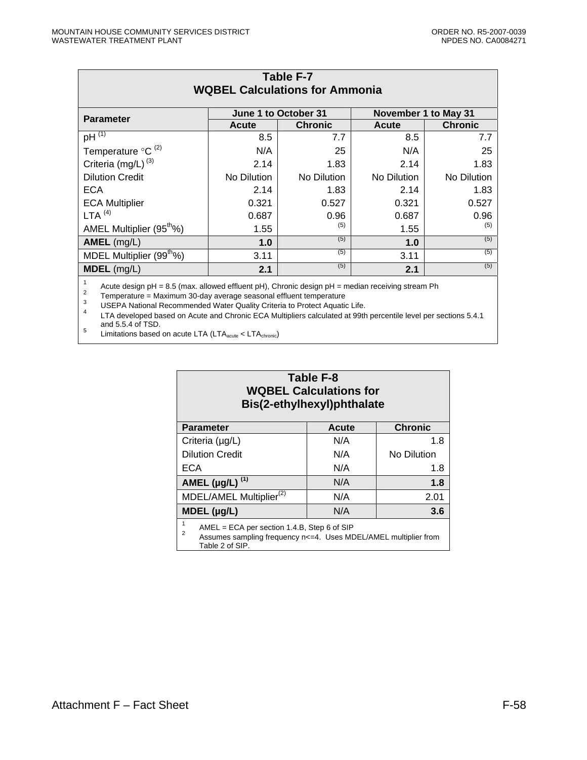**Table F-7**
**WQBEL Calculations for Ammonia**

| Parameter | June 1 to October 31 | | November 1 to May 31 | |
|---|---|---|---|---|
| | Acute | Chronic | Acute | Chronic |
| pH [(1)] | 8.5 | 7.7 | 8.5 | 7.7 |
| Temperature °C [(2)] | N/A | 25 | N/A | 25 |
| Criteria (mg/L) [(3)] | 2.14 | 1.83 | 2.14 | 1.83 |
| Dilution Credit | No Dilution | No Dilution | No Dilution | No Dilution |
| ECA | 2.14 | 1.83 | 2.14 | 1.83 |
| ECA Multiplier | 0.321 | 0.527 | 0.321 | 0.527 |
| LTA [(4)] | 0.687 | 0.96 | 0.687 | 0.96 |
| AMEL Multiplier ($95^{th}$%) | 1.55 | [(5)] | 1.55 | [(5)] |
| **AMEL** (mg/L) | **1.0** | [(5)] | **1.0** | [(5)] |
| MDEL Multiplier ($99^{th}$%) | 3.11 | [(5)] | 3.11 | [(5)] |
| **MDEL** (mg/L) | **2.1** | [(5)] | **2.1** | [(5)] |

[1] Acute design pH = 8.5 (max. allowed effluent pH), Chronic design pH = median receiving stream Ph
[2] Temperature = Maximum 30-day average seasonal effluent temperature
[3] USEPA National Recommended Water Quality Criteria to Protect Aquatic Life.
[4] LTA developed based on Acute and Chronic ECA Multipliers calculated at 99th percentile level per sections 5.4.1 and 5.5.4 of TSD.
[5] Limitations based on acute LTA ($LTA_{acute} < LTA_{chronic}$)

**Table F-8**
**WQBEL Calculations for Bis(2-ethylhexyl)phthalate**

| Parameter | Acute | Chronic |
|---|---|---|
| Criteria (µg/L) | N/A | 1.8 |
| Dilution Credit | N/A | No Dilution |
| ECA | N/A | 1.8 |
| **AMEL (µg/L) [(1)]** | N/A | **1.8** |
| MDEL/AMEL Multiplier[(2)] | N/A | 2.01 |
| **MDEL (µg/L)** | N/A | **3.6** |

[1] AMEL = ECA per section 1.4.B, Step 6 of SIP
[2] Assumes sampling frequency n<=4. Uses MDEL/AMEL multiplier from Table 2 of SIP.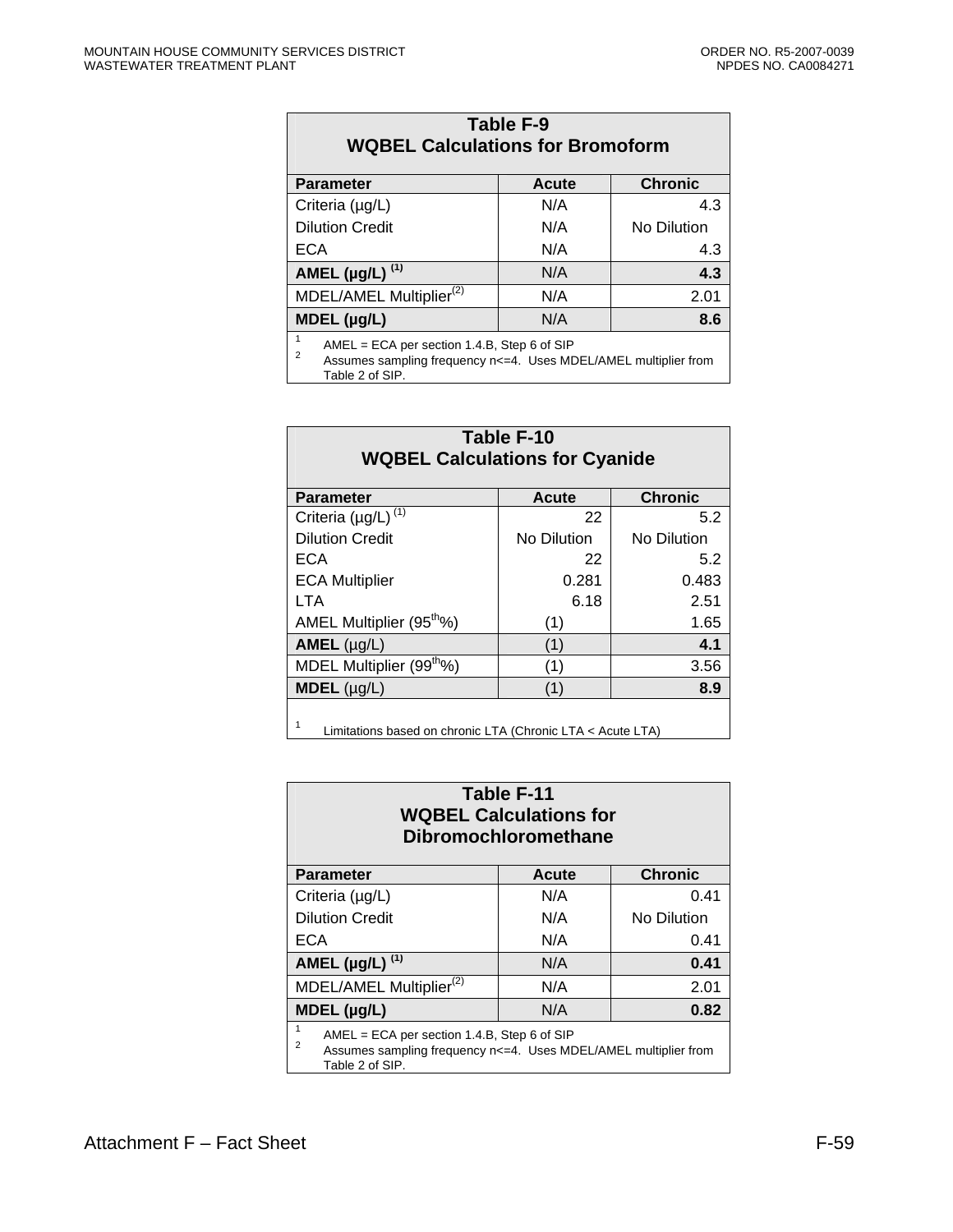**Table F-9**
**WQBEL Calculations for Bromoform**

| Parameter | Acute | Chronic |
|---|---|---|
| Criteria (µg/L) | N/A | 4.3 |
| Dilution Credit | N/A | No Dilution |
| ECA | N/A | 4.3 |
| **AMEL (µg/L)** [(1)] | N/A | **4.3** |
| MDEL/AMEL Multiplier[(2)] | N/A | 2.01 |
| **MDEL (µg/L)** | N/A | **8.6** |

[1] AMEL = ECA per section 1.4.B, Step 6 of SIP
[2] Assumes sampling frequency n<=4. Uses MDEL/AMEL multiplier from Table 2 of SIP.

**Table F-10**
**WQBEL Calculations for Cyanide**

| Parameter | Acute | Chronic |
|---|---|---|
| Criteria (µg/L) [(1)] | 22 | 5.2 |
| Dilution Credit | No Dilution | No Dilution |
| ECA | 22 | 5.2 |
| ECA Multiplier | 0.281 | 0.483 |
| LTA | 6.18 | 2.51 |
| AMEL Multiplier (95th%) | (1) | 1.65 |
| **AMEL** (µg/L) | (1) | **4.1** |
| MDEL Multiplier (99th%) | (1) | 3.56 |
| **MDEL** (µg/L) | (1) | **8.9** |

[1] Limitations based on chronic LTA (Chronic LTA < Acute LTA)

**Table F-11**
**WQBEL Calculations for Dibromochloromethane**

| Parameter | Acute | Chronic |
|---|---|---|
| Criteria (µg/L) | N/A | 0.41 |
| Dilution Credit | N/A | No Dilution |
| ECA | N/A | 0.41 |
| **AMEL (µg/L)** [(1)] | N/A | **0.41** |
| MDEL/AMEL Multiplier[(2)] | N/A | 2.01 |
| **MDEL (µg/L)** | N/A | **0.82** |

[1] AMEL = ECA per section 1.4.B, Step 6 of SIP
[2] Assumes sampling frequency n<=4. Uses MDEL/AMEL multiplier from Table 2 of SIP.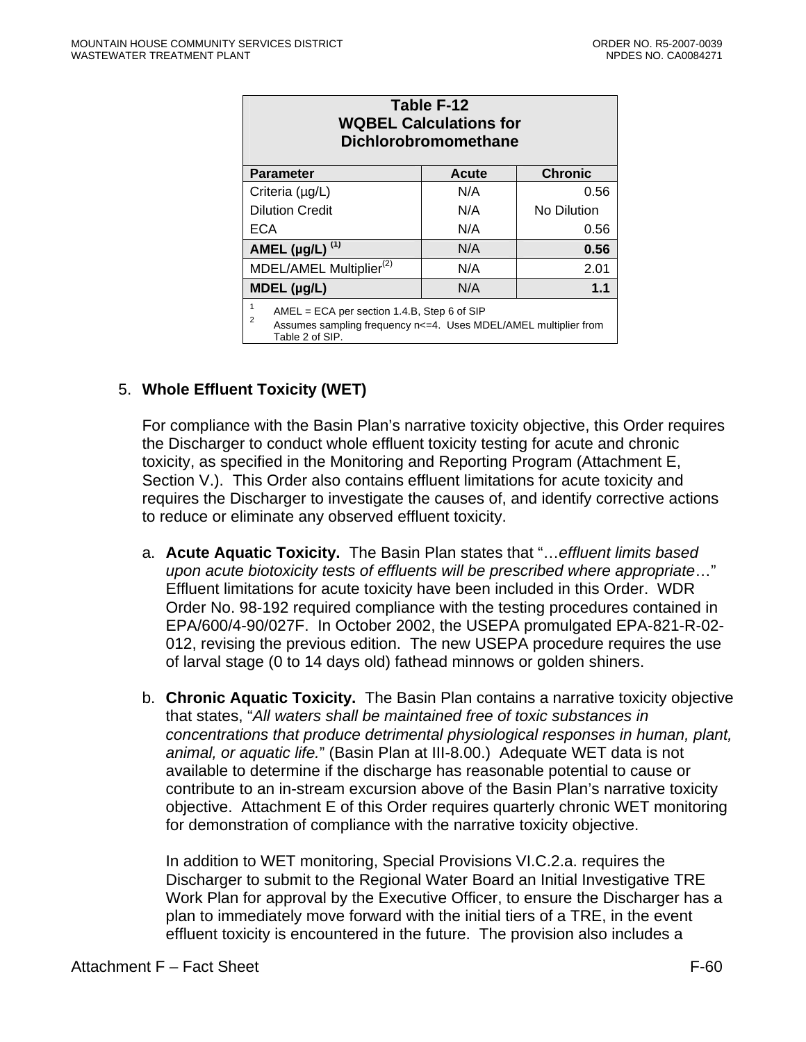| Table F-12 WQBEL Calculations for Dichlorobromomethane | | |
|---|---|---|
| **Parameter** | **Acute** | **Chronic** |
| Criteria (µg/L) | N/A | 0.56 |
| Dilution Credit | N/A | No Dilution |
| ECA | N/A | 0.56 |
| **AMEL (µg/L)** [1] | N/A | **0.56** |
| MDEL/AMEL Multiplier[2] | N/A | 2.01 |
| **MDEL (µg/L)** | N/A | **1.1** |

[1] AMEL = ECA per section 1.4.B, Step 6 of SIP
[2] Assumes sampling frequency n<=4. Uses MDEL/AMEL multiplier from Table 2 of SIP.

5. **Whole Effluent Toxicity (WET)**

For compliance with the Basin Plan's narrative toxicity objective, this Order requires the Discharger to conduct whole effluent toxicity testing for acute and chronic toxicity, as specified in the Monitoring and Reporting Program (Attachment E, Section V.). This Order also contains effluent limitations for acute toxicity and requires the Discharger to investigate the causes of, and identify corrective actions to reduce or eliminate any observed effluent toxicity.

a. **Acute Aquatic Toxicity.** The Basin Plan states that "…*effluent limits based upon acute biotoxicity tests of effluents will be prescribed where appropriate*…" Effluent limitations for acute toxicity have been included in this Order. WDR Order No. 98-192 required compliance with the testing procedures contained in EPA/600/4-90/027F. In October 2002, the USEPA promulgated EPA-821-R-02-012, revising the previous edition. The new USEPA procedure requires the use of larval stage (0 to 14 days old) fathead minnows or golden shiners.

b. **Chronic Aquatic Toxicity.** The Basin Plan contains a narrative toxicity objective that states, "*All waters shall be maintained free of toxic substances in concentrations that produce detrimental physiological responses in human, plant, animal, or aquatic life.*" (Basin Plan at III-8.00.) Adequate WET data is not available to determine if the discharge has reasonable potential to cause or contribute to an in-stream excursion above of the Basin Plan's narrative toxicity objective. Attachment E of this Order requires quarterly chronic WET monitoring for demonstration of compliance with the narrative toxicity objective.

In addition to WET monitoring, Special Provisions VI.C.2.a. requires the Discharger to submit to the Regional Water Board an Initial Investigative TRE Work Plan for approval by the Executive Officer, to ensure the Discharger has a plan to immediately move forward with the initial tiers of a TRE, in the event effluent toxicity is encountered in the future. The provision also includes a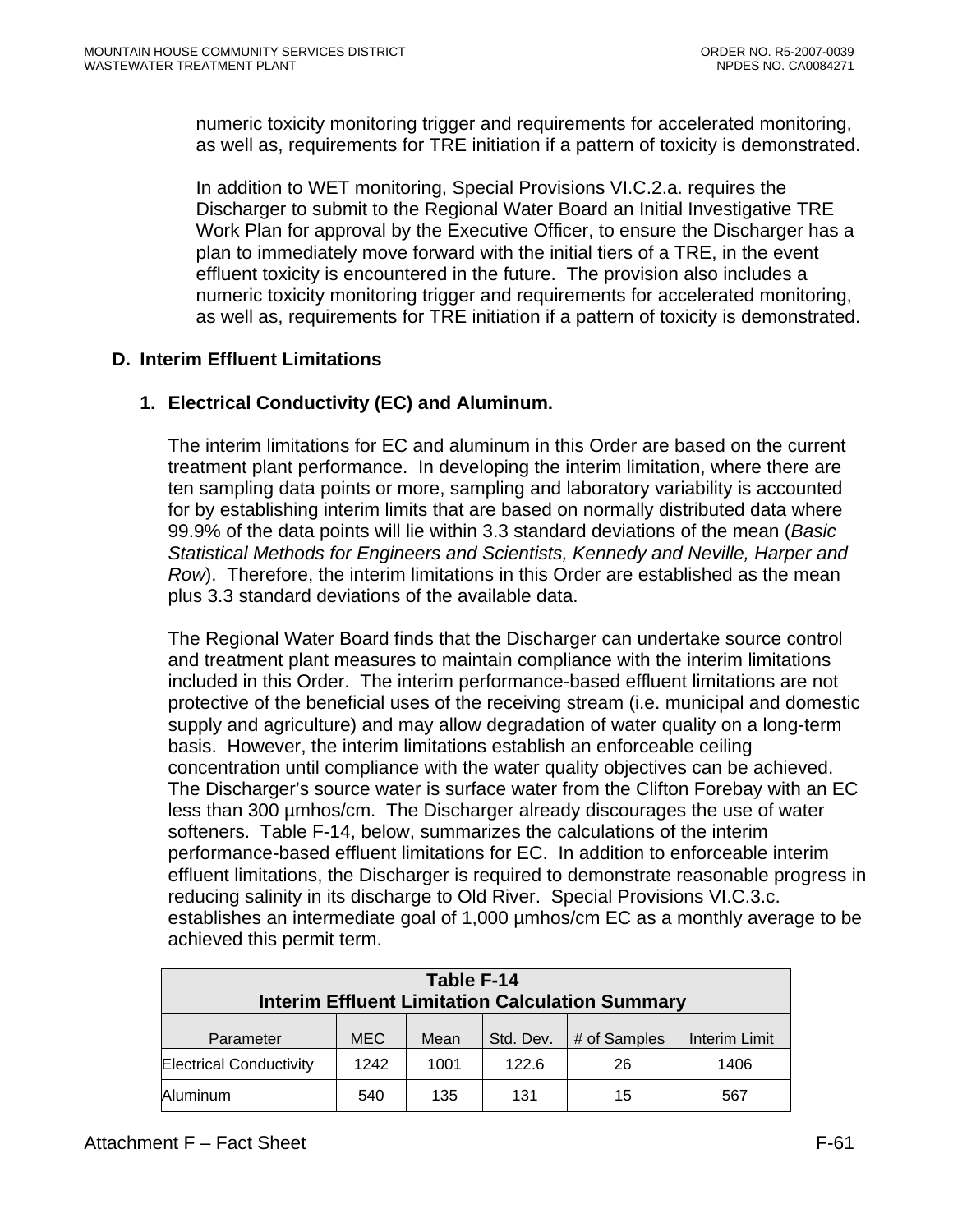numeric toxicity monitoring trigger and requirements for accelerated monitoring, as well as, requirements for TRE initiation if a pattern of toxicity is demonstrated.

In addition to WET monitoring, Special Provisions VI.C.2.a. requires the Discharger to submit to the Regional Water Board an Initial Investigative TRE Work Plan for approval by the Executive Officer, to ensure the Discharger has a plan to immediately move forward with the initial tiers of a TRE, in the event effluent toxicity is encountered in the future. The provision also includes a numeric toxicity monitoring trigger and requirements for accelerated monitoring, as well as, requirements for TRE initiation if a pattern of toxicity is demonstrated.

## D. Interim Effluent Limitations

### 1. Electrical Conductivity (EC) and Aluminum.

The interim limitations for EC and aluminum in this Order are based on the current treatment plant performance. In developing the interim limitation, where there are ten sampling data points or more, sampling and laboratory variability is accounted for by establishing interim limits that are based on normally distributed data where 99.9% of the data points will lie within 3.3 standard deviations of the mean (*Basic Statistical Methods for Engineers and Scientists, Kennedy and Neville, Harper and Row*). Therefore, the interim limitations in this Order are established as the mean plus 3.3 standard deviations of the available data.

The Regional Water Board finds that the Discharger can undertake source control and treatment plant measures to maintain compliance with the interim limitations included in this Order. The interim performance-based effluent limitations are not protective of the beneficial uses of the receiving stream (i.e. municipal and domestic supply and agriculture) and may allow degradation of water quality on a long-term basis. However, the interim limitations establish an enforceable ceiling concentration until compliance with the water quality objectives can be achieved. The Discharger's source water is surface water from the Clifton Forebay with an EC less than 300 µmhos/cm. The Discharger already discourages the use of water softeners. Table F-14, below, summarizes the calculations of the interim performance-based effluent limitations for EC. In addition to enforceable interim effluent limitations, the Discharger is required to demonstrate reasonable progress in reducing salinity in its discharge to Old River. Special Provisions VI.C.3.c. establishes an intermediate goal of 1,000 µmhos/cm EC as a monthly average to be achieved this permit term.

**Table F-14**
**Interim Effluent Limitation Calculation Summary**

| Parameter | MEC | Mean | Std. Dev. | # of Samples | Interim Limit |
|---|---|---|---|---|---|
| Electrical Conductivity | 1242 | 1001 | 122.6 | 26 | 1406 |
| Aluminum | 540 | 135 | 131 | 15 | 567 |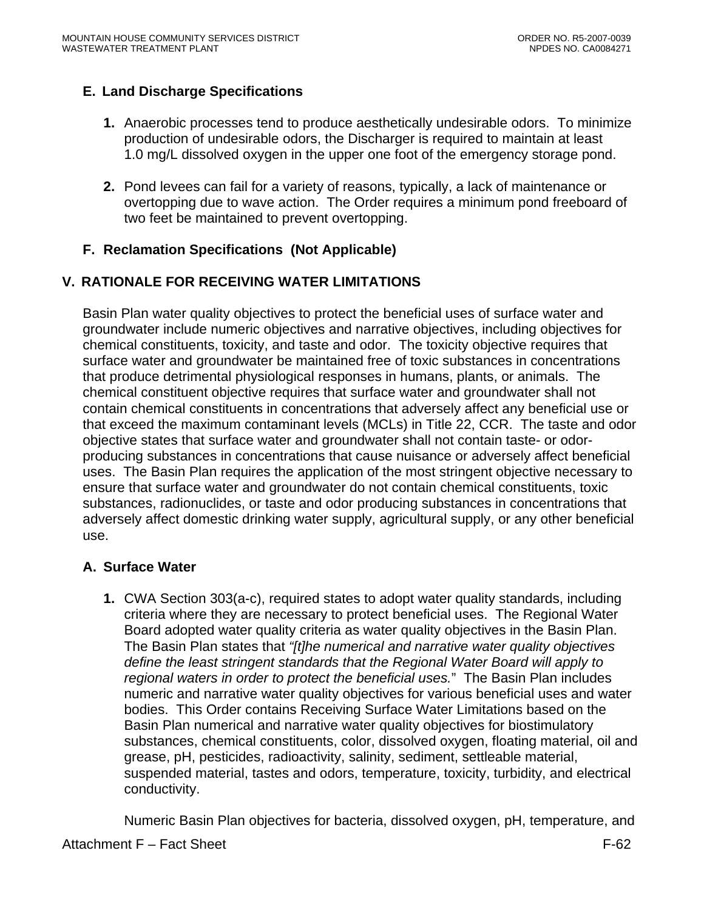### E. Land Discharge Specifications

1. **1.** Anaerobic processes tend to produce aesthetically undesirable odors. To minimize production of undesirable odors, the Discharger is required to maintain at least 1.0 mg/L dissolved oxygen in the upper one foot of the emergency storage pond.

2. **2.** Pond levees can fail for a variety of reasons, typically, a lack of maintenance or overtopping due to wave action. The Order requires a minimum pond freeboard of two feet be maintained to prevent overtopping.

### F. Reclamation Specifications (Not Applicable)

## V. RATIONALE FOR RECEIVING WATER LIMITATIONS

Basin Plan water quality objectives to protect the beneficial uses of surface water and groundwater include numeric objectives and narrative objectives, including objectives for chemical constituents, toxicity, and taste and odor. The toxicity objective requires that surface water and groundwater be maintained free of toxic substances in concentrations that produce detrimental physiological responses in humans, plants, or animals. The chemical constituent objective requires that surface water and groundwater shall not contain chemical constituents in concentrations that adversely affect any beneficial use or that exceed the maximum contaminant levels (MCLs) in Title 22, CCR. The taste and odor objective states that surface water and groundwater shall not contain taste- or odor-producing substances in concentrations that cause nuisance or adversely affect beneficial uses. The Basin Plan requires the application of the most stringent objective necessary to ensure that surface water and groundwater do not contain chemical constituents, toxic substances, radionuclides, or taste and odor producing substances in concentrations that adversely affect domestic drinking water supply, agricultural supply, or any other beneficial use.

### A. Surface Water

1. **1.** CWA Section 303(a-c), required states to adopt water quality standards, including criteria where they are necessary to protect beneficial uses. The Regional Water Board adopted water quality criteria as water quality objectives in the Basin Plan. The Basin Plan states that *"[t]he numerical and narrative water quality objectives define the least stringent standards that the Regional Water Board will apply to regional waters in order to protect the beneficial uses."* The Basin Plan includes numeric and narrative water quality objectives for various beneficial uses and water bodies. This Order contains Receiving Surface Water Limitations based on the Basin Plan numerical and narrative water quality objectives for biostimulatory substances, chemical constituents, color, dissolved oxygen, floating material, oil and grease, pH, pesticides, radioactivity, salinity, sediment, settleable material, suspended material, tastes and odors, temperature, toxicity, turbidity, and electrical conductivity.

   Numeric Basin Plan objectives for bacteria, dissolved oxygen, pH, temperature, and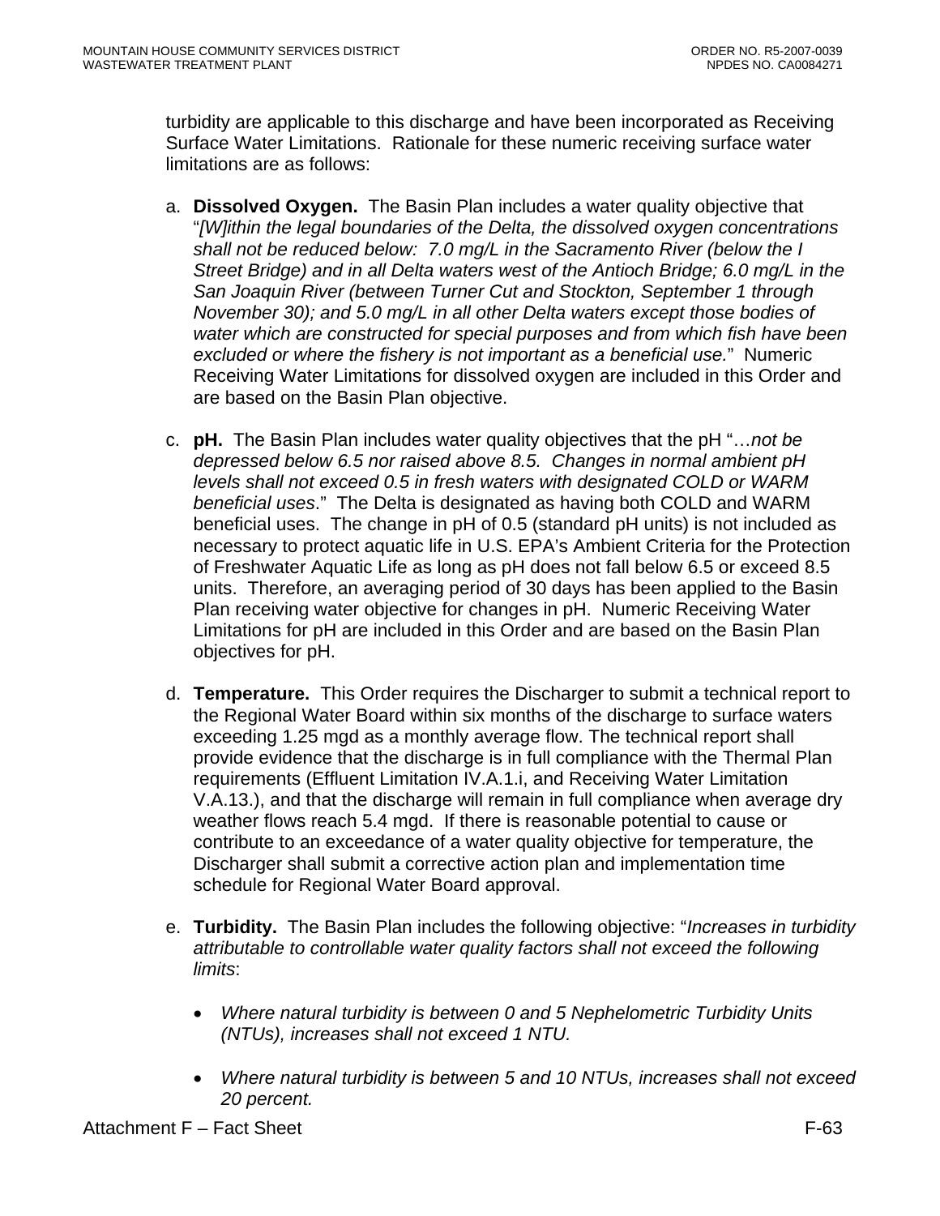turbidity are applicable to this discharge and have been incorporated as Receiving Surface Water Limitations. Rationale for these numeric receiving surface water limitations are as follows:

a. **Dissolved Oxygen.** The Basin Plan includes a water quality objective that "*[W]ithin the legal boundaries of the Delta, the dissolved oxygen concentrations shall not be reduced below: 7.0 mg/L in the Sacramento River (below the I Street Bridge) and in all Delta waters west of the Antioch Bridge; 6.0 mg/L in the San Joaquin River (between Turner Cut and Stockton, September 1 through November 30); and 5.0 mg/L in all other Delta waters except those bodies of water which are constructed for special purposes and from which fish have been excluded or where the fishery is not important as a beneficial use.*" Numeric Receiving Water Limitations for dissolved oxygen are included in this Order and are based on the Basin Plan objective.

c. **pH.** The Basin Plan includes water quality objectives that the pH "…*not be depressed below 6.5 nor raised above 8.5. Changes in normal ambient pH levels shall not exceed 0.5 in fresh waters with designated COLD or WARM beneficial uses*." The Delta is designated as having both COLD and WARM beneficial uses. The change in pH of 0.5 (standard pH units) is not included as necessary to protect aquatic life in U.S. EPA's Ambient Criteria for the Protection of Freshwater Aquatic Life as long as pH does not fall below 6.5 or exceed 8.5 units. Therefore, an averaging period of 30 days has been applied to the Basin Plan receiving water objective for changes in pH. Numeric Receiving Water Limitations for pH are included in this Order and are based on the Basin Plan objectives for pH.

d. **Temperature.** This Order requires the Discharger to submit a technical report to the Regional Water Board within six months of the discharge to surface waters exceeding 1.25 mgd as a monthly average flow. The technical report shall provide evidence that the discharge is in full compliance with the Thermal Plan requirements (Effluent Limitation IV.A.1.i, and Receiving Water Limitation V.A.13.), and that the discharge will remain in full compliance when average dry weather flows reach 5.4 mgd. If there is reasonable potential to cause or contribute to an exceedance of a water quality objective for temperature, the Discharger shall submit a corrective action plan and implementation time schedule for Regional Water Board approval.

e. **Turbidity.** The Basin Plan includes the following objective: "*Increases in turbidity attributable to controllable water quality factors shall not exceed the following limits*:

   - *Where natural turbidity is between 0 and 5 Nephelometric Turbidity Units (NTUs), increases shall not exceed 1 NTU.*

   - *Where natural turbidity is between 5 and 10 NTUs, increases shall not exceed 20 percent.*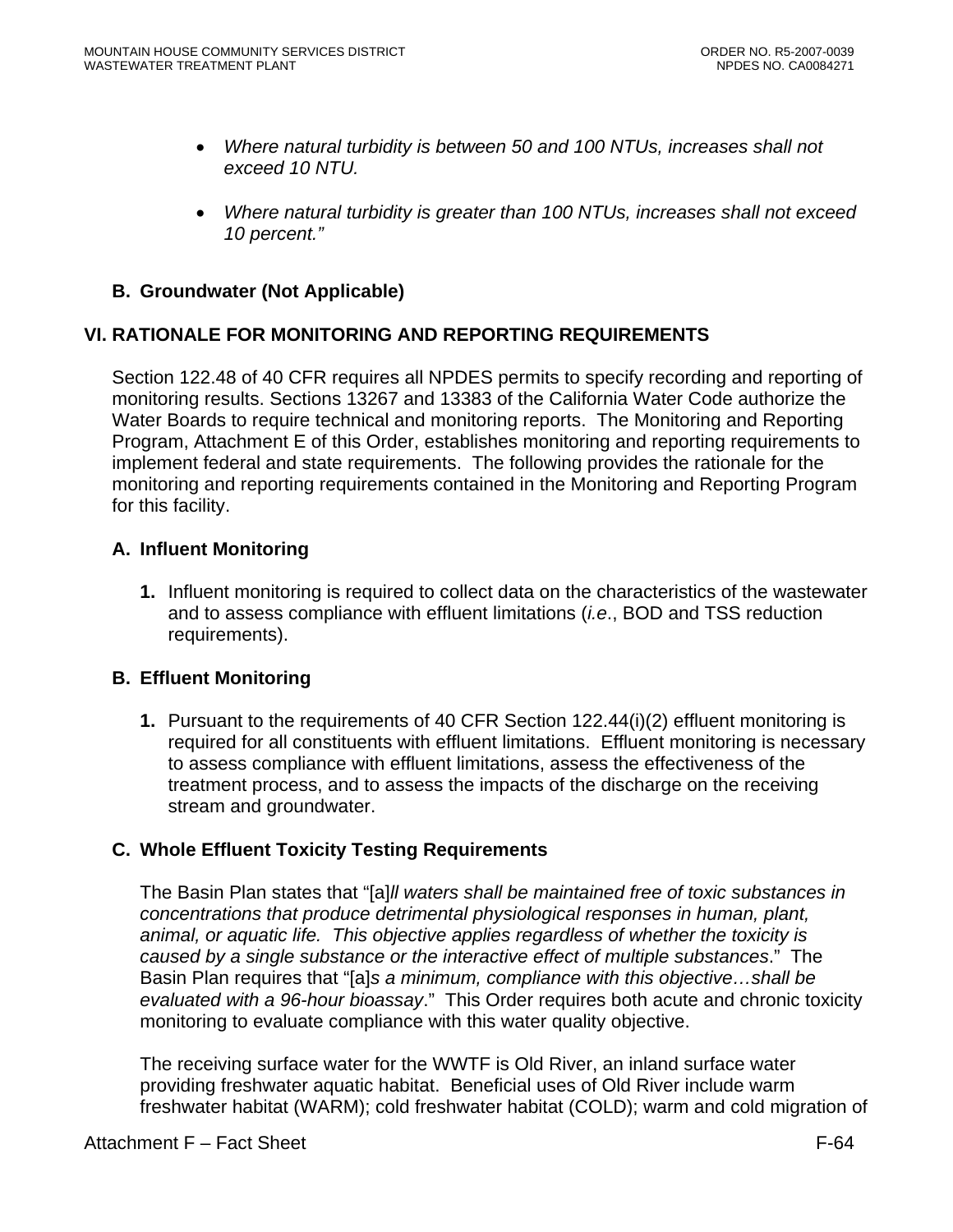- *Where natural turbidity is between 50 and 100 NTUs, increases shall not exceed 10 NTU.*

- *Where natural turbidity is greater than 100 NTUs, increases shall not exceed 10 percent."*

### B. Groundwater (Not Applicable)

## VI. RATIONALE FOR MONITORING AND REPORTING REQUIREMENTS

Section 122.48 of 40 CFR requires all NPDES permits to specify recording and reporting of monitoring results. Sections 13267 and 13383 of the California Water Code authorize the Water Boards to require technical and monitoring reports. The Monitoring and Reporting Program, Attachment E of this Order, establishes monitoring and reporting requirements to implement federal and state requirements. The following provides the rationale for the monitoring and reporting requirements contained in the Monitoring and Reporting Program for this facility.

### A. Influent Monitoring

1. Influent monitoring is required to collect data on the characteristics of the wastewater and to assess compliance with effluent limitations (*i.e*., BOD and TSS reduction requirements).

### B. Effluent Monitoring

1. Pursuant to the requirements of 40 CFR Section 122.44(i)(2) effluent monitoring is required for all constituents with effluent limitations. Effluent monitoring is necessary to assess compliance with effluent limitations, assess the effectiveness of the treatment process, and to assess the impacts of the discharge on the receiving stream and groundwater.

### C. Whole Effluent Toxicity Testing Requirements

The Basin Plan states that "[a]*ll waters shall be maintained free of toxic substances in concentrations that produce detrimental physiological responses in human, plant, animal, or aquatic life. This objective applies regardless of whether the toxicity is caused by a single substance or the interactive effect of multiple substances*." The Basin Plan requires that "[a]*s a minimum, compliance with this objective…shall be evaluated with a 96-hour bioassay*." This Order requires both acute and chronic toxicity monitoring to evaluate compliance with this water quality objective.

The receiving surface water for the WWTF is Old River, an inland surface water providing freshwater aquatic habitat. Beneficial uses of Old River include warm freshwater habitat (WARM); cold freshwater habitat (COLD); warm and cold migration of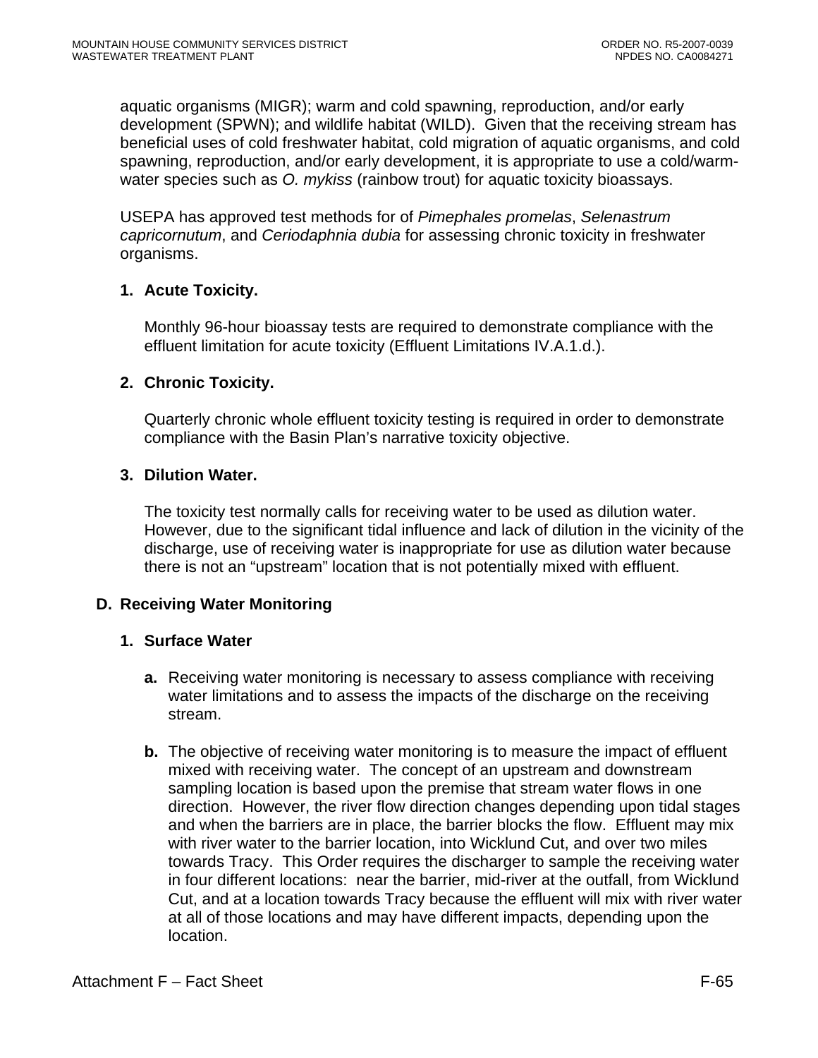aquatic organisms (MIGR); warm and cold spawning, reproduction, and/or early development (SPWN); and wildlife habitat (WILD). Given that the receiving stream has beneficial uses of cold freshwater habitat, cold migration of aquatic organisms, and cold spawning, reproduction, and/or early development, it is appropriate to use a cold/warm-water species such as *O. mykiss* (rainbow trout) for aquatic toxicity bioassays.

USEPA has approved test methods for of *Pimephales promelas*, *Selenastrum capricornutum*, and *Ceriodaphnia dubia* for assessing chronic toxicity in freshwater organisms.

**1. Acute Toxicity.**

Monthly 96-hour bioassay tests are required to demonstrate compliance with the effluent limitation for acute toxicity (Effluent Limitations IV.A.1.d.).

**2. Chronic Toxicity.**

Quarterly chronic whole effluent toxicity testing is required in order to demonstrate compliance with the Basin Plan's narrative toxicity objective.

**3. Dilution Water.**

The toxicity test normally calls for receiving water to be used as dilution water. However, due to the significant tidal influence and lack of dilution in the vicinity of the discharge, use of receiving water is inappropriate for use as dilution water because there is not an "upstream" location that is not potentially mixed with effluent.

## D. Receiving Water Monitoring

### 1. Surface Water

**a.** Receiving water monitoring is necessary to assess compliance with receiving water limitations and to assess the impacts of the discharge on the receiving stream.

**b.** The objective of receiving water monitoring is to measure the impact of effluent mixed with receiving water. The concept of an upstream and downstream sampling location is based upon the premise that stream water flows in one direction. However, the river flow direction changes depending upon tidal stages and when the barriers are in place, the barrier blocks the flow. Effluent may mix with river water to the barrier location, into Wicklund Cut, and over two miles towards Tracy. This Order requires the discharger to sample the receiving water in four different locations: near the barrier, mid-river at the outfall, from Wicklund Cut, and at a location towards Tracy because the effluent will mix with river water at all of those locations and may have different impacts, depending upon the location.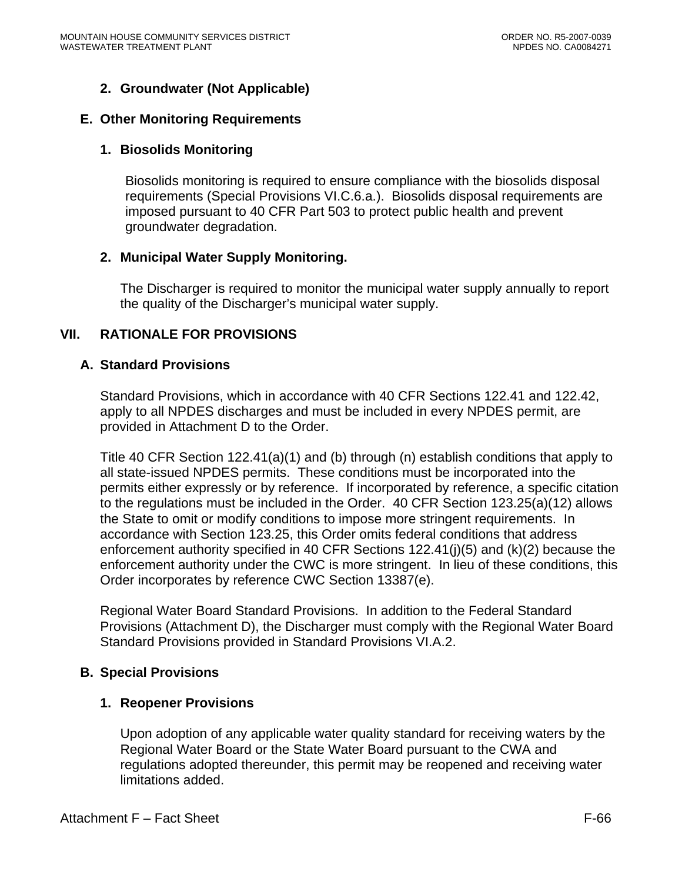#### 2. Groundwater (Not Applicable)

### E. Other Monitoring Requirements

#### 1. Biosolids Monitoring

Biosolids monitoring is required to ensure compliance with the biosolids disposal requirements (Special Provisions VI.C.6.a.). Biosolids disposal requirements are imposed pursuant to 40 CFR Part 503 to protect public health and prevent groundwater degradation.

#### 2. Municipal Water Supply Monitoring.

The Discharger is required to monitor the municipal water supply annually to report the quality of the Discharger's municipal water supply.

## VII. RATIONALE FOR PROVISIONS

### A. Standard Provisions

Standard Provisions, which in accordance with 40 CFR Sections 122.41 and 122.42, apply to all NPDES discharges and must be included in every NPDES permit, are provided in Attachment D to the Order.

Title 40 CFR Section 122.41(a)(1) and (b) through (n) establish conditions that apply to all state-issued NPDES permits. These conditions must be incorporated into the permits either expressly or by reference. If incorporated by reference, a specific citation to the regulations must be included in the Order. 40 CFR Section 123.25(a)(12) allows the State to omit or modify conditions to impose more stringent requirements. In accordance with Section 123.25, this Order omits federal conditions that address enforcement authority specified in 40 CFR Sections 122.41(j)(5) and (k)(2) because the enforcement authority under the CWC is more stringent. In lieu of these conditions, this Order incorporates by reference CWC Section 13387(e).

Regional Water Board Standard Provisions. In addition to the Federal Standard Provisions (Attachment D), the Discharger must comply with the Regional Water Board Standard Provisions provided in Standard Provisions VI.A.2.

### B. Special Provisions

#### 1. Reopener Provisions

Upon adoption of any applicable water quality standard for receiving waters by the Regional Water Board or the State Water Board pursuant to the CWA and regulations adopted thereunder, this permit may be reopened and receiving water limitations added.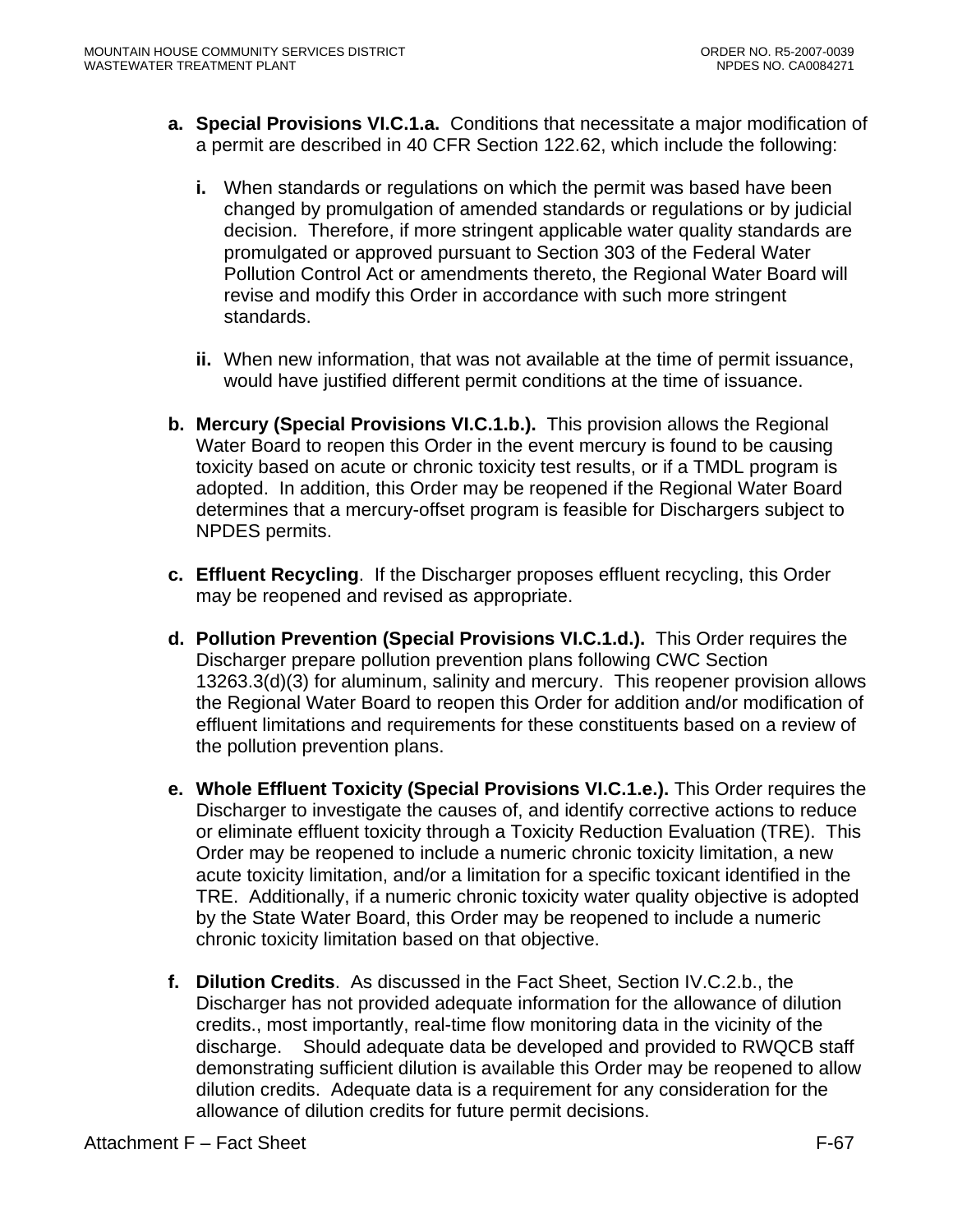a. **Special Provisions VI.C.1.a.** Conditions that necessitate a major modification of a permit are described in 40 CFR Section 122.62, which include the following:

   i. When standards or regulations on which the permit was based have been changed by promulgation of amended standards or regulations or by judicial decision. Therefore, if more stringent applicable water quality standards are promulgated or approved pursuant to Section 303 of the Federal Water Pollution Control Act or amendments thereto, the Regional Water Board will revise and modify this Order in accordance with such more stringent standards.

   ii. When new information, that was not available at the time of permit issuance, would have justified different permit conditions at the time of issuance.

b. **Mercury (Special Provisions VI.C.1.b.).** This provision allows the Regional Water Board to reopen this Order in the event mercury is found to be causing toxicity based on acute or chronic toxicity test results, or if a TMDL program is adopted. In addition, this Order may be reopened if the Regional Water Board determines that a mercury-offset program is feasible for Dischargers subject to NPDES permits.

c. **Effluent Recycling**. If the Discharger proposes effluent recycling, this Order may be reopened and revised as appropriate.

d. **Pollution Prevention (Special Provisions VI.C.1.d.).** This Order requires the Discharger prepare pollution prevention plans following CWC Section 13263.3(d)(3) for aluminum, salinity and mercury. This reopener provision allows the Regional Water Board to reopen this Order for addition and/or modification of effluent limitations and requirements for these constituents based on a review of the pollution prevention plans.

e. **Whole Effluent Toxicity (Special Provisions VI.C.1.e.).** This Order requires the Discharger to investigate the causes of, and identify corrective actions to reduce or eliminate effluent toxicity through a Toxicity Reduction Evaluation (TRE). This Order may be reopened to include a numeric chronic toxicity limitation, a new acute toxicity limitation, and/or a limitation for a specific toxicant identified in the TRE. Additionally, if a numeric chronic toxicity water quality objective is adopted by the State Water Board, this Order may be reopened to include a numeric chronic toxicity limitation based on that objective.

f. **Dilution Credits**. As discussed in the Fact Sheet, Section IV.C.2.b., the Discharger has not provided adequate information for the allowance of dilution credits., most importantly, real-time flow monitoring data in the vicinity of the discharge. Should adequate data be developed and provided to RWQCB staff demonstrating sufficient dilution is available this Order may be reopened to allow dilution credits. Adequate data is a requirement for any consideration for the allowance of dilution credits for future permit decisions.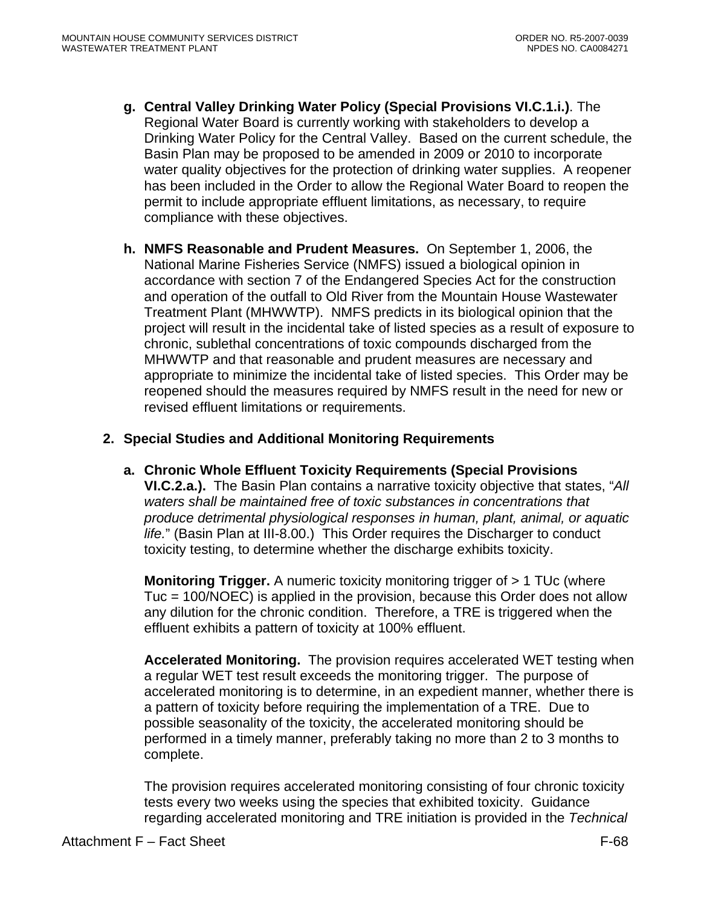g. **Central Valley Drinking Water Policy (Special Provisions VI.C.1.i.)**. The Regional Water Board is currently working with stakeholders to develop a Drinking Water Policy for the Central Valley. Based on the current schedule, the Basin Plan may be proposed to be amended in 2009 or 2010 to incorporate water quality objectives for the protection of drinking water supplies. A reopener has been included in the Order to allow the Regional Water Board to reopen the permit to include appropriate effluent limitations, as necessary, to require compliance with these objectives.

h. **NMFS Reasonable and Prudent Measures.** On September 1, 2006, the National Marine Fisheries Service (NMFS) issued a biological opinion in accordance with section 7 of the Endangered Species Act for the construction and operation of the outfall to Old River from the Mountain House Wastewater Treatment Plant (MHWWTP). NMFS predicts in its biological opinion that the project will result in the incidental take of listed species as a result of exposure to chronic, sublethal concentrations of toxic compounds discharged from the MHWWTP and that reasonable and prudent measures are necessary and appropriate to minimize the incidental take of listed species. This Order may be reopened should the measures required by NMFS result in the need for new or revised effluent limitations or requirements.

2. **Special Studies and Additional Monitoring Requirements**

a. **Chronic Whole Effluent Toxicity Requirements (Special Provisions VI.C.2.a.).** The Basin Plan contains a narrative toxicity objective that states, "*All waters shall be maintained free of toxic substances in concentrations that produce detrimental physiological responses in human, plant, animal, or aquatic life.*" (Basin Plan at III-8.00.) This Order requires the Discharger to conduct toxicity testing, to determine whether the discharge exhibits toxicity.

**Monitoring Trigger.** A numeric toxicity monitoring trigger of > 1 TUc (where Tuc = 100/NOEC) is applied in the provision, because this Order does not allow any dilution for the chronic condition. Therefore, a TRE is triggered when the effluent exhibits a pattern of toxicity at 100% effluent.

**Accelerated Monitoring.** The provision requires accelerated WET testing when a regular WET test result exceeds the monitoring trigger. The purpose of accelerated monitoring is to determine, in an expedient manner, whether there is a pattern of toxicity before requiring the implementation of a TRE. Due to possible seasonality of the toxicity, the accelerated monitoring should be performed in a timely manner, preferably taking no more than 2 to 3 months to complete.

The provision requires accelerated monitoring consisting of four chronic toxicity tests every two weeks using the species that exhibited toxicity. Guidance regarding accelerated monitoring and TRE initiation is provided in the *Technical*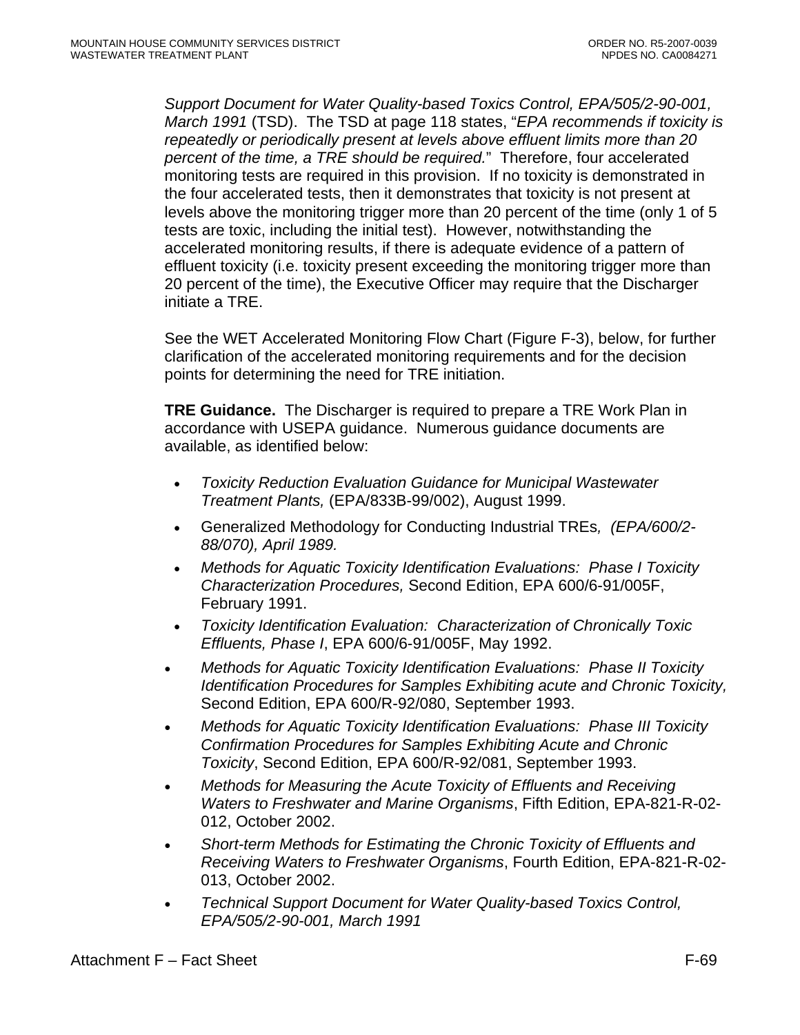*Support Document for Water Quality-based Toxics Control, EPA/505/2-90-001, March 1991* (TSD). The TSD at page 118 states, "*EPA recommends if toxicity is repeatedly or periodically present at levels above effluent limits more than 20 percent of the time, a TRE should be required.*" Therefore, four accelerated monitoring tests are required in this provision. If no toxicity is demonstrated in the four accelerated tests, then it demonstrates that toxicity is not present at levels above the monitoring trigger more than 20 percent of the time (only 1 of 5 tests are toxic, including the initial test). However, notwithstanding the accelerated monitoring results, if there is adequate evidence of a pattern of effluent toxicity (i.e. toxicity present exceeding the monitoring trigger more than 20 percent of the time), the Executive Officer may require that the Discharger initiate a TRE.

See the WET Accelerated Monitoring Flow Chart (Figure F-3), below, for further clarification of the accelerated monitoring requirements and for the decision points for determining the need for TRE initiation.

**TRE Guidance.** The Discharger is required to prepare a TRE Work Plan in accordance with USEPA guidance. Numerous guidance documents are available, as identified below:

- *Toxicity Reduction Evaluation Guidance for Municipal Wastewater Treatment Plants,* (EPA/833B-99/002), August 1999.
- Generalized Methodology for Conducting Industrial TREs*, (EPA/600/2-88/070), April 1989.*
- *Methods for Aquatic Toxicity Identification Evaluations: Phase I Toxicity Characterization Procedures,* Second Edition, EPA 600/6-91/005F, February 1991.
- *Toxicity Identification Evaluation: Characterization of Chronically Toxic Effluents, Phase I*, EPA 600/6-91/005F, May 1992.
- *Methods for Aquatic Toxicity Identification Evaluations: Phase II Toxicity Identification Procedures for Samples Exhibiting acute and Chronic Toxicity,* Second Edition, EPA 600/R-92/080, September 1993.
- *Methods for Aquatic Toxicity Identification Evaluations: Phase III Toxicity Confirmation Procedures for Samples Exhibiting Acute and Chronic Toxicity*, Second Edition, EPA 600/R-92/081, September 1993.
- *Methods for Measuring the Acute Toxicity of Effluents and Receiving Waters to Freshwater and Marine Organisms*, Fifth Edition, EPA-821-R-02-012, October 2002.
- *Short-term Methods for Estimating the Chronic Toxicity of Effluents and Receiving Waters to Freshwater Organisms*, Fourth Edition, EPA-821-R-02-013, October 2002.
- *Technical Support Document for Water Quality-based Toxics Control, EPA/505/2-90-001, March 1991*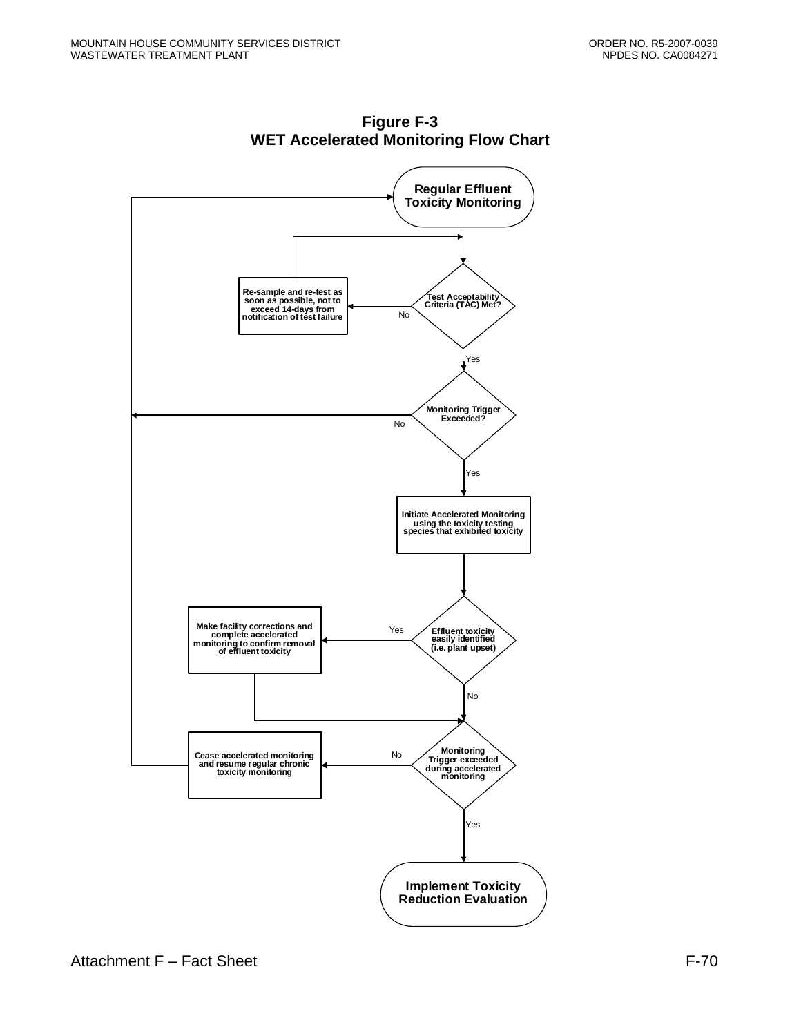**Figure F-3**
**WET Accelerated Monitoring Flow Chart**

Regular Effluent Toxicity Monitoring

Test Acceptability Criteria (TAC) Met?

No → Re-sample and re-test as soon as possible, not to exceed 14-days from notification of test failure

Yes

Monitoring Trigger Exceeded?

No

Yes

Initiate Accelerated Monitoring using the toxicity testing species that exhibited toxicity

Effluent toxicity easily identified (i.e. plant upset)

Yes → Make facility corrections and complete accelerated monitoring to confirm removal of effluent toxicity

No

Monitoring Trigger exceeded during accelerated monitoring

No → Cease accelerated monitoring and resume regular chronic toxicity monitoring

Yes

Implement Toxicity Reduction Evaluation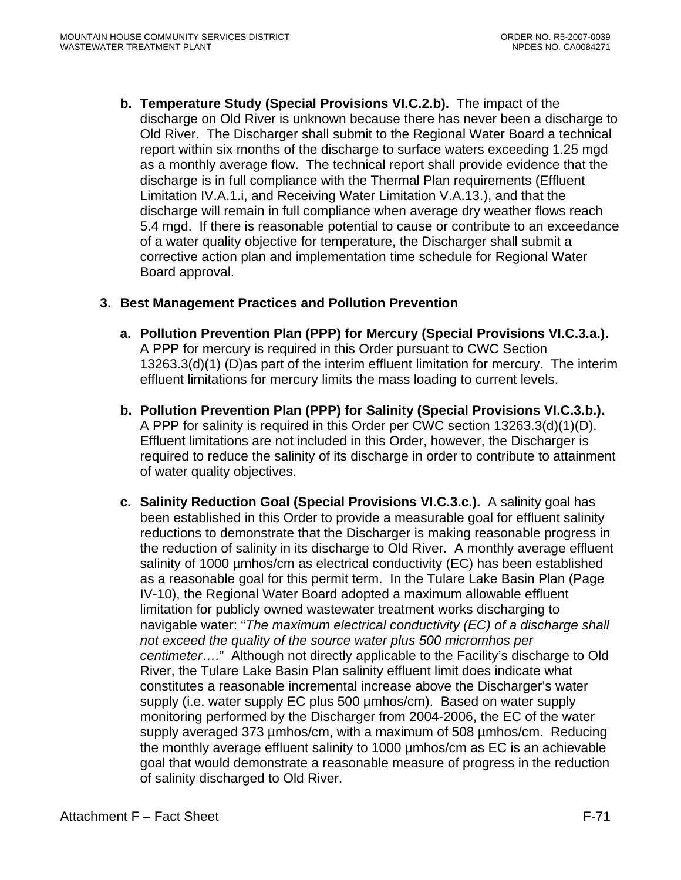**b. Temperature Study (Special Provisions VI.C.2.b).** The impact of the discharge on Old River is unknown because there has never been a discharge to Old River. The Discharger shall submit to the Regional Water Board a technical report within six months of the discharge to surface waters exceeding 1.25 mgd as a monthly average flow. The technical report shall provide evidence that the discharge is in full compliance with the Thermal Plan requirements (Effluent Limitation IV.A.1.i, and Receiving Water Limitation V.A.13.), and that the discharge will remain in full compliance when average dry weather flows reach 5.4 mgd. If there is reasonable potential to cause or contribute to an exceedance of a water quality objective for temperature, the Discharger shall submit a corrective action plan and implementation time schedule for Regional Water Board approval.

**3. Best Management Practices and Pollution Prevention**

**a. Pollution Prevention Plan (PPP) for Mercury (Special Provisions VI.C.3.a.).** A PPP for mercury is required in this Order pursuant to CWC Section 13263.3(d)(1) (D)as part of the interim effluent limitation for mercury. The interim effluent limitations for mercury limits the mass loading to current levels.

**b. Pollution Prevention Plan (PPP) for Salinity (Special Provisions VI.C.3.b.).** A PPP for salinity is required in this Order per CWC section 13263.3(d)(1)(D). Effluent limitations are not included in this Order, however, the Discharger is required to reduce the salinity of its discharge in order to contribute to attainment of water quality objectives.

**c. Salinity Reduction Goal (Special Provisions VI.C.3.c.).** A salinity goal has been established in this Order to provide a measurable goal for effluent salinity reductions to demonstrate that the Discharger is making reasonable progress in the reduction of salinity in its discharge to Old River. A monthly average effluent salinity of 1000 µmhos/cm as electrical conductivity (EC) has been established as a reasonable goal for this permit term. In the Tulare Lake Basin Plan (Page IV-10), the Regional Water Board adopted a maximum allowable effluent limitation for publicly owned wastewater treatment works discharging to navigable water: "*The maximum electrical conductivity (EC) of a discharge shall not exceed the quality of the source water plus 500 micromhos per centimeter….*" Although not directly applicable to the Facility's discharge to Old River, the Tulare Lake Basin Plan salinity effluent limit does indicate what constitutes a reasonable incremental increase above the Discharger's water supply (i.e. water supply EC plus 500 µmhos/cm). Based on water supply monitoring performed by the Discharger from 2004-2006, the EC of the water supply averaged 373 µmhos/cm, with a maximum of 508 µmhos/cm. Reducing the monthly average effluent salinity to 1000 µmhos/cm as EC is an achievable goal that would demonstrate a reasonable measure of progress in the reduction of salinity discharged to Old River.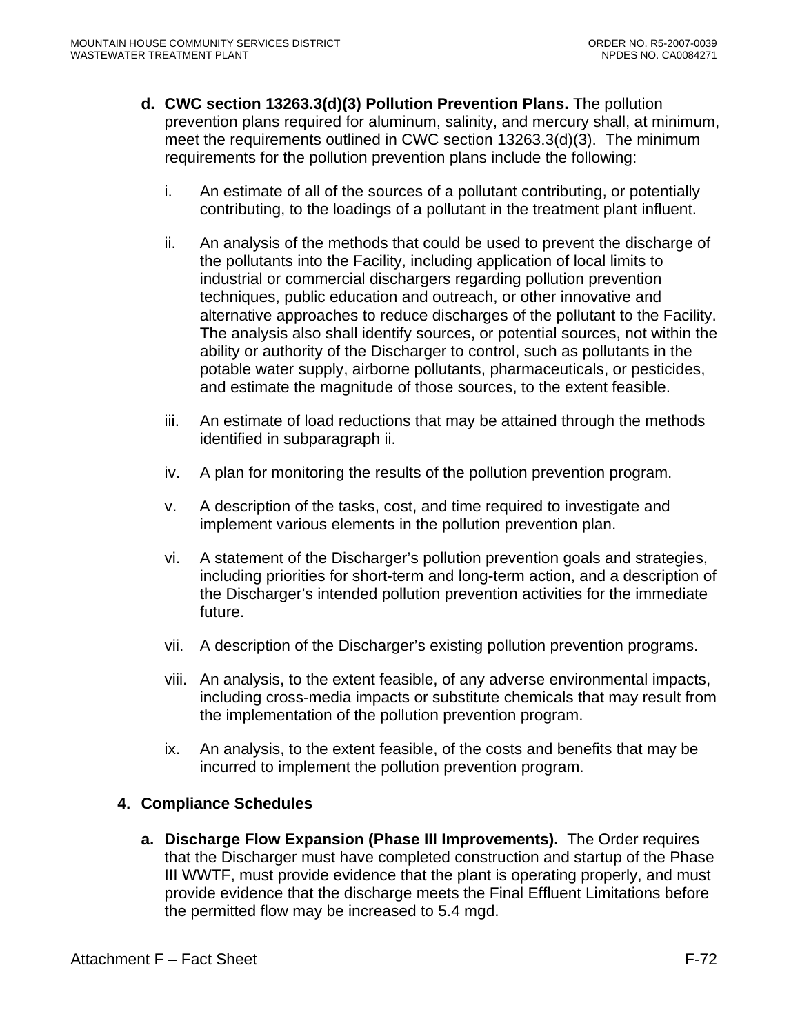d. **CWC section 13263.3(d)(3) Pollution Prevention Plans.** The pollution prevention plans required for aluminum, salinity, and mercury shall, at minimum, meet the requirements outlined in CWC section 13263.3(d)(3). The minimum requirements for the pollution prevention plans include the following:

   i. An estimate of all of the sources of a pollutant contributing, or potentially contributing, to the loadings of a pollutant in the treatment plant influent.

   ii. An analysis of the methods that could be used to prevent the discharge of the pollutants into the Facility, including application of local limits to industrial or commercial dischargers regarding pollution prevention techniques, public education and outreach, or other innovative and alternative approaches to reduce discharges of the pollutant to the Facility. The analysis also shall identify sources, or potential sources, not within the ability or authority of the Discharger to control, such as pollutants in the potable water supply, airborne pollutants, pharmaceuticals, or pesticides, and estimate the magnitude of those sources, to the extent feasible.

   iii. An estimate of load reductions that may be attained through the methods identified in subparagraph ii.

   iv. A plan for monitoring the results of the pollution prevention program.

   v. A description of the tasks, cost, and time required to investigate and implement various elements in the pollution prevention plan.

   vi. A statement of the Discharger's pollution prevention goals and strategies, including priorities for short-term and long-term action, and a description of the Discharger's intended pollution prevention activities for the immediate future.

   vii. A description of the Discharger's existing pollution prevention programs.

   viii. An analysis, to the extent feasible, of any adverse environmental impacts, including cross-media impacts or substitute chemicals that may result from the implementation of the pollution prevention program.

   ix. An analysis, to the extent feasible, of the costs and benefits that may be incurred to implement the pollution prevention program.

**4. Compliance Schedules**

a. **Discharge Flow Expansion (Phase III Improvements).** The Order requires that the Discharger must have completed construction and startup of the Phase III WWTF, must provide evidence that the plant is operating properly, and must provide evidence that the discharge meets the Final Effluent Limitations before the permitted flow may be increased to 5.4 mgd.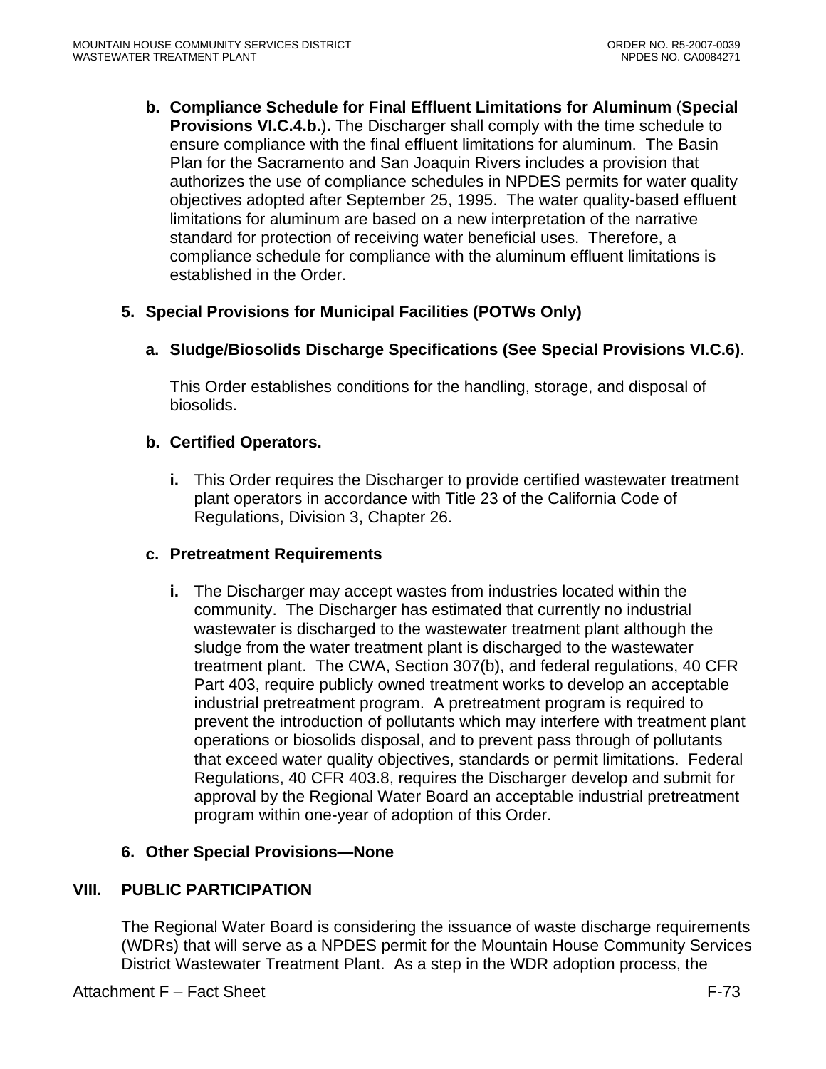**b. Compliance Schedule for Final Effluent Limitations for Aluminum** (**Special Provisions VI.C.4.b.**)**.** The Discharger shall comply with the time schedule to ensure compliance with the final effluent limitations for aluminum. The Basin Plan for the Sacramento and San Joaquin Rivers includes a provision that authorizes the use of compliance schedules in NPDES permits for water quality objectives adopted after September 25, 1995. The water quality-based effluent limitations for aluminum are based on a new interpretation of the narrative standard for protection of receiving water beneficial uses. Therefore, a compliance schedule for compliance with the aluminum effluent limitations is established in the Order.

**5. Special Provisions for Municipal Facilities (POTWs Only)**

**a. Sludge/Biosolids Discharge Specifications (See Special Provisions VI.C.6)**.

This Order establishes conditions for the handling, storage, and disposal of biosolids.

**b. Certified Operators.**

**i.** This Order requires the Discharger to provide certified wastewater treatment plant operators in accordance with Title 23 of the California Code of Regulations, Division 3, Chapter 26.

**c. Pretreatment Requirements**

**i.** The Discharger may accept wastes from industries located within the community. The Discharger has estimated that currently no industrial wastewater is discharged to the wastewater treatment plant although the sludge from the water treatment plant is discharged to the wastewater treatment plant. The CWA, Section 307(b), and federal regulations, 40 CFR Part 403, require publicly owned treatment works to develop an acceptable industrial pretreatment program. A pretreatment program is required to prevent the introduction of pollutants which may interfere with treatment plant operations or biosolids disposal, and to prevent pass through of pollutants that exceed water quality objectives, standards or permit limitations. Federal Regulations, 40 CFR 403.8, requires the Discharger develop and submit for approval by the Regional Water Board an acceptable industrial pretreatment program within one-year of adoption of this Order.

**6. Other Special Provisions—None**

## VIII. PUBLIC PARTICIPATION

The Regional Water Board is considering the issuance of waste discharge requirements (WDRs) that will serve as a NPDES permit for the Mountain House Community Services District Wastewater Treatment Plant. As a step in the WDR adoption process, the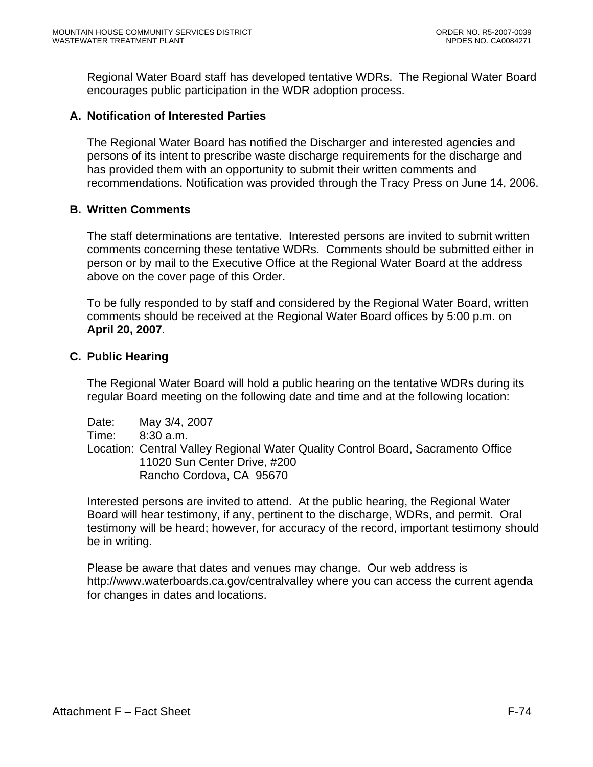Regional Water Board staff has developed tentative WDRs. The Regional Water Board encourages public participation in the WDR adoption process.

## A. Notification of Interested Parties

The Regional Water Board has notified the Discharger and interested agencies and persons of its intent to prescribe waste discharge requirements for the discharge and has provided them with an opportunity to submit their written comments and recommendations. Notification was provided through the Tracy Press on June 14, 2006.

## B. Written Comments

The staff determinations are tentative. Interested persons are invited to submit written comments concerning these tentative WDRs. Comments should be submitted either in person or by mail to the Executive Office at the Regional Water Board at the address above on the cover page of this Order.

To be fully responded to by staff and considered by the Regional Water Board, written comments should be received at the Regional Water Board offices by 5:00 p.m. on **April 20, 2007**.

## C. Public Hearing

The Regional Water Board will hold a public hearing on the tentative WDRs during its regular Board meeting on the following date and time and at the following location:

Date: May 3/4, 2007
Time: 8:30 a.m.
Location: Central Valley Regional Water Quality Control Board, Sacramento Office
11020 Sun Center Drive, #200
Rancho Cordova, CA 95670

Interested persons are invited to attend. At the public hearing, the Regional Water Board will hear testimony, if any, pertinent to the discharge, WDRs, and permit. Oral testimony will be heard; however, for accuracy of the record, important testimony should be in writing.

Please be aware that dates and venues may change. Our web address is http://www.waterboards.ca.gov/centralvalley where you can access the current agenda for changes in dates and locations.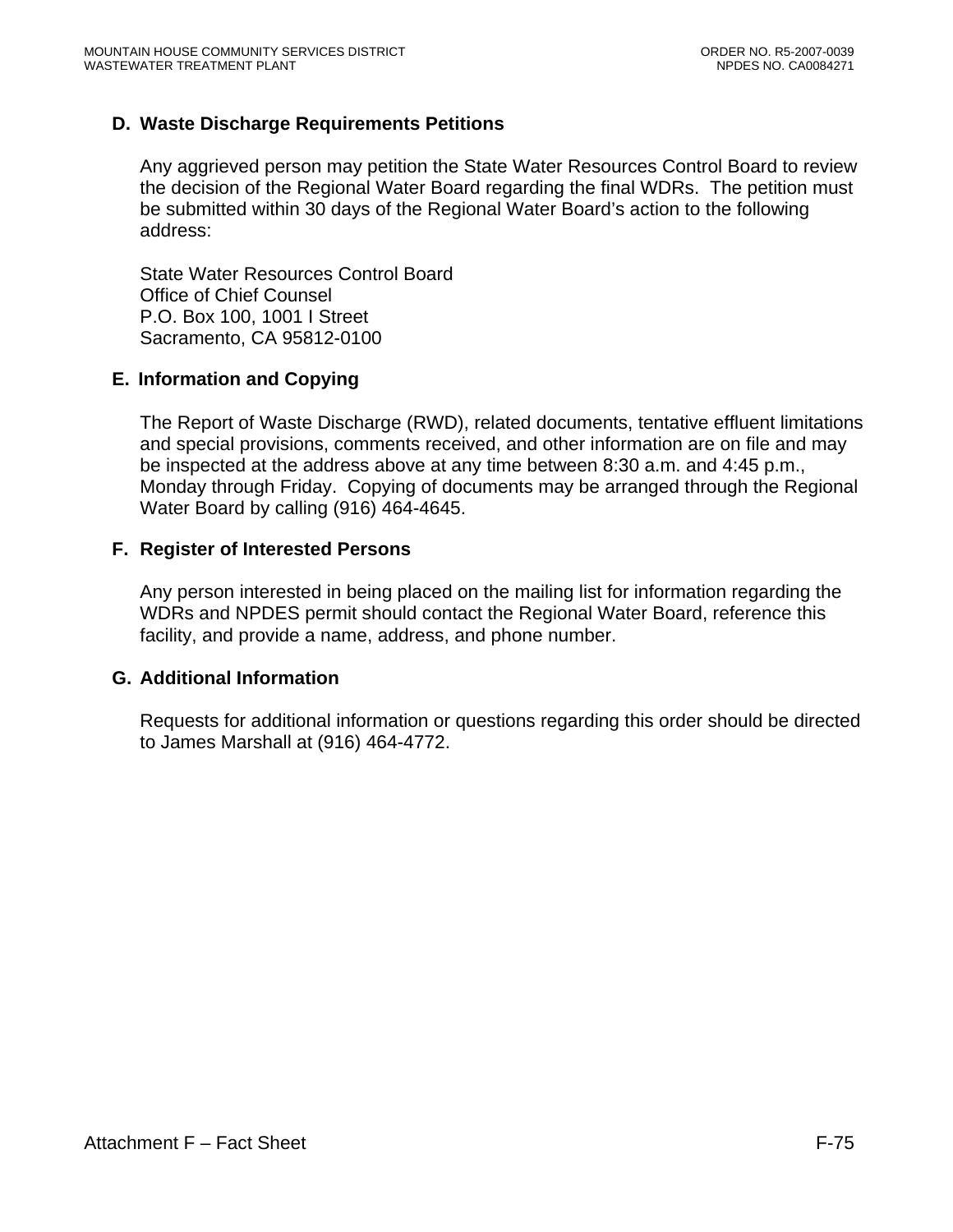### D. Waste Discharge Requirements Petitions

Any aggrieved person may petition the State Water Resources Control Board to review the decision of the Regional Water Board regarding the final WDRs. The petition must be submitted within 30 days of the Regional Water Board's action to the following address:

State Water Resources Control Board  
Office of Chief Counsel  
P.O. Box 100, 1001 I Street  
Sacramento, CA 95812-0100

### E. Information and Copying

The Report of Waste Discharge (RWD), related documents, tentative effluent limitations and special provisions, comments received, and other information are on file and may be inspected at the address above at any time between 8:30 a.m. and 4:45 p.m., Monday through Friday. Copying of documents may be arranged through the Regional Water Board by calling (916) 464-4645.

### F. Register of Interested Persons

Any person interested in being placed on the mailing list for information regarding the WDRs and NPDES permit should contact the Regional Water Board, reference this facility, and provide a name, address, and phone number.

### G. Additional Information

Requests for additional information or questions regarding this order should be directed to James Marshall at (916) 464-4772.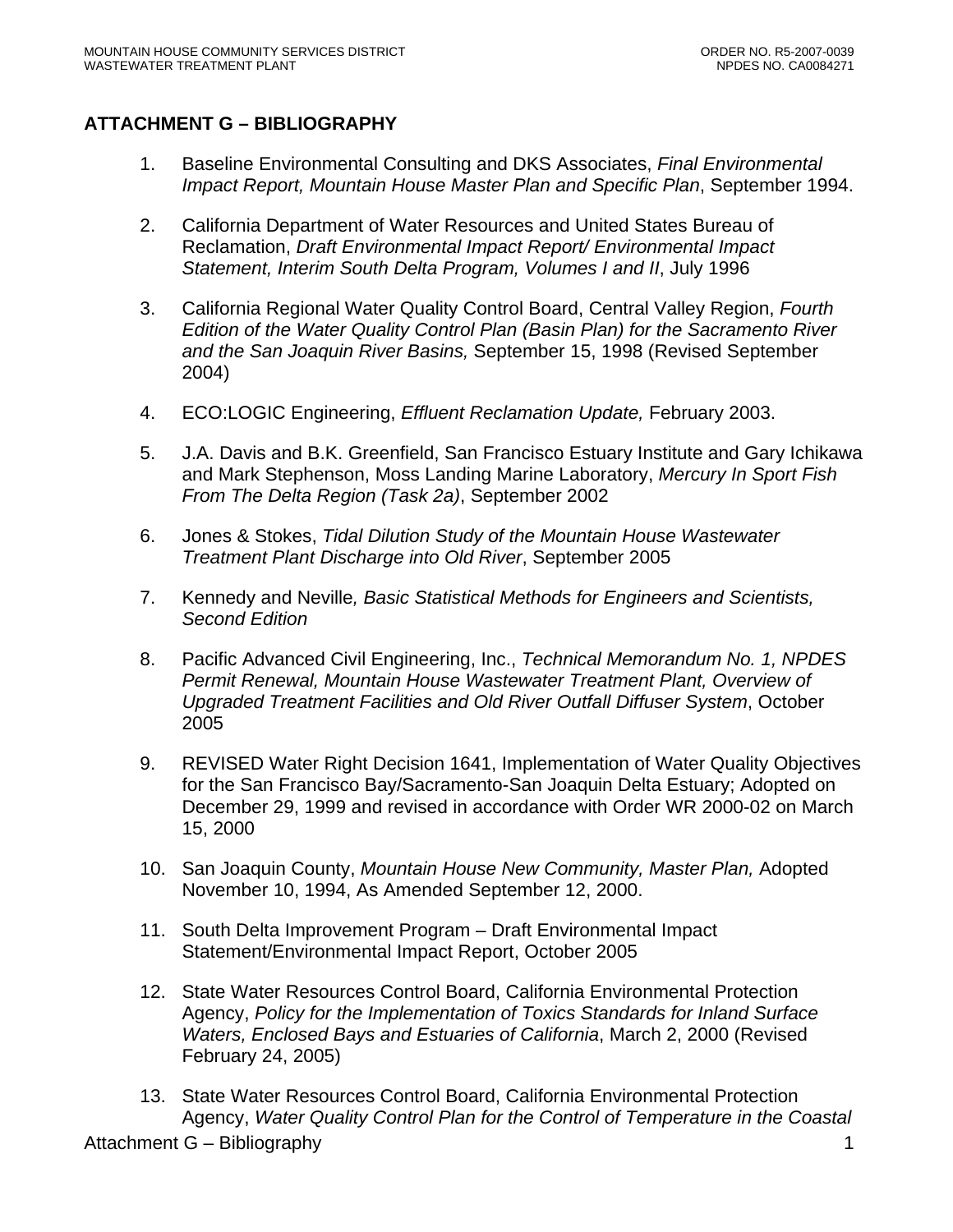## ATTACHMENT G – BIBLIOGRAPHY

1. Baseline Environmental Consulting and DKS Associates, *Final Environmental Impact Report, Mountain House Master Plan and Specific Plan*, September 1994.

2. California Department of Water Resources and United States Bureau of Reclamation, *Draft Environmental Impact Report/ Environmental Impact Statement, Interim South Delta Program, Volumes I and II*, July 1996

3. California Regional Water Quality Control Board, Central Valley Region, *Fourth Edition of the Water Quality Control Plan (Basin Plan) for the Sacramento River and the San Joaquin River Basins,* September 15, 1998 (Revised September 2004)

4. ECO:LOGIC Engineering, *Effluent Reclamation Update,* February 2003.

5. J.A. Davis and B.K. Greenfield, San Francisco Estuary Institute and Gary Ichikawa and Mark Stephenson, Moss Landing Marine Laboratory, *Mercury In Sport Fish From The Delta Region (Task 2a)*, September 2002

6. Jones & Stokes, *Tidal Dilution Study of the Mountain House Wastewater Treatment Plant Discharge into Old River*, September 2005

7. Kennedy and Neville*, Basic Statistical Methods for Engineers and Scientists, Second Edition*

8. Pacific Advanced Civil Engineering, Inc., *Technical Memorandum No. 1, NPDES Permit Renewal, Mountain House Wastewater Treatment Plant, Overview of Upgraded Treatment Facilities and Old River Outfall Diffuser System*, October 2005

9. REVISED Water Right Decision 1641, Implementation of Water Quality Objectives for the San Francisco Bay/Sacramento-San Joaquin Delta Estuary; Adopted on December 29, 1999 and revised in accordance with Order WR 2000-02 on March 15, 2000

10. San Joaquin County, *Mountain House New Community, Master Plan,* Adopted November 10, 1994, As Amended September 12, 2000.

11. South Delta Improvement Program – Draft Environmental Impact Statement/Environmental Impact Report, October 2005

12. State Water Resources Control Board, California Environmental Protection Agency, *Policy for the Implementation of Toxics Standards for Inland Surface Waters, Enclosed Bays and Estuaries of California*, March 2, 2000 (Revised February 24, 2005)

13. State Water Resources Control Board, California Environmental Protection Agency, *Water Quality Control Plan for the Control of Temperature in the Coastal*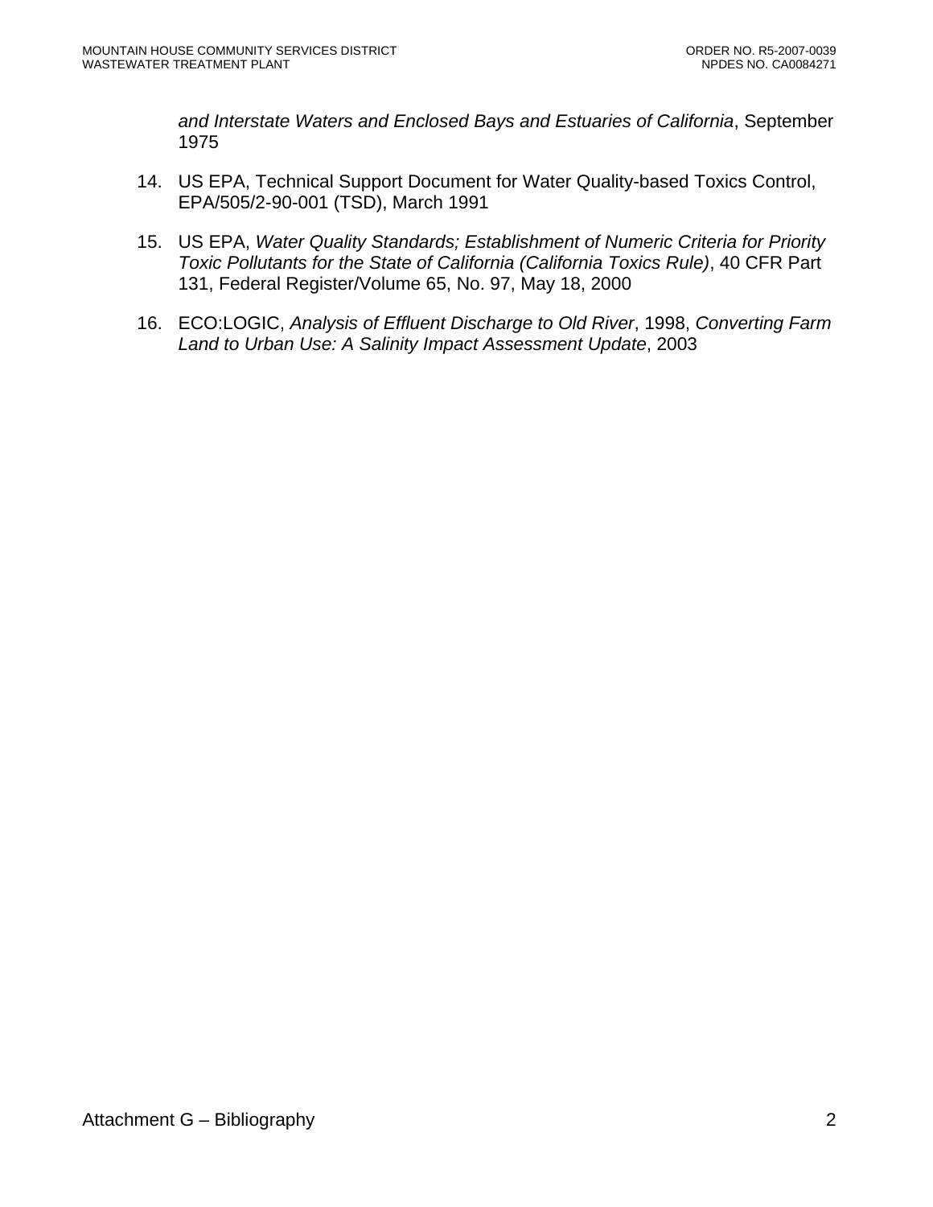*and Interstate Waters and Enclosed Bays and Estuaries of California*, September 1975

14. US EPA, Technical Support Document for Water Quality-based Toxics Control, EPA/505/2-90-001 (TSD), March 1991

15. US EPA, *Water Quality Standards; Establishment of Numeric Criteria for Priority Toxic Pollutants for the State of California (California Toxics Rule)*, 40 CFR Part 131, Federal Register/Volume 65, No. 97, May 18, 2000

16. ECO:LOGIC, *Analysis of Effluent Discharge to Old River*, 1998, *Converting Farm Land to Urban Use: A Salinity Impact Assessment Update*, 2003